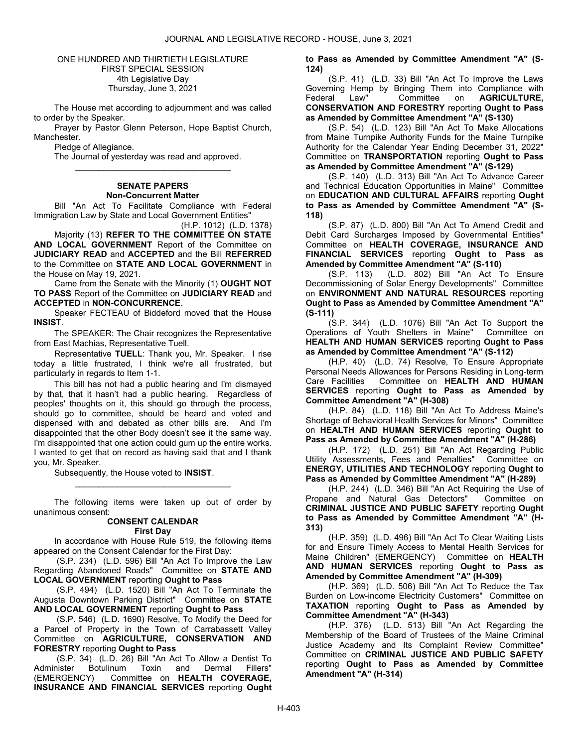ONE HUNDRED AND THIRTIETH LEGISLATURE
FIRST SPECIAL SESSION
4th Legislative Day
Thursday, June 3, 2021

The House met according to adjournment and was called to order by the Speaker.

Prayer by Pastor Glenn Peterson, Hope Baptist Church, Manchester.

Pledge of Allegiance.

The Journal of yesterday was read and approved.

_________________________________

**SENATE PAPERS**
**Non-Concurrent Matter**

Bill "An Act To Facilitate Compliance with Federal Immigration Law by State and Local Government Entities"
(H.P. 1012) (L.D. 1378)

Majority (13) **REFER TO THE COMMITTEE ON STATE AND LOCAL GOVERNMENT** Report of the Committee on **JUDICIARY READ** and **ACCEPTED** and the Bill **REFERRED** to the Committee on **STATE AND LOCAL GOVERNMENT** in the House on May 19, 2021.

Came from the Senate with the Minority (1) **OUGHT NOT TO PASS** Report of the Committee on **JUDICIARY READ** and **ACCEPTED** in **NON-CONCURRENCE**.

Speaker FECTEAU of Biddeford moved that the House **INSIST**.

The SPEAKER: The Chair recognizes the Representative from East Machias, Representative Tuell.

Representative **TUELL**: Thank you, Mr. Speaker. I rise today a little frustrated, I think we're all frustrated, but particularly in regards to Item 1-1.

This bill has not had a public hearing and I'm dismayed by that, that it hasn't had a public hearing. Regardless of peoples' thoughts on it, this should go through the process, should go to committee, should be heard and voted and dispensed with and debated as other bills are. And I'm disappointed that the other Body doesn't see it the same way. I'm disappointed that one action could gum up the entire works. I wanted to get that on record as having said that and I thank you, Mr. Speaker.

Subsequently, the House voted to **INSIST**.

_________________________________

The following items were taken up out of order by unanimous consent:

**CONSENT CALENDAR**
**First Day**

In accordance with House Rule 519, the following items appeared on the Consent Calendar for the First Day:

(S.P. 234) (L.D. 596) Bill "An Act To Improve the Law Regarding Abandoned Roads" Committee on **STATE AND LOCAL GOVERNMENT** reporting **Ought to Pass**

(S.P. 494) (L.D. 1520) Bill "An Act To Terminate the Augusta Downtown Parking District" Committee on **STATE AND LOCAL GOVERNMENT** reporting **Ought to Pass**

(S.P. 546) (L.D. 1690) Resolve, To Modify the Deed for a Parcel of Property in the Town of Carrabassett Valley Committee on **AGRICULTURE, CONSERVATION AND FORESTRY** reporting **Ought to Pass**

(S.P. 34) (L.D. 26) Bill "An Act To Allow a Dentist To Administer Botulinum Toxin and Dermal Fillers" (EMERGENCY) Committee on **HEALTH COVERAGE, INSURANCE AND FINANCIAL SERVICES** reporting **Ought to Pass as Amended by Committee Amendment "A" (S-124)**

(S.P. 41) (L.D. 33) Bill "An Act To Improve the Laws Governing Hemp by Bringing Them into Compliance with Federal Law" Committee on **AGRICULTURE, CONSERVATION AND FORESTRY** reporting **Ought to Pass as Amended by Committee Amendment "A" (S-130)**

(S.P. 54) (L.D. 123) Bill "An Act To Make Allocations from Maine Turnpike Authority Funds for the Maine Turnpike Authority for the Calendar Year Ending December 31, 2022" Committee on **TRANSPORTATION** reporting **Ought to Pass as Amended by Committee Amendment "A" (S-129)**

(S.P. 140) (L.D. 313) Bill "An Act To Advance Career and Technical Education Opportunities in Maine" Committee on **EDUCATION AND CULTURAL AFFAIRS** reporting **Ought to Pass as Amended by Committee Amendment "A" (S-118)**

(S.P. 87) (L.D. 800) Bill "An Act To Amend Credit and Debit Card Surcharges Imposed by Governmental Entities" Committee on **HEALTH COVERAGE, INSURANCE AND FINANCIAL SERVICES** reporting **Ought to Pass as Amended by Committee Amendment "A" (S-110)**

(S.P. 113) (L.D. 802) Bill "An Act To Ensure Decommissioning of Solar Energy Developments" Committee on **ENVIRONMENT AND NATURAL RESOURCES** reporting **Ought to Pass as Amended by Committee Amendment "A" (S-111)**

(S.P. 344) (L.D. 1076) Bill "An Act To Support the Operations of Youth Shelters in Maine" Committee on **HEALTH AND HUMAN SERVICES** reporting **Ought to Pass as Amended by Committee Amendment "A" (S-112)**

(H.P. 40) (L.D. 74) Resolve, To Ensure Appropriate Personal Needs Allowances for Persons Residing in Long-term Care Facilities Committee on **HEALTH AND HUMAN SERVICES** reporting **Ought to Pass as Amended by Committee Amendment "A" (H-308)**

(H.P. 84) (L.D. 118) Bill "An Act To Address Maine's Shortage of Behavioral Health Services for Minors" Committee on **HEALTH AND HUMAN SERVICES** reporting **Ought to Pass as Amended by Committee Amendment "A" (H-286)**

(H.P. 172) (L.D. 251) Bill "An Act Regarding Public Utility Assessments, Fees and Penalties" Committee on **ENERGY, UTILITIES AND TECHNOLOGY** reporting **Ought to Pass as Amended by Committee Amendment "A" (H-289)**

(H.P. 244) (L.D. 346) Bill "An Act Requiring the Use of Propane and Natural Gas Detectors" Committee on **CRIMINAL JUSTICE AND PUBLIC SAFETY** reporting **Ought to Pass as Amended by Committee Amendment "A" (H-313)**

(H.P. 359) (L.D. 496) Bill "An Act To Clear Waiting Lists for and Ensure Timely Access to Mental Health Services for Maine Children" (EMERGENCY) Committee on **HEALTH AND HUMAN SERVICES** reporting **Ought to Pass as Amended by Committee Amendment "A" (H-309)**

(H.P. 369) (L.D. 506) Bill "An Act To Reduce the Tax Burden on Low-income Electricity Customers" Committee on **TAXATION** reporting **Ought to Pass as Amended by Committee Amendment "A" (H-343)**

(H.P. 376) (L.D. 513) Bill "An Act Regarding the Membership of the Board of Trustees of the Maine Criminal Justice Academy and Its Complaint Review Committee" Committee on **CRIMINAL JUSTICE AND PUBLIC SAFETY** reporting **Ought to Pass as Amended by Committee Amendment "A" (H-314)**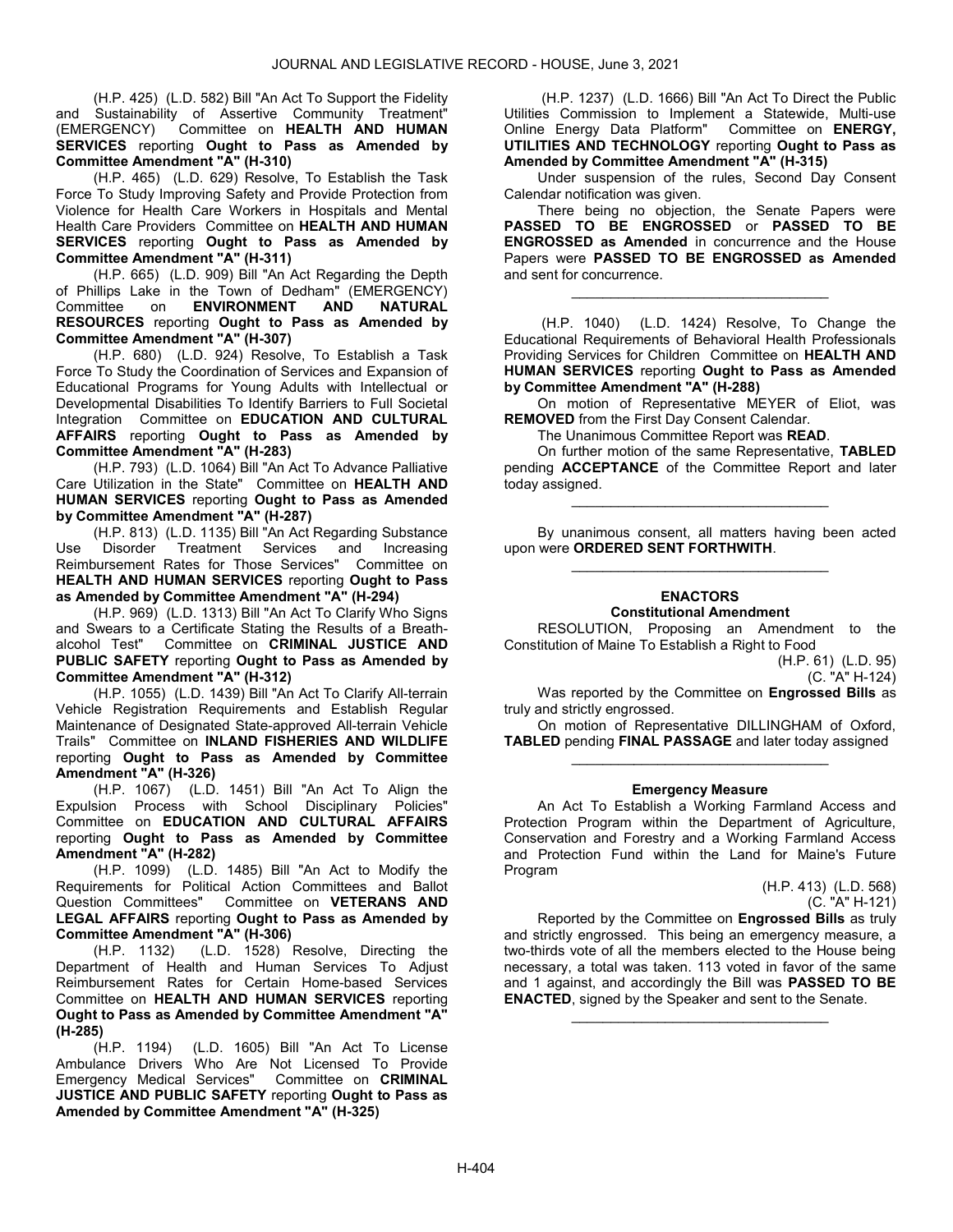(H.P. 425) (L.D. 582) Bill "An Act To Support the Fidelity and Sustainability of Assertive Community Treatment" (EMERGENCY) Committee on **HEALTH AND HUMAN SERVICES** reporting **Ought to Pass as Amended by Committee Amendment "A" (H-310)**

(H.P. 465) (L.D. 629) Resolve, To Establish the Task Force To Study Improving Safety and Provide Protection from Violence for Health Care Workers in Hospitals and Mental Health Care Providers Committee on **HEALTH AND HUMAN SERVICES** reporting **Ought to Pass as Amended by Committee Amendment "A" (H-311)**

(H.P. 665) (L.D. 909) Bill "An Act Regarding the Depth of Phillips Lake in the Town of Dedham" (EMERGENCY) Committee on **ENVIRONMENT AND NATURAL RESOURCES** reporting **Ought to Pass as Amended by Committee Amendment "A" (H-307)**

(H.P. 680) (L.D. 924) Resolve, To Establish a Task Force To Study the Coordination of Services and Expansion of Educational Programs for Young Adults with Intellectual or Developmental Disabilities To Identify Barriers to Full Societal Integration Committee on **EDUCATION AND CULTURAL AFFAIRS** reporting **Ought to Pass as Amended by Committee Amendment "A" (H-283)**

(H.P. 793) (L.D. 1064) Bill "An Act To Advance Palliative Care Utilization in the State" Committee on **HEALTH AND HUMAN SERVICES** reporting **Ought to Pass as Amended by Committee Amendment "A" (H-287)**

(H.P. 813) (L.D. 1135) Bill "An Act Regarding Substance Use Disorder Treatment Services and Increasing Reimbursement Rates for Those Services" Committee on **HEALTH AND HUMAN SERVICES** reporting **Ought to Pass as Amended by Committee Amendment "A" (H-294)**

(H.P. 969) (L.D. 1313) Bill "An Act To Clarify Who Signs and Swears to a Certificate Stating the Results of a Breath-alcohol Test" Committee on **CRIMINAL JUSTICE AND PUBLIC SAFETY** reporting **Ought to Pass as Amended by Committee Amendment "A" (H-312)**

(H.P. 1055) (L.D. 1439) Bill "An Act To Clarify All-terrain Vehicle Registration Requirements and Establish Regular Maintenance of Designated State-approved All-terrain Vehicle Trails" Committee on **INLAND FISHERIES AND WILDLIFE** reporting **Ought to Pass as Amended by Committee Amendment "A" (H-326)**

(H.P. 1067) (L.D. 1451) Bill "An Act To Align the Expulsion Process with School Disciplinary Policies" Committee on **EDUCATION AND CULTURAL AFFAIRS** reporting **Ought to Pass as Amended by Committee Amendment "A" (H-282)**

(H.P. 1099) (L.D. 1485) Bill "An Act to Modify the Requirements for Political Action Committees and Ballot Question Committees" Committee on **VETERANS AND LEGAL AFFAIRS** reporting **Ought to Pass as Amended by Committee Amendment "A" (H-306)**

(H.P. 1132) (L.D. 1528) Resolve, Directing the Department of Health and Human Services To Adjust Reimbursement Rates for Certain Home-based Services Committee on **HEALTH AND HUMAN SERVICES** reporting **Ought to Pass as Amended by Committee Amendment "A" (H-285)**

(H.P. 1194) (L.D. 1605) Bill "An Act To License Ambulance Drivers Who Are Not Licensed To Provide Emergency Medical Services" Committee on **CRIMINAL JUSTICE AND PUBLIC SAFETY** reporting **Ought to Pass as Amended by Committee Amendment "A" (H-325)**

(H.P. 1237) (L.D. 1666) Bill "An Act To Direct the Public Utilities Commission to Implement a Statewide, Multi-use Online Energy Data Platform" Committee on **ENERGY, UTILITIES AND TECHNOLOGY** reporting **Ought to Pass as Amended by Committee Amendment "A" (H-315)**

Under suspension of the rules, Second Day Consent Calendar notification was given.

There being no objection, the Senate Papers were **PASSED TO BE ENGROSSED** or **PASSED TO BE ENGROSSED as Amended** in concurrence and the House Papers were **PASSED TO BE ENGROSSED as Amended** and sent for concurrence.

_________________________________

(H.P. 1040) (L.D. 1424) Resolve, To Change the Educational Requirements of Behavioral Health Professionals Providing Services for Children Committee on **HEALTH AND HUMAN SERVICES** reporting **Ought to Pass as Amended by Committee Amendment "A" (H-288)**

On motion of Representative MEYER of Eliot, was **REMOVED** from the First Day Consent Calendar.

The Unanimous Committee Report was **READ**.

On further motion of the same Representative, **TABLED** pending **ACCEPTANCE** of the Committee Report and later today assigned.

_________________________________

By unanimous consent, all matters having been acted upon were **ORDERED SENT FORTHWITH**.

_________________________________

## ENACTORS

### Constitutional Amendment

RESOLUTION, Proposing an Amendment to the Constitution of Maine To Establish a Right to Food

(H.P. 61) (L.D. 95)
(C. "A" H-124)

Was reported by the Committee on **Engrossed Bills** as truly and strictly engrossed.

On motion of Representative DILLINGHAM of Oxford, **TABLED** pending **FINAL PASSAGE** and later today assigned

_________________________________

### Emergency Measure

An Act To Establish a Working Farmland Access and Protection Program within the Department of Agriculture, Conservation and Forestry and a Working Farmland Access and Protection Fund within the Land for Maine's Future Program

(H.P. 413) (L.D. 568)
(C. "A" H-121)

Reported by the Committee on **Engrossed Bills** as truly and strictly engrossed. This being an emergency measure, a two-thirds vote of all the members elected to the House being necessary, a total was taken. 113 voted in favor of the same and 1 against, and accordingly the Bill was **PASSED TO BE ENACTED**, signed by the Speaker and sent to the Senate.

_________________________________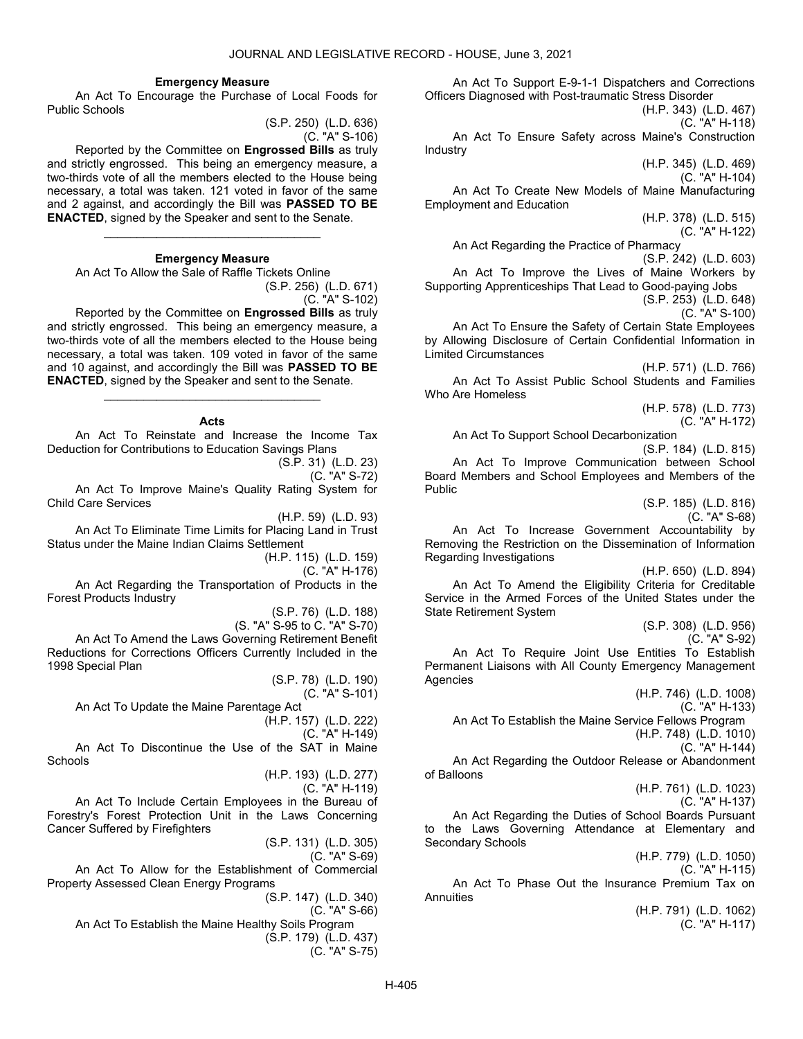**Emergency Measure**

An Act To Encourage the Purchase of Local Foods for Public Schools

(S.P. 250) (L.D. 636)
(C. "A" S-106)

Reported by the Committee on **Engrossed Bills** as truly and strictly engrossed. This being an emergency measure, a two-thirds vote of all the members elected to the House being necessary, a total was taken. 121 voted in favor of the same and 2 against, and accordingly the Bill was **PASSED TO BE ENACTED**, signed by the Speaker and sent to the Senate.

_________________________________

**Emergency Measure**

An Act To Allow the Sale of Raffle Tickets Online

(S.P. 256) (L.D. 671)
(C. "A" S-102)

Reported by the Committee on **Engrossed Bills** as truly and strictly engrossed. This being an emergency measure, a two-thirds vote of all the members elected to the House being necessary, a total was taken. 109 voted in favor of the same and 10 against, and accordingly the Bill was **PASSED TO BE ENACTED**, signed by the Speaker and sent to the Senate.

_________________________________

**Acts**

An Act To Reinstate and Increase the Income Tax Deduction for Contributions to Education Savings Plans

(S.P. 31) (L.D. 23)
(C. "A" S-72)

An Act To Improve Maine's Quality Rating System for Child Care Services

(H.P. 59) (L.D. 93)

An Act To Eliminate Time Limits for Placing Land in Trust Status under the Maine Indian Claims Settlement

(H.P. 115) (L.D. 159)
(C. "A" H-176)

An Act Regarding the Transportation of Products in the Forest Products Industry

(S.P. 76) (L.D. 188)
(S. "A" S-95 to C. "A" S-70)

An Act To Amend the Laws Governing Retirement Benefit Reductions for Corrections Officers Currently Included in the 1998 Special Plan

(S.P. 78) (L.D. 190)
(C. "A" S-101)

An Act To Update the Maine Parentage Act

(H.P. 157) (L.D. 222)
(C. "A" H-149)

An Act To Discontinue the Use of the SAT in Maine Schools

(H.P. 193) (L.D. 277)
(C. "A" H-119)

An Act To Include Certain Employees in the Bureau of Forestry's Forest Protection Unit in the Laws Concerning Cancer Suffered by Firefighters

(S.P. 131) (L.D. 305)
(C. "A" S-69)

An Act To Allow for the Establishment of Commercial Property Assessed Clean Energy Programs

(S.P. 147) (L.D. 340)
(C. "A" S-66)

An Act To Establish the Maine Healthy Soils Program

(S.P. 179) (L.D. 437)
(C. "A" S-75)

An Act To Support E-9-1-1 Dispatchers and Corrections Officers Diagnosed with Post-traumatic Stress Disorder

(H.P. 343) (L.D. 467)
(C. "A" H-118)

An Act To Ensure Safety across Maine's Construction Industry

(H.P. 345) (L.D. 469)
(C. "A" H-104)

An Act To Create New Models of Maine Manufacturing Employment and Education

(H.P. 378) (L.D. 515)
(C. "A" H-122)

An Act Regarding the Practice of Pharmacy

(S.P. 242) (L.D. 603)

An Act To Improve the Lives of Maine Workers by Supporting Apprenticeships That Lead to Good-paying Jobs

(S.P. 253) (L.D. 648)
(C. "A" S-100)

An Act To Ensure the Safety of Certain State Employees by Allowing Disclosure of Certain Confidential Information in Limited Circumstances

(H.P. 571) (L.D. 766)

An Act To Assist Public School Students and Families Who Are Homeless

(H.P. 578) (L.D. 773)
(C. "A" H-172)

An Act To Support School Decarbonization

(S.P. 184) (L.D. 815)

An Act To Improve Communication between School Board Members and School Employees and Members of the Public

(S.P. 185) (L.D. 816)
(C. "A" S-68)

An Act To Increase Government Accountability by Removing the Restriction on the Dissemination of Information Regarding Investigations

(H.P. 650) (L.D. 894)

An Act To Amend the Eligibility Criteria for Creditable Service in the Armed Forces of the United States under the State Retirement System

(S.P. 308) (L.D. 956)
(C. "A" S-92)

An Act To Require Joint Use Entities To Establish Permanent Liaisons with All County Emergency Management Agencies

(H.P. 746) (L.D. 1008)
(C. "A" H-133)

An Act To Establish the Maine Service Fellows Program

(H.P. 748) (L.D. 1010)
(C. "A" H-144)

An Act Regarding the Outdoor Release or Abandonment of Balloons

(H.P. 761) (L.D. 1023)
(C. "A" H-137)

An Act Regarding the Duties of School Boards Pursuant to the Laws Governing Attendance at Elementary and Secondary Schools

(H.P. 779) (L.D. 1050)
(C. "A" H-115)

An Act To Phase Out the Insurance Premium Tax on Annuities

(H.P. 791) (L.D. 1062)
(C. "A" H-117)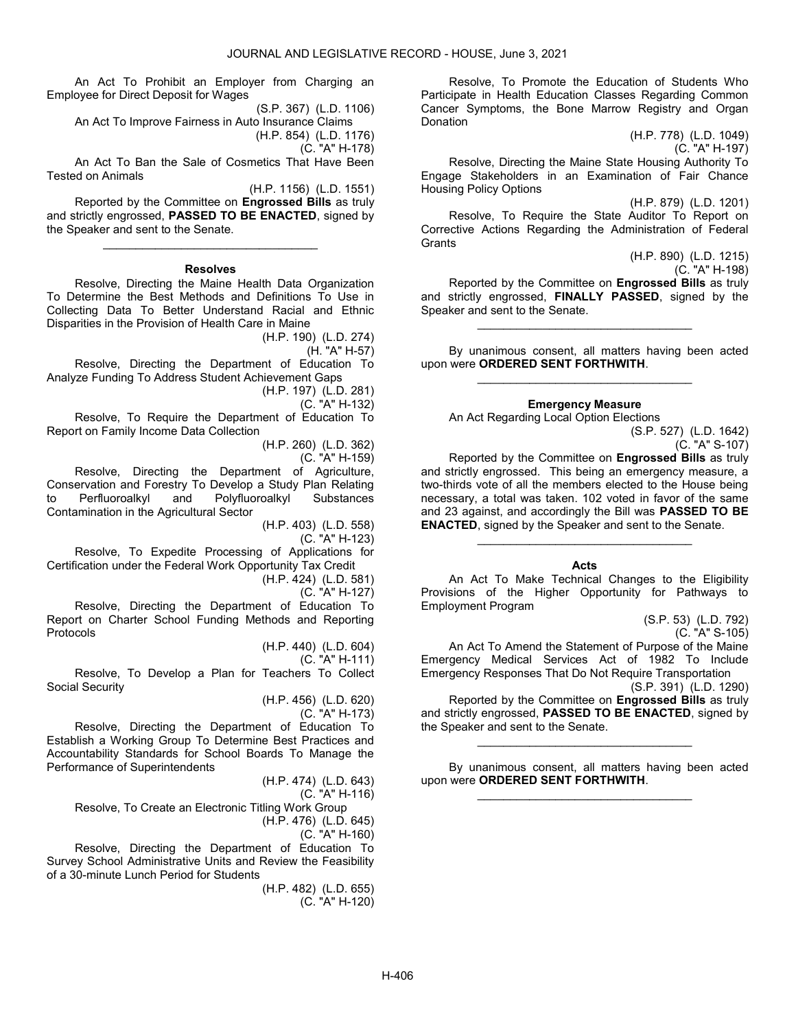An Act To Prohibit an Employer from Charging an Employee for Direct Deposit for Wages

(S.P. 367) (L.D. 1106)

An Act To Improve Fairness in Auto Insurance Claims

(H.P. 854) (L.D. 1176)
(C. "A" H-178)

An Act To Ban the Sale of Cosmetics That Have Been Tested on Animals

(H.P. 1156) (L.D. 1551)

Reported by the Committee on **Engrossed Bills** as truly and strictly engrossed, **PASSED TO BE ENACTED**, signed by the Speaker and sent to the Senate.

_________________________________

**Resolves**

Resolve, Directing the Maine Health Data Organization To Determine the Best Methods and Definitions To Use in Collecting Data To Better Understand Racial and Ethnic Disparities in the Provision of Health Care in Maine

(H.P. 190) (L.D. 274)
(H. "A" H-57)

Resolve, Directing the Department of Education To Analyze Funding To Address Student Achievement Gaps

(H.P. 197) (L.D. 281)
(C. "A" H-132)

Resolve, To Require the Department of Education To Report on Family Income Data Collection

(H.P. 260) (L.D. 362)
(C. "A" H-159)

Resolve, Directing the Department of Agriculture, Conservation and Forestry To Develop a Study Plan Relating to Perfluoroalkyl and Polyfluoroalkyl Substances Contamination in the Agricultural Sector

(H.P. 403) (L.D. 558)
(C. "A" H-123)

Resolve, To Expedite Processing of Applications for Certification under the Federal Work Opportunity Tax Credit

(H.P. 424) (L.D. 581)
(C. "A" H-127)

Resolve, Directing the Department of Education To Report on Charter School Funding Methods and Reporting Protocols

(H.P. 440) (L.D. 604)
(C. "A" H-111)

Resolve, To Develop a Plan for Teachers To Collect Social Security

(H.P. 456) (L.D. 620)
(C. "A" H-173)

Resolve, Directing the Department of Education To Establish a Working Group To Determine Best Practices and Accountability Standards for School Boards To Manage the Performance of Superintendents

(H.P. 474) (L.D. 643)
(C. "A" H-116)

Resolve, To Create an Electronic Titling Work Group

(H.P. 476) (L.D. 645)
(C. "A" H-160)

Resolve, Directing the Department of Education To Survey School Administrative Units and Review the Feasibility of a 30-minute Lunch Period for Students

(H.P. 482) (L.D. 655)
(C. "A" H-120)

Resolve, To Promote the Education of Students Who Participate in Health Education Classes Regarding Common Cancer Symptoms, the Bone Marrow Registry and Organ Donation

(H.P. 778) (L.D. 1049)
(C. "A" H-197)

Resolve, Directing the Maine State Housing Authority To Engage Stakeholders in an Examination of Fair Chance Housing Policy Options

(H.P. 879) (L.D. 1201)

Resolve, To Require the State Auditor To Report on Corrective Actions Regarding the Administration of Federal Grants

(H.P. 890) (L.D. 1215)
(C. "A" H-198)

Reported by the Committee on **Engrossed Bills** as truly and strictly engrossed, **FINALLY PASSED**, signed by the Speaker and sent to the Senate.

_________________________________

By unanimous consent, all matters having been acted upon were **ORDERED SENT FORTHWITH**.

_________________________________

**Emergency Measure**

An Act Regarding Local Option Elections

(S.P. 527) (L.D. 1642)
(C. "A" S-107)

Reported by the Committee on **Engrossed Bills** as truly and strictly engrossed. This being an emergency measure, a two-thirds vote of all the members elected to the House being necessary, a total was taken. 102 voted in favor of the same and 23 against, and accordingly the Bill was **PASSED TO BE ENACTED**, signed by the Speaker and sent to the Senate.

_________________________________

**Acts**

An Act To Make Technical Changes to the Eligibility Provisions of the Higher Opportunity for Pathways to Employment Program

(S.P. 53) (L.D. 792)
(C. "A" S-105)

An Act To Amend the Statement of Purpose of the Maine Emergency Medical Services Act of 1982 To Include Emergency Responses That Do Not Require Transportation

(S.P. 391) (L.D. 1290)

Reported by the Committee on **Engrossed Bills** as truly and strictly engrossed, **PASSED TO BE ENACTED**, signed by the Speaker and sent to the Senate.

_________________________________

By unanimous consent, all matters having been acted upon were **ORDERED SENT FORTHWITH**.

_________________________________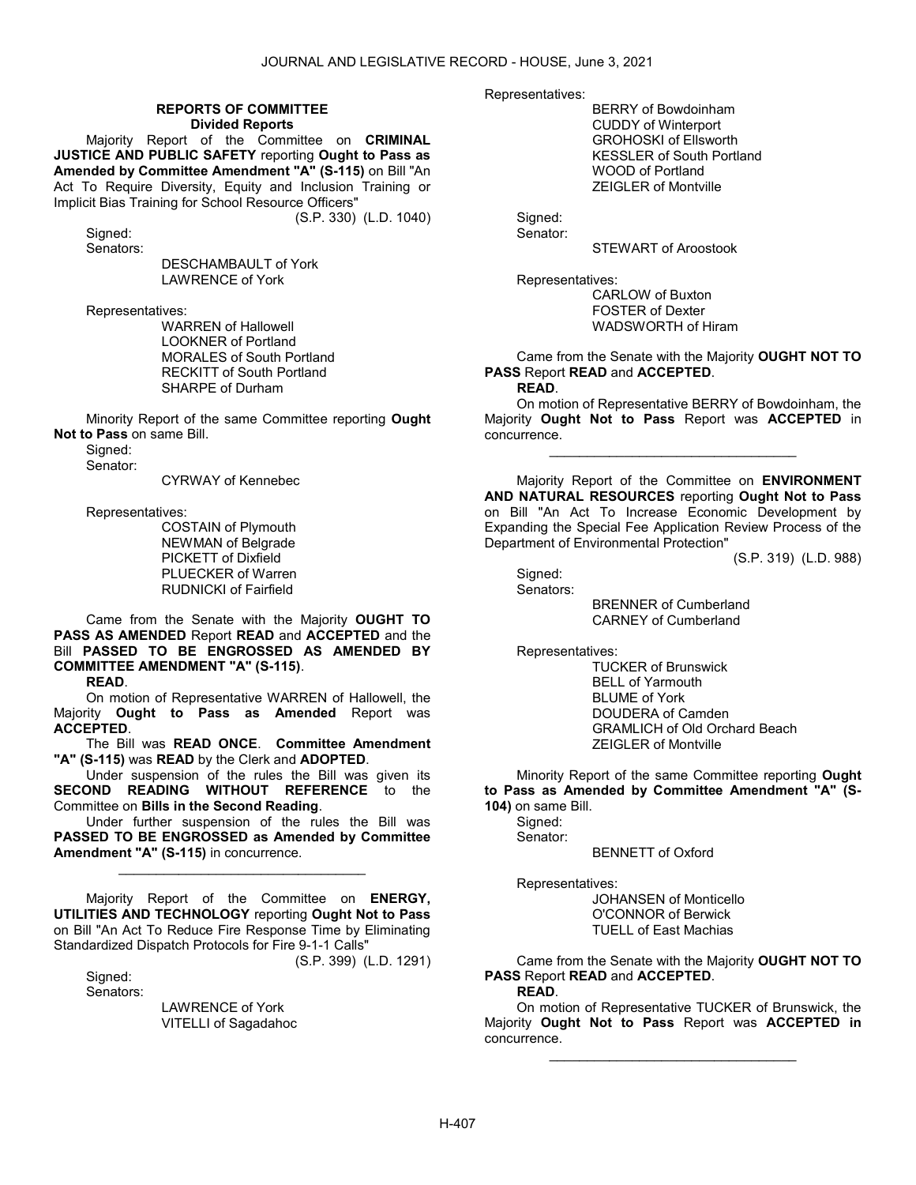## REPORTS OF COMMITTEE
### Divided Reports

Majority Report of the Committee on **CRIMINAL JUSTICE AND PUBLIC SAFETY** reporting **Ought to Pass as Amended by Committee Amendment "A" (S-115)** on Bill "An Act To Require Diversity, Equity and Inclusion Training or Implicit Bias Training for School Resource Officers"

(S.P. 330) (L.D. 1040)

Signed:
Senators:
DESCHAMBAULT of York
LAWRENCE of York

Representatives:
WARREN of Hallowell
LOOKNER of Portland
MORALES of South Portland
RECKITT of South Portland
SHARPE of Durham

Minority Report of the same Committee reporting **Ought Not to Pass** on same Bill.

Signed:
Senator:
CYRWAY of Kennebec

Representatives:
COSTAIN of Plymouth
NEWMAN of Belgrade
PICKETT of Dixfield
PLUECKER of Warren
RUDNICKI of Fairfield

Came from the Senate with the Majority **OUGHT TO PASS AS AMENDED** Report **READ** and **ACCEPTED** and the Bill **PASSED TO BE ENGROSSED AS AMENDED BY COMMITTEE AMENDMENT "A" (S-115)**.

**READ**.

On motion of Representative WARREN of Hallowell, the Majority **Ought to Pass as Amended** Report was **ACCEPTED**.

The Bill was **READ ONCE**. **Committee Amendment "A" (S-115)** was **READ** by the Clerk and **ADOPTED**.

Under suspension of the rules the Bill was given its **SECOND READING WITHOUT REFERENCE** to the Committee on **Bills in the Second Reading**.

Under further suspension of the rules the Bill was **PASSED TO BE ENGROSSED as Amended by Committee Amendment "A" (S-115)** in concurrence.

---

Majority Report of the Committee on **ENERGY, UTILITIES AND TECHNOLOGY** reporting **Ought Not to Pass** on Bill "An Act To Reduce Fire Response Time by Eliminating Standardized Dispatch Protocols for Fire 9-1-1 Calls"

(S.P. 399) (L.D. 1291)

Signed:
Senators:
LAWRENCE of York
VITELLI of Sagadahoc

Representatives:
BERRY of Bowdoinham
CUDDY of Winterport
GROHOSKI of Ellsworth
KESSLER of South Portland
WOOD of Portland
ZEIGLER of Montville

Signed:
Senator:
STEWART of Aroostook

Representatives:
CARLOW of Buxton
FOSTER of Dexter
WADSWORTH of Hiram

Came from the Senate with the Majority **OUGHT NOT TO PASS** Report **READ** and **ACCEPTED**.

**READ**.

On motion of Representative BERRY of Bowdoinham, the Majority **Ought Not to Pass** Report was **ACCEPTED** in concurrence.

---

Majority Report of the Committee on **ENVIRONMENT AND NATURAL RESOURCES** reporting **Ought Not to Pass** on Bill "An Act To Increase Economic Development by Expanding the Special Fee Application Review Process of the Department of Environmental Protection"

(S.P. 319) (L.D. 988)

Signed:
Senators:
BRENNER of Cumberland
CARNEY of Cumberland

Representatives:
TUCKER of Brunswick
BELL of Yarmouth
BLUME of York
DOUDERA of Camden
GRAMLICH of Old Orchard Beach
ZEIGLER of Montville

Minority Report of the same Committee reporting **Ought to Pass as Amended by Committee Amendment "A" (S-104)** on same Bill.

Signed:
Senator:
BENNETT of Oxford

Representatives:
JOHANSEN of Monticello
O'CONNOR of Berwick
TUELL of East Machias

Came from the Senate with the Majority **OUGHT NOT TO PASS** Report **READ** and **ACCEPTED**.

**READ**.

On motion of Representative TUCKER of Brunswick, the Majority **Ought Not to Pass** Report was **ACCEPTED in** concurrence.

---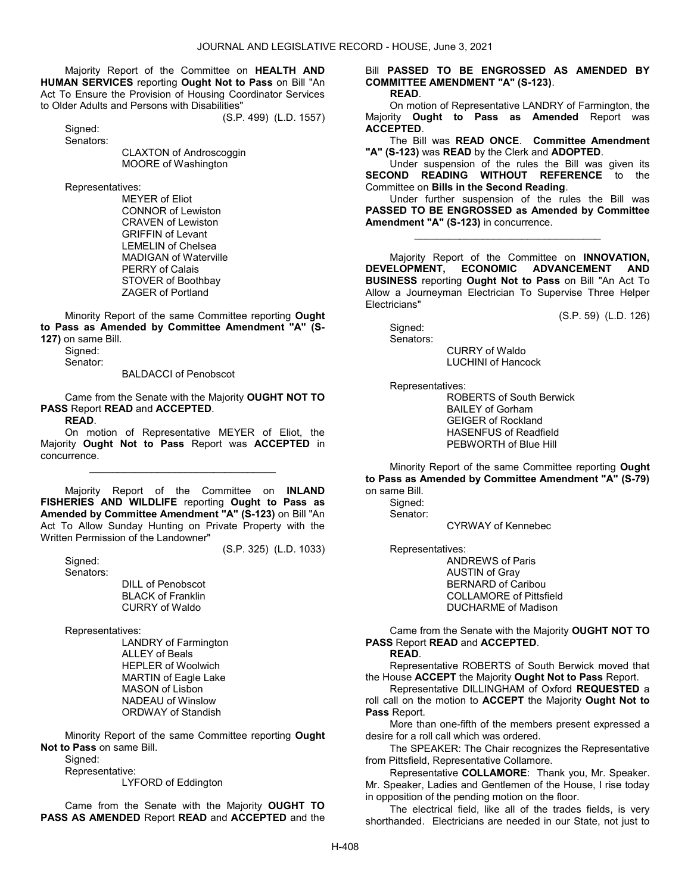Majority Report of the Committee on **HEALTH AND HUMAN SERVICES** reporting **Ought Not to Pass** on Bill "An Act To Ensure the Provision of Housing Coordinator Services to Older Adults and Persons with Disabilities"

(S.P. 499) (L.D. 1557)

Signed:

Senators:

CLAXTON of Androscoggin
MOORE of Washington

Representatives:

MEYER of Eliot
CONNOR of Lewiston
CRAVEN of Lewiston
GRIFFIN of Levant
LEMELIN of Chelsea
MADIGAN of Waterville
PERRY of Calais
STOVER of Boothbay
ZAGER of Portland

Minority Report of the same Committee reporting **Ought to Pass as Amended by Committee Amendment "A" (S-127)** on same Bill.

Signed:

Senator:

BALDACCI of Penobscot

Came from the Senate with the Majority **OUGHT NOT TO PASS** Report **READ** and **ACCEPTED**.

**READ**.

On motion of Representative MEYER of Eliot, the Majority **Ought Not to Pass** Report was **ACCEPTED** in concurrence.

\_\_\_\_\_\_\_\_\_\_\_\_\_\_\_\_\_\_\_\_\_\_\_\_\_\_\_\_\_\_\_\_\_

Majority Report of the Committee on **INLAND FISHERIES AND WILDLIFE** reporting **Ought to Pass as Amended by Committee Amendment "A" (S-123)** on Bill "An Act To Allow Sunday Hunting on Private Property with the Written Permission of the Landowner"

(S.P. 325) (L.D. 1033)

Signed:

Senators:

DILL of Penobscot
BLACK of Franklin
CURRY of Waldo

Representatives:

LANDRY of Farmington
ALLEY of Beals
HEPLER of Woolwich
MARTIN of Eagle Lake
MASON of Lisbon
NADEAU of Winslow
ORDWAY of Standish

Minority Report of the same Committee reporting **Ought Not to Pass** on same Bill.

Signed:

Representative:

LYFORD of Eddington

Came from the Senate with the Majority **OUGHT TO PASS AS AMENDED** Report **READ** and **ACCEPTED** and the Bill **PASSED TO BE ENGROSSED AS AMENDED BY COMMITTEE AMENDMENT "A" (S-123)**.

**READ**.

On motion of Representative LANDRY of Farmington, the Majority **Ought to Pass as Amended** Report was **ACCEPTED**.

The Bill was **READ ONCE**. **Committee Amendment "A" (S-123)** was **READ** by the Clerk and **ADOPTED**.

Under suspension of the rules the Bill was given its **SECOND READING WITHOUT REFERENCE** to the Committee on **Bills in the Second Reading**.

Under further suspension of the rules the Bill was **PASSED TO BE ENGROSSED as Amended by Committee Amendment "A" (S-123)** in concurrence.

\_\_\_\_\_\_\_\_\_\_\_\_\_\_\_\_\_\_\_\_\_\_\_\_\_\_\_\_\_\_\_\_\_

Majority Report of the Committee on **INNOVATION, DEVELOPMENT, ECONOMIC ADVANCEMENT AND BUSINESS** reporting **Ought Not to Pass** on Bill "An Act To Allow a Journeyman Electrician To Supervise Three Helper Electricians"

(S.P. 59) (L.D. 126)

Signed:

Senators:

CURRY of Waldo
LUCHINI of Hancock

Representatives:

ROBERTS of South Berwick
BAILEY of Gorham
GEIGER of Rockland
HASENFUS of Readfield
PEBWORTH of Blue Hill

Minority Report of the same Committee reporting **Ought to Pass as Amended by Committee Amendment "A" (S-79)** on same Bill.

Signed:

Senator:

CYRWAY of Kennebec

Representatives:

ANDREWS of Paris
AUSTIN of Gray
BERNARD of Caribou
COLLAMORE of Pittsfield
DUCHARME of Madison

Came from the Senate with the Majority **OUGHT NOT TO PASS** Report **READ** and **ACCEPTED**.

**READ**.

Representative ROBERTS of South Berwick moved that the House **ACCEPT** the Majority **Ought Not to Pass** Report.

Representative DILLINGHAM of Oxford **REQUESTED** a roll call on the motion to **ACCEPT** the Majority **Ought Not to Pass** Report.

More than one-fifth of the members present expressed a desire for a roll call which was ordered.

The SPEAKER: The Chair recognizes the Representative from Pittsfield, Representative Collamore.

Representative **COLLAMORE**: Thank you, Mr. Speaker. Mr. Speaker, Ladies and Gentlemen of the House, I rise today in opposition of the pending motion on the floor.

The electrical field, like all of the trades fields, is very shorthanded. Electricians are needed in our State, not just to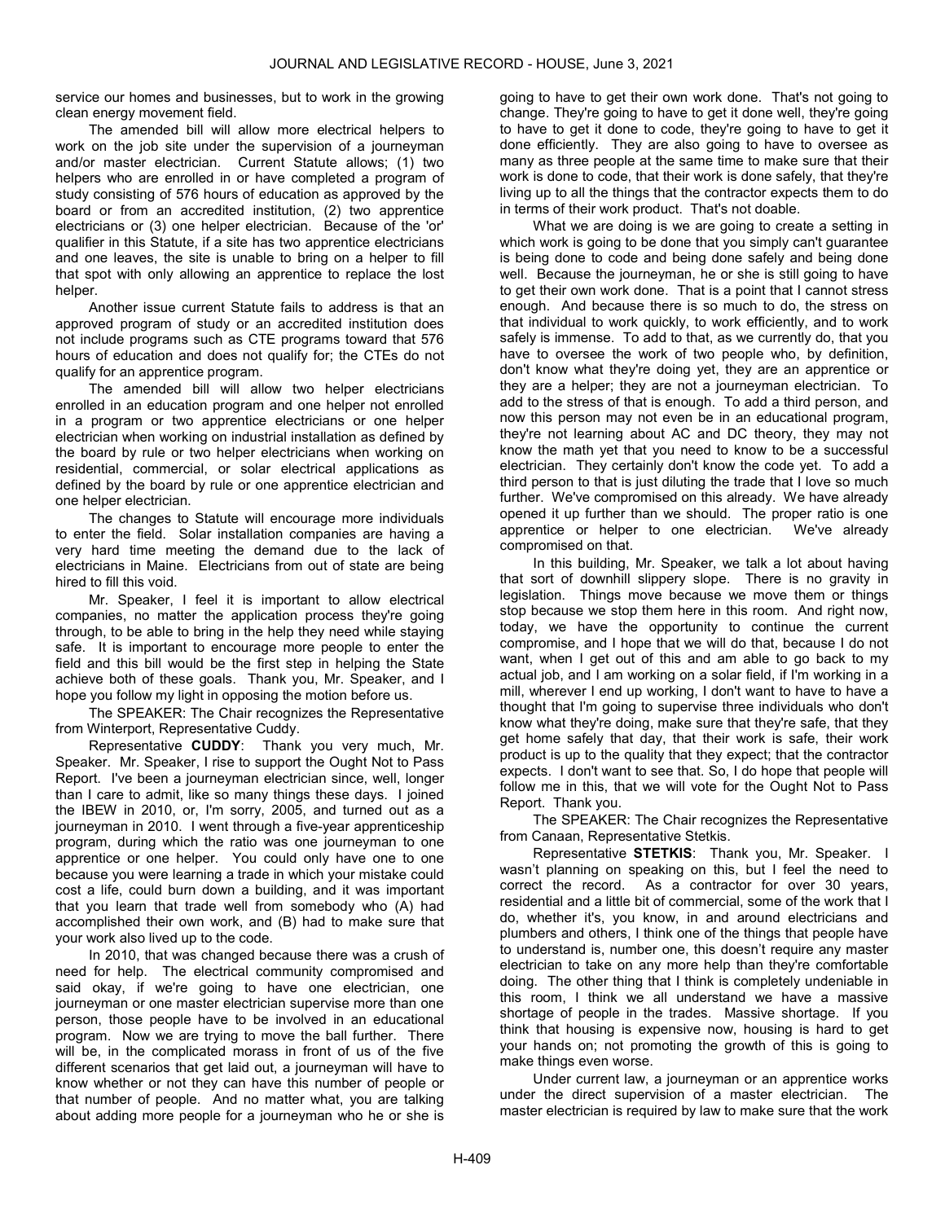service our homes and businesses, but to work in the growing clean energy movement field.

The amended bill will allow more electrical helpers to work on the job site under the supervision of a journeyman and/or master electrician. Current Statute allows; (1) two helpers who are enrolled in or have completed a program of study consisting of 576 hours of education as approved by the board or from an accredited institution, (2) two apprentice electricians or (3) one helper electrician. Because of the 'or' qualifier in this Statute, if a site has two apprentice electricians and one leaves, the site is unable to bring on a helper to fill that spot with only allowing an apprentice to replace the lost helper.

Another issue current Statute fails to address is that an approved program of study or an accredited institution does not include programs such as CTE programs toward that 576 hours of education and does not qualify for; the CTEs do not qualify for an apprentice program.

The amended bill will allow two helper electricians enrolled in an education program and one helper not enrolled in a program or two apprentice electricians or one helper electrician when working on industrial installation as defined by the board by rule or two helper electricians when working on residential, commercial, or solar electrical applications as defined by the board by rule or one apprentice electrician and one helper electrician.

The changes to Statute will encourage more individuals to enter the field. Solar installation companies are having a very hard time meeting the demand due to the lack of electricians in Maine. Electricians from out of state are being hired to fill this void.

Mr. Speaker, I feel it is important to allow electrical companies, no matter the application process they're going through, to be able to bring in the help they need while staying safe. It is important to encourage more people to enter the field and this bill would be the first step in helping the State achieve both of these goals. Thank you, Mr. Speaker, and I hope you follow my light in opposing the motion before us.

The SPEAKER: The Chair recognizes the Representative from Winterport, Representative Cuddy.

Representative **CUDDY**: Thank you very much, Mr. Speaker. Mr. Speaker, I rise to support the Ought Not to Pass Report. I've been a journeyman electrician since, well, longer than I care to admit, like so many things these days. I joined the IBEW in 2010, or, I'm sorry, 2005, and turned out as a journeyman in 2010. I went through a five-year apprenticeship program, during which the ratio was one journeyman to one apprentice or one helper. You could only have one to one because you were learning a trade in which your mistake could cost a life, could burn down a building, and it was important that you learn that trade well from somebody who (A) had accomplished their own work, and (B) had to make sure that your work also lived up to the code.

In 2010, that was changed because there was a crush of need for help. The electrical community compromised and said okay, if we're going to have one electrician, one journeyman or one master electrician supervise more than one person, those people have to be involved in an educational program. Now we are trying to move the ball further. There will be, in the complicated morass in front of us of the five different scenarios that get laid out, a journeyman will have to know whether or not they can have this number of people or that number of people. And no matter what, you are talking about adding more people for a journeyman who he or she is going to have to get their own work done. That's not going to change. They're going to have to get it done well, they're going to have to get it done to code, they're going to have to get it done efficiently. They are also going to have to oversee as many as three people at the same time to make sure that their work is done to code, that their work is done safely, that they're living up to all the things that the contractor expects them to do in terms of their work product. That's not doable.

What we are doing is we are going to create a setting in which work is going to be done that you simply can't guarantee is being done to code and being done safely and being done well. Because the journeyman, he or she is still going to have to get their own work done. That is a point that I cannot stress enough. And because there is so much to do, the stress on that individual to work quickly, to work efficiently, and to work safely is immense. To add to that, as we currently do, that you have to oversee the work of two people who, by definition, don't know what they're doing yet, they are an apprentice or they are a helper; they are not a journeyman electrician. To add to the stress of that is enough. To add a third person, and now this person may not even be in an educational program, they're not learning about AC and DC theory, they may not know the math yet that you need to know to be a successful electrician. They certainly don't know the code yet. To add a third person to that is just diluting the trade that I love so much further. We've compromised on this already. We have already opened it up further than we should. The proper ratio is one apprentice or helper to one electrician. We've already compromised on that.

In this building, Mr. Speaker, we talk a lot about having that sort of downhill slippery slope. There is no gravity in legislation. Things move because we move them or things stop because we stop them here in this room. And right now, today, we have the opportunity to continue the current compromise, and I hope that we will do that, because I do not want, when I get out of this and am able to go back to my actual job, and I am working on a solar field, if I'm working in a mill, wherever I end up working, I don't want to have to have a thought that I'm going to supervise three individuals who don't know what they're doing, make sure that they're safe, that they get home safely that day, that their work is safe, their work product is up to the quality that they expect; that the contractor expects. I don't want to see that. So, I do hope that people will follow me in this, that we will vote for the Ought Not to Pass Report. Thank you.

The SPEAKER: The Chair recognizes the Representative from Canaan, Representative Stetkis.

Representative **STETKIS**: Thank you, Mr. Speaker. I wasn't planning on speaking on this, but I feel the need to correct the record. As a contractor for over 30 years, residential and a little bit of commercial, some of the work that I do, whether it's, you know, in and around electricians and plumbers and others, I think one of the things that people have to understand is, number one, this doesn't require any master electrician to take on any more help than they're comfortable doing. The other thing that I think is completely undeniable in this room, I think we all understand we have a massive shortage of people in the trades. Massive shortage. If you think that housing is expensive now, housing is hard to get your hands on; not promoting the growth of this is going to make things even worse.

Under current law, a journeyman or an apprentice works under the direct supervision of a master electrician. The master electrician is required by law to make sure that the work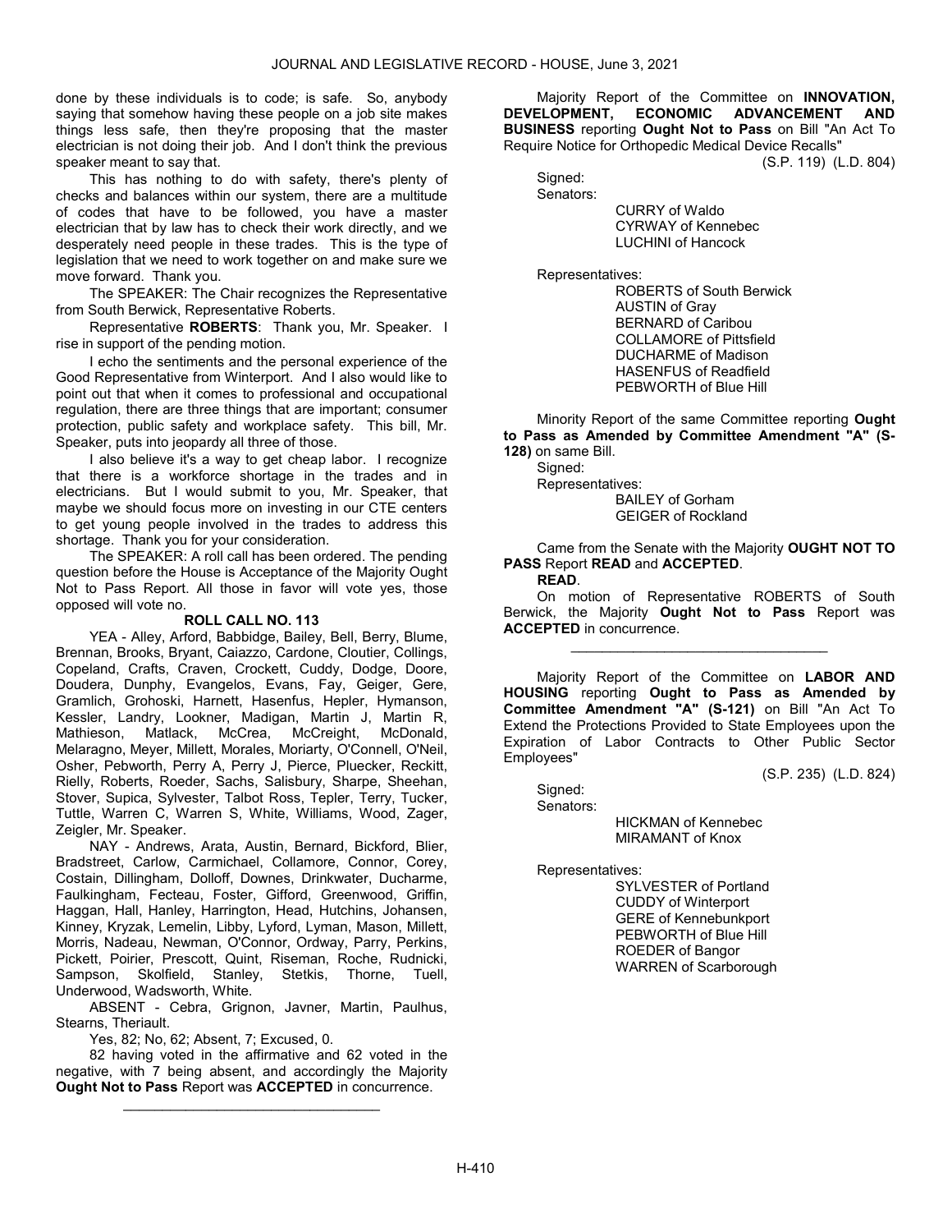done by these individuals is to code; is safe. So, anybody saying that somehow having these people on a job site makes things less safe, then they're proposing that the master electrician is not doing their job. And I don't think the previous speaker meant to say that.

This has nothing to do with safety, there's plenty of checks and balances within our system, there are a multitude of codes that have to be followed, you have a master electrician that by law has to check their work directly, and we desperately need people in these trades. This is the type of legislation that we need to work together on and make sure we move forward. Thank you.

The SPEAKER: The Chair recognizes the Representative from South Berwick, Representative Roberts.

Representative **ROBERTS**: Thank you, Mr. Speaker. I rise in support of the pending motion.

I echo the sentiments and the personal experience of the Good Representative from Winterport. And I also would like to point out that when it comes to professional and occupational regulation, there are three things that are important; consumer protection, public safety and workplace safety. This bill, Mr. Speaker, puts into jeopardy all three of those.

I also believe it's a way to get cheap labor. I recognize that there is a workforce shortage in the trades and in electricians. But I would submit to you, Mr. Speaker, that maybe we should focus more on investing in our CTE centers to get young people involved in the trades to address this shortage. Thank you for your consideration.

The SPEAKER: A roll call has been ordered. The pending question before the House is Acceptance of the Majority Ought Not to Pass Report. All those in favor will vote yes, those opposed will vote no.

**ROLL CALL NO. 113**

YEA - Alley, Arford, Babbidge, Bailey, Bell, Berry, Blume, Brennan, Brooks, Bryant, Caiazzo, Cardone, Cloutier, Collings, Copeland, Crafts, Craven, Crockett, Cuddy, Dodge, Doore, Doudera, Dunphy, Evangelos, Evans, Fay, Geiger, Gere, Gramlich, Grohoski, Harnett, Hasenfus, Hepler, Hymanson, Kessler, Landry, Lookner, Madigan, Martin J, Martin R, Mathieson, Matlack, McCrea, McCreight, McDonald, Melaragno, Meyer, Millett, Morales, Moriarty, O'Connell, O'Neil, Osher, Pebworth, Perry A, Perry J, Pierce, Pluecker, Reckitt, Rielly, Roberts, Roeder, Sachs, Salisbury, Sharpe, Sheehan, Stover, Supica, Sylvester, Talbot Ross, Tepler, Terry, Tucker, Tuttle, Warren C, Warren S, White, Williams, Wood, Zager, Zeigler, Mr. Speaker.

NAY - Andrews, Arata, Austin, Bernard, Bickford, Blier, Bradstreet, Carlow, Carmichael, Collamore, Connor, Corey, Costain, Dillingham, Dolloff, Downes, Drinkwater, Ducharme, Faulkingham, Fecteau, Foster, Gifford, Greenwood, Griffin, Haggan, Hall, Hanley, Harrington, Head, Hutchins, Johansen, Kinney, Kryzak, Lemelin, Libby, Lyford, Lyman, Mason, Millett, Morris, Nadeau, Newman, O'Connor, Ordway, Parry, Perkins, Pickett, Poirier, Prescott, Quint, Riseman, Roche, Rudnicki, Sampson, Skolfield, Stanley, Stetkis, Thorne, Tuell, Underwood, Wadsworth, White.

ABSENT - Cebra, Grignon, Javner, Martin, Paulhus, Stearns, Theriault.

Yes, 82; No, 62; Absent, 7; Excused, 0.

82 having voted in the affirmative and 62 voted in the negative, with 7 being absent, and accordingly the Majority **Ought Not to Pass** Report was **ACCEPTED** in concurrence.

---

Majority Report of the Committee on **INNOVATION, DEVELOPMENT, ECONOMIC ADVANCEMENT AND BUSINESS** reporting **Ought Not to Pass** on Bill "An Act To Require Notice for Orthopedic Medical Device Recalls"

(S.P. 119) (L.D. 804)

Signed:

Senators:

CURRY of Waldo
CYRWAY of Kennebec
LUCHINI of Hancock

Representatives:

ROBERTS of South Berwick
AUSTIN of Gray
BERNARD of Caribou
COLLAMORE of Pittsfield
DUCHARME of Madison
HASENFUS of Readfield
PEBWORTH of Blue Hill

Minority Report of the same Committee reporting **Ought to Pass as Amended by Committee Amendment "A" (S-128)** on same Bill.

Signed:

Representatives:

BAILEY of Gorham
GEIGER of Rockland

Came from the Senate with the Majority **OUGHT NOT TO PASS** Report **READ** and **ACCEPTED**.

**READ**.

On motion of Representative ROBERTS of South Berwick, the Majority **Ought Not to Pass** Report was **ACCEPTED** in concurrence.

---

Majority Report of the Committee on **LABOR AND HOUSING** reporting **Ought to Pass as Amended by Committee Amendment "A" (S-121)** on Bill "An Act To Extend the Protections Provided to State Employees upon the Expiration of Labor Contracts to Other Public Sector Employees"

(S.P. 235) (L.D. 824)

Signed:

Senators:

HICKMAN of Kennebec
MIRAMANT of Knox

Representatives:

SYLVESTER of Portland
CUDDY of Winterport
GERE of Kennebunkport
PEBWORTH of Blue Hill
ROEDER of Bangor
WARREN of Scarborough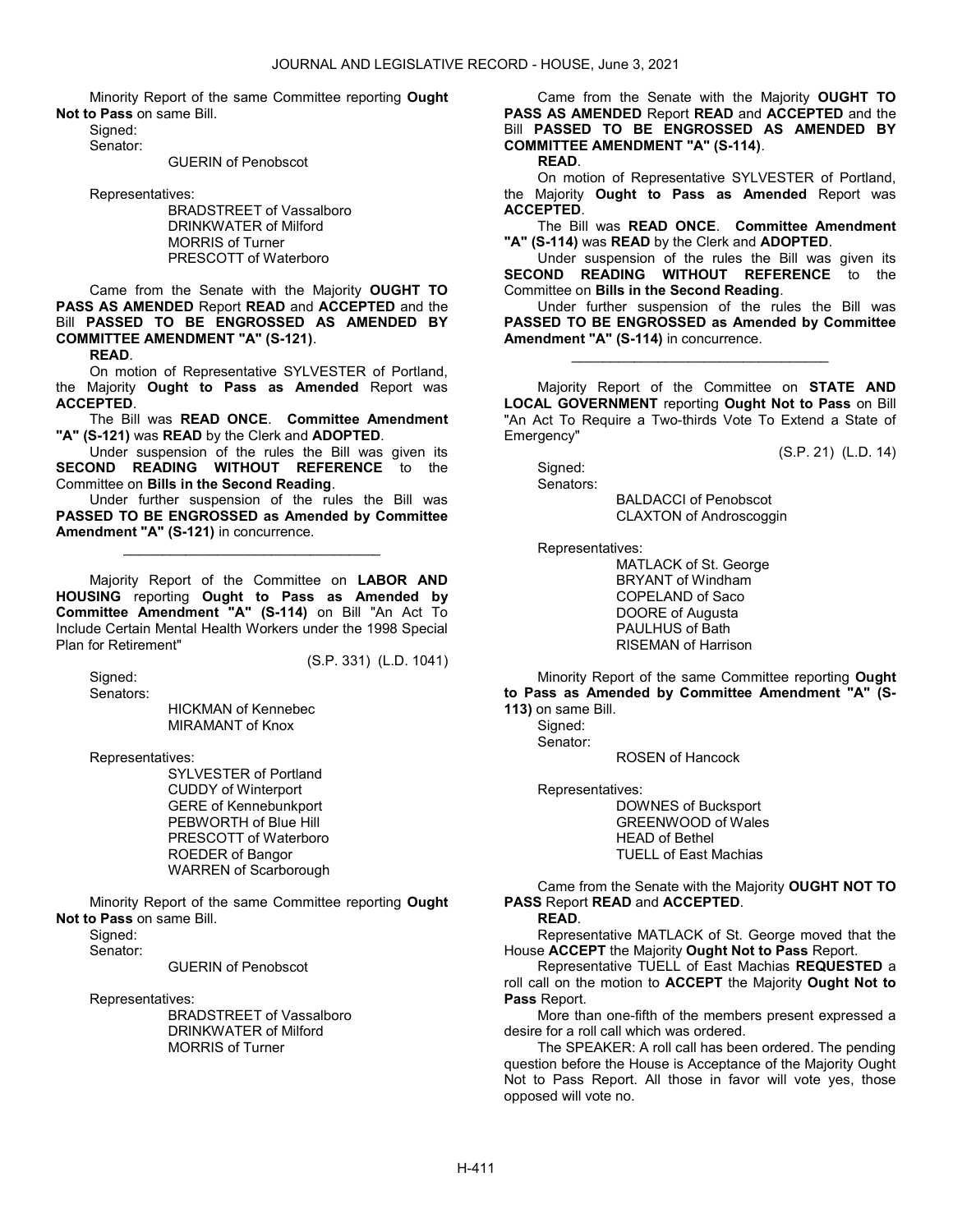Minority Report of the same Committee reporting **Ought Not to Pass** on same Bill.

Signed:

Senator:

GUERIN of Penobscot

Representatives:

BRADSTREET of Vassalboro
DRINKWATER of Milford
MORRIS of Turner
PRESCOTT of Waterboro

Came from the Senate with the Majority **OUGHT TO PASS AS AMENDED** Report **READ** and **ACCEPTED** and the Bill **PASSED TO BE ENGROSSED AS AMENDED BY COMMITTEE AMENDMENT "A" (S-121)**.

**READ**.

On motion of Representative SYLVESTER of Portland, the Majority **Ought to Pass as Amended** Report was **ACCEPTED**.

The Bill was **READ ONCE**. **Committee Amendment "A" (S-121)** was **READ** by the Clerk and **ADOPTED**.

Under suspension of the rules the Bill was given its **SECOND READING WITHOUT REFERENCE** to the Committee on **Bills in the Second Reading**.

Under further suspension of the rules the Bill was **PASSED TO BE ENGROSSED as Amended by Committee Amendment "A" (S-121)** in concurrence.

_________________________________

Majority Report of the Committee on **LABOR AND HOUSING** reporting **Ought to Pass as Amended by Committee Amendment "A" (S-114)** on Bill "An Act To Include Certain Mental Health Workers under the 1998 Special Plan for Retirement"

(S.P. 331) (L.D. 1041)

Signed:

Senators:

HICKMAN of Kennebec
MIRAMANT of Knox

Representatives:

SYLVESTER of Portland
CUDDY of Winterport
GERE of Kennebunkport
PEBWORTH of Blue Hill
PRESCOTT of Waterboro
ROEDER of Bangor
WARREN of Scarborough

Minority Report of the same Committee reporting **Ought Not to Pass** on same Bill.

Signed:

Senator:

GUERIN of Penobscot

Representatives:

BRADSTREET of Vassalboro
DRINKWATER of Milford
MORRIS of Turner

Came from the Senate with the Majority **OUGHT TO PASS AS AMENDED** Report **READ** and **ACCEPTED** and the Bill **PASSED TO BE ENGROSSED AS AMENDED BY COMMITTEE AMENDMENT "A" (S-114)**.

**READ**.

On motion of Representative SYLVESTER of Portland, the Majority **Ought to Pass as Amended** Report was **ACCEPTED**.

The Bill was **READ ONCE**. **Committee Amendment "A" (S-114)** was **READ** by the Clerk and **ADOPTED**.

Under suspension of the rules the Bill was given its **SECOND READING WITHOUT REFERENCE** to the Committee on **Bills in the Second Reading**.

Under further suspension of the rules the Bill was **PASSED TO BE ENGROSSED as Amended by Committee Amendment "A" (S-114)** in concurrence.

_________________________________

Majority Report of the Committee on **STATE AND LOCAL GOVERNMENT** reporting **Ought Not to Pass** on Bill "An Act To Require a Two-thirds Vote To Extend a State of Emergency"

(S.P. 21) (L.D. 14)

Signed:

Senators:

BALDACCI of Penobscot
CLAXTON of Androscoggin

Representatives:

MATLACK of St. George
BRYANT of Windham
COPELAND of Saco
DOORE of Augusta
PAULHUS of Bath
RISEMAN of Harrison

Minority Report of the same Committee reporting **Ought to Pass as Amended by Committee Amendment "A" (S-113)** on same Bill.

Signed:

Senator:

ROSEN of Hancock

Representatives:

DOWNES of Bucksport
GREENWOOD of Wales
HEAD of Bethel
TUELL of East Machias

Came from the Senate with the Majority **OUGHT NOT TO PASS** Report **READ** and **ACCEPTED**.

**READ**.

Representative MATLACK of St. George moved that the House **ACCEPT** the Majority **Ought Not to Pass** Report.

Representative TUELL of East Machias **REQUESTED** a roll call on the motion to **ACCEPT** the Majority **Ought Not to Pass** Report.

More than one-fifth of the members present expressed a desire for a roll call which was ordered.

The SPEAKER: A roll call has been ordered. The pending question before the House is Acceptance of the Majority Ought Not to Pass Report. All those in favor will vote yes, those opposed will vote no.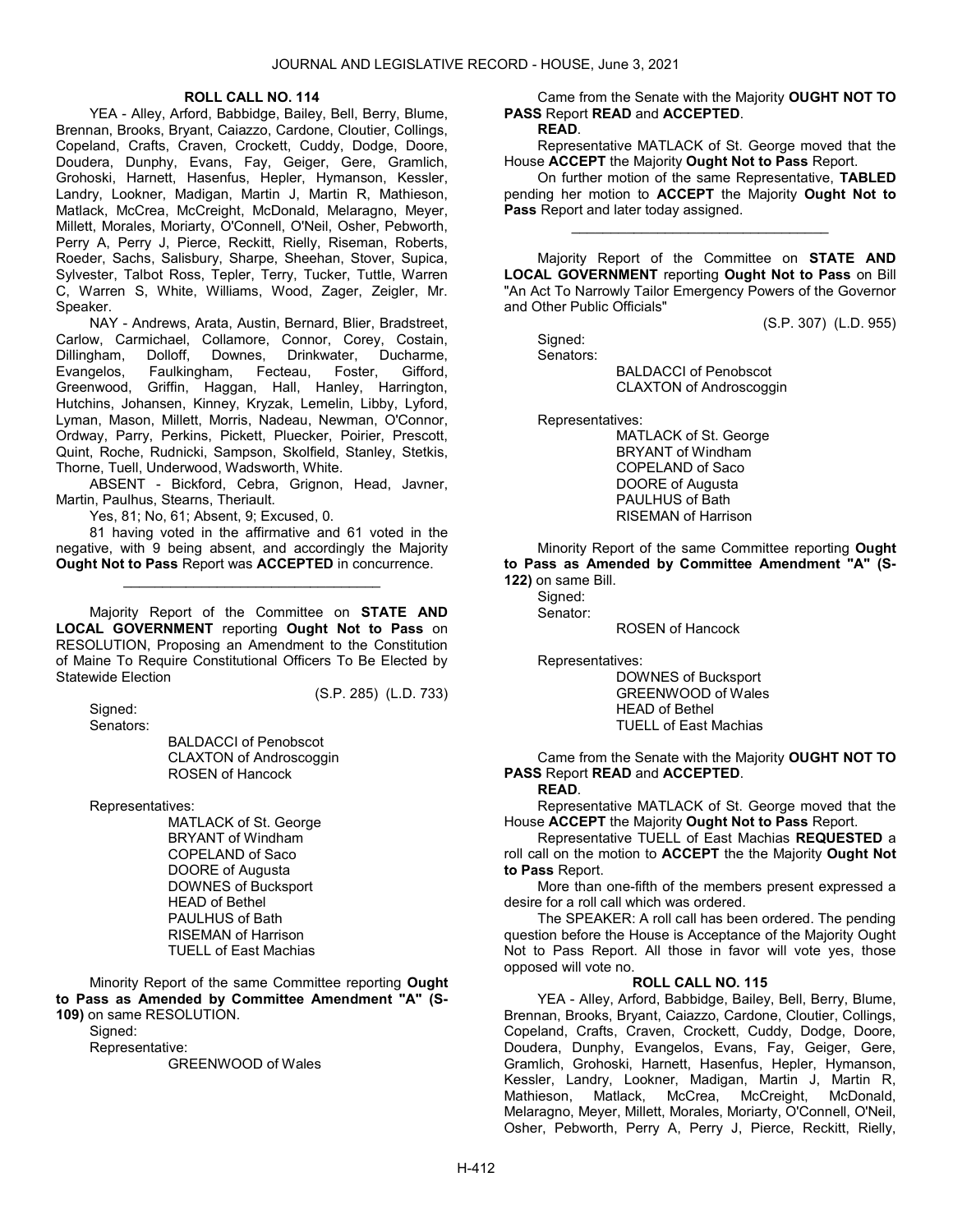**ROLL CALL NO. 114**

YEA - Alley, Arford, Babbidge, Bailey, Bell, Berry, Blume, Brennan, Brooks, Bryant, Caiazzo, Cardone, Cloutier, Collings, Copeland, Crafts, Craven, Crockett, Cuddy, Dodge, Doore, Doudera, Dunphy, Evans, Fay, Geiger, Gere, Gramlich, Grohoski, Harnett, Hasenfus, Hepler, Hymanson, Kessler, Landry, Lookner, Madigan, Martin J, Martin R, Mathieson, Matlack, McCrea, McCreight, McDonald, Melaragno, Meyer, Millett, Morales, Moriarty, O'Connell, O'Neil, Osher, Pebworth, Perry A, Perry J, Pierce, Reckitt, Rielly, Riseman, Roberts, Roeder, Sachs, Salisbury, Sharpe, Sheehan, Stover, Supica, Sylvester, Talbot Ross, Tepler, Terry, Tucker, Tuttle, Warren C, Warren S, White, Williams, Wood, Zager, Zeigler, Mr. Speaker.

NAY - Andrews, Arata, Austin, Bernard, Blier, Bradstreet, Carlow, Carmichael, Collamore, Connor, Corey, Costain, Dillingham, Dolloff, Downes, Drinkwater, Ducharme, Evangelos, Faulkingham, Fecteau, Foster, Gifford, Greenwood, Griffin, Haggan, Hall, Hanley, Harrington, Hutchins, Johansen, Kinney, Kryzak, Lemelin, Libby, Lyford, Lyman, Mason, Millett, Morris, Nadeau, Newman, O'Connor, Ordway, Parry, Perkins, Pickett, Pluecker, Poirier, Prescott, Quint, Roche, Rudnicki, Sampson, Skolfield, Stanley, Stetkis, Thorne, Tuell, Underwood, Wadsworth, White.

ABSENT - Bickford, Cebra, Grignon, Head, Javner, Martin, Paulhus, Stearns, Theriault.

Yes, 81; No, 61; Absent, 9; Excused, 0.

81 having voted in the affirmative and 61 voted in the negative, with 9 being absent, and accordingly the Majority **Ought Not to Pass** Report was **ACCEPTED** in concurrence.

_________________________________

Majority Report of the Committee on **STATE AND LOCAL GOVERNMENT** reporting **Ought Not to Pass** on RESOLUTION, Proposing an Amendment to the Constitution of Maine To Require Constitutional Officers To Be Elected by Statewide Election

(S.P. 285) (L.D. 733)

Signed:

Senators:

BALDACCI of Penobscot
CLAXTON of Androscoggin
ROSEN of Hancock

Representatives:

MATLACK of St. George
BRYANT of Windham
COPELAND of Saco
DOORE of Augusta
DOWNES of Bucksport
HEAD of Bethel
PAULHUS of Bath
RISEMAN of Harrison
TUELL of East Machias

Minority Report of the same Committee reporting **Ought to Pass as Amended by Committee Amendment "A" (S-109)** on same RESOLUTION.

Signed:

Representative:

GREENWOOD of Wales

Came from the Senate with the Majority **OUGHT NOT TO PASS** Report **READ** and **ACCEPTED**.

**READ**.

Representative MATLACK of St. George moved that the House **ACCEPT** the Majority **Ought Not to Pass** Report.

On further motion of the same Representative, **TABLED** pending her motion to **ACCEPT** the Majority **Ought Not to Pass** Report and later today assigned.

_________________________________

Majority Report of the Committee on **STATE AND LOCAL GOVERNMENT** reporting **Ought Not to Pass** on Bill "An Act To Narrowly Tailor Emergency Powers of the Governor and Other Public Officials"

(S.P. 307) (L.D. 955)

Signed:

Senators:

BALDACCI of Penobscot
CLAXTON of Androscoggin

Representatives:

MATLACK of St. George
BRYANT of Windham
COPELAND of Saco
DOORE of Augusta
PAULHUS of Bath
RISEMAN of Harrison

Minority Report of the same Committee reporting **Ought to Pass as Amended by Committee Amendment "A" (S-122)** on same Bill.

Signed:

Senator:

ROSEN of Hancock

Representatives:

DOWNES of Bucksport
GREENWOOD of Wales
HEAD of Bethel
TUELL of East Machias

Came from the Senate with the Majority **OUGHT NOT TO PASS** Report **READ** and **ACCEPTED**.

**READ**.

Representative MATLACK of St. George moved that the House **ACCEPT** the Majority **Ought Not to Pass** Report.

Representative TUELL of East Machias **REQUESTED** a roll call on the motion to **ACCEPT** the the Majority **Ought Not to Pass** Report.

More than one-fifth of the members present expressed a desire for a roll call which was ordered.

The SPEAKER: A roll call has been ordered. The pending question before the House is Acceptance of the Majority Ought Not to Pass Report. All those in favor will vote yes, those opposed will vote no.

**ROLL CALL NO. 115**

YEA - Alley, Arford, Babbidge, Bailey, Bell, Berry, Blume, Brennan, Brooks, Bryant, Caiazzo, Cardone, Cloutier, Collings, Copeland, Crafts, Craven, Crockett, Cuddy, Dodge, Doore, Doudera, Dunphy, Evangelos, Evans, Fay, Geiger, Gere, Gramlich, Grohoski, Harnett, Hasenfus, Hepler, Hymanson, Kessler, Landry, Lookner, Madigan, Martin J, Martin R, Mathieson, Matlack, McCrea, McCreight, McDonald, Melaragno, Meyer, Millett, Morales, Moriarty, O'Connell, O'Neil, Osher, Pebworth, Perry A, Perry J, Pierce, Reckitt, Rielly,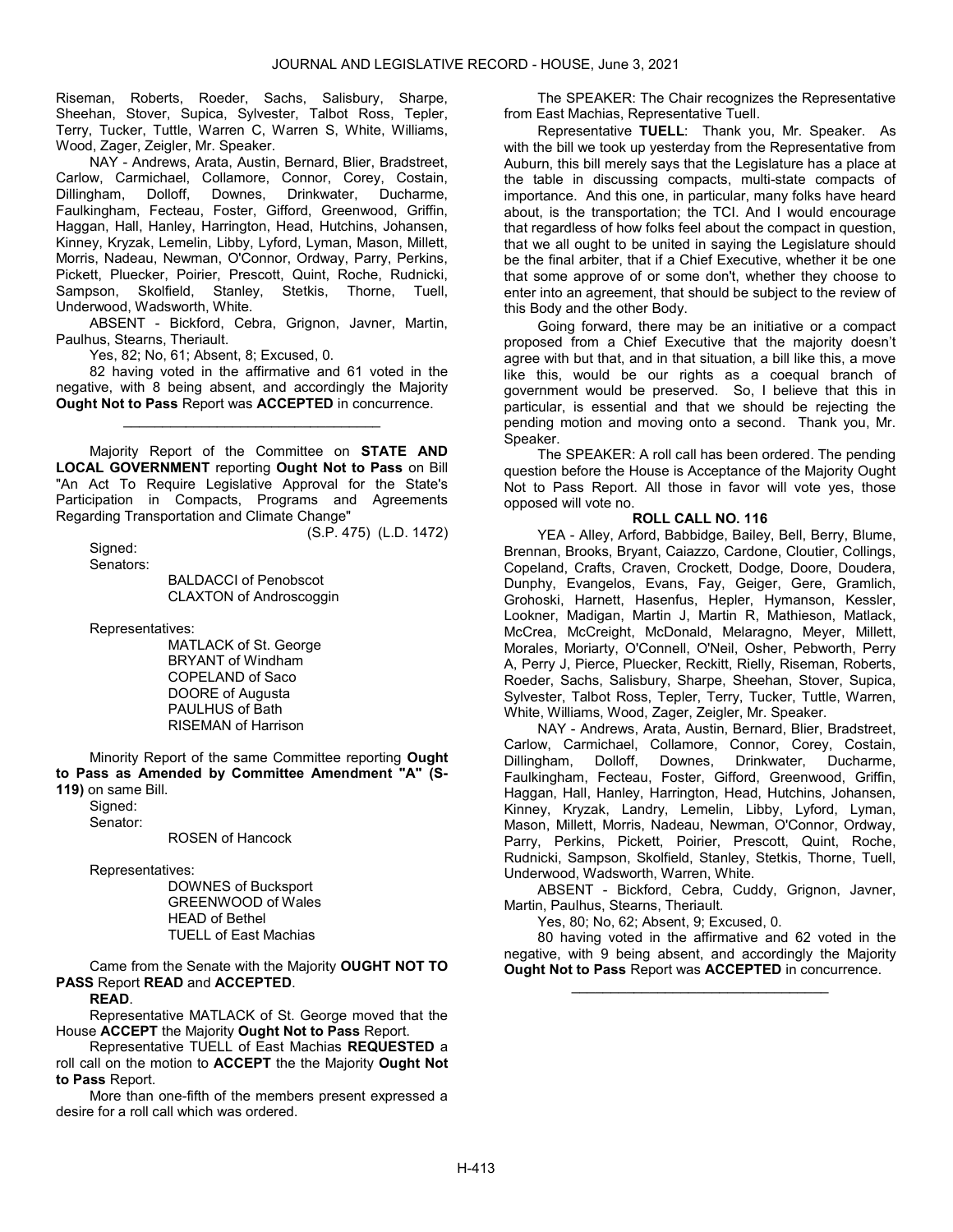Riseman, Roberts, Roeder, Sachs, Salisbury, Sharpe, Sheehan, Stover, Supica, Sylvester, Talbot Ross, Tepler, Terry, Tucker, Tuttle, Warren C, Warren S, White, Williams, Wood, Zager, Zeigler, Mr. Speaker.

NAY - Andrews, Arata, Austin, Bernard, Blier, Bradstreet, Carlow, Carmichael, Collamore, Connor, Corey, Costain, Dillingham, Dolloff, Downes, Drinkwater, Ducharme, Faulkingham, Fecteau, Foster, Gifford, Greenwood, Griffin, Haggan, Hall, Hanley, Harrington, Head, Hutchins, Johansen, Kinney, Kryzak, Lemelin, Libby, Lyford, Lyman, Mason, Millett, Morris, Nadeau, Newman, O'Connor, Ordway, Parry, Perkins, Pickett, Pluecker, Poirier, Prescott, Quint, Roche, Rudnicki, Sampson, Skolfield, Stanley, Stetkis, Thorne, Tuell, Underwood, Wadsworth, White.

ABSENT - Bickford, Cebra, Grignon, Javner, Martin, Paulhus, Stearns, Theriault.

Yes, 82; No, 61; Absent, 8; Excused, 0.

82 having voted in the affirmative and 61 voted in the negative, with 8 being absent, and accordingly the Majority **Ought Not to Pass** Report was **ACCEPTED** in concurrence.

\_\_\_\_\_\_\_\_\_\_\_\_\_\_\_\_\_\_\_\_\_\_\_\_\_\_\_\_\_\_\_\_\_

Majority Report of the Committee on **STATE AND LOCAL GOVERNMENT** reporting **Ought Not to Pass** on Bill "An Act To Require Legislative Approval for the State's Participation in Compacts, Programs and Agreements Regarding Transportation and Climate Change"

(S.P. 475) (L.D. 1472)

Signed:

Senators:

BALDACCI of Penobscot
CLAXTON of Androscoggin

Representatives:

MATLACK of St. George
BRYANT of Windham
COPELAND of Saco
DOORE of Augusta
PAULHUS of Bath
RISEMAN of Harrison

Minority Report of the same Committee reporting **Ought to Pass as Amended by Committee Amendment "A" (S-119)** on same Bill.

Signed:

Senator:

ROSEN of Hancock

Representatives:

DOWNES of Bucksport
GREENWOOD of Wales
HEAD of Bethel
TUELL of East Machias

Came from the Senate with the Majority **OUGHT NOT TO PASS** Report **READ** and **ACCEPTED**.

**READ**.

Representative MATLACK of St. George moved that the House **ACCEPT** the Majority **Ought Not to Pass** Report.

Representative TUELL of East Machias **REQUESTED** a roll call on the motion to **ACCEPT** the the Majority **Ought Not to Pass** Report.

More than one-fifth of the members present expressed a desire for a roll call which was ordered.

The SPEAKER: The Chair recognizes the Representative from East Machias, Representative Tuell.

Representative **TUELL**: Thank you, Mr. Speaker. As with the bill we took up yesterday from the Representative from Auburn, this bill merely says that the Legislature has a place at the table in discussing compacts, multi-state compacts of importance. And this one, in particular, many folks have heard about, is the transportation; the TCI. And I would encourage that regardless of how folks feel about the compact in question, that we all ought to be united in saying the Legislature should be the final arbiter, that if a Chief Executive, whether it be one that some approve of or some don't, whether they choose to enter into an agreement, that should be subject to the review of this Body and the other Body.

Going forward, there may be an initiative or a compact proposed from a Chief Executive that the majority doesn't agree with but that, and in that situation, a bill like this, a move like this, would be our rights as a coequal branch of government would be preserved. So, I believe that this in particular, is essential and that we should be rejecting the pending motion and moving onto a second. Thank you, Mr. Speaker.

The SPEAKER: A roll call has been ordered. The pending question before the House is Acceptance of the Majority Ought Not to Pass Report. All those in favor will vote yes, those opposed will vote no.

**ROLL CALL NO. 116**

YEA - Alley, Arford, Babbidge, Bailey, Bell, Berry, Blume, Brennan, Brooks, Bryant, Caiazzo, Cardone, Cloutier, Collings, Copeland, Crafts, Craven, Crockett, Dodge, Doore, Doudera, Dunphy, Evangelos, Evans, Fay, Geiger, Gere, Gramlich, Grohoski, Harnett, Hasenfus, Hepler, Hymanson, Kessler, Lookner, Madigan, Martin J, Martin R, Mathieson, Matlack, McCrea, McCreight, McDonald, Melaragno, Meyer, Millett, Morales, Moriarty, O'Connell, O'Neil, Osher, Pebworth, Perry A, Perry J, Pierce, Pluecker, Reckitt, Rielly, Riseman, Roberts, Roeder, Sachs, Salisbury, Sharpe, Sheehan, Stover, Supica, Sylvester, Talbot Ross, Tepler, Terry, Tucker, Tuttle, Warren, White, Williams, Wood, Zager, Zeigler, Mr. Speaker.

NAY - Andrews, Arata, Austin, Bernard, Blier, Bradstreet, Carlow, Carmichael, Collamore, Connor, Corey, Costain, Dillingham, Dolloff, Downes, Drinkwater, Ducharme, Faulkingham, Fecteau, Foster, Gifford, Greenwood, Griffin, Haggan, Hall, Hanley, Harrington, Head, Hutchins, Johansen, Kinney, Kryzak, Landry, Lemelin, Libby, Lyford, Lyman, Mason, Millett, Morris, Nadeau, Newman, O'Connor, Ordway, Parry, Perkins, Pickett, Poirier, Prescott, Quint, Roche, Rudnicki, Sampson, Skolfield, Stanley, Stetkis, Thorne, Tuell, Underwood, Wadsworth, Warren, White.

ABSENT - Bickford, Cebra, Cuddy, Grignon, Javner, Martin, Paulhus, Stearns, Theriault.

Yes, 80; No, 62; Absent, 9; Excused, 0.

80 having voted in the affirmative and 62 voted in the negative, with 9 being absent, and accordingly the Majority **Ought Not to Pass** Report was **ACCEPTED** in concurrence.

\_\_\_\_\_\_\_\_\_\_\_\_\_\_\_\_\_\_\_\_\_\_\_\_\_\_\_\_\_\_\_\_\_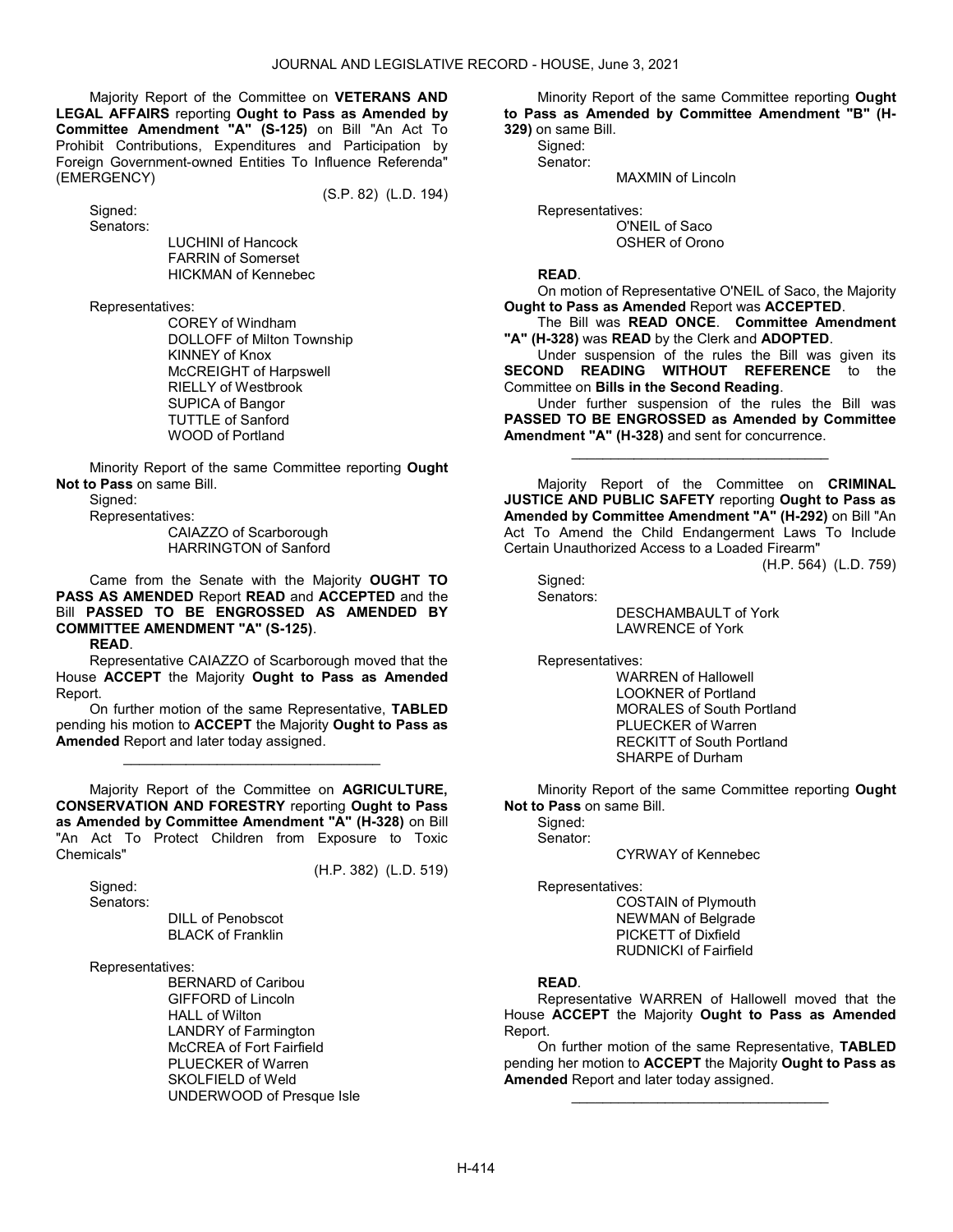Majority Report of the Committee on **VETERANS AND LEGAL AFFAIRS** reporting **Ought to Pass as Amended by Committee Amendment "A" (S-125)** on Bill "An Act To Prohibit Contributions, Expenditures and Participation by Foreign Government-owned Entities To Influence Referenda" (EMERGENCY)

(S.P. 82) (L.D. 194)

Signed:

Senators:

LUCHINI of Hancock
FARRIN of Somerset
HICKMAN of Kennebec

Representatives:

COREY of Windham
DOLLOFF of Milton Township
KINNEY of Knox
McCREIGHT of Harpswell
RIELLY of Westbrook
SUPICA of Bangor
TUTTLE of Sanford
WOOD of Portland

Minority Report of the same Committee reporting **Ought Not to Pass** on same Bill.

Signed:

Representatives:

CAIAZZO of Scarborough
HARRINGTON of Sanford

Came from the Senate with the Majority **OUGHT TO PASS AS AMENDED** Report **READ** and **ACCEPTED** and the Bill **PASSED TO BE ENGROSSED AS AMENDED BY COMMITTEE AMENDMENT "A" (S-125)**.

**READ**.

Representative CAIAZZO of Scarborough moved that the House **ACCEPT** the Majority **Ought to Pass as Amended** Report.

On further motion of the same Representative, **TABLED** pending his motion to **ACCEPT** the Majority **Ought to Pass as Amended** Report and later today assigned.

---

Majority Report of the Committee on **AGRICULTURE, CONSERVATION AND FORESTRY** reporting **Ought to Pass as Amended by Committee Amendment "A" (H-328)** on Bill "An Act To Protect Children from Exposure to Toxic Chemicals"

(H.P. 382) (L.D. 519)

Signed:

Senators:

DILL of Penobscot
BLACK of Franklin

Representatives:

BERNARD of Caribou
GIFFORD of Lincoln
HALL of Wilton
LANDRY of Farmington
McCREA of Fort Fairfield
PLUECKER of Warren
SKOLFIELD of Weld
UNDERWOOD of Presque Isle

Minority Report of the same Committee reporting **Ought to Pass as Amended by Committee Amendment "B" (H-329)** on same Bill.

Signed:

Senator:

MAXMIN of Lincoln

Representatives:

O'NEIL of Saco
OSHER of Orono

**READ**.

On motion of Representative O'NEIL of Saco, the Majority **Ought to Pass as Amended** Report was **ACCEPTED**.

The Bill was **READ ONCE**. **Committee Amendment "A" (H-328)** was **READ** by the Clerk and **ADOPTED**.

Under suspension of the rules the Bill was given its **SECOND READING WITHOUT REFERENCE** to the Committee on **Bills in the Second Reading**.

Under further suspension of the rules the Bill was **PASSED TO BE ENGROSSED as Amended by Committee Amendment "A" (H-328)** and sent for concurrence.

---

Majority Report of the Committee on **CRIMINAL JUSTICE AND PUBLIC SAFETY** reporting **Ought to Pass as Amended by Committee Amendment "A" (H-292)** on Bill "An Act To Amend the Child Endangerment Laws To Include Certain Unauthorized Access to a Loaded Firearm"

(H.P. 564) (L.D. 759)

Signed:

Senators:

DESCHAMBAULT of York
LAWRENCE of York

Representatives:

WARREN of Hallowell
LOOKNER of Portland
MORALES of South Portland
PLUECKER of Warren
RECKITT of South Portland
SHARPE of Durham

Minority Report of the same Committee reporting **Ought Not to Pass** on same Bill.

Signed:

Senator:

CYRWAY of Kennebec

Representatives:

COSTAIN of Plymouth
NEWMAN of Belgrade
PICKETT of Dixfield
RUDNICKI of Fairfield

**READ**.

Representative WARREN of Hallowell moved that the House **ACCEPT** the Majority **Ought to Pass as Amended** Report.

On further motion of the same Representative, **TABLED** pending her motion to **ACCEPT** the Majority **Ought to Pass as Amended** Report and later today assigned.

---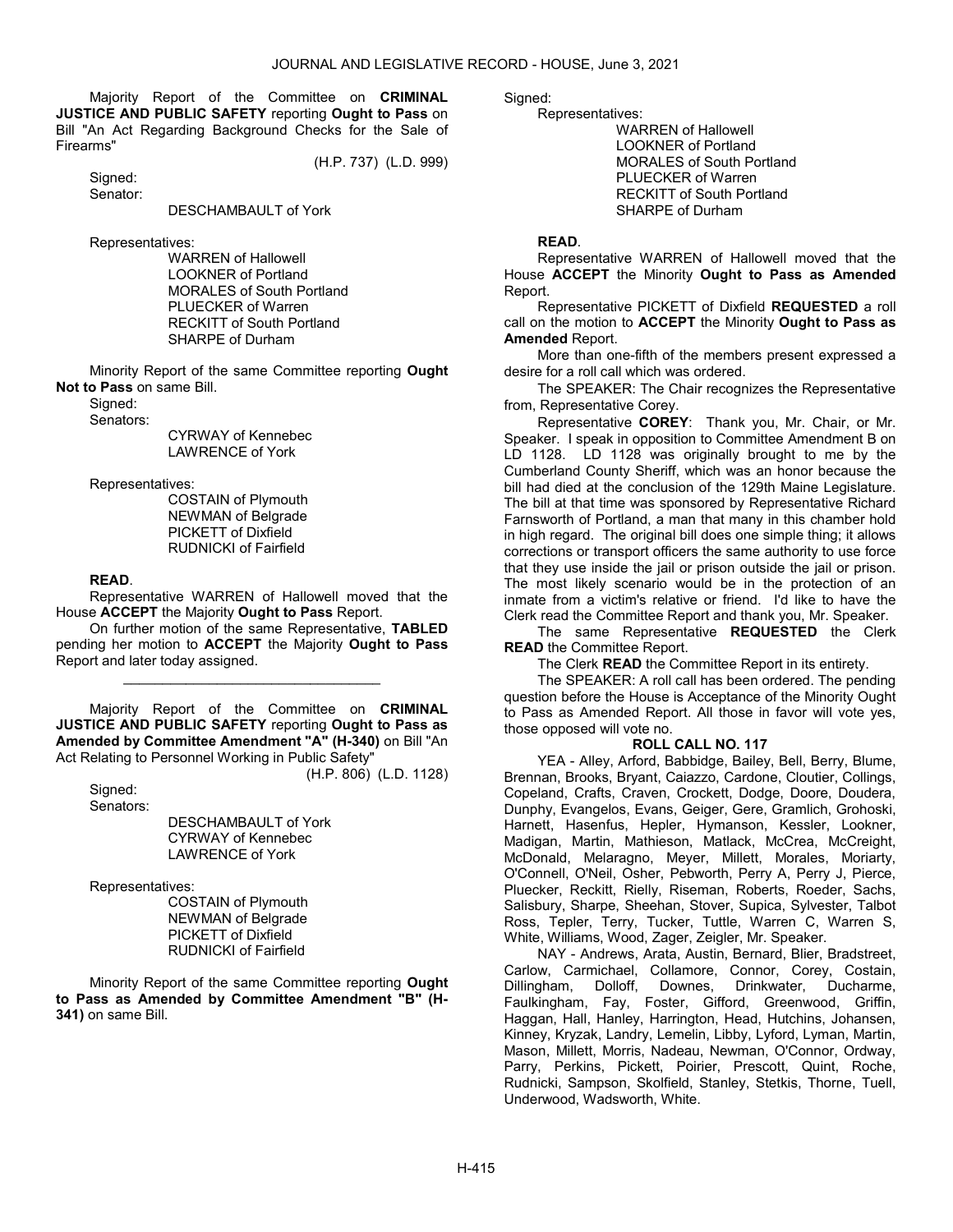Majority Report of the Committee on **CRIMINAL JUSTICE AND PUBLIC SAFETY** reporting **Ought to Pass** on Bill "An Act Regarding Background Checks for the Sale of Firearms"

(H.P. 737) (L.D. 999)

Signed:

Senator:

DESCHAMBAULT of York

Representatives:

WARREN of Hallowell
LOOKNER of Portland
MORALES of South Portland
PLUECKER of Warren
RECKITT of South Portland
SHARPE of Durham

Minority Report of the same Committee reporting **Ought Not to Pass** on same Bill.

Signed:

Senators:

CYRWAY of Kennebec
LAWRENCE of York

Representatives:

COSTAIN of Plymouth
NEWMAN of Belgrade
PICKETT of Dixfield
RUDNICKI of Fairfield

**READ**.

Representative WARREN of Hallowell moved that the House **ACCEPT** the Majority **Ought to Pass** Report.

On further motion of the same Representative, **TABLED** pending her motion to **ACCEPT** the Majority **Ought to Pass** Report and later today assigned.

---

Majority Report of the Committee on **CRIMINAL JUSTICE AND PUBLIC SAFETY** reporting **Ought to Pass as Amended by Committee Amendment "A" (H-340)** on Bill "An Act Relating to Personnel Working in Public Safety"

(H.P. 806) (L.D. 1128)

Signed:

Senators:

DESCHAMBAULT of York
CYRWAY of Kennebec
LAWRENCE of York

Representatives:

COSTAIN of Plymouth
NEWMAN of Belgrade
PICKETT of Dixfield
RUDNICKI of Fairfield

Minority Report of the same Committee reporting **Ought to Pass as Amended by Committee Amendment "B" (H-341)** on same Bill.

Signed:

Representatives:

WARREN of Hallowell
LOOKNER of Portland
MORALES of South Portland
PLUECKER of Warren
RECKITT of South Portland
SHARPE of Durham

**READ**.

Representative WARREN of Hallowell moved that the House **ACCEPT** the Minority **Ought to Pass as Amended** Report.

Representative PICKETT of Dixfield **REQUESTED** a roll call on the motion to **ACCEPT** the Minority **Ought to Pass as Amended** Report.

More than one-fifth of the members present expressed a desire for a roll call which was ordered.

The SPEAKER: The Chair recognizes the Representative from, Representative Corey.

Representative **COREY**: Thank you, Mr. Chair, or Mr. Speaker. I speak in opposition to Committee Amendment B on LD 1128. LD 1128 was originally brought to me by the Cumberland County Sheriff, which was an honor because the bill had died at the conclusion of the 129th Maine Legislature. The bill at that time was sponsored by Representative Richard Farnsworth of Portland, a man that many in this chamber hold in high regard. The original bill does one simple thing; it allows corrections or transport officers the same authority to use force that they use inside the jail or prison outside the jail or prison. The most likely scenario would be in the protection of an inmate from a victim's relative or friend. I'd like to have the Clerk read the Committee Report and thank you, Mr. Speaker.

The same Representative **REQUESTED** the Clerk **READ** the Committee Report.

The Clerk **READ** the Committee Report in its entirety.

The SPEAKER: A roll call has been ordered. The pending question before the House is Acceptance of the Minority Ought to Pass as Amended Report. All those in favor will vote yes, those opposed will vote no.

**ROLL CALL NO. 117**

YEA - Alley, Arford, Babbidge, Bailey, Bell, Berry, Blume, Brennan, Brooks, Bryant, Caiazzo, Cardone, Cloutier, Collings, Copeland, Crafts, Craven, Crockett, Dodge, Doore, Doudera, Dunphy, Evangelos, Evans, Geiger, Gere, Gramlich, Grohoski, Harnett, Hasenfus, Hepler, Hymanson, Kessler, Lookner, Madigan, Martin, Mathieson, Matlack, McCrea, McCreight, McDonald, Melaragno, Meyer, Millett, Morales, Moriarty, O'Connell, O'Neil, Osher, Pebworth, Perry A, Perry J, Pierce, Pluecker, Reckitt, Rielly, Riseman, Roberts, Roeder, Sachs, Salisbury, Sharpe, Sheehan, Stover, Supica, Sylvester, Talbot Ross, Tepler, Terry, Tucker, Tuttle, Warren C, Warren S, White, Williams, Wood, Zager, Zeigler, Mr. Speaker.

NAY - Andrews, Arata, Austin, Bernard, Blier, Bradstreet, Carlow, Carmichael, Collamore, Connor, Corey, Costain, Dillingham, Dolloff, Downes, Drinkwater, Ducharme, Faulkingham, Fay, Foster, Gifford, Greenwood, Griffin, Haggan, Hall, Hanley, Harrington, Head, Hutchins, Johansen, Kinney, Kryzak, Landry, Lemelin, Libby, Lyford, Lyman, Martin, Mason, Millett, Morris, Nadeau, Newman, O'Connor, Ordway, Parry, Perkins, Pickett, Poirier, Prescott, Quint, Roche, Rudnicki, Sampson, Skolfield, Stanley, Stetkis, Thorne, Tuell, Underwood, Wadsworth, White.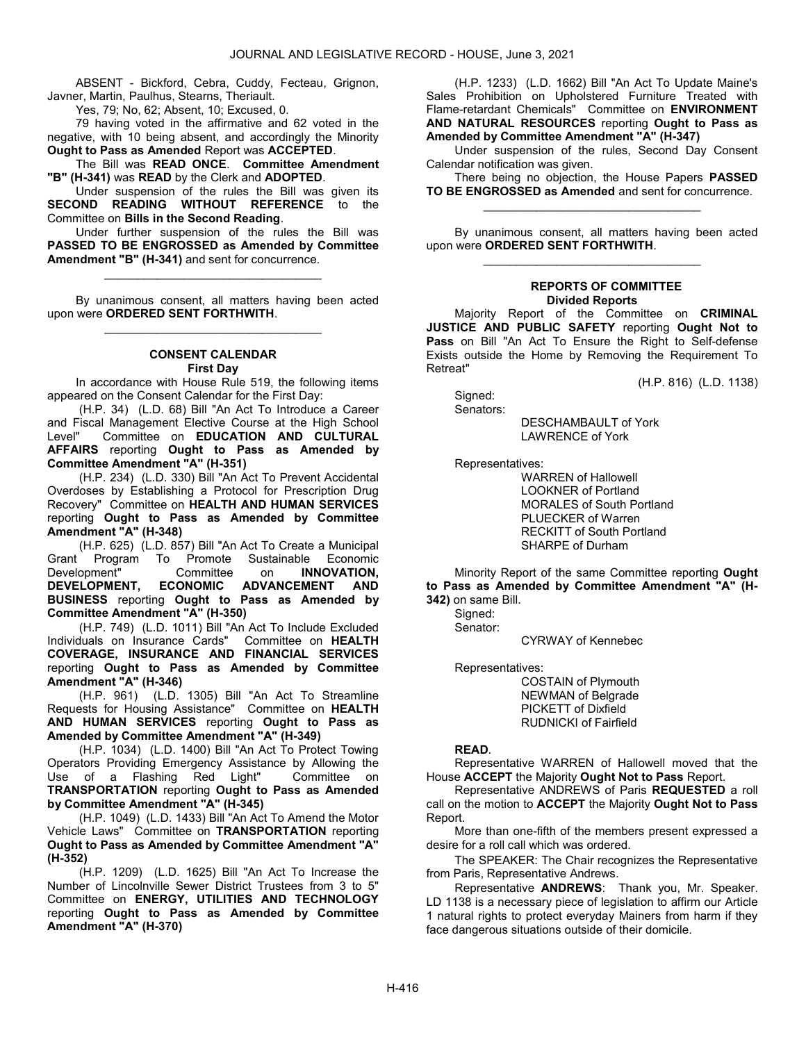ABSENT - Bickford, Cebra, Cuddy, Fecteau, Grignon, Javner, Martin, Paulhus, Stearns, Theriault.

Yes, 79; No, 62; Absent, 10; Excused, 0.

79 having voted in the affirmative and 62 voted in the negative, with 10 being absent, and accordingly the Minority **Ought to Pass as Amended** Report was **ACCEPTED**.

The Bill was **READ ONCE**. **Committee Amendment "B" (H-341)** was **READ** by the Clerk and **ADOPTED**.

Under suspension of the rules the Bill was given its **SECOND READING WITHOUT REFERENCE** to the Committee on **Bills in the Second Reading**.

Under further suspension of the rules the Bill was **PASSED TO BE ENGROSSED as Amended by Committee Amendment "B" (H-341)** and sent for concurrence.

_________________________________

By unanimous consent, all matters having been acted upon were **ORDERED SENT FORTHWITH**.

_________________________________

**CONSENT CALENDAR**
**First Day**

In accordance with House Rule 519, the following items appeared on the Consent Calendar for the First Day:

(H.P. 34) (L.D. 68) Bill "An Act To Introduce a Career and Fiscal Management Elective Course at the High School Level" Committee on **EDUCATION AND CULTURAL AFFAIRS** reporting **Ought to Pass as Amended by Committee Amendment "A" (H-351)**

(H.P. 234) (L.D. 330) Bill "An Act To Prevent Accidental Overdoses by Establishing a Protocol for Prescription Drug Recovery" Committee on **HEALTH AND HUMAN SERVICES** reporting **Ought to Pass as Amended by Committee Amendment "A" (H-348)**

(H.P. 625) (L.D. 857) Bill "An Act To Create a Municipal Grant Program To Promote Sustainable Economic Development" Committee on **INNOVATION, DEVELOPMENT, ECONOMIC ADVANCEMENT AND BUSINESS** reporting **Ought to Pass as Amended by Committee Amendment "A" (H-350)**

(H.P. 749) (L.D. 1011) Bill "An Act To Include Excluded Individuals on Insurance Cards" Committee on **HEALTH COVERAGE, INSURANCE AND FINANCIAL SERVICES** reporting **Ought to Pass as Amended by Committee Amendment "A" (H-346)**

(H.P. 961) (L.D. 1305) Bill "An Act To Streamline Requests for Housing Assistance" Committee on **HEALTH AND HUMAN SERVICES** reporting **Ought to Pass as Amended by Committee Amendment "A" (H-349)**

(H.P. 1034) (L.D. 1400) Bill "An Act To Protect Towing Operators Providing Emergency Assistance by Allowing the Use of a Flashing Red Light" Committee on **TRANSPORTATION** reporting **Ought to Pass as Amended by Committee Amendment "A" (H-345)**

(H.P. 1049) (L.D. 1433) Bill "An Act To Amend the Motor Vehicle Laws" Committee on **TRANSPORTATION** reporting **Ought to Pass as Amended by Committee Amendment "A" (H-352)**

(H.P. 1209) (L.D. 1625) Bill "An Act To Increase the Number of Lincolnville Sewer District Trustees from 3 to 5" Committee on **ENERGY, UTILITIES AND TECHNOLOGY** reporting **Ought to Pass as Amended by Committee Amendment "A" (H-370)**

(H.P. 1233) (L.D. 1662) Bill "An Act To Update Maine's Sales Prohibition on Upholstered Furniture Treated with Flame-retardant Chemicals" Committee on **ENVIRONMENT AND NATURAL RESOURCES** reporting **Ought to Pass as Amended by Committee Amendment "A" (H-347)**

Under suspension of the rules, Second Day Consent Calendar notification was given.

There being no objection, the House Papers **PASSED TO BE ENGROSSED as Amended** and sent for concurrence.

_________________________________

By unanimous consent, all matters having been acted upon were **ORDERED SENT FORTHWITH**.

_________________________________

**REPORTS OF COMMITTEE**
**Divided Reports**

Majority Report of the Committee on **CRIMINAL JUSTICE AND PUBLIC SAFETY** reporting **Ought Not to Pass** on Bill "An Act To Ensure the Right to Self-defense Exists outside the Home by Removing the Requirement To Retreat"

(H.P. 816) (L.D. 1138)

Signed:
Senators:

DESCHAMBAULT of York
LAWRENCE of York

Representatives:

WARREN of Hallowell
LOOKNER of Portland
MORALES of South Portland
PLUECKER of Warren
RECKITT of South Portland
SHARPE of Durham

Minority Report of the same Committee reporting **Ought to Pass as Amended by Committee Amendment "A" (H-342)** on same Bill.

Signed:
Senator:

CYRWAY of Kennebec

Representatives:

COSTAIN of Plymouth
NEWMAN of Belgrade
PICKETT of Dixfield
RUDNICKI of Fairfield

**READ**.

Representative WARREN of Hallowell moved that the House **ACCEPT** the Majority **Ought Not to Pass** Report.

Representative ANDREWS of Paris **REQUESTED** a roll call on the motion to **ACCEPT** the Majority **Ought Not to Pass** Report.

More than one-fifth of the members present expressed a desire for a roll call which was ordered.

The SPEAKER: The Chair recognizes the Representative from Paris, Representative Andrews.

Representative **ANDREWS**: Thank you, Mr. Speaker. LD 1138 is a necessary piece of legislation to affirm our Article 1 natural rights to protect everyday Mainers from harm if they face dangerous situations outside of their domicile.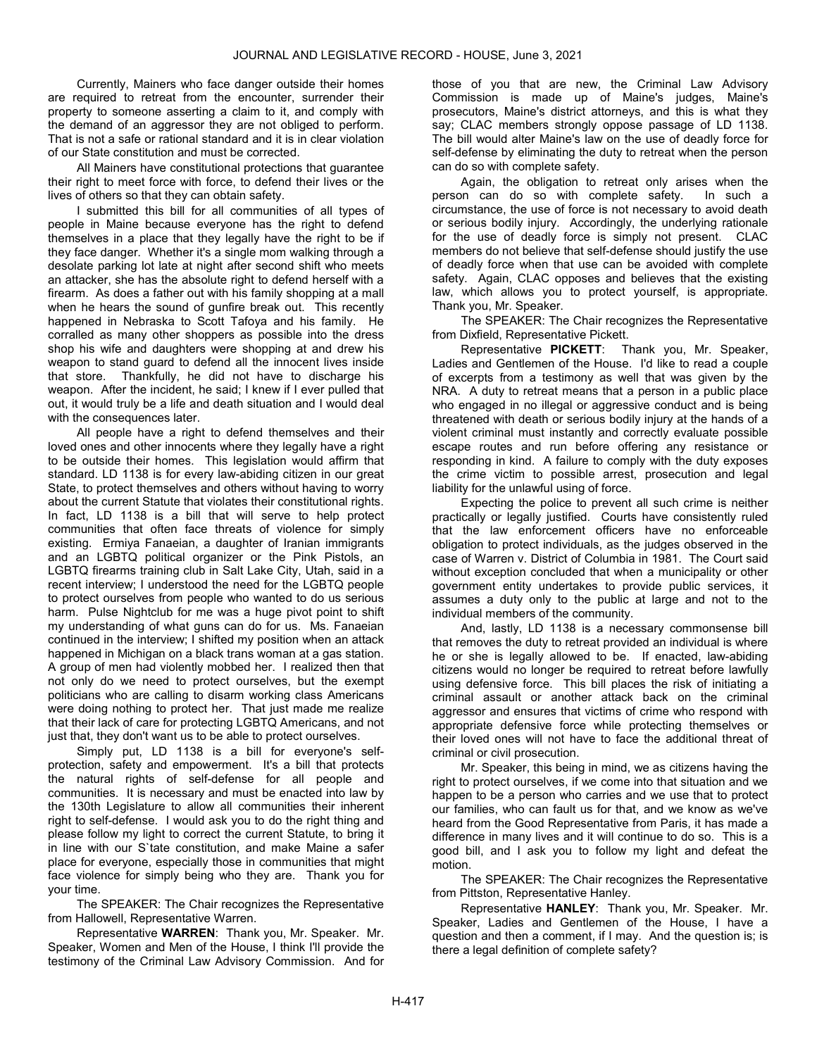Currently, Mainers who face danger outside their homes are required to retreat from the encounter, surrender their property to someone asserting a claim to it, and comply with the demand of an aggressor they are not obliged to perform. That is not a safe or rational standard and it is in clear violation of our State constitution and must be corrected.

All Mainers have constitutional protections that guarantee their right to meet force with force, to defend their lives or the lives of others so that they can obtain safety.

I submitted this bill for all communities of all types of people in Maine because everyone has the right to defend themselves in a place that they legally have the right to be if they face danger. Whether it's a single mom walking through a desolate parking lot late at night after second shift who meets an attacker, she has the absolute right to defend herself with a firearm. As does a father out with his family shopping at a mall when he hears the sound of gunfire break out. This recently happened in Nebraska to Scott Tafoya and his family. He corralled as many other shoppers as possible into the dress shop his wife and daughters were shopping at and drew his weapon to stand guard to defend all the innocent lives inside that store. Thankfully, he did not have to discharge his weapon. After the incident, he said; I knew if I ever pulled that out, it would truly be a life and death situation and I would deal with the consequences later.

All people have a right to defend themselves and their loved ones and other innocents where they legally have a right to be outside their homes. This legislation would affirm that standard. LD 1138 is for every law-abiding citizen in our great State, to protect themselves and others without having to worry about the current Statute that violates their constitutional rights. In fact, LD 1138 is a bill that will serve to help protect communities that often face threats of violence for simply existing. Ermiya Fanaeian, a daughter of Iranian immigrants and an LGBTQ political organizer or the Pink Pistols, an LGBTQ firearms training club in Salt Lake City, Utah, said in a recent interview; I understood the need for the LGBTQ people to protect ourselves from people who wanted to do us serious harm. Pulse Nightclub for me was a huge pivot point to shift my understanding of what guns can do for us. Ms. Fanaeian continued in the interview; I shifted my position when an attack happened in Michigan on a black trans woman at a gas station. A group of men had violently mobbed her. I realized then that not only do we need to protect ourselves, but the exempt politicians who are calling to disarm working class Americans were doing nothing to protect her. That just made me realize that their lack of care for protecting LGBTQ Americans, and not just that, they don't want us to be able to protect ourselves.

Simply put, LD 1138 is a bill for everyone's self-protection, safety and empowerment. It's a bill that protects the natural rights of self-defense for all people and communities. It is necessary and must be enacted into law by the 130th Legislature to allow all communities their inherent right to self-defense. I would ask you to do the right thing and please follow my light to correct the current Statute, to bring it in line with our S`tate constitution, and make Maine a safer place for everyone, especially those in communities that might face violence for simply being who they are. Thank you for your time.

The SPEAKER: The Chair recognizes the Representative from Hallowell, Representative Warren.

Representative **WARREN**: Thank you, Mr. Speaker. Mr. Speaker, Women and Men of the House, I think I'll provide the testimony of the Criminal Law Advisory Commission. And for those of you that are new, the Criminal Law Advisory Commission is made up of Maine's judges, Maine's prosecutors, Maine's district attorneys, and this is what they say; CLAC members strongly oppose passage of LD 1138. The bill would alter Maine's law on the use of deadly force for self-defense by eliminating the duty to retreat when the person can do so with complete safety.

Again, the obligation to retreat only arises when the person can do so with complete safety. In such a circumstance, the use of force is not necessary to avoid death or serious bodily injury. Accordingly, the underlying rationale for the use of deadly force is simply not present. CLAC members do not believe that self-defense should justify the use of deadly force when that use can be avoided with complete safety. Again, CLAC opposes and believes that the existing law, which allows you to protect yourself, is appropriate. Thank you, Mr. Speaker.

The SPEAKER: The Chair recognizes the Representative from Dixfield, Representative Pickett.

Representative **PICKETT**: Thank you, Mr. Speaker, Ladies and Gentlemen of the House. I'd like to read a couple of excerpts from a testimony as well that was given by the NRA. A duty to retreat means that a person in a public place who engaged in no illegal or aggressive conduct and is being threatened with death or serious bodily injury at the hands of a violent criminal must instantly and correctly evaluate possible escape routes and run before offering any resistance or responding in kind. A failure to comply with the duty exposes the crime victim to possible arrest, prosecution and legal liability for the unlawful using of force.

Expecting the police to prevent all such crime is neither practically or legally justified. Courts have consistently ruled that the law enforcement officers have no enforceable obligation to protect individuals, as the judges observed in the case of Warren v. District of Columbia in 1981. The Court said without exception concluded that when a municipality or other government entity undertakes to provide public services, it assumes a duty only to the public at large and not to the individual members of the community.

And, lastly, LD 1138 is a necessary commonsense bill that removes the duty to retreat provided an individual is where he or she is legally allowed to be. If enacted, law-abiding citizens would no longer be required to retreat before lawfully using defensive force. This bill places the risk of initiating a criminal assault or another attack back on the criminal aggressor and ensures that victims of crime who respond with appropriate defensive force while protecting themselves or their loved ones will not have to face the additional threat of criminal or civil prosecution.

Mr. Speaker, this being in mind, we as citizens having the right to protect ourselves, if we come into that situation and we happen to be a person who carries and we use that to protect our families, who can fault us for that, and we know as we've heard from the Good Representative from Paris, it has made a difference in many lives and it will continue to do so. This is a good bill, and I ask you to follow my light and defeat the motion.

The SPEAKER: The Chair recognizes the Representative from Pittston, Representative Hanley.

Representative **HANLEY**: Thank you, Mr. Speaker. Mr. Speaker, Ladies and Gentlemen of the House, I have a question and then a comment, if I may. And the question is; is there a legal definition of complete safety?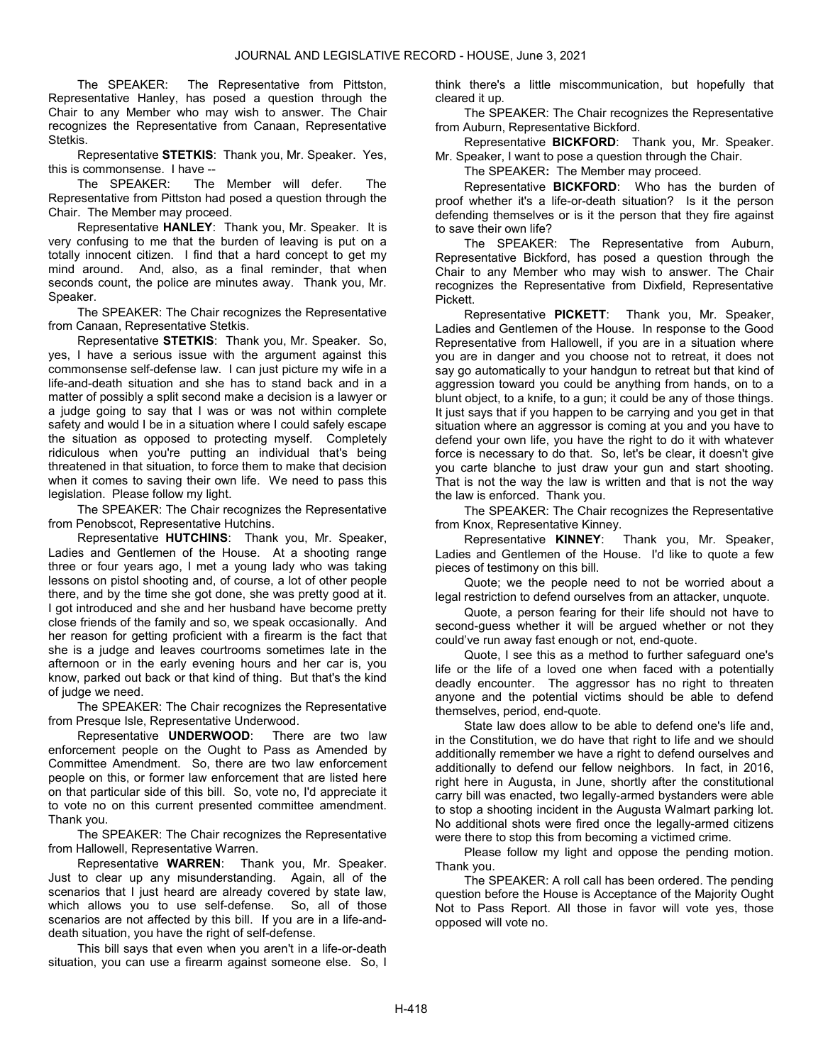The SPEAKER: The Representative from Pittston, Representative Hanley, has posed a question through the Chair to any Member who may wish to answer. The Chair recognizes the Representative from Canaan, Representative Stetkis.

Representative **STETKIS**: Thank you, Mr. Speaker. Yes, this is commonsense. I have --

The SPEAKER: The Member will defer. The Representative from Pittston had posed a question through the Chair. The Member may proceed.

Representative **HANLEY**: Thank you, Mr. Speaker. It is very confusing to me that the burden of leaving is put on a totally innocent citizen. I find that a hard concept to get my mind around. And, also, as a final reminder, that when seconds count, the police are minutes away. Thank you, Mr. Speaker.

The SPEAKER: The Chair recognizes the Representative from Canaan, Representative Stetkis.

Representative **STETKIS**: Thank you, Mr. Speaker. So, yes, I have a serious issue with the argument against this commonsense self-defense law. I can just picture my wife in a life-and-death situation and she has to stand back and in a matter of possibly a split second make a decision is a lawyer or a judge going to say that I was or was not within complete safety and would I be in a situation where I could safely escape the situation as opposed to protecting myself. Completely ridiculous when you're putting an individual that's being threatened in that situation, to force them to make that decision when it comes to saving their own life. We need to pass this legislation. Please follow my light.

The SPEAKER: The Chair recognizes the Representative from Penobscot, Representative Hutchins.

Representative **HUTCHINS**: Thank you, Mr. Speaker, Ladies and Gentlemen of the House. At a shooting range three or four years ago, I met a young lady who was taking lessons on pistol shooting and, of course, a lot of other people there, and by the time she got done, she was pretty good at it. I got introduced and she and her husband have become pretty close friends of the family and so, we speak occasionally. And her reason for getting proficient with a firearm is the fact that she is a judge and leaves courtrooms sometimes late in the afternoon or in the early evening hours and her car is, you know, parked out back or that kind of thing. But that's the kind of judge we need.

The SPEAKER: The Chair recognizes the Representative from Presque Isle, Representative Underwood.

Representative **UNDERWOOD**: There are two law enforcement people on the Ought to Pass as Amended by Committee Amendment. So, there are two law enforcement people on this, or former law enforcement that are listed here on that particular side of this bill. So, vote no, I'd appreciate it to vote no on this current presented committee amendment. Thank you.

The SPEAKER: The Chair recognizes the Representative from Hallowell, Representative Warren.

Representative **WARREN**: Thank you, Mr. Speaker. Just to clear up any misunderstanding. Again, all of the scenarios that I just heard are already covered by state law, which allows you to use self-defense. So, all of those scenarios are not affected by this bill. If you are in a life-and-death situation, you have the right of self-defense.

This bill says that even when you aren't in a life-or-death situation, you can use a firearm against someone else. So, I think there's a little miscommunication, but hopefully that cleared it up.

The SPEAKER: The Chair recognizes the Representative from Auburn, Representative Bickford.

Representative **BICKFORD**: Thank you, Mr. Speaker. Mr. Speaker, I want to pose a question through the Chair.

The SPEAKER**:** The Member may proceed.

Representative **BICKFORD**: Who has the burden of proof whether it's a life-or-death situation? Is it the person defending themselves or is it the person that they fire against to save their own life?

The SPEAKER: The Representative from Auburn, Representative Bickford, has posed a question through the Chair to any Member who may wish to answer. The Chair recognizes the Representative from Dixfield, Representative Pickett.

Representative **PICKETT**: Thank you, Mr. Speaker, Ladies and Gentlemen of the House. In response to the Good Representative from Hallowell, if you are in a situation where you are in danger and you choose not to retreat, it does not say go automatically to your handgun to retreat but that kind of aggression toward you could be anything from hands, on to a blunt object, to a knife, to a gun; it could be any of those things. It just says that if you happen to be carrying and you get in that situation where an aggressor is coming at you and you have to defend your own life, you have the right to do it with whatever force is necessary to do that. So, let's be clear, it doesn't give you carte blanche to just draw your gun and start shooting. That is not the way the law is written and that is not the way the law is enforced. Thank you.

The SPEAKER: The Chair recognizes the Representative from Knox, Representative Kinney.

Representative **KINNEY**: Thank you, Mr. Speaker, Ladies and Gentlemen of the House. I'd like to quote a few pieces of testimony on this bill.

Quote; we the people need to not be worried about a legal restriction to defend ourselves from an attacker, unquote.

Quote, a person fearing for their life should not have to second-guess whether it will be argued whether or not they could've run away fast enough or not, end-quote.

Quote, I see this as a method to further safeguard one's life or the life of a loved one when faced with a potentially deadly encounter. The aggressor has no right to threaten anyone and the potential victims should be able to defend themselves, period, end-quote.

State law does allow to be able to defend one's life and, in the Constitution, we do have that right to life and we should additionally remember we have a right to defend ourselves and additionally to defend our fellow neighbors. In fact, in 2016, right here in Augusta, in June, shortly after the constitutional carry bill was enacted, two legally-armed bystanders were able to stop a shooting incident in the Augusta Walmart parking lot. No additional shots were fired once the legally-armed citizens were there to stop this from becoming a victimed crime.

Please follow my light and oppose the pending motion. Thank you.

The SPEAKER: A roll call has been ordered. The pending question before the House is Acceptance of the Majority Ought Not to Pass Report. All those in favor will vote yes, those opposed will vote no.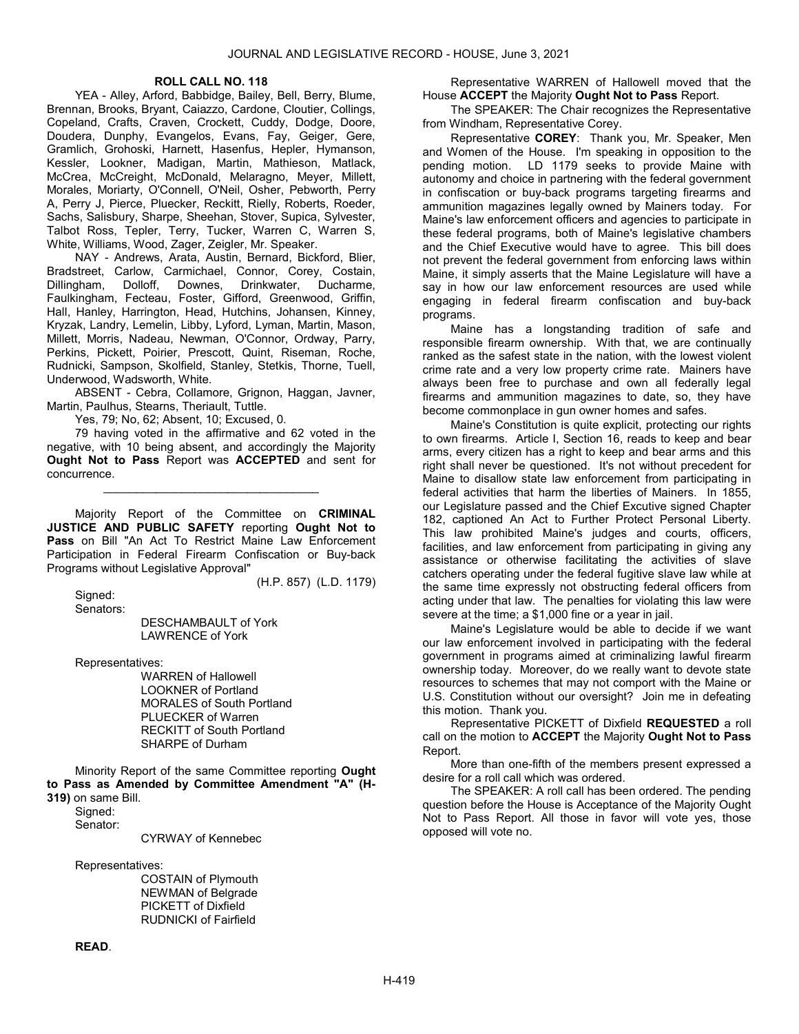**ROLL CALL NO. 118**

YEA - Alley, Arford, Babbidge, Bailey, Bell, Berry, Blume, Brennan, Brooks, Bryant, Caiazzo, Cardone, Cloutier, Collings, Copeland, Crafts, Craven, Crockett, Cuddy, Dodge, Doore, Doudera, Dunphy, Evangelos, Evans, Fay, Geiger, Gere, Gramlich, Grohoski, Harnett, Hasenfus, Hepler, Hymanson, Kessler, Lookner, Madigan, Martin, Mathieson, Matlack, McCrea, McCreight, McDonald, Melaragno, Meyer, Millett, Morales, Moriarty, O'Connell, O'Neil, Osher, Pebworth, Perry A, Perry J, Pierce, Pluecker, Reckitt, Rielly, Roberts, Roeder, Sachs, Salisbury, Sharpe, Sheehan, Stover, Supica, Sylvester, Talbot Ross, Tepler, Terry, Tucker, Warren C, Warren S, White, Williams, Wood, Zager, Zeigler, Mr. Speaker.

NAY - Andrews, Arata, Austin, Bernard, Bickford, Blier, Bradstreet, Carlow, Carmichael, Connor, Corey, Costain, Dillingham, Dolloff, Downes, Drinkwater, Ducharme, Faulkingham, Fecteau, Foster, Gifford, Greenwood, Griffin, Hall, Hanley, Harrington, Head, Hutchins, Johansen, Kinney, Kryzak, Landry, Lemelin, Libby, Lyford, Lyman, Martin, Mason, Millett, Morris, Nadeau, Newman, O'Connor, Ordway, Parry, Perkins, Pickett, Poirier, Prescott, Quint, Riseman, Roche, Rudnicki, Sampson, Skolfield, Stanley, Stetkis, Thorne, Tuell, Underwood, Wadsworth, White.

ABSENT - Cebra, Collamore, Grignon, Haggan, Javner, Martin, Paulhus, Stearns, Theriault, Tuttle.

Yes, 79; No, 62; Absent, 10; Excused, 0.

79 having voted in the affirmative and 62 voted in the negative, with 10 being absent, and accordingly the Majority **Ought Not to Pass** Report was **ACCEPTED** and sent for concurrence.

---

Majority Report of the Committee on **CRIMINAL JUSTICE AND PUBLIC SAFETY** reporting **Ought Not to Pass** on Bill "An Act To Restrict Maine Law Enforcement Participation in Federal Firearm Confiscation or Buy-back Programs without Legislative Approval"

(H.P. 857) (L.D. 1179)

Signed:

Senators:

DESCHAMBAULT of York
LAWRENCE of York

Representatives:

WARREN of Hallowell
LOOKNER of Portland
MORALES of South Portland
PLUECKER of Warren
RECKITT of South Portland
SHARPE of Durham

Minority Report of the same Committee reporting **Ought to Pass as Amended by Committee Amendment "A" (H-319)** on same Bill.

Signed:

Senator:

CYRWAY of Kennebec

Representatives:

COSTAIN of Plymouth
NEWMAN of Belgrade
PICKETT of Dixfield
RUDNICKI of Fairfield

**READ**.

Representative WARREN of Hallowell moved that the House **ACCEPT** the Majority **Ought Not to Pass** Report.

The SPEAKER: The Chair recognizes the Representative from Windham, Representative Corey.

Representative **COREY**: Thank you, Mr. Speaker, Men and Women of the House. I'm speaking in opposition to the pending motion. LD 1179 seeks to provide Maine with autonomy and choice in partnering with the federal government in confiscation or buy-back programs targeting firearms and ammunition magazines legally owned by Mainers today. For Maine's law enforcement officers and agencies to participate in these federal programs, both of Maine's legislative chambers and the Chief Executive would have to agree. This bill does not prevent the federal government from enforcing laws within Maine, it simply asserts that the Maine Legislature will have a say in how our law enforcement resources are used while engaging in federal firearm confiscation and buy-back programs.

Maine has a longstanding tradition of safe and responsible firearm ownership. With that, we are continually ranked as the safest state in the nation, with the lowest violent crime rate and a very low property crime rate. Mainers have always been free to purchase and own all federally legal firearms and ammunition magazines to date, so, they have become commonplace in gun owner homes and safes.

Maine's Constitution is quite explicit, protecting our rights to own firearms. Article I, Section 16, reads to keep and bear arms, every citizen has a right to keep and bear arms and this right shall never be questioned. It's not without precedent for Maine to disallow state law enforcement from participating in federal activities that harm the liberties of Mainers. In 1855, our Legislature passed and the Chief Exctive signed Chapter 182, captioned An Act to Further Protect Personal Liberty. This law prohibited Maine's judges and courts, officers, facilities, and law enforcement from participating in giving any assistance or otherwise facilitating the activities of slave catchers operating under the federal fugitive slave law while at the same time expressly not obstructing federal officers from acting under that law. The penalties for violating this law were severe at the time; a $1,000 fine or a year in jail.

Maine's Legislature would be able to decide if we want our law enforcement involved in participating with the federal government in programs aimed at criminalizing lawful firearm ownership today. Moreover, do we really want to devote state resources to schemes that may not comport with the Maine or U.S. Constitution without our oversight? Join me in defeating this motion. Thank you.

Representative PICKETT of Dixfield **REQUESTED** a roll call on the motion to **ACCEPT** the Majority **Ought Not to Pass** Report.

More than one-fifth of the members present expressed a desire for a roll call which was ordered.

The SPEAKER: A roll call has been ordered. The pending question before the House is Acceptance of the Majority Ought Not to Pass Report. All those in favor will vote yes, those opposed will vote no.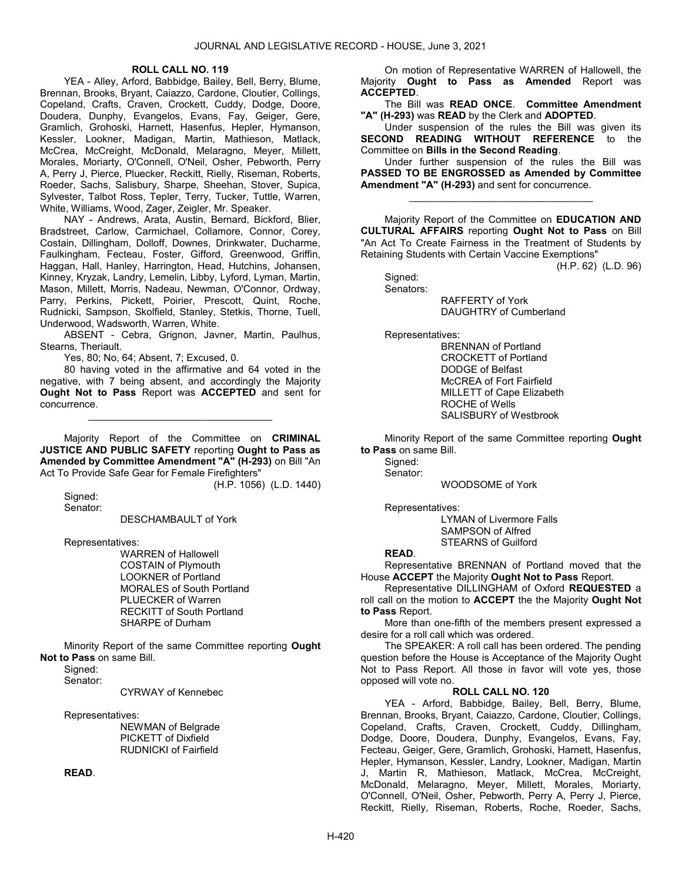**ROLL CALL NO. 119**

YEA - Alley, Arford, Babbidge, Bailey, Bell, Berry, Blume, Brennan, Brooks, Bryant, Caiazzo, Cardone, Cloutier, Collings, Copeland, Crafts, Craven, Crockett, Cuddy, Dodge, Doore, Doudera, Dunphy, Evangelos, Evans, Fay, Geiger, Gere, Gramlich, Grohoski, Harnett, Hasenfus, Hepler, Hymanson, Kessler, Lookner, Madigan, Martin, Mathieson, Matlack, McCrea, McCreight, McDonald, Melaragno, Meyer, Millett, Morales, Moriarty, O'Connell, O'Neil, Osher, Pebworth, Perry A, Perry J, Pierce, Pluecker, Reckitt, Rielly, Riseman, Roberts, Roeder, Sachs, Salisbury, Sharpe, Sheehan, Stover, Supica, Sylvester, Talbot Ross, Tepler, Terry, Tucker, Tuttle, Warren, White, Williams, Wood, Zager, Zeigler, Mr. Speaker.

NAY - Andrews, Arata, Austin, Bernard, Bickford, Blier, Bradstreet, Carlow, Carmichael, Collamore, Connor, Corey, Costain, Dillingham, Dolloff, Downes, Drinkwater, Ducharme, Faulkingham, Fecteau, Foster, Gifford, Greenwood, Griffin, Haggan, Hall, Hanley, Harrington, Head, Hutchins, Johansen, Kinney, Kryzak, Landry, Lemelin, Libby, Lyford, Lyman, Martin, Mason, Millett, Morris, Nadeau, Newman, O'Connor, Ordway, Parry, Perkins, Pickett, Poirier, Prescott, Quint, Roche, Rudnicki, Sampson, Skolfield, Stanley, Stetkis, Thorne, Tuell, Underwood, Wadsworth, Warren, White.

ABSENT - Cebra, Grignon, Javner, Martin, Paulhus, Stearns, Theriault.

Yes, 80; No, 64; Absent, 7; Excused, 0.

80 having voted in the affirmative and 64 voted in the negative, with 7 being absent, and accordingly the Majority **Ought Not to Pass** Report was **ACCEPTED** and sent for concurrence.

_________________________________

Majority Report of the Committee on **CRIMINAL JUSTICE AND PUBLIC SAFETY** reporting **Ought to Pass as Amended by Committee Amendment "A" (H-293)** on Bill "An Act To Provide Safe Gear for Female Firefighters"

(H.P. 1056) (L.D. 1440)

Signed:
Senator:

DESCHAMBAULT of York

Representatives:

WARREN of Hallowell
COSTAIN of Plymouth
LOOKNER of Portland
MORALES of South Portland
PLUECKER of Warren
RECKITT of South Portland
SHARPE of Durham

Minority Report of the same Committee reporting **Ought Not to Pass** on same Bill.

Signed:
Senator:

CYRWAY of Kennebec

Representatives:

NEWMAN of Belgrade
PICKETT of Dixfield
RUDNICKI of Fairfield

**READ**.

On motion of Representative WARREN of Hallowell, the Majority **Ought to Pass as Amended** Report was **ACCEPTED**.

The Bill was **READ ONCE**. **Committee Amendment "A" (H-293)** was **READ** by the Clerk and **ADOPTED**.

Under suspension of the rules the Bill was given its **SECOND READING WITHOUT REFERENCE** to the Committee on **Bills in the Second Reading**.

Under further suspension of the rules the Bill was **PASSED TO BE ENGROSSED as Amended by Committee Amendment "A" (H-293)** and sent for concurrence.

_________________________________

Majority Report of the Committee on **EDUCATION AND CULTURAL AFFAIRS** reporting **Ought Not to Pass** on Bill "An Act To Create Fairness in the Treatment of Students by Retaining Students with Certain Vaccine Exemptions"

(H.P. 62) (L.D. 96)

Signed:
Senators:

RAFFERTY of York
DAUGHTRY of Cumberland

Representatives:

BRENNAN of Portland
CROCKETT of Portland
DODGE of Belfast
McCREA of Fort Fairfield
MILLETT of Cape Elizabeth
ROCHE of Wells
SALISBURY of Westbrook

Minority Report of the same Committee reporting **Ought to Pass** on same Bill.

Signed:
Senator:

WOODSOME of York

Representatives:

LYMAN of Livermore Falls
SAMPSON of Alfred
STEARNS of Guilford

**READ**.

Representative BRENNAN of Portland moved that the House **ACCEPT** the Majority **Ought Not to Pass** Report.

Representative DILLINGHAM of Oxford **REQUESTED** a roll call on the motion to **ACCEPT** the the Majority **Ought Not to Pass** Report.

More than one-fifth of the members present expressed a desire for a roll call which was ordered.

The SPEAKER: A roll call has been ordered. The pending question before the House is Acceptance of the Majority Ought Not to Pass Report. All those in favor will vote yes, those opposed will vote no.

**ROLL CALL NO. 120**

YEA - Arford, Babbidge, Bailey, Bell, Berry, Blume, Brennan, Brooks, Bryant, Caiazzo, Cardone, Cloutier, Collings, Copeland, Crafts, Craven, Crockett, Cuddy, Dillingham, Dodge, Doore, Doudera, Dunphy, Evangelos, Evans, Fay, Fecteau, Geiger, Gere, Gramlich, Grohoski, Harnett, Hasenfus, Hepler, Hymanson, Kessler, Landry, Lookner, Madigan, Martin J, Martin R, Mathieson, Matlack, McCrea, McCreight, McDonald, Melaragno, Meyer, Millett, Morales, Moriarty, O'Connell, O'Neil, Osher, Pebworth, Perry A, Perry J, Pierce, Reckitt, Rielly, Riseman, Roberts, Roche, Roeder, Sachs,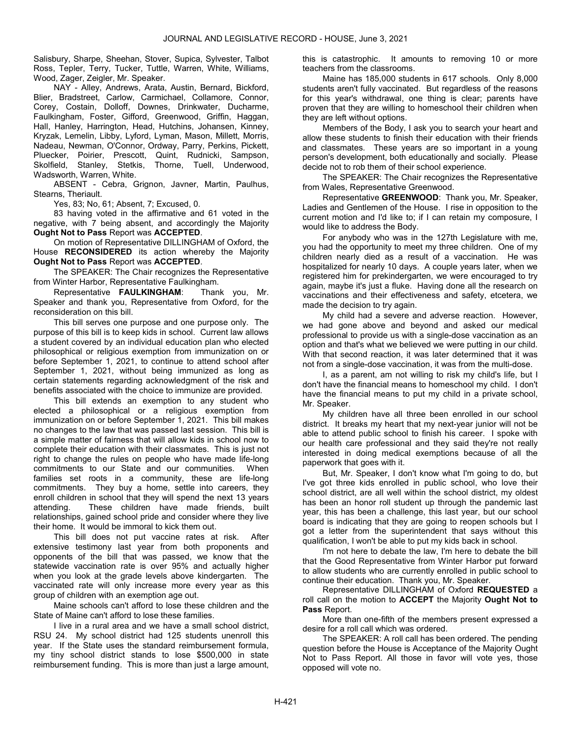Salisbury, Sharpe, Sheehan, Stover, Supica, Sylvester, Talbot Ross, Tepler, Terry, Tucker, Tuttle, Warren, White, Williams, Wood, Zager, Zeigler, Mr. Speaker.

NAY - Alley, Andrews, Arata, Austin, Bernard, Bickford, Blier, Bradstreet, Carlow, Carmichael, Collamore, Connor, Corey, Costain, Dolloff, Downes, Drinkwater, Ducharme, Faulkingham, Foster, Gifford, Greenwood, Griffin, Haggan, Hall, Hanley, Harrington, Head, Hutchins, Johansen, Kinney, Kryzak, Lemelin, Libby, Lyford, Lyman, Mason, Millett, Morris, Nadeau, Newman, O'Connor, Ordway, Parry, Perkins, Pickett, Pluecker, Poirier, Prescott, Quint, Rudnicki, Sampson, Skolfield, Stanley, Stetkis, Thorne, Tuell, Underwood, Wadsworth, Warren, White.

ABSENT - Cebra, Grignon, Javner, Martin, Paulhus, Stearns, Theriault.

Yes, 83; No, 61; Absent, 7; Excused, 0.

83 having voted in the affirmative and 61 voted in the negative, with 7 being absent, and accordingly the Majority **Ought Not to Pass** Report was **ACCEPTED**.

On motion of Representative DILLINGHAM of Oxford, the House **RECONSIDERED** its action whereby the Majority **Ought Not to Pass** Report was **ACCEPTED**.

The SPEAKER: The Chair recognizes the Representative from Winter Harbor, Representative Faulkingham.

Representative **FAULKINGHAM**: Thank you, Mr. Speaker and thank you, Representative from Oxford, for the reconsideration on this bill.

This bill serves one purpose and one purpose only. The purpose of this bill is to keep kids in school. Current law allows a student covered by an individual education plan who elected philosophical or religious exemption from immunization on or before September 1, 2021, to continue to attend school after September 1, 2021, without being immunized as long as certain statements regarding acknowledgment of the risk and benefits associated with the choice to immunize are provided.

This bill extends an exemption to any student who elected a philosophical or a religious exemption from immunization on or before September 1, 2021. This bill makes no changes to the law that was passed last session. This bill is a simple matter of fairness that will allow kids in school now to complete their education with their classmates. This is just not right to change the rules on people who have made life-long commitments to our State and our communities. When families set roots in a community, these are life-long commitments. They buy a home, settle into careers, they enroll children in school that they will spend the next 13 years attending. These children have made friends, built relationships, gained school pride and consider where they live their home. It would be immoral to kick them out.

This bill does not put vaccine rates at risk. After extensive testimony last year from both proponents and opponents of the bill that was passed, we know that the statewide vaccination rate is over 95% and actually higher when you look at the grade levels above kindergarten. The vaccinated rate will only increase more every year as this group of children with an exemption age out.

Maine schools can't afford to lose these children and the State of Maine can't afford to lose these families.

I live in a rural area and we have a small school district, RSU 24. My school district had 125 students unenroll this year. If the State uses the standard reimbursement formula, my tiny school district stands to lose $500,000 in state reimbursement funding. This is more than just a large amount, this is catastrophic. It amounts to removing 10 or more teachers from the classrooms.

Maine has 185,000 students in 617 schools. Only 8,000 students aren't fully vaccinated. But regardless of the reasons for this year's withdrawal, one thing is clear; parents have proven that they are willing to homeschool their children when they are left without options.

Members of the Body, I ask you to search your heart and allow these students to finish their education with their friends and classmates. These years are so important in a young person's development, both educationally and socially. Please decide not to rob them of their school experience.

The SPEAKER: The Chair recognizes the Representative from Wales, Representative Greenwood.

Representative **GREENWOOD**: Thank you, Mr. Speaker, Ladies and Gentlemen of the House. I rise in opposition to the current motion and I'd like to; if I can retain my composure, I would like to address the Body.

For anybody who was in the 127th Legislature with me, you had the opportunity to meet my three children. One of my children nearly died as a result of a vaccination. He was hospitalized for nearly 10 days. A couple years later, when we registered him for prekindergarten, we were encouraged to try again, maybe it's just a fluke. Having done all the research on vaccinations and their effectiveness and safety, etcetera, we made the decision to try again.

My child had a severe and adverse reaction. However, we had gone above and beyond and asked our medical professional to provide us with a single-dose vaccination as an option and that's what we believed we were putting in our child. With that second reaction, it was later determined that it was not from a single-dose vaccination, it was from the multi-dose.

I, as a parent, am not willing to risk my child's life, but I don't have the financial means to homeschool my child. I don't have the financial means to put my child in a private school, Mr. Speaker.

My children have all three been enrolled in our school district. It breaks my heart that my next-year junior will not be able to attend public school to finish his career. I spoke with our health care professional and they said they're not really interested in doing medical exemptions because of all the paperwork that goes with it.

But, Mr. Speaker, I don't know what I'm going to do, but I've got three kids enrolled in public school, who love their school district, are all well within the school district, my oldest has been an honor roll student up through the pandemic last year, this has been a challenge, this last year, but our school board is indicating that they are going to reopen schools but I got a letter from the superintendent that says without this qualification, I won't be able to put my kids back in school.

I'm not here to debate the law, I'm here to debate the bill that the Good Representative from Winter Harbor put forward to allow students who are currently enrolled in public school to continue their education. Thank you, Mr. Speaker.

Representative DILLINGHAM of Oxford **REQUESTED** a roll call on the motion to **ACCEPT** the Majority **Ought Not to Pass** Report.

More than one-fifth of the members present expressed a desire for a roll call which was ordered.

The SPEAKER: A roll call has been ordered. The pending question before the House is Acceptance of the Majority Ought Not to Pass Report. All those in favor will vote yes, those opposed will vote no.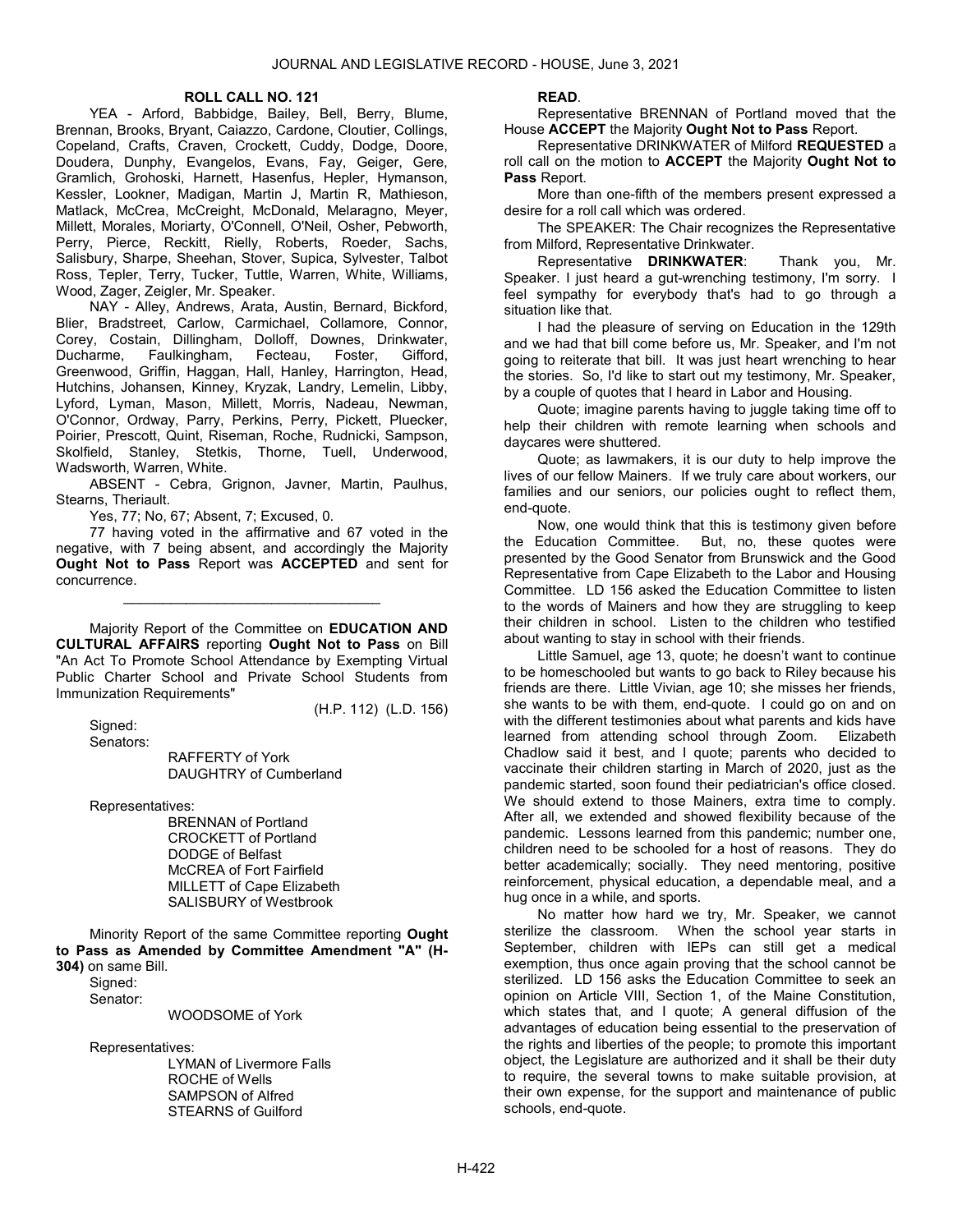**ROLL CALL NO. 121**

YEA - Arford, Babbidge, Bailey, Bell, Berry, Blume, Brennan, Brooks, Bryant, Caiazzo, Cardone, Cloutier, Collings, Copeland, Crafts, Craven, Crockett, Cuddy, Dodge, Doore, Doudera, Dunphy, Evangelos, Evans, Fay, Geiger, Gere, Gramlich, Grohoski, Harnett, Hasenfus, Hepler, Hymanson, Kessler, Lookner, Madigan, Martin J, Martin R, Mathieson, Matlack, McCrea, McCreight, McDonald, Melaragno, Meyer, Millett, Morales, Moriarty, O'Connell, O'Neil, Osher, Pebworth, Perry, Pierce, Reckitt, Rielly, Roberts, Roeder, Sachs, Salisbury, Sharpe, Sheehan, Stover, Supica, Sylvester, Talbot Ross, Tepler, Terry, Tucker, Tuttle, Warren, White, Williams, Wood, Zager, Zeigler, Mr. Speaker.

NAY - Alley, Andrews, Arata, Austin, Bernard, Bickford, Blier, Bradstreet, Carlow, Carmichael, Collamore, Connor, Corey, Costain, Dillingham, Dolloff, Downes, Drinkwater, Ducharme, Faulkingham, Fecteau, Foster, Gifford, Greenwood, Griffin, Haggan, Hall, Hanley, Harrington, Head, Hutchins, Johansen, Kinney, Kryzak, Landry, Lemelin, Libby, Lyford, Lyman, Mason, Millett, Morris, Nadeau, Newman, O'Connor, Ordway, Parry, Perkins, Perry, Pickett, Pluecker, Poirier, Prescott, Quint, Riseman, Roche, Rudnicki, Sampson, Skolfield, Stanley, Stetkis, Thorne, Tuell, Underwood, Wadsworth, Warren, White.

ABSENT - Cebra, Grignon, Javner, Martin, Paulhus, Stearns, Theriault.

Yes, 77; No, 67; Absent, 7; Excused, 0.

77 having voted in the affirmative and 67 voted in the negative, with 7 being absent, and accordingly the Majority **Ought Not to Pass** Report was **ACCEPTED** and sent for concurrence.

_________________________________

Majority Report of the Committee on **EDUCATION AND CULTURAL AFFAIRS** reporting **Ought Not to Pass** on Bill "An Act To Promote School Attendance by Exempting Virtual Public Charter School and Private School Students from Immunization Requirements"

(H.P. 112) (L.D. 156)

Signed:

Senators:

RAFFERTY of York
DAUGHTRY of Cumberland

Representatives:

BRENNAN of Portland
CROCKETT of Portland
DODGE of Belfast
McCREA of Fort Fairfield
MILLETT of Cape Elizabeth
SALISBURY of Westbrook

Minority Report of the same Committee reporting **Ought to Pass as Amended by Committee Amendment "A" (H-304)** on same Bill.

Signed:

Senator:

WOODSOME of York

Representatives:

LYMAN of Livermore Falls
ROCHE of Wells
SAMPSON of Alfred
STEARNS of Guilford

**READ**.

Representative BRENNAN of Portland moved that the House **ACCEPT** the Majority **Ought Not to Pass** Report.

Representative DRINKWATER of Milford **REQUESTED** a roll call on the motion to **ACCEPT** the Majority **Ought Not to Pass** Report.

More than one-fifth of the members present expressed a desire for a roll call which was ordered.

The SPEAKER: The Chair recognizes the Representative from Milford, Representative Drinkwater.

Representative **DRINKWATER**: Thank you, Mr. Speaker. I just heard a gut-wrenching testimony, I'm sorry. I feel sympathy for everybody that's had to go through a situation like that.

I had the pleasure of serving on Education in the 129th and we had that bill come before us, Mr. Speaker, and I'm not going to reiterate that bill. It was just heart wrenching to hear the stories. So, I'd like to start out my testimony, Mr. Speaker, by a couple of quotes that I heard in Labor and Housing.

Quote; imagine parents having to juggle taking time off to help their children with remote learning when schools and daycares were shuttered.

Quote; as lawmakers, it is our duty to help improve the lives of our fellow Mainers. If we truly care about workers, our families and our seniors, our policies ought to reflect them, end-quote.

Now, one would think that this is testimony given before the Education Committee. But, no, these quotes were presented by the Good Senator from Brunswick and the Good Representative from Cape Elizabeth to the Labor and Housing Committee. LD 156 asked the Education Committee to listen to the words of Mainers and how they are struggling to keep their children in school. Listen to the children who testified about wanting to stay in school with their friends.

Little Samuel, age 13, quote; he doesn't want to continue to be homeschooled but wants to go back to Riley because his friends are there. Little Vivian, age 10; she misses her friends, she wants to be with them, end-quote. I could go on and on with the different testimonies about what parents and kids have learned from attending school through Zoom. Elizabeth Chadlow said it best, and I quote; parents who decided to vaccinate their children starting in March of 2020, just as the pandemic started, soon found their pediatrician's office closed. We should extend to those Mainers, extra time to comply. After all, we extended and showed flexibility because of the pandemic. Lessons learned from this pandemic; number one, children need to be schooled for a host of reasons. They do better academically; socially. They need mentoring, positive reinforcement, physical education, a dependable meal, and a hug once in a while, and sports.

No matter how hard we try, Mr. Speaker, we cannot sterilize the classroom. When the school year starts in September, children with IEPs can still get a medical exemption, thus once again proving that the school cannot be sterilized. LD 156 asks the Education Committee to seek an opinion on Article VIII, Section 1, of the Maine Constitution, which states that, and I quote; A general diffusion of the advantages of education being essential to the preservation of the rights and liberties of the people; to promote this important object, the Legislature are authorized and it shall be their duty to require, the several towns to make suitable provision, at their own expense, for the support and maintenance of public schools, end-quote.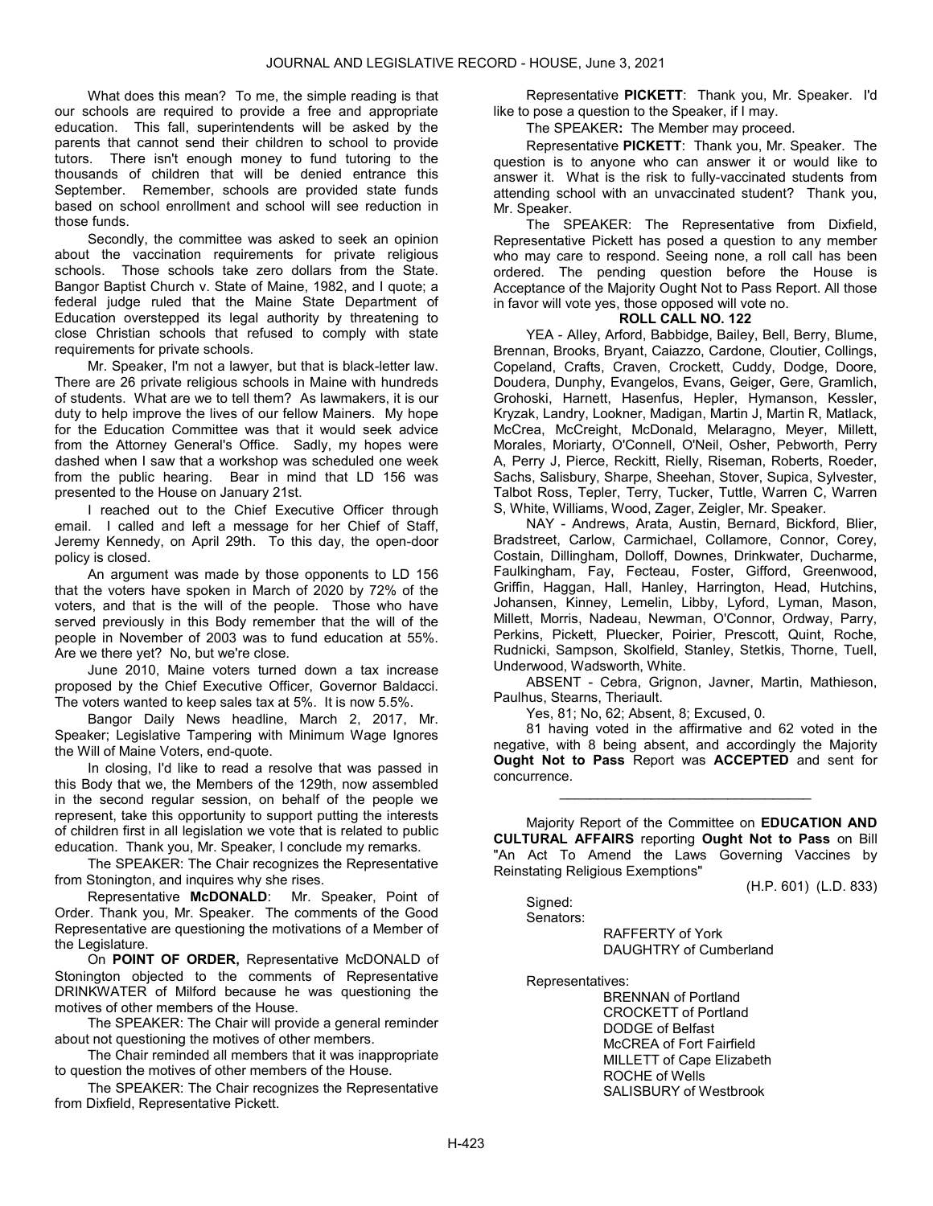What does this mean? To me, the simple reading is that our schools are required to provide a free and appropriate education. This fall, superintendents will be asked by the parents that cannot send their children to school to provide tutors. There isn't enough money to fund tutoring to the thousands of children that will be denied entrance this September. Remember, schools are provided state funds based on school enrollment and school will see reduction in those funds.

Secondly, the committee was asked to seek an opinion about the vaccination requirements for private religious schools. Those schools take zero dollars from the State. Bangor Baptist Church v. State of Maine, 1982, and I quote; a federal judge ruled that the Maine State Department of Education overstepped its legal authority by threatening to close Christian schools that refused to comply with state requirements for private schools.

Mr. Speaker, I'm not a lawyer, but that is black-letter law. There are 26 private religious schools in Maine with hundreds of students. What are we to tell them? As lawmakers, it is our duty to help improve the lives of our fellow Mainers. My hope for the Education Committee was that it would seek advice from the Attorney General's Office. Sadly, my hopes were dashed when I saw that a workshop was scheduled one week from the public hearing. Bear in mind that LD 156 was presented to the House on January 21st.

I reached out to the Chief Executive Officer through email. I called and left a message for her Chief of Staff, Jeremy Kennedy, on April 29th. To this day, the open-door policy is closed.

An argument was made by those opponents to LD 156 that the voters have spoken in March of 2020 by 72% of the voters, and that is the will of the people. Those who have served previously in this Body remember that the will of the people in November of 2003 was to fund education at 55%. Are we there yet? No, but we're close.

June 2010, Maine voters turned down a tax increase proposed by the Chief Executive Officer, Governor Baldacci. The voters wanted to keep sales tax at 5%. It is now 5.5%.

Bangor Daily News headline, March 2, 2017, Mr. Speaker; Legislative Tampering with Minimum Wage Ignores the Will of Maine Voters, end-quote.

In closing, I'd like to read a resolve that was passed in this Body that we, the Members of the 129th, now assembled in the second regular session, on behalf of the people we represent, take this opportunity to support putting the interests of children first in all legislation we vote that is related to public education. Thank you, Mr. Speaker, I conclude my remarks.

The SPEAKER: The Chair recognizes the Representative from Stonington, and inquires why she rises.

Representative **McDONALD**: Mr. Speaker, Point of Order. Thank you, Mr. Speaker. The comments of the Good Representative are questioning the motivations of a Member of the Legislature.

On **POINT OF ORDER,** Representative McDONALD of Stonington objected to the comments of Representative DRINKWATER of Milford because he was questioning the motives of other members of the House.

The SPEAKER: The Chair will provide a general reminder about not questioning the motives of other members.

The Chair reminded all members that it was inappropriate to question the motives of other members of the House.

The SPEAKER: The Chair recognizes the Representative from Dixfield, Representative Pickett.

Representative **PICKETT**: Thank you, Mr. Speaker. I'd like to pose a question to the Speaker, if I may.

The SPEAKER**:** The Member may proceed.

Representative **PICKETT**: Thank you, Mr. Speaker. The question is to anyone who can answer it or would like to answer it. What is the risk to fully-vaccinated students from attending school with an unvaccinated student? Thank you, Mr. Speaker.

The SPEAKER: The Representative from Dixfield, Representative Pickett has posed a question to any member who may care to respond. Seeing none, a roll call has been ordered. The pending question before the House is Acceptance of the Majority Ought Not to Pass Report. All those in favor will vote yes, those opposed will vote no.

**ROLL CALL NO. 122**

YEA - Alley, Arford, Babbidge, Bailey, Bell, Berry, Blume, Brennan, Brooks, Bryant, Caiazzo, Cardone, Cloutier, Collings, Copeland, Crafts, Craven, Crockett, Cuddy, Dodge, Doore, Doudera, Dunphy, Evangelos, Evans, Geiger, Gere, Gramlich, Grohoski, Harnett, Hasenfus, Hepler, Hymanson, Kessler, Kryzak, Landry, Lookner, Madigan, Martin J, Martin R, Matlack, McCrea, McCreight, McDonald, Melaragno, Meyer, Millett, Morales, Moriarty, O'Connell, O'Neil, Osher, Pebworth, Perry A, Perry J, Pierce, Reckitt, Rielly, Riseman, Roberts, Roeder, Sachs, Salisbury, Sharpe, Sheehan, Stover, Supica, Sylvester, Talbot Ross, Tepler, Terry, Tucker, Tuttle, Warren C, Warren S, White, Williams, Wood, Zager, Zeigler, Mr. Speaker.

NAY - Andrews, Arata, Austin, Bernard, Bickford, Blier, Bradstreet, Carlow, Carmichael, Collamore, Connor, Corey, Costain, Dillingham, Dolloff, Downes, Drinkwater, Ducharme, Faulkingham, Fay, Fecteau, Foster, Gifford, Greenwood, Griffin, Haggan, Hall, Hanley, Harrington, Head, Hutchins, Johansen, Kinney, Lemelin, Libby, Lyford, Lyman, Mason, Millett, Morris, Nadeau, Newman, O'Connor, Ordway, Parry, Perkins, Pickett, Pluecker, Poirier, Prescott, Quint, Roche, Rudnicki, Sampson, Skolfield, Stanley, Stetkis, Thorne, Tuell, Underwood, Wadsworth, White.

ABSENT - Cebra, Grignon, Javner, Martin, Mathieson, Paulhus, Stearns, Theriault.

Yes, 81; No, 62; Absent, 8; Excused, 0.

81 having voted in the affirmative and 62 voted in the negative, with 8 being absent, and accordingly the Majority **Ought Not to Pass** Report was **ACCEPTED** and sent for concurrence.

_________________________________

Majority Report of the Committee on **EDUCATION AND CULTURAL AFFAIRS** reporting **Ought Not to Pass** on Bill "An Act To Amend the Laws Governing Vaccines by Reinstating Religious Exemptions"

(H.P. 601) (L.D. 833)

Signed:

Senators:

RAFFERTY of York
DAUGHTRY of Cumberland

Representatives:

BRENNAN of Portland
CROCKETT of Portland
DODGE of Belfast
McCREA of Fort Fairfield
MILLETT of Cape Elizabeth
ROCHE of Wells
SALISBURY of Westbrook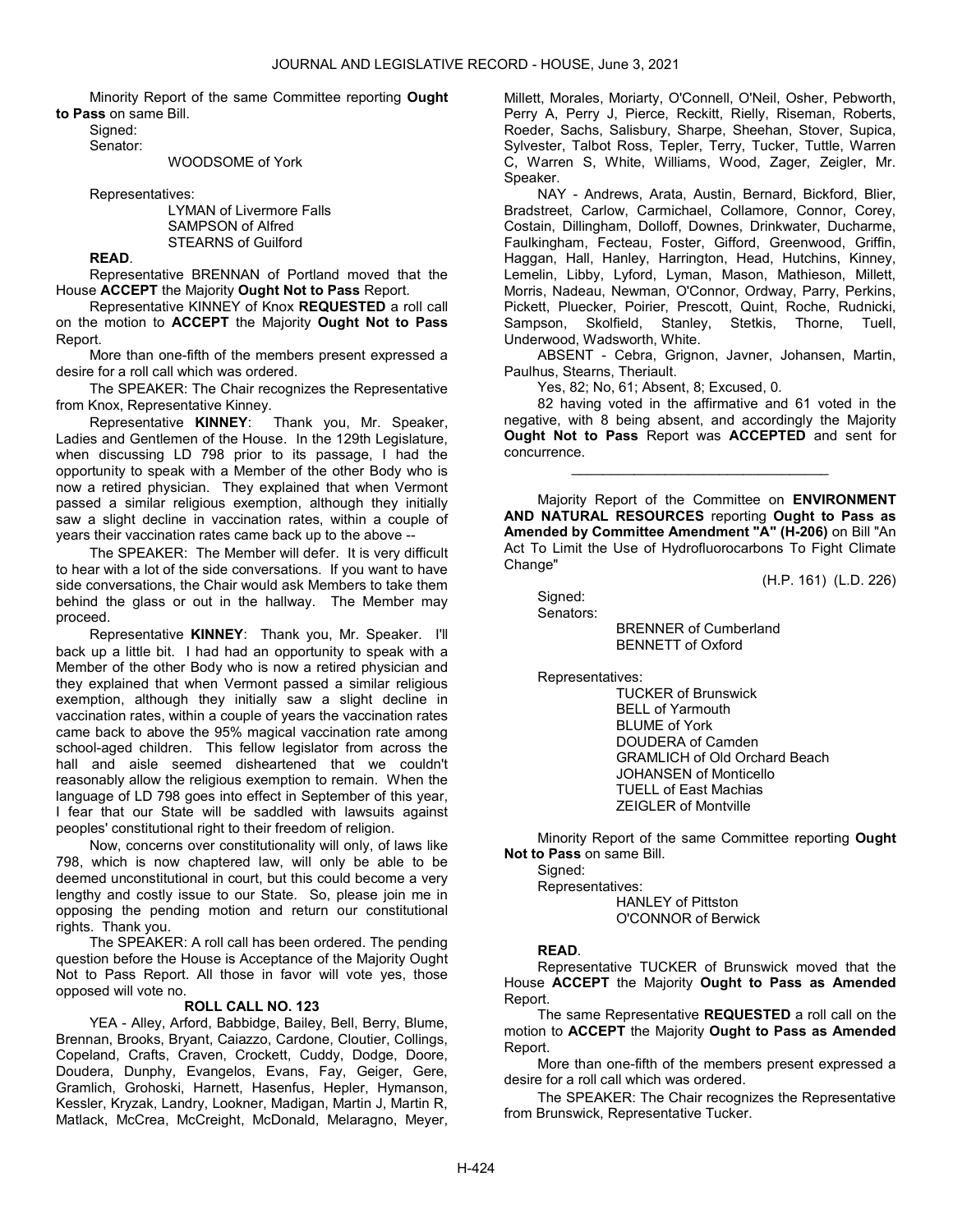Minority Report of the same Committee reporting **Ought to Pass** on same Bill.

Signed:

Senator:

WOODSOME of York

Representatives:

LYMAN of Livermore Falls
SAMPSON of Alfred
STEARNS of Guilford

**READ**.

Representative BRENNAN of Portland moved that the House **ACCEPT** the Majority **Ought Not to Pass** Report.

Representative KINNEY of Knox **REQUESTED** a roll call on the motion to **ACCEPT** the Majority **Ought Not to Pass** Report.

More than one-fifth of the members present expressed a desire for a roll call which was ordered.

The SPEAKER: The Chair recognizes the Representative from Knox, Representative Kinney.

Representative **KINNEY**: Thank you, Mr. Speaker, Ladies and Gentlemen of the House. In the 129th Legislature, when discussing LD 798 prior to its passage, I had the opportunity to speak with a Member of the other Body who is now a retired physician. They explained that when Vermont passed a similar religious exemption, although they initially saw a slight decline in vaccination rates, within a couple of years their vaccination rates came back up to the above --

The SPEAKER: The Member will defer. It is very difficult to hear with a lot of the side conversations. If you want to have side conversations, the Chair would ask Members to take them behind the glass or out in the hallway. The Member may proceed.

Representative **KINNEY**: Thank you, Mr. Speaker. I'll back up a little bit. I had had an opportunity to speak with a Member of the other Body who is now a retired physician and they explained that when Vermont passed a similar religious exemption, although they initially saw a slight decline in vaccination rates, within a couple of years the vaccination rates came back to above the 95% magical vaccination rate among school-aged children. This fellow legislator from across the hall and aisle seemed disheartened that we couldn't reasonably allow the religious exemption to remain. When the language of LD 798 goes into effect in September of this year, I fear that our State will be saddled with lawsuits against peoples' constitutional right to their freedom of religion.

Now, concerns over constitutionality will only, of laws like 798, which is now chaptered law, will only be able to be deemed unconstitutional in court, but this could become a very lengthy and costly issue to our State. So, please join me in opposing the pending motion and return our constitutional rights. Thank you.

The SPEAKER: A roll call has been ordered. The pending question before the House is Acceptance of the Majority Ought Not to Pass Report. All those in favor will vote yes, those opposed will vote no.

**ROLL CALL NO. 123**

YEA - Alley, Arford, Babbidge, Bailey, Bell, Berry, Blume, Brennan, Brooks, Bryant, Caiazzo, Cardone, Cloutier, Collings, Copeland, Crafts, Craven, Crockett, Cuddy, Dodge, Doore, Doudera, Dunphy, Evangelos, Evans, Fay, Geiger, Gere, Gramlich, Grohoski, Harnett, Hasenfus, Hepler, Hymanson, Kessler, Kryzak, Landry, Lookner, Madigan, Martin J, Martin R, Matlack, McCrea, McCreight, McDonald, Melaragno, Meyer, Millett, Morales, Moriarty, O'Connell, O'Neil, Osher, Pebworth, Perry A, Perry J, Pierce, Reckitt, Rielly, Riseman, Roberts, Roeder, Sachs, Salisbury, Sharpe, Sheehan, Stover, Supica, Sylvester, Talbot Ross, Tepler, Terry, Tucker, Tuttle, Warren C, Warren S, White, Williams, Wood, Zager, Zeigler, Mr. Speaker.

NAY - Andrews, Arata, Austin, Bernard, Bickford, Blier, Bradstreet, Carlow, Carmichael, Collamore, Connor, Corey, Costain, Dillingham, Dolloff, Downes, Drinkwater, Ducharme, Faulkingham, Fecteau, Foster, Gifford, Greenwood, Griffin, Haggan, Hall, Hanley, Harrington, Head, Hutchins, Kinney, Lemelin, Libby, Lyford, Lyman, Mason, Mathieson, Millett, Morris, Nadeau, Newman, O'Connor, Ordway, Parry, Perkins, Pickett, Pluecker, Poirier, Prescott, Quint, Roche, Rudnicki, Sampson, Skolfield, Stanley, Stetkis, Thorne, Tuell, Underwood, Wadsworth, White.

ABSENT - Cebra, Grignon, Javner, Johansen, Martin, Paulhus, Stearns, Theriault.

Yes, 82; No, 61; Absent, 8; Excused, 0.

82 having voted in the affirmative and 61 voted in the negative, with 8 being absent, and accordingly the Majority **Ought Not to Pass** Report was **ACCEPTED** and sent for concurrence.

_________________________________

Majority Report of the Committee on **ENVIRONMENT AND NATURAL RESOURCES** reporting **Ought to Pass as Amended by Committee Amendment "A" (H-206)** on Bill "An Act To Limit the Use of Hydrofluorocarbons To Fight Climate Change"

(H.P. 161) (L.D. 226)

Signed:

Senators:

BRENNER of Cumberland
BENNETT of Oxford

Representatives:

TUCKER of Brunswick
BELL of Yarmouth
BLUME of York
DOUDERA of Camden
GRAMLICH of Old Orchard Beach
JOHANSEN of Monticello
TUELL of East Machias
ZEIGLER of Montville

Minority Report of the same Committee reporting **Ought Not to Pass** on same Bill.

Signed:

Representatives:

HANLEY of Pittston
O'CONNOR of Berwick

**READ**.

Representative TUCKER of Brunswick moved that the House **ACCEPT** the Majority **Ought to Pass as Amended** Report.

The same Representative **REQUESTED** a roll call on the motion to **ACCEPT** the Majority **Ought to Pass as Amended** Report.

More than one-fifth of the members present expressed a desire for a roll call which was ordered.

The SPEAKER: The Chair recognizes the Representative from Brunswick, Representative Tucker.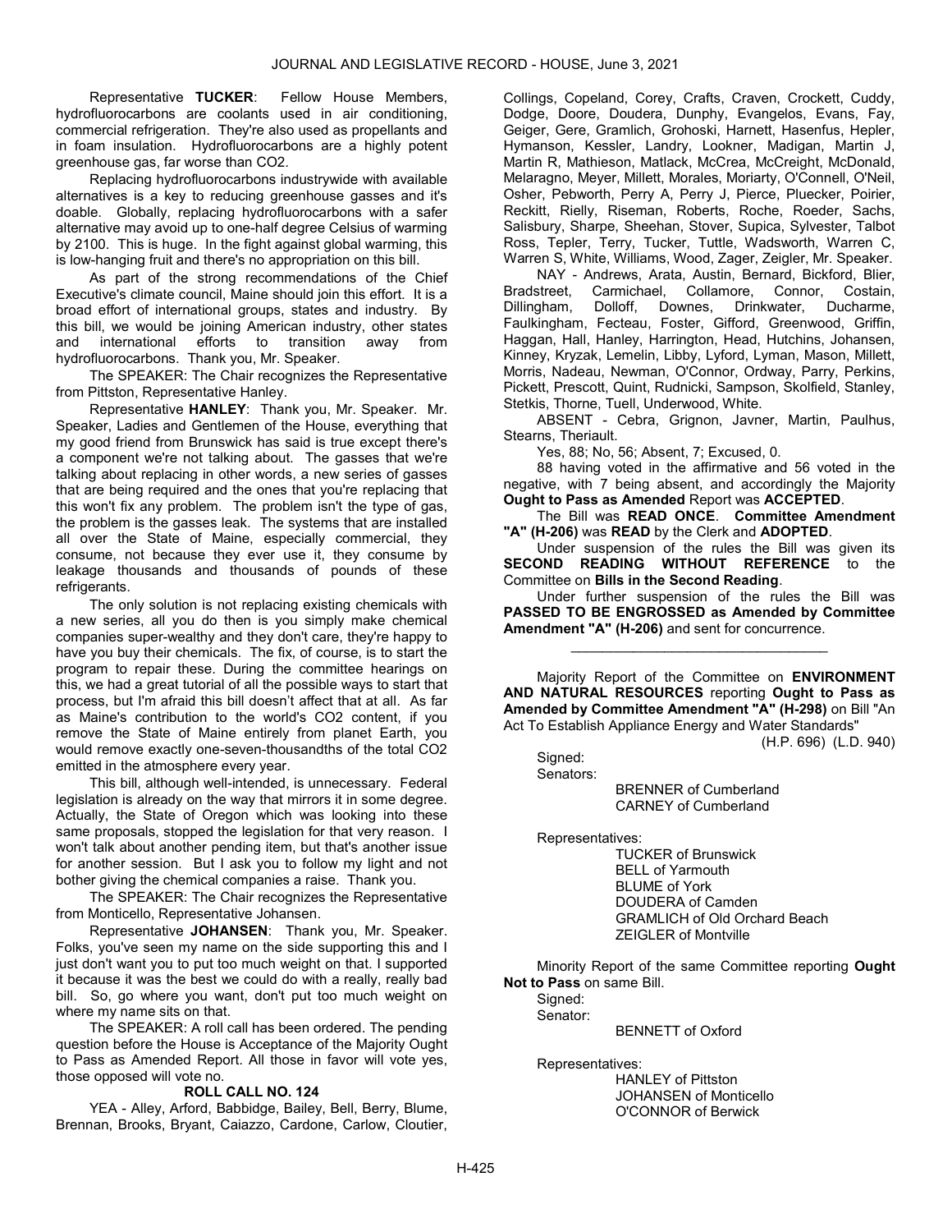Representative **TUCKER**: Fellow House Members, hydrofluorocarbons are coolants used in air conditioning, commercial refrigeration. They're also used as propellants and in foam insulation. Hydrofluorocarbons are a highly potent greenhouse gas, far worse than $CO_2$.

Replacing hydrofluorocarbons industrywide with available alternatives is a key to reducing greenhouse gasses and it's doable. Globally, replacing hydrofluorocarbons with a safer alternative may avoid up to one-half degree Celsius of warming by 2100. This is huge. In the fight against global warming, this is low-hanging fruit and there's no appropriation on this bill.

As part of the strong recommendations of the Chief Executive's climate council, Maine should join this effort. It is a broad effort of international groups, states and industry. By this bill, we would be joining American industry, other states and international efforts to transition away from hydrofluorocarbons. Thank you, Mr. Speaker.

The SPEAKER: The Chair recognizes the Representative from Pittston, Representative Hanley.

Representative **HANLEY**: Thank you, Mr. Speaker. Mr. Speaker, Ladies and Gentlemen of the House, everything that my good friend from Brunswick has said is true except there's a component we're not talking about. The gasses that we're talking about replacing in other words, a new series of gasses that are being required and the ones that you're replacing that this won't fix any problem. The problem isn't the type of gas, the problem is the gasses leak. The systems that are installed all over the State of Maine, especially commercial, they consume, not because they ever use it, they consume by leakage thousands and thousands of pounds of these refrigerants.

The only solution is not replacing existing chemicals with a new series, all you do then is you simply make chemical companies super-wealthy and they don't care, they're happy to have you buy their chemicals. The fix, of course, is to start the program to repair these. During the committee hearings on this, we had a great tutorial of all the possible ways to start that process, but I'm afraid this bill doesn't affect that at all. As far as Maine's contribution to the world's $CO_2$ content, if you remove the State of Maine entirely from planet Earth, you would remove exactly one-seven-thousandths of the total $CO_2$ emitted in the atmosphere every year.

This bill, although well-intended, is unnecessary. Federal legislation is already on the way that mirrors it in some degree. Actually, the State of Oregon which was looking into these same proposals, stopped the legislation for that very reason. I won't talk about another pending item, but that's another issue for another session. But I ask you to follow my light and not bother giving the chemical companies a raise. Thank you.

The SPEAKER: The Chair recognizes the Representative from Monticello, Representative Johansen.

Representative **JOHANSEN**: Thank you, Mr. Speaker. Folks, you've seen my name on the side supporting this and I just don't want you to put too much weight on that. I supported it because it was the best we could do with a really, really bad bill. So, go where you want, don't put too much weight on where my name sits on that.

The SPEAKER: A roll call has been ordered. The pending question before the House is Acceptance of the Majority Ought to Pass as Amended Report. All those in favor will vote yes, those opposed will vote no.

**ROLL CALL NO. 124**

YEA - Alley, Arford, Babbidge, Bailey, Bell, Berry, Blume, Brennan, Brooks, Bryant, Caiazzo, Cardone, Carlow, Cloutier, Collings, Copeland, Corey, Crafts, Craven, Crockett, Cuddy, Dodge, Doore, Doudera, Dunphy, Evangelos, Evans, Fay, Geiger, Gere, Gramlich, Grohoski, Harnett, Hasenfus, Hepler, Hymanson, Kessler, Landry, Lookner, Madigan, Martin J, Martin R, Mathieson, Matlack, McCrea, McCreight, McDonald, Melaragno, Meyer, Millett, Morales, Moriarty, O'Connell, O'Neil, Osher, Pebworth, Perry A, Perry J, Pierce, Pluecker, Poirier, Reckitt, Rielly, Riseman, Roberts, Roche, Roeder, Sachs, Salisbury, Sharpe, Sheehan, Stover, Supica, Sylvester, Talbot Ross, Tepler, Terry, Tucker, Tuttle, Wadsworth, Warren C, Warren S, White, Williams, Wood, Zager, Zeigler, Mr. Speaker.

NAY - Andrews, Arata, Austin, Bernard, Bickford, Blier, Bradstreet, Carmichael, Collamore, Connor, Costain, Dillingham, Dolloff, Downes, Drinkwater, Ducharme, Faulkingham, Fecteau, Foster, Gifford, Greenwood, Griffin, Haggan, Hall, Hanley, Harrington, Head, Hutchins, Johansen, Kinney, Kryzak, Lemelin, Libby, Lyford, Lyman, Mason, Millett, Morris, Nadeau, Newman, O'Connor, Ordway, Parry, Perkins, Pickett, Prescott, Quint, Rudnicki, Sampson, Skolfield, Stanley, Stetkis, Thorne, Tuell, Underwood, White.

ABSENT - Cebra, Grignon, Javner, Martin, Paulhus, Stearns, Theriault.

Yes, 88; No, 56; Absent, 7; Excused, 0.

88 having voted in the affirmative and 56 voted in the negative, with 7 being absent, and accordingly the Majority **Ought to Pass as Amended** Report was **ACCEPTED**.

The Bill was **READ ONCE**. **Committee Amendment "A" (H-206)** was **READ** by the Clerk and **ADOPTED**.

Under suspension of the rules the Bill was given its **SECOND READING WITHOUT REFERENCE** to the Committee on **Bills in the Second Reading**.

Under further suspension of the rules the Bill was **PASSED TO BE ENGROSSED as Amended by Committee Amendment "A" (H-206)** and sent for concurrence.

---

Majority Report of the Committee on **ENVIRONMENT AND NATURAL RESOURCES** reporting **Ought to Pass as Amended by Committee Amendment "A" (H-298)** on Bill "An Act To Establish Appliance Energy and Water Standards"

(H.P. 696) (L.D. 940)

Signed:
Senators:
BRENNER of Cumberland
CARNEY of Cumberland

Representatives:
TUCKER of Brunswick
BELL of Yarmouth
BLUME of York
DOUDERA of Camden
GRAMLICH of Old Orchard Beach
ZEIGLER of Montville

Minority Report of the same Committee reporting **Ought Not to Pass** on same Bill.

Signed:
Senator:
BENNETT of Oxford

Representatives:
HANLEY of Pittston
JOHANSEN of Monticello
O'CONNOR of Berwick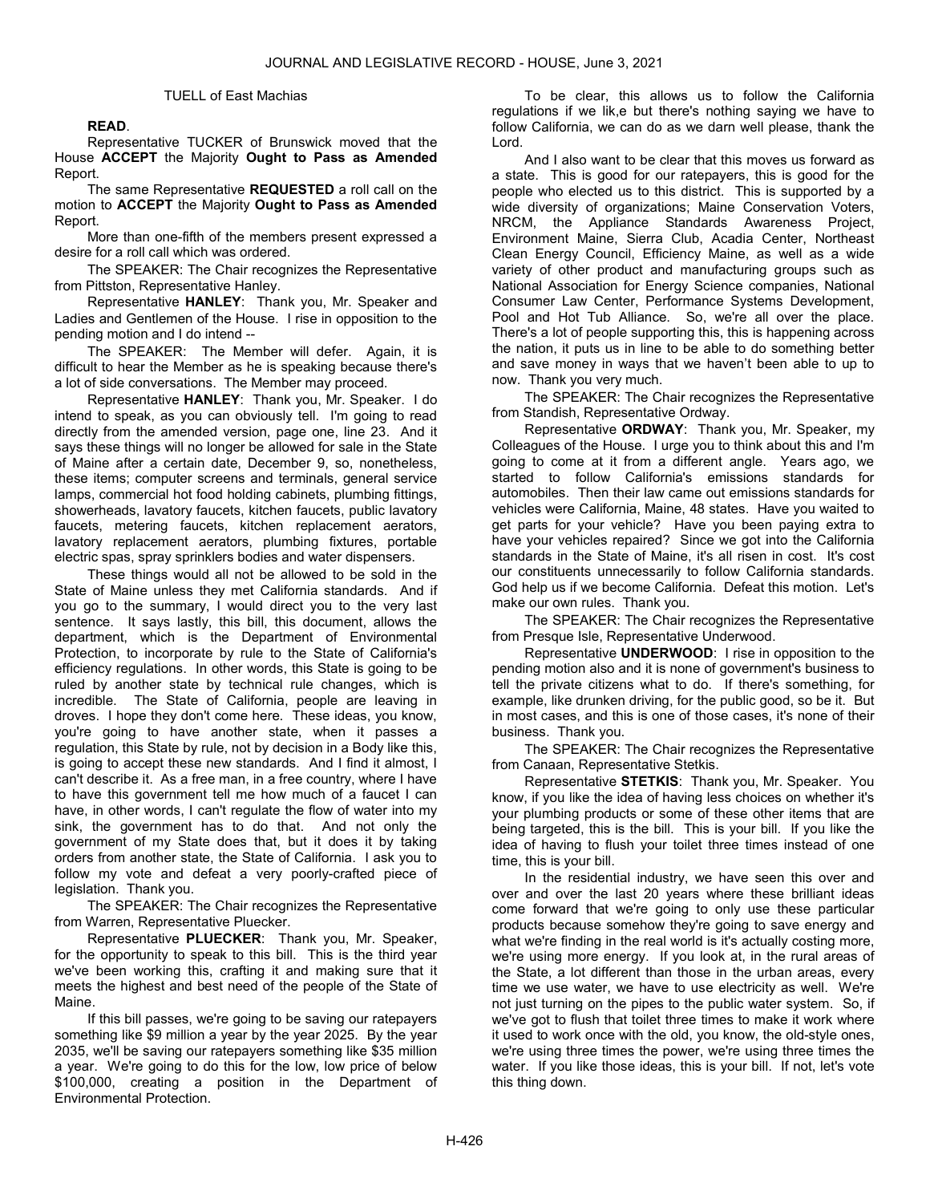TUELL of East Machias

**READ**.

Representative TUCKER of Brunswick moved that the House **ACCEPT** the Majority **Ought to Pass as Amended** Report.

The same Representative **REQUESTED** a roll call on the motion to **ACCEPT** the Majority **Ought to Pass as Amended** Report.

More than one-fifth of the members present expressed a desire for a roll call which was ordered.

The SPEAKER: The Chair recognizes the Representative from Pittston, Representative Hanley.

Representative **HANLEY**: Thank you, Mr. Speaker and Ladies and Gentlemen of the House. I rise in opposition to the pending motion and I do intend --

The SPEAKER: The Member will defer. Again, it is difficult to hear the Member as he is speaking because there's a lot of side conversations. The Member may proceed.

Representative **HANLEY**: Thank you, Mr. Speaker. I do intend to speak, as you can obviously tell. I'm going to read directly from the amended version, page one, line 23. And it says these things will no longer be allowed for sale in the State of Maine after a certain date, December 9, so, nonetheless, these items; computer screens and terminals, general service lamps, commercial hot food holding cabinets, plumbing fittings, showerheads, lavatory faucets, kitchen faucets, public lavatory faucets, metering faucets, kitchen replacement aerators, lavatory replacement aerators, plumbing fixtures, portable electric spas, spray sprinklers bodies and water dispensers.

These things would all not be allowed to be sold in the State of Maine unless they met California standards. And if you go to the summary, I would direct you to the very last sentence. It says lastly, this bill, this document, allows the department, which is the Department of Environmental Protection, to incorporate by rule to the State of California's efficiency regulations. In other words, this State is going to be ruled by another state by technical rule changes, which is incredible. The State of California, people are leaving in droves. I hope they don't come here. These ideas, you know, you're going to have another state, when it passes a regulation, this State by rule, not by decision in a Body like this, is going to accept these new standards. And I find it almost, I can't describe it. As a free man, in a free country, where I have to have this government tell me how much of a faucet I can have, in other words, I can't regulate the flow of water into my sink, the government has to do that. And not only the government of my State does that, but it does it by taking orders from another state, the State of California. I ask you to follow my vote and defeat a very poorly-crafted piece of legislation. Thank you.

The SPEAKER: The Chair recognizes the Representative from Warren, Representative Pluecker.

Representative **PLUECKER**: Thank you, Mr. Speaker, for the opportunity to speak to this bill. This is the third year we've been working this, crafting it and making sure that it meets the highest and best need of the people of the State of Maine.

If this bill passes, we're going to be saving our ratepayers something like $9 million a year by the year 2025. By the year 2035, we'll be saving our ratepayers something like $35 million a year. We're going to do this for the low, low price of below $100,000, creating a position in the Department of Environmental Protection.

To be clear, this allows us to follow the California regulations if we lik,e but there's nothing saying we have to follow California, we can do as we darn well please, thank the Lord.

And I also want to be clear that this moves us forward as a state. This is good for our ratepayers, this is good for the people who elected us to this district. This is supported by a wide diversity of organizations; Maine Conservation Voters, NRCM, the Appliance Standards Awareness Project, Environment Maine, Sierra Club, Acadia Center, Northeast Clean Energy Council, Efficiency Maine, as well as a wide variety of other product and manufacturing groups such as National Association for Energy Science companies, National Consumer Law Center, Performance Systems Development, Pool and Hot Tub Alliance. So, we're all over the place. There's a lot of people supporting this, this is happening across the nation, it puts us in line to be able to do something better and save money in ways that we haven't been able to up to now. Thank you very much.

The SPEAKER: The Chair recognizes the Representative from Standish, Representative Ordway.

Representative **ORDWAY**: Thank you, Mr. Speaker, my Colleagues of the House. I urge you to think about this and I'm going to come at it from a different angle. Years ago, we started to follow California's emissions standards for automobiles. Then their law came out emissions standards for vehicles were California, Maine, 48 states. Have you waited to get parts for your vehicle? Have you been paying extra to have your vehicles repaired? Since we got into the California standards in the State of Maine, it's all risen in cost. It's cost our constituents unnecessarily to follow California standards. God help us if we become California. Defeat this motion. Let's make our own rules. Thank you.

The SPEAKER: The Chair recognizes the Representative from Presque Isle, Representative Underwood.

Representative **UNDERWOOD**: I rise in opposition to the pending motion also and it is none of government's business to tell the private citizens what to do. If there's something, for example, like drunken driving, for the public good, so be it. But in most cases, and this is one of those cases, it's none of their business. Thank you.

The SPEAKER: The Chair recognizes the Representative from Canaan, Representative Stetkis.

Representative **STETKIS**: Thank you, Mr. Speaker. You know, if you like the idea of having less choices on whether it's your plumbing products or some of these other items that are being targeted, this is the bill. This is your bill. If you like the idea of having to flush your toilet three times instead of one time, this is your bill.

In the residential industry, we have seen this over and over and over the last 20 years where these brilliant ideas come forward that we're going to only use these particular products because somehow they're going to save energy and what we're finding in the real world is it's actually costing more, we're using more energy. If you look at, in the rural areas of the State, a lot different than those in the urban areas, every time we use water, we have to use electricity as well. We're not just turning on the pipes to the public water system. So, if we've got to flush that toilet three times to make it work where it used to work once with the old, you know, the old-style ones, we're using three times the power, we're using three times the water. If you like those ideas, this is your bill. If not, let's vote this thing down.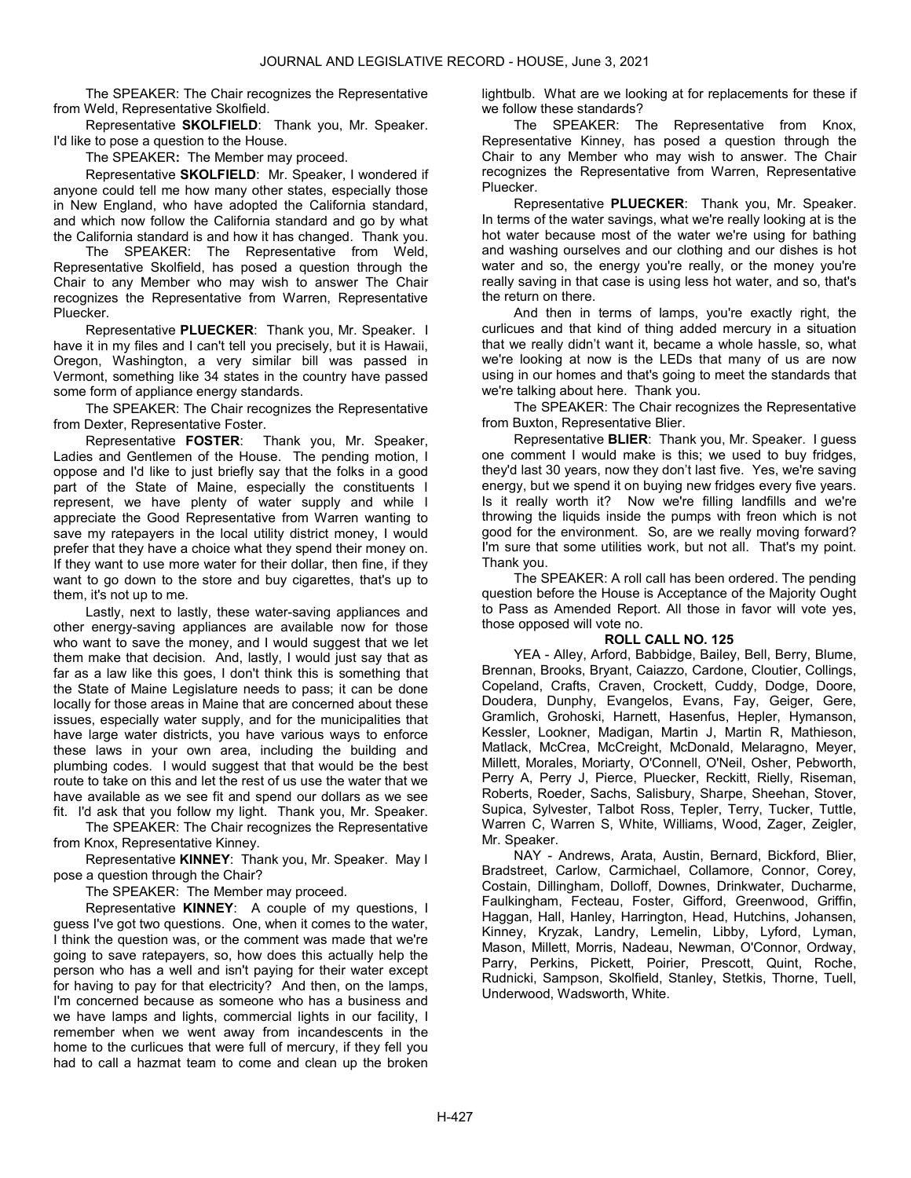The SPEAKER: The Chair recognizes the Representative from Weld, Representative Skolfield.

Representative **SKOLFIELD**: Thank you, Mr. Speaker. I'd like to pose a question to the House.

The SPEAKER**:** The Member may proceed.

Representative **SKOLFIELD**: Mr. Speaker, I wondered if anyone could tell me how many other states, especially those in New England, who have adopted the California standard, and which now follow the California standard and go by what the California standard is and how it has changed. Thank you.

The SPEAKER: The Representative from Weld, Representative Skolfield, has posed a question through the Chair to any Member who may wish to answer The Chair recognizes the Representative from Warren, Representative Pluecker.

Representative **PLUECKER**: Thank you, Mr. Speaker. I have it in my files and I can't tell you precisely, but it is Hawaii, Oregon, Washington, a very similar bill was passed in Vermont, something like 34 states in the country have passed some form of appliance energy standards.

The SPEAKER: The Chair recognizes the Representative from Dexter, Representative Foster.

Representative **FOSTER**: Thank you, Mr. Speaker, Ladies and Gentlemen of the House. The pending motion, I oppose and I'd like to just briefly say that the folks in a good part of the State of Maine, especially the constituents I represent, we have plenty of water supply and while I appreciate the Good Representative from Warren wanting to save my ratepayers in the local utility district money, I would prefer that they have a choice what they spend their money on. If they want to use more water for their dollar, then fine, if they want to go down to the store and buy cigarettes, that's up to them, it's not up to me.

Lastly, next to lastly, these water-saving appliances and other energy-saving appliances are available now for those who want to save the money, and I would suggest that we let them make that decision. And, lastly, I would just say that as far as a law like this goes, I don't think this is something that the State of Maine Legislature needs to pass; it can be done locally for those areas in Maine that are concerned about these issues, especially water supply, and for the municipalities that have large water districts, you have various ways to enforce these laws in your own area, including the building and plumbing codes. I would suggest that that would be the best route to take on this and let the rest of us use the water that we have available as we see fit and spend our dollars as we see fit. I'd ask that you follow my light. Thank you, Mr. Speaker.

The SPEAKER: The Chair recognizes the Representative from Knox, Representative Kinney.

Representative **KINNEY**: Thank you, Mr. Speaker. May I pose a question through the Chair?

The SPEAKER: The Member may proceed.

Representative **KINNEY**: A couple of my questions, I guess I've got two questions. One, when it comes to the water, I think the question was, or the comment was made that we're going to save ratepayers, so, how does this actually help the person who has a well and isn't paying for their water except for having to pay for that electricity? And then, on the lamps, I'm concerned because as someone who has a business and we have lamps and lights, commercial lights in our facility, I remember when we went away from incandescents in the home to the curlicues that were full of mercury, if they fell you had to call a hazmat team to come and clean up the broken lightbulb. What are we looking at for replacements for these if we follow these standards?

The SPEAKER: The Representative from Knox, Representative Kinney, has posed a question through the Chair to any Member who may wish to answer. The Chair recognizes the Representative from Warren, Representative Pluecker.

Representative **PLUECKER**: Thank you, Mr. Speaker. In terms of the water savings, what we're really looking at is the hot water because most of the water we're using for bathing and washing ourselves and our clothing and our dishes is hot water and so, the energy you're really, or the money you're really saving in that case is using less hot water, and so, that's the return on there.

And then in terms of lamps, you're exactly right, the curlicues and that kind of thing added mercury in a situation that we really didn't want it, became a whole hassle, so, what we're looking at now is the LEDs that many of us are now using in our homes and that's going to meet the standards that we're talking about here. Thank you.

The SPEAKER: The Chair recognizes the Representative from Buxton, Representative Blier.

Representative **BLIER**: Thank you, Mr. Speaker. I guess one comment I would make is this; we used to buy fridges, they'd last 30 years, now they don't last five. Yes, we're saving energy, but we spend it on buying new fridges every five years. Is it really worth it? Now we're filling landfills and we're throwing the liquids inside the pumps with freon which is not good for the environment. So, are we really moving forward? I'm sure that some utilities work, but not all. That's my point. Thank you.

The SPEAKER: A roll call has been ordered. The pending question before the House is Acceptance of the Majority Ought to Pass as Amended Report. All those in favor will vote yes, those opposed will vote no.

**ROLL CALL NO. 125**

YEA - Alley, Arford, Babbidge, Bailey, Bell, Berry, Blume, Brennan, Brooks, Bryant, Caiazzo, Cardone, Cloutier, Collings, Copeland, Crafts, Craven, Crockett, Cuddy, Dodge, Doore, Doudera, Dunphy, Evangelos, Evans, Fay, Geiger, Gere, Gramlich, Grohoski, Harnett, Hasenfus, Hepler, Hymanson, Kessler, Lookner, Madigan, Martin J, Martin R, Mathieson, Matlack, McCrea, McCreight, McDonald, Melaragno, Meyer, Millett, Morales, Moriarty, O'Connell, O'Neil, Osher, Pebworth, Perry A, Perry J, Pierce, Pluecker, Reckitt, Rielly, Riseman, Roberts, Roeder, Sachs, Salisbury, Sharpe, Sheehan, Stover, Supica, Sylvester, Talbot Ross, Tepler, Terry, Tucker, Tuttle, Warren C, Warren S, White, Williams, Wood, Zager, Zeigler, Mr. Speaker.

NAY - Andrews, Arata, Austin, Bernard, Bickford, Blier, Bradstreet, Carlow, Carmichael, Collamore, Connor, Corey, Costain, Dillingham, Dolloff, Downes, Drinkwater, Ducharme, Faulkingham, Fecteau, Foster, Gifford, Greenwood, Griffin, Haggan, Hall, Hanley, Harrington, Head, Hutchins, Johansen, Kinney, Kryzak, Landry, Lemelin, Libby, Lyford, Lyman, Mason, Millett, Morris, Nadeau, Newman, O'Connor, Ordway, Parry, Perkins, Pickett, Poirier, Prescott, Quint, Roche, Rudnicki, Sampson, Skolfield, Stanley, Stetkis, Thorne, Tuell, Underwood, Wadsworth, White.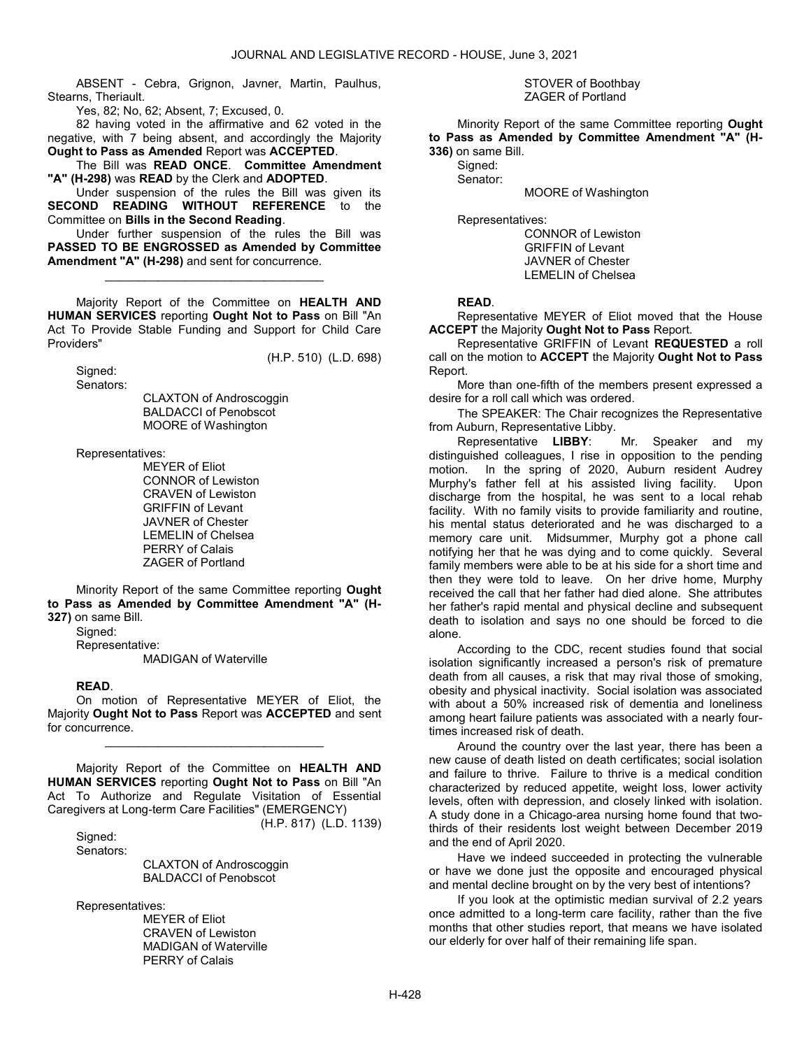ABSENT - Cebra, Grignon, Javner, Martin, Paulhus, Stearns, Theriault.

Yes, 82; No, 62; Absent, 7; Excused, 0.

82 having voted in the affirmative and 62 voted in the negative, with 7 being absent, and accordingly the Majority **Ought to Pass as Amended** Report was **ACCEPTED**.

The Bill was **READ ONCE**. **Committee Amendment "A" (H-298)** was **READ** by the Clerk and **ADOPTED**.

Under suspension of the rules the Bill was given its **SECOND READING WITHOUT REFERENCE** to the Committee on **Bills in the Second Reading**.

Under further suspension of the rules the Bill was **PASSED TO BE ENGROSSED as Amended by Committee Amendment "A" (H-298)** and sent for concurrence.

_________________________________

Majority Report of the Committee on **HEALTH AND HUMAN SERVICES** reporting **Ought Not to Pass** on Bill "An Act To Provide Stable Funding and Support for Child Care Providers"

(H.P. 510) (L.D. 698)

Signed:

Senators:

CLAXTON of Androscoggin
BALDACCI of Penobscot
MOORE of Washington

Representatives:

MEYER of Eliot
CONNOR of Lewiston
CRAVEN of Lewiston
GRIFFIN of Levant
JAVNER of Chester
LEMELIN of Chelsea
PERRY of Calais
ZAGER of Portland

Minority Report of the same Committee reporting **Ought to Pass as Amended by Committee Amendment "A" (H-327)** on same Bill.

Signed:

Representative:

MADIGAN of Waterville

**READ**.

On motion of Representative MEYER of Eliot, the Majority **Ought Not to Pass** Report was **ACCEPTED** and sent for concurrence.

_________________________________

Majority Report of the Committee on **HEALTH AND HUMAN SERVICES** reporting **Ought Not to Pass** on Bill "An Act To Authorize and Regulate Visitation of Essential Caregivers at Long-term Care Facilities" (EMERGENCY)

(H.P. 817) (L.D. 1139)

Signed:

Senators:

CLAXTON of Androscoggin
BALDACCI of Penobscot

Representatives:

MEYER of Eliot
CRAVEN of Lewiston
MADIGAN of Waterville
PERRY of Calais
STOVER of Boothbay
ZAGER of Portland

Minority Report of the same Committee reporting **Ought to Pass as Amended by Committee Amendment "A" (H-336)** on same Bill.

Signed:

Senator:

MOORE of Washington

Representatives:

CONNOR of Lewiston
GRIFFIN of Levant
JAVNER of Chester
LEMELIN of Chelsea

**READ**.

Representative MEYER of Eliot moved that the House **ACCEPT** the Majority **Ought Not to Pass** Report.

Representative GRIFFIN of Levant **REQUESTED** a roll call on the motion to **ACCEPT** the Majority **Ought Not to Pass** Report.

More than one-fifth of the members present expressed a desire for a roll call which was ordered.

The SPEAKER: The Chair recognizes the Representative from Auburn, Representative Libby.

Representative **LIBBY**: Mr. Speaker and my distinguished colleagues, I rise in opposition to the pending motion. In the spring of 2020, Auburn resident Audrey Murphy's father fell at his assisted living facility. Upon discharge from the hospital, he was sent to a local rehab facility. With no family visits to provide familiarity and routine, his mental status deteriorated and he was discharged to a memory care unit. Midsummer, Murphy got a phone call notifying her that he was dying and to come quickly. Several family members were able to be at his side for a short time and then they were told to leave. On her drive home, Murphy received the call that her father had died alone. She attributes her father's rapid mental and physical decline and subsequent death to isolation and says no one should be forced to die alone.

According to the CDC, recent studies found that social isolation significantly increased a person's risk of premature death from all causes, a risk that may rival those of smoking, obesity and physical inactivity. Social isolation was associated with about a 50% increased risk of dementia and loneliness among heart failure patients was associated with a nearly four-times increased risk of death.

Around the country over the last year, there has been a new cause of death listed on death certificates; social isolation and failure to thrive. Failure to thrive is a medical condition characterized by reduced appetite, weight loss, lower activity levels, often with depression, and closely linked with isolation. A study done in a Chicago-area nursing home found that two-thirds of their residents lost weight between December 2019 and the end of April 2020.

Have we indeed succeeded in protecting the vulnerable or have we done just the opposite and encouraged physical and mental decline brought on by the very best of intentions?

If you look at the optimistic median survival of 2.2 years once admitted to a long-term care facility, rather than the five months that other studies report, that means we have isolated our elderly for over half of their remaining life span.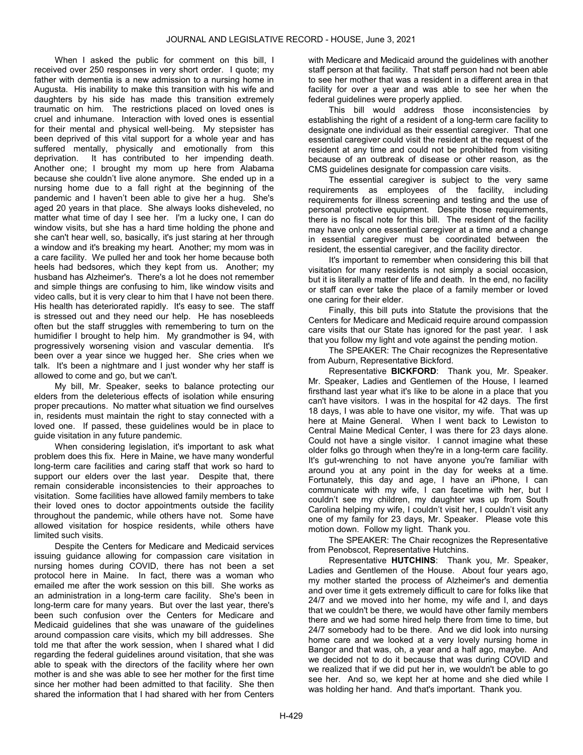When I asked the public for comment on this bill, I received over 250 responses in very short order. I quote; my father with dementia is a new admission to a nursing home in Augusta. His inability to make this transition with his wife and daughters by his side has made this transition extremely traumatic on him. The restrictions placed on loved ones is cruel and inhumane. Interaction with loved ones is essential for their mental and physical well-being. My stepsister has been deprived of this vital support for a whole year and has suffered mentally, physically and emotionally from this deprivation. It has contributed to her impending death. Another one; I brought my mom up here from Alabama because she couldn't live alone anymore. She ended up in a nursing home due to a fall right at the beginning of the pandemic and I haven't been able to give her a hug. She's aged 20 years in that place. She always looks disheveled, no matter what time of day I see her. I'm a lucky one, I can do window visits, but she has a hard time holding the phone and she can't hear well, so, basically, it's just staring at her through a window and it's breaking my heart. Another; my mom was in a care facility. We pulled her and took her home because both heels had bedsores, which they kept from us. Another; my husband has Alzheimer's. There's a lot he does not remember and simple things are confusing to him, like window visits and video calls, but it is very clear to him that I have not been there. His health has deteriorated rapidly. It's easy to see. The staff is stressed out and they need our help. He has nosebleeds often but the staff struggles with remembering to turn on the humidifier I brought to help him. My grandmother is 94, with progressively worsening vision and vascular dementia. It's been over a year since we hugged her. She cries when we talk. It's been a nightmare and I just wonder why her staff is allowed to come and go, but we can't.

My bill, Mr. Speaker, seeks to balance protecting our elders from the deleterious effects of isolation while ensuring proper precautions. No matter what situation we find ourselves in, residents must maintain the right to stay connected with a loved one. If passed, these guidelines would be in place to guide visitation in any future pandemic.

When considering legislation, it's important to ask what problem does this fix. Here in Maine, we have many wonderful long-term care facilities and caring staff that work so hard to support our elders over the last year. Despite that, there remain considerable inconsistencies to their approaches to visitation. Some facilities have allowed family members to take their loved ones to doctor appointments outside the facility throughout the pandemic, while others have not. Some have allowed visitation for hospice residents, while others have limited such visits.

Despite the Centers for Medicare and Medicaid services issuing guidance allowing for compassion care visitation in nursing homes during COVID, there has not been a set protocol here in Maine. In fact, there was a woman who emailed me after the work session on this bill. She works as an administration in a long-term care facility. She's been in long-term care for many years. But over the last year, there's been such confusion over the Centers for Medicare and Medicaid guidelines that she was unaware of the guidelines around compassion care visits, which my bill addresses. She told me that after the work session, when I shared what I did regarding the federal guidelines around visitation, that she was able to speak with the directors of the facility where her own mother is and she was able to see her mother for the first time since her mother had been admitted to that facility. She then shared the information that I had shared with her from Centers with Medicare and Medicaid around the guidelines with another staff person at that facility. That staff person had not been able to see her mother that was a resident in a different area in that facility for over a year and was able to see her when the federal guidelines were properly applied.

This bill would address those inconsistencies by establishing the right of a resident of a long-term care facility to designate one individual as their essential caregiver. That one essential caregiver could visit the resident at the request of the resident at any time and could not be prohibited from visiting because of an outbreak of disease or other reason, as the CMS guidelines designate for compassion care visits.

The essential caregiver is subject to the very same requirements as employees of the facility, including requirements for illness screening and testing and the use of personal protective equipment. Despite those requirements, there is no fiscal note for this bill. The resident of the facility may have only one essential caregiver at a time and a change in essential caregiver must be coordinated between the resident, the essential caregiver, and the facility director.

It's important to remember when considering this bill that visitation for many residents is not simply a social occasion, but it is literally a matter of life and death. In the end, no facility or staff can ever take the place of a family member or loved one caring for their elder.

Finally, this bill puts into Statute the provisions that the Centers for Medicare and Medicaid require around compassion care visits that our State has ignored for the past year. I ask that you follow my light and vote against the pending motion.

The SPEAKER: The Chair recognizes the Representative from Auburn, Representative Bickford.

Representative **BICKFORD**: Thank you, Mr. Speaker. Mr. Speaker, Ladies and Gentlemen of the House, I learned firsthand last year what it's like to be alone in a place that you can't have visitors. I was in the hospital for 42 days. The first 18 days, I was able to have one visitor, my wife. That was up here at Maine General. When I went back to Lewiston to Central Maine Medical Center, I was there for 23 days alone. Could not have a single visitor. I cannot imagine what these older folks go through when they're in a long-term care facility. It's gut-wrenching to not have anyone you're familiar with around you at any point in the day for weeks at a time. Fortunately, this day and age, I have an iPhone, I can communicate with my wife, I can facetime with her, but I couldn't see my children, my daughter was up from South Carolina helping my wife, I couldn't visit her, I couldn't visit any one of my family for 23 days, Mr. Speaker. Please vote this motion down. Follow my light. Thank you.

The SPEAKER: The Chair recognizes the Representative from Penobscot, Representative Hutchins.

Representative **HUTCHINS**: Thank you, Mr. Speaker, Ladies and Gentlemen of the House. About four years ago, my mother started the process of Alzheimer's and dementia and over time it gets extremely difficult to care for folks like that 24/7 and we moved into her home, my wife and I, and days that we couldn't be there, we would have other family members there and we had some hired help there from time to time, but 24/7 somebody had to be there. And we did look into nursing home care and we looked at a very lovely nursing home in Bangor and that was, oh, a year and a half ago, maybe. And we decided not to do it because that was during COVID and we realized that if we did put her in, we wouldn't be able to go see her. And so, we kept her at home and she died while I was holding her hand. And that's important. Thank you.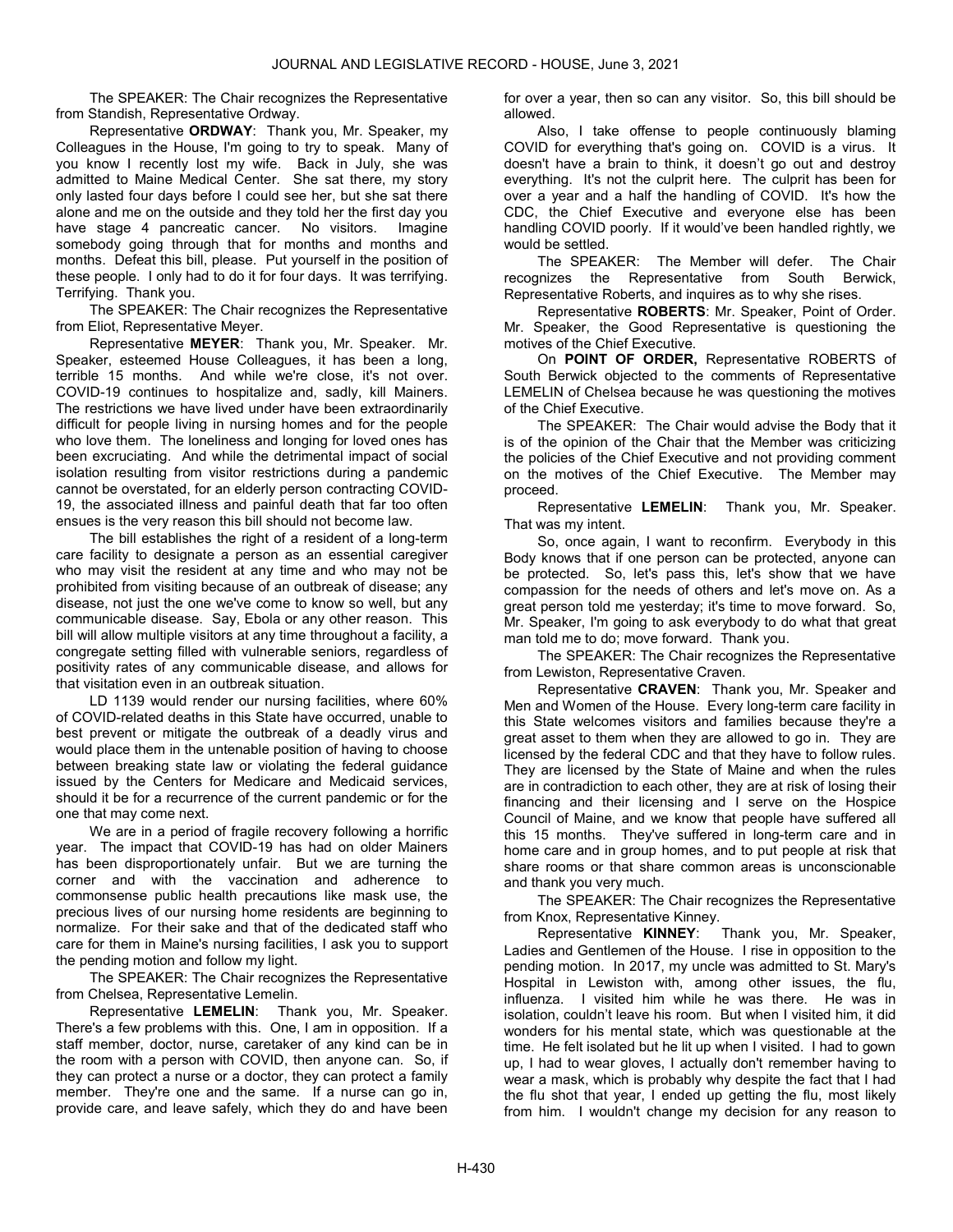The SPEAKER: The Chair recognizes the Representative from Standish, Representative Ordway.

Representative **ORDWAY**: Thank you, Mr. Speaker, my Colleagues in the House, I'm going to try to speak. Many of you know I recently lost my wife. Back in July, she was admitted to Maine Medical Center. She sat there, my story only lasted four days before I could see her, but she sat there alone and me on the outside and they told her the first day you have stage 4 pancreatic cancer. No visitors. Imagine somebody going through that for months and months and months. Defeat this bill, please. Put yourself in the position of these people. I only had to do it for four days. It was terrifying. Terrifying. Thank you.

The SPEAKER: The Chair recognizes the Representative from Eliot, Representative Meyer.

Representative **MEYER**: Thank you, Mr. Speaker. Mr. Speaker, esteemed House Colleagues, it has been a long, terrible 15 months. And while we're close, it's not over. COVID-19 continues to hospitalize and, sadly, kill Mainers. The restrictions we have lived under have been extraordinarily difficult for people living in nursing homes and for the people who love them. The loneliness and longing for loved ones has been excruciating. And while the detrimental impact of social isolation resulting from visitor restrictions during a pandemic cannot be overstated, for an elderly person contracting COVID-19, the associated illness and painful death that far too often ensues is the very reason this bill should not become law.

The bill establishes the right of a resident of a long-term care facility to designate a person as an essential caregiver who may visit the resident at any time and who may not be prohibited from visiting because of an outbreak of disease; any disease, not just the one we've come to know so well, but any communicable disease. Say, Ebola or any other reason. This bill will allow multiple visitors at any time throughout a facility, a congregate setting filled with vulnerable seniors, regardless of positivity rates of any communicable disease, and allows for that visitation even in an outbreak situation.

LD 1139 would render our nursing facilities, where 60% of COVID-related deaths in this State have occurred, unable to best prevent or mitigate the outbreak of a deadly virus and would place them in the untenable position of having to choose between breaking state law or violating the federal guidance issued by the Centers for Medicare and Medicaid services, should it be for a recurrence of the current pandemic or for the one that may come next.

We are in a period of fragile recovery following a horrific year. The impact that COVID-19 has had on older Mainers has been disproportionately unfair. But we are turning the corner and with the vaccination and adherence to commonsense public health precautions like mask use, the precious lives of our nursing home residents are beginning to normalize. For their sake and that of the dedicated staff who care for them in Maine's nursing facilities, I ask you to support the pending motion and follow my light.

The SPEAKER: The Chair recognizes the Representative from Chelsea, Representative Lemelin.

Representative **LEMELIN**: Thank you, Mr. Speaker. There's a few problems with this. One, I am in opposition. If a staff member, doctor, nurse, caretaker of any kind can be in the room with a person with COVID, then anyone can. So, if they can protect a nurse or a doctor, they can protect a family member. They're one and the same. If a nurse can go in, provide care, and leave safely, which they do and have been for over a year, then so can any visitor. So, this bill should be allowed.

Also, I take offense to people continuously blaming COVID for everything that's going on. COVID is a virus. It doesn't have a brain to think, it doesn't go out and destroy everything. It's not the culprit here. The culprit has been for over a year and a half the handling of COVID. It's how the CDC, the Chief Executive and everyone else has been handling COVID poorly. If it would've been handled rightly, we would be settled.

The SPEAKER: The Member will defer. The Chair recognizes the Representative from South Berwick, Representative Roberts, and inquires as to why she rises.

Representative **ROBERTS**: Mr. Speaker, Point of Order. Mr. Speaker, the Good Representative is questioning the motives of the Chief Executive.

On **POINT OF ORDER,** Representative ROBERTS of South Berwick objected to the comments of Representative LEMELIN of Chelsea because he was questioning the motives of the Chief Executive.

The SPEAKER: The Chair would advise the Body that it is of the opinion of the Chair that the Member was criticizing the policies of the Chief Executive and not providing comment on the motives of the Chief Executive. The Member may proceed.

Representative **LEMELIN**: Thank you, Mr. Speaker. That was my intent.

So, once again, I want to reconfirm. Everybody in this Body knows that if one person can be protected, anyone can be protected. So, let's pass this, let's show that we have compassion for the needs of others and let's move on. As a great person told me yesterday; it's time to move forward. So, Mr. Speaker, I'm going to ask everybody to do what that great man told me to do; move forward. Thank you.

The SPEAKER: The Chair recognizes the Representative from Lewiston, Representative Craven.

Representative **CRAVEN**: Thank you, Mr. Speaker and Men and Women of the House. Every long-term care facility in this State welcomes visitors and families because they're a great asset to them when they are allowed to go in. They are licensed by the federal CDC and that they have to follow rules. They are licensed by the State of Maine and when the rules are in contradiction to each other, they are at risk of losing their financing and their licensing and I serve on the Hospice Council of Maine, and we know that people have suffered all this 15 months. They've suffered in long-term care and in home care and in group homes, and to put people at risk that share rooms or that share common areas is unconscionable and thank you very much.

The SPEAKER: The Chair recognizes the Representative from Knox, Representative Kinney.

Representative **KINNEY**: Thank you, Mr. Speaker, Ladies and Gentlemen of the House. I rise in opposition to the pending motion. In 2017, my uncle was admitted to St. Mary's Hospital in Lewiston with, among other issues, the flu, influenza. I visited him while he was there. He was in isolation, couldn't leave his room. But when I visited him, it did wonders for his mental state, which was questionable at the time. He felt isolated but he lit up when I visited. I had to gown up, I had to wear gloves, I actually don't remember having to wear a mask, which is probably why despite the fact that I had the flu shot that year, I ended up getting the flu, most likely from him. I wouldn't change my decision for any reason to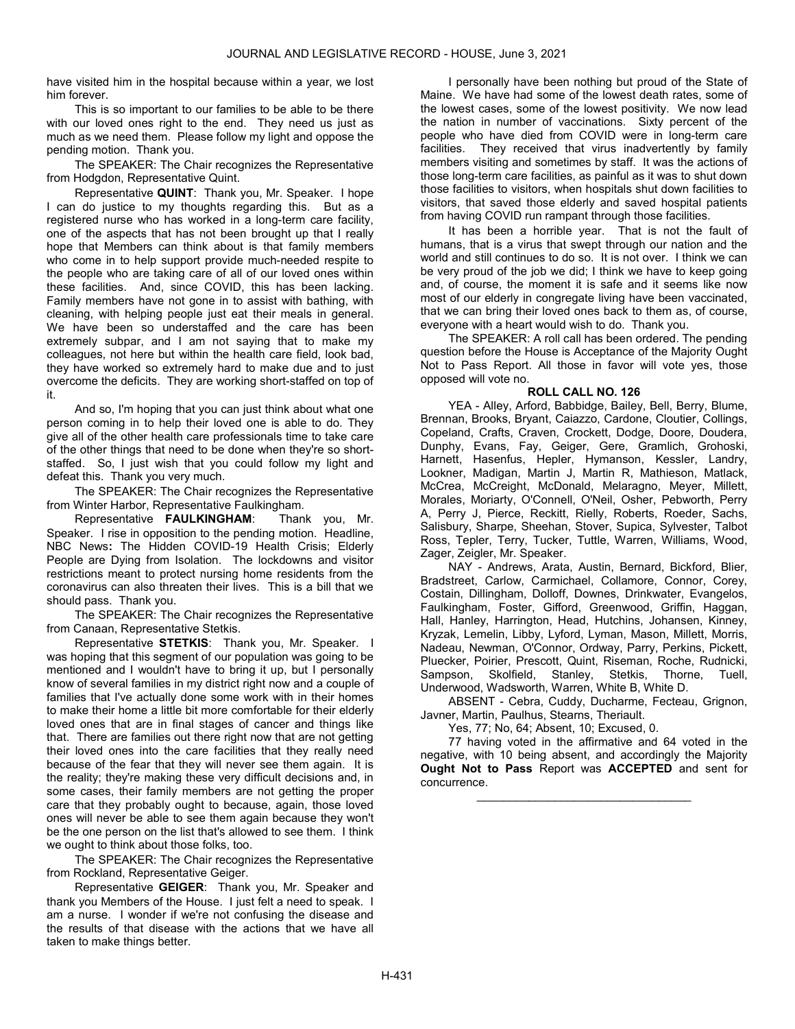have visited him in the hospital because within a year, we lost him forever.

This is so important to our families to be able to be there with our loved ones right to the end. They need us just as much as we need them. Please follow my light and oppose the pending motion. Thank you.

The SPEAKER: The Chair recognizes the Representative from Hodgdon, Representative Quint.

Representative **QUINT**: Thank you, Mr. Speaker. I hope I can do justice to my thoughts regarding this. But as a registered nurse who has worked in a long-term care facility, one of the aspects that has not been brought up that I really hope that Members can think about is that family members who come in to help support provide much-needed respite to the people who are taking care of all of our loved ones within these facilities. And, since COVID, this has been lacking. Family members have not gone in to assist with bathing, with cleaning, with helping people just eat their meals in general. We have been so understaffed and the care has been extremely subpar, and I am not saying that to make my colleagues, not here but within the health care field, look bad, they have worked so extremely hard to make due and to just overcome the deficits. They are working short-staffed on top of it.

And so, I'm hoping that you can just think about what one person coming in to help their loved one is able to do. They give all of the other health care professionals time to take care of the other things that need to be done when they're so short-staffed. So, I just wish that you could follow my light and defeat this. Thank you very much.

The SPEAKER: The Chair recognizes the Representative from Winter Harbor, Representative Faulkingham.

Representative **FAULKINGHAM**: Thank you, Mr. Speaker. I rise in opposition to the pending motion. Headline, NBC News**:** The Hidden COVID-19 Health Crisis; Elderly People are Dying from Isolation. The lockdowns and visitor restrictions meant to protect nursing home residents from the coronavirus can also threaten their lives. This is a bill that we should pass. Thank you.

The SPEAKER: The Chair recognizes the Representative from Canaan, Representative Stetkis.

Representative **STETKIS**: Thank you, Mr. Speaker. I was hoping that this segment of our population was going to be mentioned and I wouldn't have to bring it up, but I personally know of several families in my district right now and a couple of families that I've actually done some work with in their homes to make their home a little bit more comfortable for their elderly loved ones that are in final stages of cancer and things like that. There are families out there right now that are not getting their loved ones into the care facilities that they really need because of the fear that they will never see them again. It is the reality; they're making these very difficult decisions and, in some cases, their family members are not getting the proper care that they probably ought to because, again, those loved ones will never be able to see them again because they won't be the one person on the list that's allowed to see them. I think we ought to think about those folks, too.

The SPEAKER: The Chair recognizes the Representative from Rockland, Representative Geiger.

Representative **GEIGER**: Thank you, Mr. Speaker and thank you Members of the House. I just felt a need to speak. I am a nurse. I wonder if we're not confusing the disease and the results of that disease with the actions that we have all taken to make things better.

I personally have been nothing but proud of the State of Maine. We have had some of the lowest death rates, some of the lowest cases, some of the lowest positivity. We now lead the nation in number of vaccinations. Sixty percent of the people who have died from COVID were in long-term care facilities. They received that virus inadvertently by family members visiting and sometimes by staff. It was the actions of those long-term care facilities, as painful as it was to shut down those facilities to visitors, when hospitals shut down facilities to visitors, that saved those elderly and saved hospital patients from having COVID run rampant through those facilities.

It has been a horrible year. That is not the fault of humans, that is a virus that swept through our nation and the world and still continues to do so. It is not over. I think we can be very proud of the job we did; I think we have to keep going and, of course, the moment it is safe and it seems like now most of our elderly in congregate living have been vaccinated, that we can bring their loved ones back to them as, of course, everyone with a heart would wish to do. Thank you.

The SPEAKER: A roll call has been ordered. The pending question before the House is Acceptance of the Majority Ought Not to Pass Report. All those in favor will vote yes, those opposed will vote no.

**ROLL CALL NO. 126**

YEA - Alley, Arford, Babbidge, Bailey, Bell, Berry, Blume, Brennan, Brooks, Bryant, Caiazzo, Cardone, Cloutier, Collings, Copeland, Crafts, Craven, Crockett, Dodge, Doore, Doudera, Dunphy, Evans, Fay, Geiger, Gere, Gramlich, Grohoski, Harnett, Hasenfus, Hepler, Hymanson, Kessler, Landry, Lookner, Madigan, Martin J, Martin R, Mathieson, Matlack, McCrea, McCreight, McDonald, Melaragno, Meyer, Millett, Morales, Moriarty, O'Connell, O'Neil, Osher, Pebworth, Perry A, Perry J, Pierce, Reckitt, Rielly, Roberts, Roeder, Sachs, Salisbury, Sharpe, Sheehan, Stover, Supica, Sylvester, Talbot Ross, Tepler, Terry, Tucker, Tuttle, Warren, Williams, Wood, Zager, Zeigler, Mr. Speaker.

NAY - Andrews, Arata, Austin, Bernard, Bickford, Blier, Bradstreet, Carlow, Carmichael, Collamore, Connor, Corey, Costain, Dillingham, Dolloff, Downes, Drinkwater, Evangelos, Faulkingham, Foster, Gifford, Greenwood, Griffin, Haggan, Hall, Hanley, Harrington, Head, Hutchins, Johansen, Kinney, Kryzak, Lemelin, Libby, Lyford, Lyman, Mason, Millett, Morris, Nadeau, Newman, O'Connor, Ordway, Parry, Perkins, Pickett, Pluecker, Poirier, Prescott, Quint, Riseman, Roche, Rudnicki, Sampson, Skolfield, Stanley, Stetkis, Thorne, Tuell, Underwood, Wadsworth, Warren, White B, White D.

ABSENT - Cebra, Cuddy, Ducharme, Fecteau, Grignon, Javner, Martin, Paulhus, Stearns, Theriault.

Yes, 77; No, 64; Absent, 10; Excused, 0.

77 having voted in the affirmative and 64 voted in the negative, with 10 being absent, and accordingly the Majority **Ought Not to Pass** Report was **ACCEPTED** and sent for concurrence.

_________________________________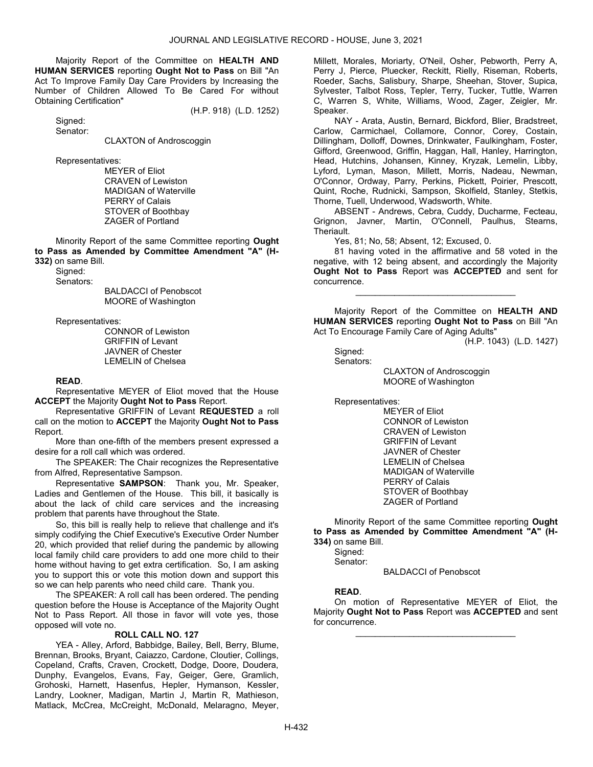Majority Report of the Committee on **HEALTH AND HUMAN SERVICES** reporting **Ought Not to Pass** on Bill "An Act To Improve Family Day Care Providers by Increasing the Number of Children Allowed To Be Cared For without Obtaining Certification"

(H.P. 918) (L.D. 1252)

Signed:

Senator:

CLAXTON of Androscoggin

Representatives:

MEYER of Eliot
CRAVEN of Lewiston
MADIGAN of Waterville
PERRY of Calais
STOVER of Boothbay
ZAGER of Portland

Minority Report of the same Committee reporting **Ought to Pass as Amended by Committee Amendment "A" (H-332)** on same Bill.

Signed:

Senators:

BALDACCI of Penobscot
MOORE of Washington

Representatives:

CONNOR of Lewiston
GRIFFIN of Levant
JAVNER of Chester
LEMELIN of Chelsea

**READ**.

Representative MEYER of Eliot moved that the House **ACCEPT** the Majority **Ought Not to Pass** Report.

Representative GRIFFIN of Levant **REQUESTED** a roll call on the motion to **ACCEPT** the Majority **Ought Not to Pass** Report.

More than one-fifth of the members present expressed a desire for a roll call which was ordered.

The SPEAKER: The Chair recognizes the Representative from Alfred, Representative Sampson.

Representative **SAMPSON**: Thank you, Mr. Speaker, Ladies and Gentlemen of the House. This bill, it basically is about the lack of child care services and the increasing problem that parents have throughout the State.

So, this bill is really help to relieve that challenge and it's simply codifying the Chief Executive's Executive Order Number 20, which provided that relief during the pandemic by allowing local family child care providers to add one more child to their home without having to get extra certification. So, I am asking you to support this or vote this motion down and support this so we can help parents who need child care. Thank you.

The SPEAKER: A roll call has been ordered. The pending question before the House is Acceptance of the Majority Ought Not to Pass Report. All those in favor will vote yes, those opposed will vote no.

**ROLL CALL NO. 127**

YEA - Alley, Arford, Babbidge, Bailey, Bell, Berry, Blume, Brennan, Brooks, Bryant, Caiazzo, Cardone, Cloutier, Collings, Copeland, Crafts, Craven, Crockett, Dodge, Doore, Doudera, Dunphy, Evangelos, Evans, Fay, Geiger, Gere, Gramlich, Grohoski, Harnett, Hasenfus, Hepler, Hymanson, Kessler, Landry, Lookner, Madigan, Martin J, Martin R, Mathieson, Matlack, McCrea, McCreight, McDonald, Melaragno, Meyer, Millett, Morales, Moriarty, O'Neil, Osher, Pebworth, Perry A, Perry J, Pierce, Pluecker, Reckitt, Rielly, Riseman, Roberts, Roeder, Sachs, Salisbury, Sharpe, Sheehan, Stover, Supica, Sylvester, Talbot Ross, Tepler, Terry, Tucker, Tuttle, Warren C, Warren S, White, Williams, Wood, Zager, Zeigler, Mr. Speaker.

NAY - Arata, Austin, Bernard, Bickford, Blier, Bradstreet, Carlow, Carmichael, Collamore, Connor, Corey, Costain, Dillingham, Dolloff, Downes, Drinkwater, Faulkingham, Foster, Gifford, Greenwood, Griffin, Haggan, Hall, Hanley, Harrington, Head, Hutchins, Johansen, Kinney, Kryzak, Lemelin, Libby, Lyford, Lyman, Mason, Millett, Morris, Nadeau, Newman, O'Connor, Ordway, Parry, Perkins, Pickett, Poirier, Prescott, Quint, Roche, Rudnicki, Sampson, Skolfield, Stanley, Stetkis, Thorne, Tuell, Underwood, Wadsworth, White.

ABSENT - Andrews, Cebra, Cuddy, Ducharme, Fecteau, Grignon, Javner, Martin, O'Connell, Paulhus, Stearns, Theriault.

Yes, 81; No, 58; Absent, 12; Excused, 0.

81 having voted in the affirmative and 58 voted in the negative, with 12 being absent, and accordingly the Majority **Ought Not to Pass** Report was **ACCEPTED** and sent for concurrence.

---

Majority Report of the Committee on **HEALTH AND HUMAN SERVICES** reporting **Ought Not to Pass** on Bill "An Act To Encourage Family Care of Aging Adults"

(H.P. 1043) (L.D. 1427)

Signed:

Senators:

CLAXTON of Androscoggin
MOORE of Washington

Representatives:

MEYER of Eliot
CONNOR of Lewiston
CRAVEN of Lewiston
GRIFFIN of Levant
JAVNER of Chester
LEMELIN of Chelsea
MADIGAN of Waterville
PERRY of Calais
STOVER of Boothbay
ZAGER of Portland

Minority Report of the same Committee reporting **Ought to Pass as Amended by Committee Amendment "A" (H-334)** on same Bill.

Signed:

Senator:

BALDACCI of Penobscot

**READ**.

On motion of Representative MEYER of Eliot, the Majority **Ought Not to Pass** Report was **ACCEPTED** and sent for concurrence.

---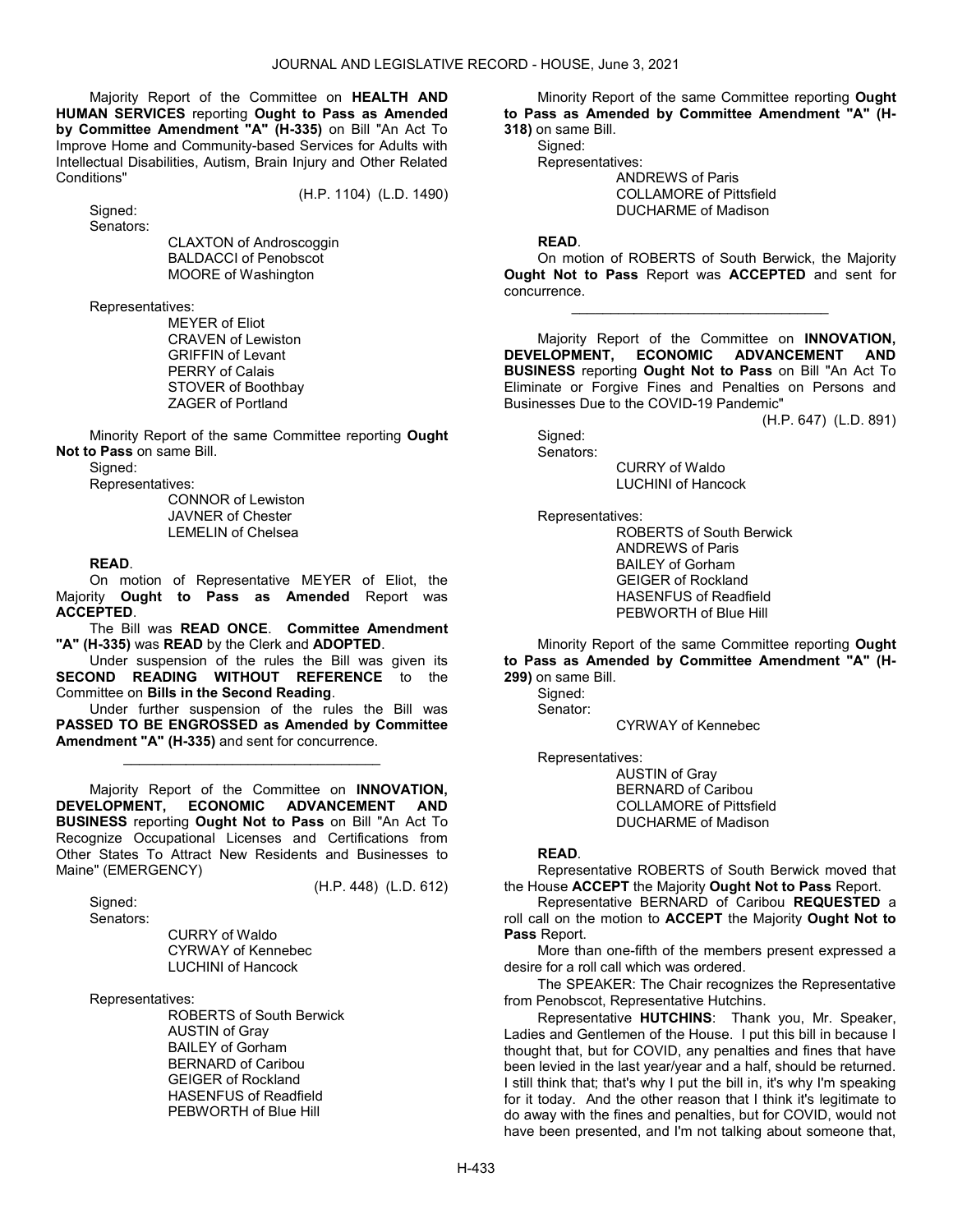Majority Report of the Committee on **HEALTH AND HUMAN SERVICES** reporting **Ought to Pass as Amended by Committee Amendment "A" (H-335)** on Bill "An Act To Improve Home and Community-based Services for Adults with Intellectual Disabilities, Autism, Brain Injury and Other Related Conditions"

(H.P. 1104) (L.D. 1490)

Signed:

Senators:

CLAXTON of Androscoggin
BALDACCI of Penobscot
MOORE of Washington

Representatives:

MEYER of Eliot
CRAVEN of Lewiston
GRIFFIN of Levant
PERRY of Calais
STOVER of Boothbay
ZAGER of Portland

Minority Report of the same Committee reporting **Ought Not to Pass** on same Bill.

Signed:

Representatives:

CONNOR of Lewiston
JAVNER of Chester
LEMELIN of Chelsea

**READ**.

On motion of Representative MEYER of Eliot, the Majority **Ought to Pass as Amended** Report was **ACCEPTED**.

The Bill was **READ ONCE**. **Committee Amendment "A" (H-335)** was **READ** by the Clerk and **ADOPTED**.

Under suspension of the rules the Bill was given its **SECOND READING WITHOUT REFERENCE** to the Committee on **Bills in the Second Reading**.

Under further suspension of the rules the Bill was **PASSED TO BE ENGROSSED as Amended by Committee Amendment "A" (H-335)** and sent for concurrence.

---

Majority Report of the Committee on **INNOVATION, DEVELOPMENT, ECONOMIC ADVANCEMENT AND BUSINESS** reporting **Ought Not to Pass** on Bill "An Act To Recognize Occupational Licenses and Certifications from Other States To Attract New Residents and Businesses to Maine" (EMERGENCY)

(H.P. 448) (L.D. 612)

Signed:

Senators:

CURRY of Waldo
CYRWAY of Kennebec
LUCHINI of Hancock

Representatives:

ROBERTS of South Berwick
AUSTIN of Gray
BAILEY of Gorham
BERNARD of Caribou
GEIGER of Rockland
HASENFUS of Readfield
PEBWORTH of Blue Hill

Minority Report of the same Committee reporting **Ought to Pass as Amended by Committee Amendment "A" (H-318)** on same Bill.

Signed:

Representatives:

ANDREWS of Paris
COLLAMORE of Pittsfield
DUCHARME of Madison

**READ**.

On motion of ROBERTS of South Berwick, the Majority **Ought Not to Pass** Report was **ACCEPTED** and sent for concurrence.

---

Majority Report of the Committee on **INNOVATION, DEVELOPMENT, ECONOMIC ADVANCEMENT AND BUSINESS** reporting **Ought Not to Pass** on Bill "An Act To Eliminate or Forgive Fines and Penalties on Persons and Businesses Due to the COVID-19 Pandemic"

(H.P. 647) (L.D. 891)

Signed:

Senators:

CURRY of Waldo
LUCHINI of Hancock

Representatives:

ROBERTS of South Berwick
ANDREWS of Paris
BAILEY of Gorham
GEIGER of Rockland
HASENFUS of Readfield
PEBWORTH of Blue Hill

Minority Report of the same Committee reporting **Ought to Pass as Amended by Committee Amendment "A" (H-299)** on same Bill.

Signed:

Senator:

CYRWAY of Kennebec

Representatives:

AUSTIN of Gray
BERNARD of Caribou
COLLAMORE of Pittsfield
DUCHARME of Madison

**READ**.

Representative ROBERTS of South Berwick moved that the House **ACCEPT** the Majority **Ought Not to Pass** Report.

Representative BERNARD of Caribou **REQUESTED** a roll call on the motion to **ACCEPT** the Majority **Ought Not to Pass** Report.

More than one-fifth of the members present expressed a desire for a roll call which was ordered.

The SPEAKER: The Chair recognizes the Representative from Penobscot, Representative Hutchins.

Representative **HUTCHINS**: Thank you, Mr. Speaker, Ladies and Gentlemen of the House. I put this bill in because I thought that, but for COVID, any penalties and fines that have been levied in the last year/year and a half, should be returned. I still think that; that's why I put the bill in, it's why I'm speaking for it today. And the other reason that I think it's legitimate to do away with the fines and penalties, but for COVID, would not have been presented, and I'm not talking about someone that,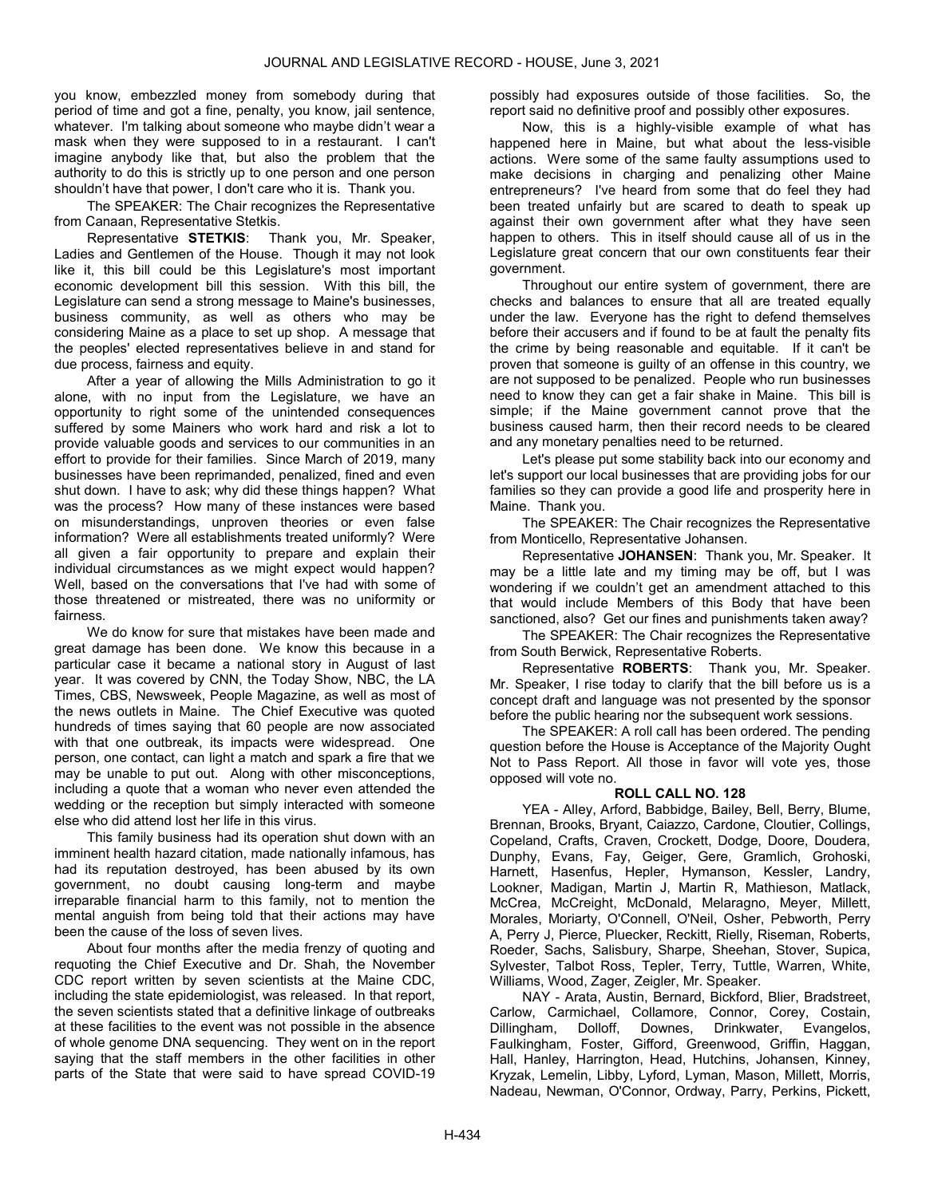you know, embezzled money from somebody during that period of time and got a fine, penalty, you know, jail sentence, whatever. I'm talking about someone who maybe didn't wear a mask when they were supposed to in a restaurant. I can't imagine anybody like that, but also the problem that the authority to do this is strictly up to one person and one person shouldn't have that power, I don't care who it is. Thank you.

The SPEAKER: The Chair recognizes the Representative from Canaan, Representative Stetkis.

Representative **STETKIS**: Thank you, Mr. Speaker, Ladies and Gentlemen of the House. Though it may not look like it, this bill could be this Legislature's most important economic development bill this session. With this bill, the Legislature can send a strong message to Maine's businesses, business community, as well as others who may be considering Maine as a place to set up shop. A message that the peoples' elected representatives believe in and stand for due process, fairness and equity.

After a year of allowing the Mills Administration to go it alone, with no input from the Legislature, we have an opportunity to right some of the unintended consequences suffered by some Mainers who work hard and risk a lot to provide valuable goods and services to our communities in an effort to provide for their families. Since March of 2019, many businesses have been reprimanded, penalized, fined and even shut down. I have to ask; why did these things happen? What was the process? How many of these instances were based on misunderstandings, unproven theories or even false information? Were all establishments treated uniformly? Were all given a fair opportunity to prepare and explain their individual circumstances as we might expect would happen? Well, based on the conversations that I've had with some of those threatened or mistreated, there was no uniformity or fairness.

We do know for sure that mistakes have been made and great damage has been done. We know this because in a particular case it became a national story in August of last year. It was covered by CNN, the Today Show, NBC, the LA Times, CBS, Newsweek, People Magazine, as well as most of the news outlets in Maine. The Chief Executive was quoted hundreds of times saying that 60 people are now associated with that one outbreak, its impacts were widespread. One person, one contact, can light a match and spark a fire that we may be unable to put out. Along with other misconceptions, including a quote that a woman who never even attended the wedding or the reception but simply interacted with someone else who did attend lost her life in this virus.

This family business had its operation shut down with an imminent health hazard citation, made nationally infamous, has had its reputation destroyed, has been abused by its own government, no doubt causing long-term and maybe irreparable financial harm to this family, not to mention the mental anguish from being told that their actions may have been the cause of the loss of seven lives.

About four months after the media frenzy of quoting and requoting the Chief Executive and Dr. Shah, the November CDC report written by seven scientists at the Maine CDC, including the state epidemiologist, was released. In that report, the seven scientists stated that a definitive linkage of outbreaks at these facilities to the event was not possible in the absence of whole genome DNA sequencing. They went on in the report saying that the staff members in the other facilities in other parts of the State that were said to have spread COVID-19 possibly had exposures outside of those facilities. So, the report said no definitive proof and possibly other exposures.

Now, this is a highly-visible example of what has happened here in Maine, but what about the less-visible actions. Were some of the same faulty assumptions used to make decisions in charging and penalizing other Maine entrepreneurs? I've heard from some that do feel they had been treated unfairly but are scared to death to speak up against their own government after what they have seen happen to others. This in itself should cause all of us in the Legislature great concern that our own constituents fear their government.

Throughout our entire system of government, there are checks and balances to ensure that all are treated equally under the law. Everyone has the right to defend themselves before their accusers and if found to be at fault the penalty fits the crime by being reasonable and equitable. If it can't be proven that someone is guilty of an offense in this country, we are not supposed to be penalized. People who run businesses need to know they can get a fair shake in Maine. This bill is simple; if the Maine government cannot prove that the business caused harm, then their record needs to be cleared and any monetary penalties need to be returned.

Let's please put some stability back into our economy and let's support our local businesses that are providing jobs for our families so they can provide a good life and prosperity here in Maine. Thank you.

The SPEAKER: The Chair recognizes the Representative from Monticello, Representative Johansen.

Representative **JOHANSEN**: Thank you, Mr. Speaker. It may be a little late and my timing may be off, but I was wondering if we couldn't get an amendment attached to this that would include Members of this Body that have been sanctioned, also? Get our fines and punishments taken away?

The SPEAKER: The Chair recognizes the Representative from South Berwick, Representative Roberts.

Representative **ROBERTS**: Thank you, Mr. Speaker. Mr. Speaker, I rise today to clarify that the bill before us is a concept draft and language was not presented by the sponsor before the public hearing nor the subsequent work sessions.

The SPEAKER: A roll call has been ordered. The pending question before the House is Acceptance of the Majority Ought Not to Pass Report. All those in favor will vote yes, those opposed will vote no.

**ROLL CALL NO. 128**

YEA - Alley, Arford, Babbidge, Bailey, Bell, Berry, Blume, Brennan, Brooks, Bryant, Caiazzo, Cardone, Cloutier, Collings, Copeland, Crafts, Craven, Crockett, Dodge, Doore, Doudera, Dunphy, Evans, Fay, Geiger, Gere, Gramlich, Grohoski, Harnett, Hasenfus, Hepler, Hymanson, Kessler, Landry, Lookner, Madigan, Martin J, Martin R, Mathieson, Matlack, McCrea, McCreight, McDonald, Melaragno, Meyer, Millett, Morales, Moriarty, O'Connell, O'Neil, Osher, Pebworth, Perry A, Perry J, Pierce, Pluecker, Reckitt, Rielly, Riseman, Roberts, Roeder, Sachs, Salisbury, Sharpe, Sheehan, Stover, Supica, Sylvester, Talbot Ross, Tepler, Terry, Tuttle, Warren, White, Williams, Wood, Zager, Zeigler, Mr. Speaker.

NAY - Arata, Austin, Bernard, Bickford, Blier, Bradstreet, Carlow, Carmichael, Collamore, Connor, Corey, Costain, Dillingham, Dolloff, Downes, Drinkwater, Evangelos, Faulkingham, Foster, Gifford, Greenwood, Griffin, Haggan, Hall, Hanley, Harrington, Head, Hutchins, Johansen, Kinney, Kryzak, Lemelin, Libby, Lyford, Lyman, Mason, Millett, Morris, Nadeau, Newman, O'Connor, Ordway, Parry, Perkins, Pickett,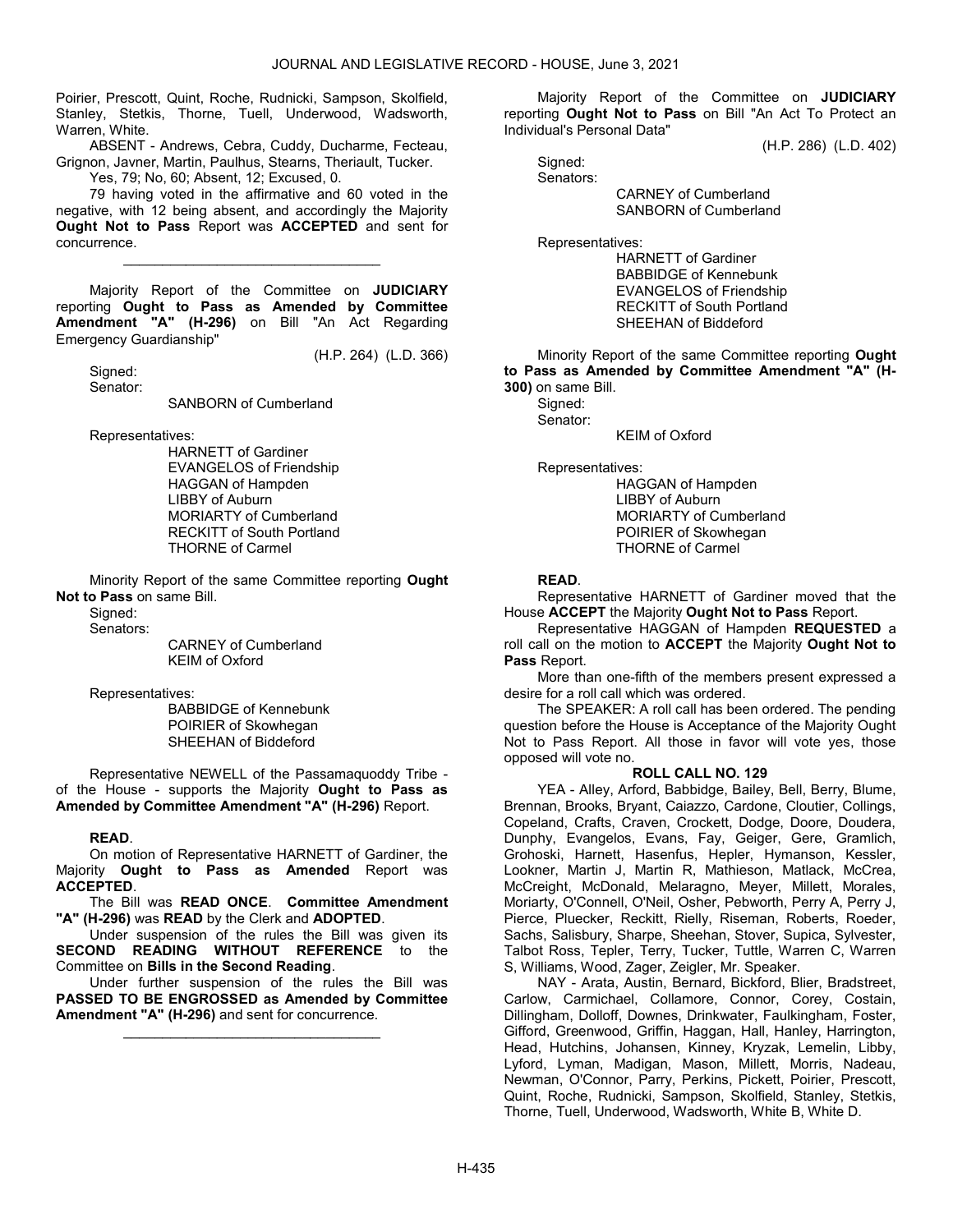Poirier, Prescott, Quint, Roche, Rudnicki, Sampson, Skolfield, Stanley, Stetkis, Thorne, Tuell, Underwood, Wadsworth, Warren, White.

ABSENT - Andrews, Cebra, Cuddy, Ducharme, Fecteau, Grignon, Javner, Martin, Paulhus, Stearns, Theriault, Tucker.

Yes, 79; No, 60; Absent, 12; Excused, 0.

79 having voted in the affirmative and 60 voted in the negative, with 12 being absent, and accordingly the Majority **Ought Not to Pass** Report was **ACCEPTED** and sent for concurrence.

_________________________________

Majority Report of the Committee on **JUDICIARY** reporting **Ought to Pass as Amended by Committee Amendment "A" (H-296)** on Bill "An Act Regarding Emergency Guardianship"

(H.P. 264) (L.D. 366)

Signed:
Senator:

SANBORN of Cumberland

Representatives:

HARNETT of Gardiner
EVANGELOS of Friendship
HAGGAN of Hampden
LIBBY of Auburn
MORIARTY of Cumberland
RECKITT of South Portland
THORNE of Carmel

Minority Report of the same Committee reporting **Ought Not to Pass** on same Bill.

Signed:
Senators:

CARNEY of Cumberland
KEIM of Oxford

Representatives:

BABBIDGE of Kennebunk
POIRIER of Skowhegan
SHEEHAN of Biddeford

Representative NEWELL of the Passamaquoddy Tribe - of the House - supports the Majority **Ought to Pass as Amended by Committee Amendment "A" (H-296)** Report.

**READ**.

On motion of Representative HARNETT of Gardiner, the Majority **Ought to Pass as Amended** Report was **ACCEPTED**.

The Bill was **READ ONCE**. **Committee Amendment "A" (H-296)** was **READ** by the Clerk and **ADOPTED**.

Under suspension of the rules the Bill was given its **SECOND READING WITHOUT REFERENCE** to the Committee on **Bills in the Second Reading**.

Under further suspension of the rules the Bill was **PASSED TO BE ENGROSSED as Amended by Committee Amendment "A" (H-296)** and sent for concurrence.

_________________________________

Majority Report of the Committee on **JUDICIARY** reporting **Ought Not to Pass** on Bill "An Act To Protect an Individual's Personal Data"

(H.P. 286) (L.D. 402)

Signed:
Senators:

CARNEY of Cumberland
SANBORN of Cumberland

Representatives:

HARNETT of Gardiner
BABBIDGE of Kennebunk
EVANGELOS of Friendship
RECKITT of South Portland
SHEEHAN of Biddeford

Minority Report of the same Committee reporting **Ought to Pass as Amended by Committee Amendment "A" (H-300)** on same Bill.

Signed:
Senator:

KEIM of Oxford

Representatives:

HAGGAN of Hampden
LIBBY of Auburn
MORIARTY of Cumberland
POIRIER of Skowhegan
THORNE of Carmel

**READ**.

Representative HARNETT of Gardiner moved that the House **ACCEPT** the Majority **Ought Not to Pass** Report.

Representative HAGGAN of Hampden **REQUESTED** a roll call on the motion to **ACCEPT** the Majority **Ought Not to Pass** Report.

More than one-fifth of the members present expressed a desire for a roll call which was ordered.

The SPEAKER: A roll call has been ordered. The pending question before the House is Acceptance of the Majority Ought Not to Pass Report. All those in favor will vote yes, those opposed will vote no.

**ROLL CALL NO. 129**

YEA - Alley, Arford, Babbidge, Bailey, Bell, Berry, Blume, Brennan, Brooks, Bryant, Caiazzo, Cardone, Cloutier, Collings, Copeland, Crafts, Craven, Crockett, Dodge, Doore, Doudera, Dunphy, Evangelos, Evans, Fay, Geiger, Gere, Gramlich, Grohoski, Harnett, Hasenfus, Hepler, Hymanson, Kessler, Lookner, Martin J, Martin R, Mathieson, Matlack, McCrea, McCreight, McDonald, Melaragno, Meyer, Millett, Morales, Moriarty, O'Connell, O'Neil, Osher, Pebworth, Perry A, Perry J, Pierce, Pluecker, Reckitt, Rielly, Riseman, Roberts, Roeder, Sachs, Salisbury, Sharpe, Sheehan, Stover, Supica, Sylvester, Talbot Ross, Tepler, Terry, Tucker, Tuttle, Warren C, Warren S, Williams, Wood, Zager, Zeigler, Mr. Speaker.

NAY - Arata, Austin, Bernard, Bickford, Blier, Bradstreet, Carlow, Carmichael, Collamore, Connor, Corey, Costain, Dillingham, Dolloff, Downes, Drinkwater, Faulkingham, Foster, Gifford, Greenwood, Griffin, Haggan, Hall, Hanley, Harrington, Head, Hutchins, Johansen, Kinney, Kryzak, Lemelin, Libby, Lyford, Lyman, Madigan, Mason, Millett, Morris, Nadeau, Newman, O'Connor, Parry, Perkins, Pickett, Poirier, Prescott, Quint, Roche, Rudnicki, Sampson, Skolfield, Stanley, Stetkis, Thorne, Tuell, Underwood, Wadsworth, White B, White D.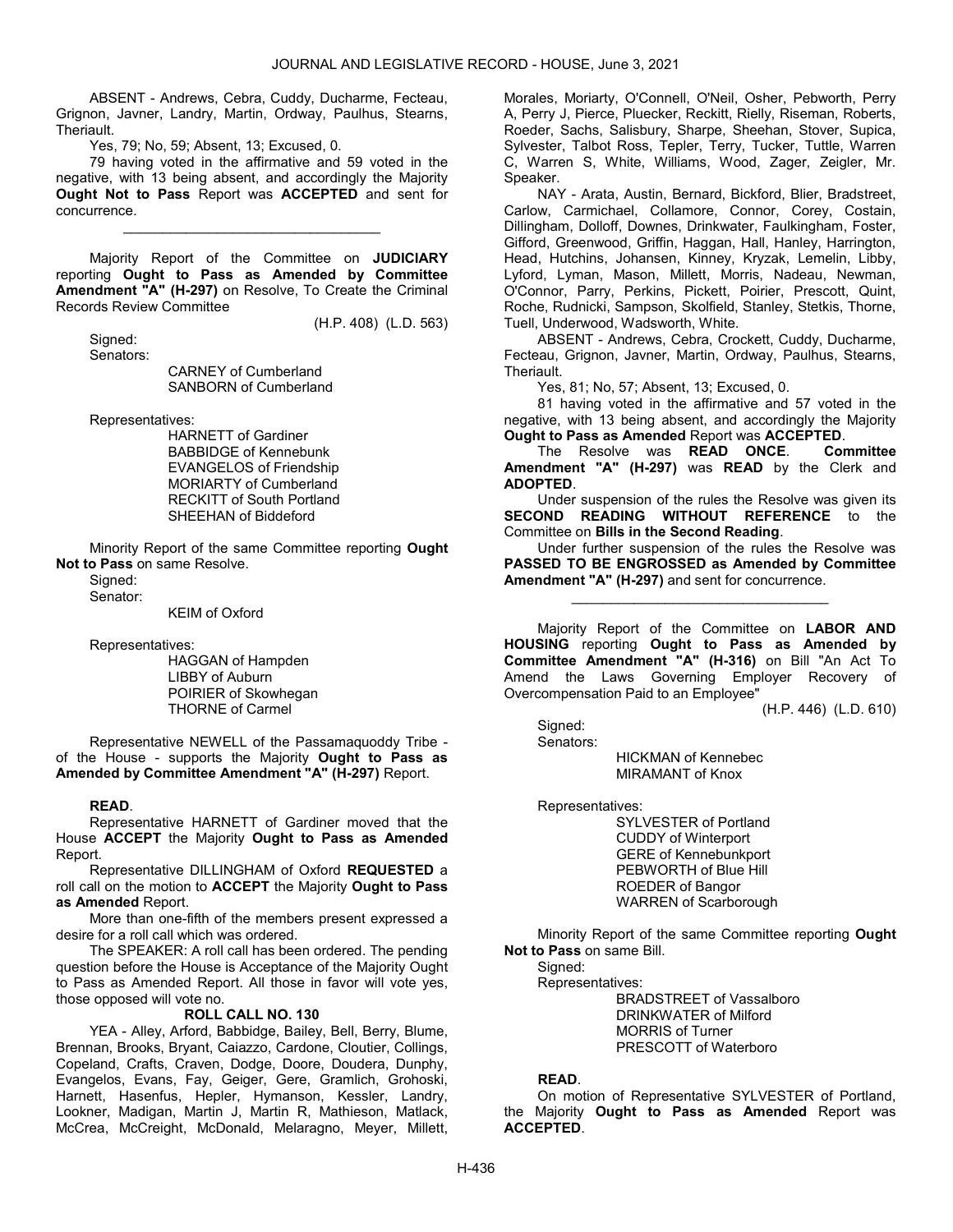ABSENT - Andrews, Cebra, Cuddy, Ducharme, Fecteau, Grignon, Javner, Landry, Martin, Ordway, Paulhus, Stearns, Theriault.

Yes, 79; No, 59; Absent, 13; Excused, 0.

79 having voted in the affirmative and 59 voted in the negative, with 13 being absent, and accordingly the Majority **Ought Not to Pass** Report was **ACCEPTED** and sent for concurrence.

_________________________________

Majority Report of the Committee on **JUDICIARY** reporting **Ought to Pass as Amended by Committee Amendment "A" (H-297)** on Resolve, To Create the Criminal Records Review Committee

(H.P. 408) (L.D. 563)

Signed:

Senators:

CARNEY of Cumberland
SANBORN of Cumberland

Representatives:

HARNETT of Gardiner
BABBIDGE of Kennebunk
EVANGELOS of Friendship
MORIARTY of Cumberland
RECKITT of South Portland
SHEEHAN of Biddeford

Minority Report of the same Committee reporting **Ought Not to Pass** on same Resolve.

Signed:

Senator:

KEIM of Oxford

Representatives:

HAGGAN of Hampden
LIBBY of Auburn
POIRIER of Skowhegan
THORNE of Carmel

Representative NEWELL of the Passamaquoddy Tribe - of the House - supports the Majority **Ought to Pass as Amended by Committee Amendment "A" (H-297)** Report.

**READ**.

Representative HARNETT of Gardiner moved that the House **ACCEPT** the Majority **Ought to Pass as Amended** Report.

Representative DILLINGHAM of Oxford **REQUESTED** a roll call on the motion to **ACCEPT** the Majority **Ought to Pass as Amended** Report.

More than one-fifth of the members present expressed a desire for a roll call which was ordered.

The SPEAKER: A roll call has been ordered. The pending question before the House is Acceptance of the Majority Ought to Pass as Amended Report. All those in favor will vote yes, those opposed will vote no.

**ROLL CALL NO. 130**

YEA - Alley, Arford, Babbidge, Bailey, Bell, Berry, Blume, Brennan, Brooks, Bryant, Caiazzo, Cardone, Cloutier, Collings, Copeland, Crafts, Craven, Dodge, Doore, Doudera, Dunphy, Evangelos, Evans, Fay, Geiger, Gere, Gramlich, Grohoski, Harnett, Hasenfus, Hepler, Hymanson, Kessler, Landry, Lookner, Madigan, Martin J, Martin R, Mathieson, Matlack, McCrea, McCreight, McDonald, Melaragno, Meyer, Millett, Morales, Moriarty, O'Connell, O'Neil, Osher, Pebworth, Perry A, Perry J, Pierce, Pluecker, Reckitt, Rielly, Riseman, Roberts, Roeder, Sachs, Salisbury, Sharpe, Sheehan, Stover, Supica, Sylvester, Talbot Ross, Tepler, Terry, Tucker, Tuttle, Warren C, Warren S, White, Williams, Wood, Zager, Zeigler, Mr. Speaker.

NAY - Arata, Austin, Bernard, Bickford, Blier, Bradstreet, Carlow, Carmichael, Collamore, Connor, Corey, Costain, Dillingham, Dolloff, Downes, Drinkwater, Faulkingham, Foster, Gifford, Greenwood, Griffin, Haggan, Hall, Hanley, Harrington, Head, Hutchins, Johansen, Kinney, Kryzak, Lemelin, Libby, Lyford, Lyman, Mason, Millett, Morris, Nadeau, Newman, O'Connor, Parry, Perkins, Pickett, Poirier, Prescott, Quint, Roche, Rudnicki, Sampson, Skolfield, Stanley, Stetkis, Thorne, Tuell, Underwood, Wadsworth, White.

ABSENT - Andrews, Cebra, Crockett, Cuddy, Ducharme, Fecteau, Grignon, Javner, Martin, Ordway, Paulhus, Stearns, Theriault.

Yes, 81; No, 57; Absent, 13; Excused, 0.

81 having voted in the affirmative and 57 voted in the negative, with 13 being absent, and accordingly the Majority **Ought to Pass as Amended** Report was **ACCEPTED**.

The Resolve was **READ ONCE**. **Committee Amendment "A" (H-297)** was **READ** by the Clerk and **ADOPTED**.

Under suspension of the rules the Resolve was given its **SECOND READING WITHOUT REFERENCE** to the Committee on **Bills in the Second Reading**.

Under further suspension of the rules the Resolve was **PASSED TO BE ENGROSSED as Amended by Committee Amendment "A" (H-297)** and sent for concurrence.

_________________________________

Majority Report of the Committee on **LABOR AND HOUSING** reporting **Ought to Pass as Amended by Committee Amendment "A" (H-316)** on Bill "An Act To Amend the Laws Governing Employer Recovery of Overcompensation Paid to an Employee"

(H.P. 446) (L.D. 610)

Signed:

Senators:

HICKMAN of Kennebec
MIRAMANT of Knox

Representatives:

SYLVESTER of Portland
CUDDY of Winterport
GERE of Kennebunkport
PEBWORTH of Blue Hill
ROEDER of Bangor
WARREN of Scarborough

Minority Report of the same Committee reporting **Ought Not to Pass** on same Bill.

Signed:

Representatives:

BRADSTREET of Vassalboro
DRINKWATER of Milford
MORRIS of Turner
PRESCOTT of Waterboro

**READ**.

On motion of Representative SYLVESTER of Portland, the Majority **Ought to Pass as Amended** Report was **ACCEPTED**.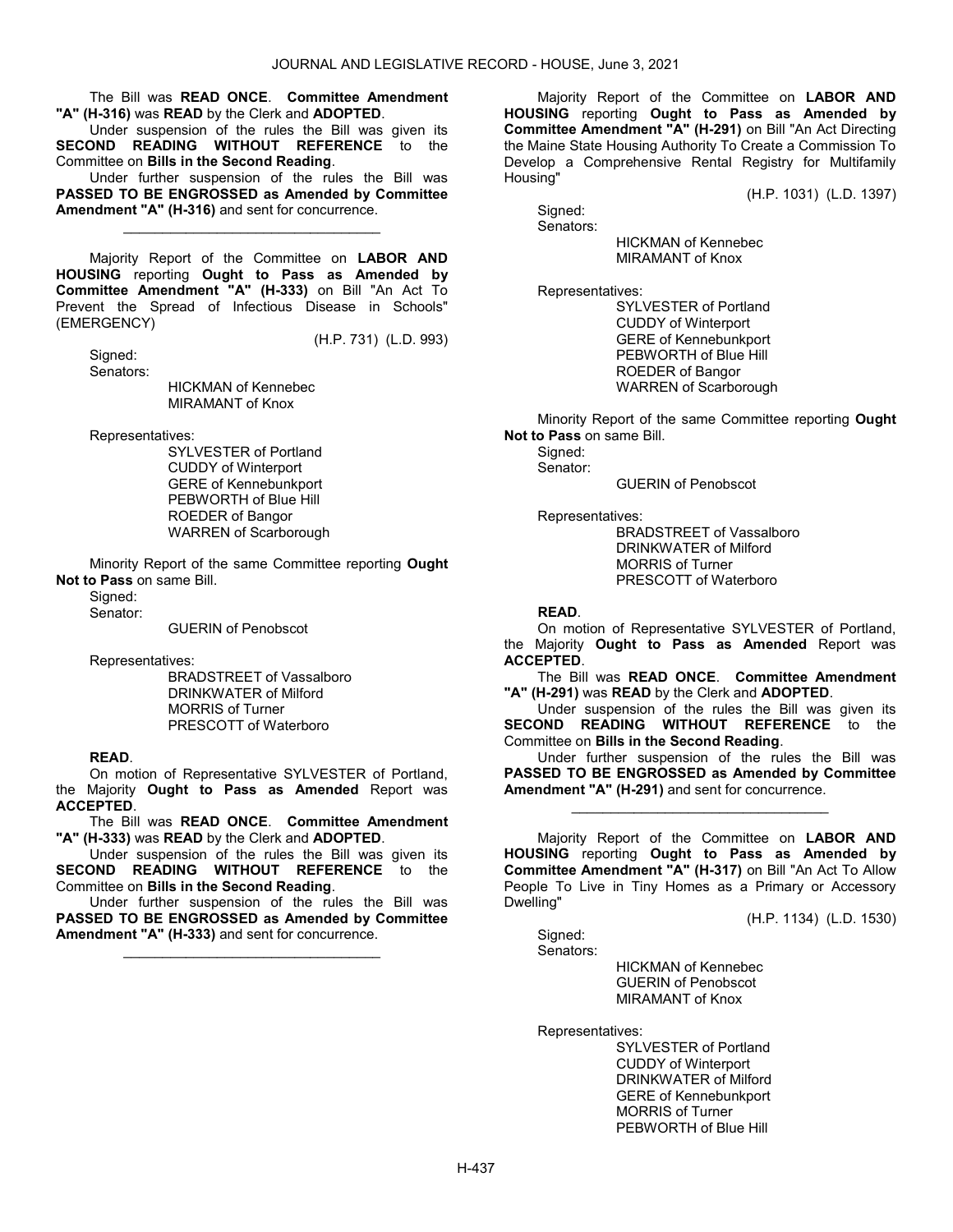The Bill was **READ ONCE**. **Committee Amendment "A" (H-316)** was **READ** by the Clerk and **ADOPTED**.

Under suspension of the rules the Bill was given its **SECOND READING WITHOUT REFERENCE** to the Committee on **Bills in the Second Reading**.

Under further suspension of the rules the Bill was **PASSED TO BE ENGROSSED as Amended by Committee Amendment "A" (H-316)** and sent for concurrence.

_________________________________

Majority Report of the Committee on **LABOR AND HOUSING** reporting **Ought to Pass as Amended by Committee Amendment "A" (H-333)** on Bill "An Act To Prevent the Spread of Infectious Disease in Schools" (EMERGENCY)

(H.P. 731) (L.D. 993)

Signed:

Senators:

HICKMAN of Kennebec
MIRAMANT of Knox

Representatives:

SYLVESTER of Portland
CUDDY of Winterport
GERE of Kennebunkport
PEBWORTH of Blue Hill
ROEDER of Bangor
WARREN of Scarborough

Minority Report of the same Committee reporting **Ought Not to Pass** on same Bill.

Signed:

Senator:

GUERIN of Penobscot

Representatives:

BRADSTREET of Vassalboro
DRINKWATER of Milford
MORRIS of Turner
PRESCOTT of Waterboro

**READ**.

On motion of Representative SYLVESTER of Portland, the Majority **Ought to Pass as Amended** Report was **ACCEPTED**.

The Bill was **READ ONCE**. **Committee Amendment "A" (H-333)** was **READ** by the Clerk and **ADOPTED**.

Under suspension of the rules the Bill was given its **SECOND READING WITHOUT REFERENCE** to the Committee on **Bills in the Second Reading**.

Under further suspension of the rules the Bill was **PASSED TO BE ENGROSSED as Amended by Committee Amendment "A" (H-333)** and sent for concurrence.

_________________________________

Majority Report of the Committee on **LABOR AND HOUSING** reporting **Ought to Pass as Amended by Committee Amendment "A" (H-291)** on Bill "An Act Directing the Maine State Housing Authority To Create a Commission To Develop a Comprehensive Rental Registry for Multifamily Housing"

(H.P. 1031) (L.D. 1397)

Signed:

Senators:

HICKMAN of Kennebec
MIRAMANT of Knox

Representatives:

SYLVESTER of Portland
CUDDY of Winterport
GERE of Kennebunkport
PEBWORTH of Blue Hill
ROEDER of Bangor
WARREN of Scarborough

Minority Report of the same Committee reporting **Ought Not to Pass** on same Bill.

Signed:

Senator:

GUERIN of Penobscot

Representatives:

BRADSTREET of Vassalboro
DRINKWATER of Milford
MORRIS of Turner
PRESCOTT of Waterboro

**READ**.

On motion of Representative SYLVESTER of Portland, the Majority **Ought to Pass as Amended** Report was **ACCEPTED**.

The Bill was **READ ONCE**. **Committee Amendment "A" (H-291)** was **READ** by the Clerk and **ADOPTED**.

Under suspension of the rules the Bill was given its **SECOND READING WITHOUT REFERENCE** to the Committee on **Bills in the Second Reading**.

Under further suspension of the rules the Bill was **PASSED TO BE ENGROSSED as Amended by Committee Amendment "A" (H-291)** and sent for concurrence.

_________________________________

Majority Report of the Committee on **LABOR AND HOUSING** reporting **Ought to Pass as Amended by Committee Amendment "A" (H-317)** on Bill "An Act To Allow People To Live in Tiny Homes as a Primary or Accessory Dwelling"

(H.P. 1134) (L.D. 1530)

Signed:

Senators:

HICKMAN of Kennebec
GUERIN of Penobscot
MIRAMANT of Knox

Representatives:

SYLVESTER of Portland
CUDDY of Winterport
DRINKWATER of Milford
GERE of Kennebunkport
MORRIS of Turner
PEBWORTH of Blue Hill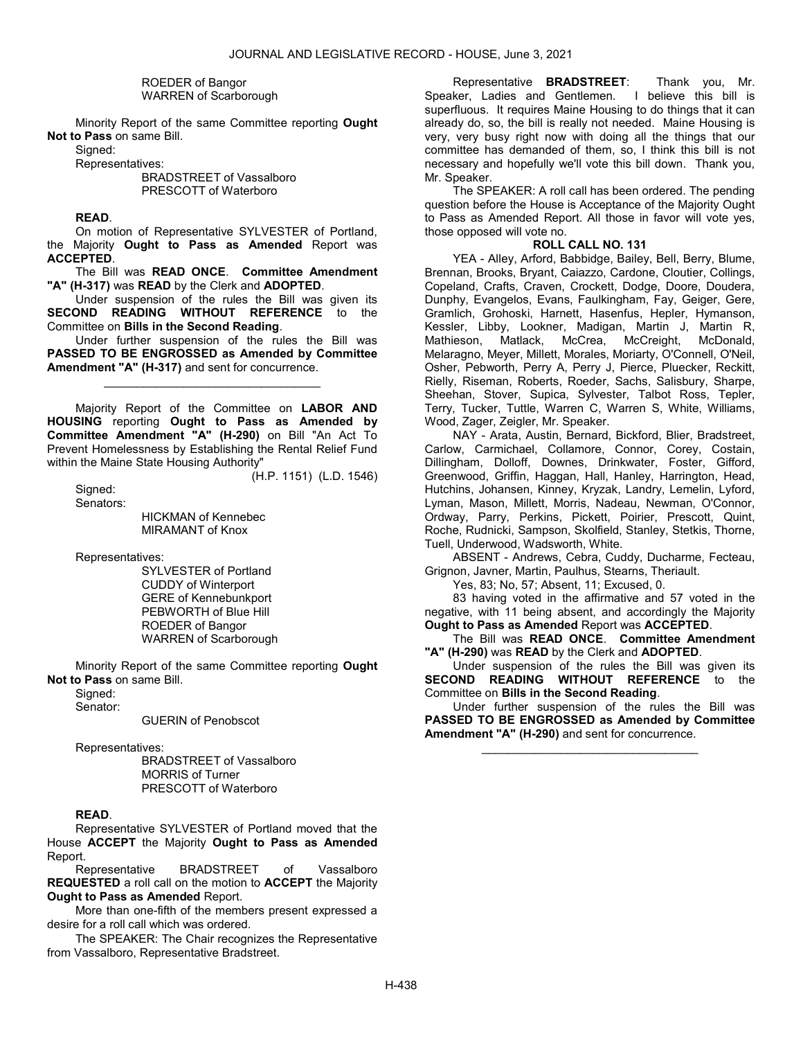ROEDER of Bangor
WARREN of Scarborough

Minority Report of the same Committee reporting **Ought Not to Pass** on same Bill.

Signed:

Representatives:

BRADSTREET of Vassalboro
PRESCOTT of Waterboro

**READ**.

On motion of Representative SYLVESTER of Portland, the Majority **Ought to Pass as Amended** Report was **ACCEPTED**.

The Bill was **READ ONCE**. **Committee Amendment "A" (H-317)** was **READ** by the Clerk and **ADOPTED**.

Under suspension of the rules the Bill was given its **SECOND READING WITHOUT REFERENCE** to the Committee on **Bills in the Second Reading**.

Under further suspension of the rules the Bill was **PASSED TO BE ENGROSSED as Amended by Committee Amendment "A" (H-317)** and sent for concurrence.

_________________________________

Majority Report of the Committee on **LABOR AND HOUSING** reporting **Ought to Pass as Amended by Committee Amendment "A" (H-290)** on Bill "An Act To Prevent Homelessness by Establishing the Rental Relief Fund within the Maine State Housing Authority"

(H.P. 1151) (L.D. 1546)

Signed:

Senators:

HICKMAN of Kennebec
MIRAMANT of Knox

Representatives:

SYLVESTER of Portland
CUDDY of Winterport
GERE of Kennebunkport
PEBWORTH of Blue Hill
ROEDER of Bangor
WARREN of Scarborough

Minority Report of the same Committee reporting **Ought Not to Pass** on same Bill.

Signed:

Senator:

GUERIN of Penobscot

Representatives:

BRADSTREET of Vassalboro
MORRIS of Turner
PRESCOTT of Waterboro

**READ**.

Representative SYLVESTER of Portland moved that the House **ACCEPT** the Majority **Ought to Pass as Amended** Report.

Representative BRADSTREET of Vassalboro **REQUESTED** a roll call on the motion to **ACCEPT** the Majority **Ought to Pass as Amended** Report.

More than one-fifth of the members present expressed a desire for a roll call which was ordered.

The SPEAKER: The Chair recognizes the Representative from Vassalboro, Representative Bradstreet.

Representative **BRADSTREET**: Thank you, Mr. Speaker, Ladies and Gentlemen. I believe this bill is superfluous. It requires Maine Housing to do things that it can already do, so, the bill is really not needed. Maine Housing is very, very busy right now with doing all the things that our committee has demanded of them, so, I think this bill is not necessary and hopefully we'll vote this bill down. Thank you, Mr. Speaker.

The SPEAKER: A roll call has been ordered. The pending question before the House is Acceptance of the Majority Ought to Pass as Amended Report. All those in favor will vote yes, those opposed will vote no.

**ROLL CALL NO. 131**

YEA - Alley, Arford, Babbidge, Bailey, Bell, Berry, Blume, Brennan, Brooks, Bryant, Caiazzo, Cardone, Cloutier, Collings, Copeland, Crafts, Craven, Crockett, Dodge, Doore, Doudera, Dunphy, Evangelos, Evans, Faulkingham, Fay, Geiger, Gere, Gramlich, Grohoski, Harnett, Hasenfus, Hepler, Hymanson, Kessler, Libby, Lookner, Madigan, Martin J, Martin R, Mathieson, Matlack, McCrea, McCreight, McDonald, Melaragno, Meyer, Millett, Morales, Moriarty, O'Connell, O'Neil, Osher, Pebworth, Perry A, Perry J, Pierce, Pluecker, Reckitt, Rielly, Riseman, Roberts, Roeder, Sachs, Salisbury, Sharpe, Sheehan, Stover, Supica, Sylvester, Talbot Ross, Tepler, Terry, Tucker, Tuttle, Warren C, Warren S, White, Williams, Wood, Zager, Zeigler, Mr. Speaker.

NAY - Arata, Austin, Bernard, Bickford, Blier, Bradstreet, Carlow, Carmichael, Collamore, Connor, Corey, Costain, Dillingham, Dolloff, Downes, Drinkwater, Foster, Gifford, Greenwood, Griffin, Haggan, Hall, Hanley, Harrington, Head, Hutchins, Johansen, Kinney, Kryzak, Landry, Lemelin, Lyford, Lyman, Mason, Millett, Morris, Nadeau, Newman, O'Connor, Ordway, Parry, Perkins, Pickett, Poirier, Prescott, Quint, Roche, Rudnicki, Sampson, Skolfield, Stanley, Stetkis, Thorne, Tuell, Underwood, Wadsworth, White.

ABSENT - Andrews, Cebra, Cuddy, Ducharme, Fecteau, Grignon, Javner, Martin, Paulhus, Stearns, Theriault.

Yes, 83; No, 57; Absent, 11; Excused, 0.

83 having voted in the affirmative and 57 voted in the negative, with 11 being absent, and accordingly the Majority **Ought to Pass as Amended** Report was **ACCEPTED**.

The Bill was **READ ONCE**. **Committee Amendment "A" (H-290)** was **READ** by the Clerk and **ADOPTED**.

Under suspension of the rules the Bill was given its **SECOND READING WITHOUT REFERENCE** to the Committee on **Bills in the Second Reading**.

Under further suspension of the rules the Bill was **PASSED TO BE ENGROSSED as Amended by Committee Amendment "A" (H-290)** and sent for concurrence.

_________________________________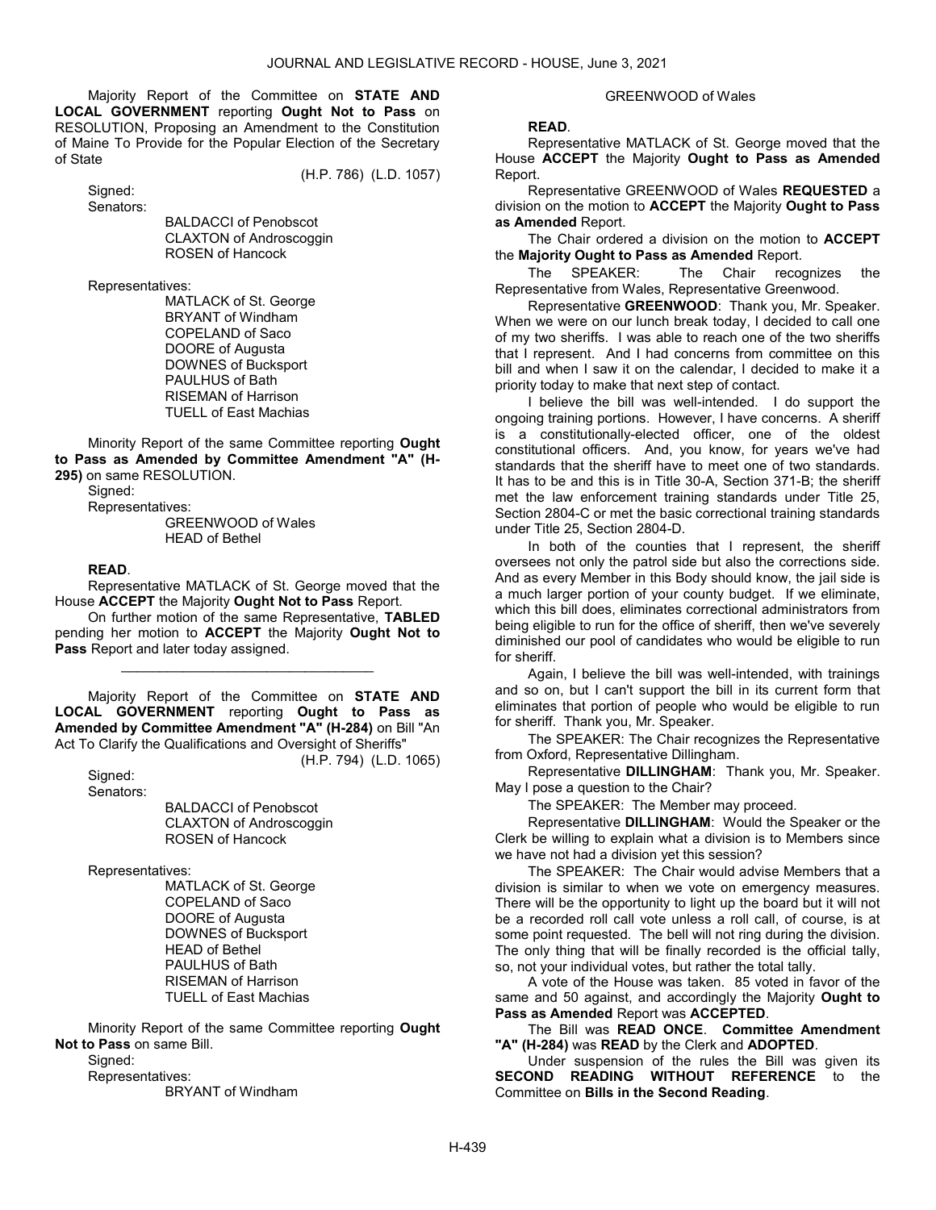Majority Report of the Committee on **STATE AND LOCAL GOVERNMENT** reporting **Ought Not to Pass** on RESOLUTION, Proposing an Amendment to the Constitution of Maine To Provide for the Popular Election of the Secretary of State

(H.P. 786) (L.D. 1057)

Signed:

Senators:

BALDACCI of Penobscot
CLAXTON of Androscoggin
ROSEN of Hancock

Representatives:

MATLACK of St. George
BRYANT of Windham
COPELAND of Saco
DOORE of Augusta
DOWNES of Bucksport
PAULHUS of Bath
RISEMAN of Harrison
TUELL of East Machias

Minority Report of the same Committee reporting **Ought to Pass as Amended by Committee Amendment "A" (H-295)** on same RESOLUTION.

Signed:

Representatives:

GREENWOOD of Wales
HEAD of Bethel

**READ**.

Representative MATLACK of St. George moved that the House **ACCEPT** the Majority **Ought Not to Pass** Report.

On further motion of the same Representative, **TABLED** pending her motion to **ACCEPT** the Majority **Ought Not to Pass** Report and later today assigned.

_________________________________

Majority Report of the Committee on **STATE AND LOCAL GOVERNMENT** reporting **Ought to Pass as Amended by Committee Amendment "A" (H-284)** on Bill "An Act To Clarify the Qualifications and Oversight of Sheriffs"

(H.P. 794) (L.D. 1065)

Signed:

Senators:

BALDACCI of Penobscot
CLAXTON of Androscoggin
ROSEN of Hancock

Representatives:

MATLACK of St. George
COPELAND of Saco
DOORE of Augusta
DOWNES of Bucksport
HEAD of Bethel
PAULHUS of Bath
RISEMAN of Harrison
TUELL of East Machias

Minority Report of the same Committee reporting **Ought Not to Pass** on same Bill.

Signed:

Representatives:

BRYANT of Windham
GREENWOOD of Wales

**READ**.

Representative MATLACK of St. George moved that the House **ACCEPT** the Majority **Ought to Pass as Amended** Report.

Representative GREENWOOD of Wales **REQUESTED** a division on the motion to **ACCEPT** the Majority **Ought to Pass as Amended** Report.

The Chair ordered a division on the motion to **ACCEPT** the **Majority Ought to Pass as Amended** Report.

The SPEAKER: The Chair recognizes the Representative from Wales, Representative Greenwood.

Representative **GREENWOOD**: Thank you, Mr. Speaker. When we were on our lunch break today, I decided to call one of my two sheriffs. I was able to reach one of the two sheriffs that I represent. And I had concerns from committee on this bill and when I saw it on the calendar, I decided to make it a priority today to make that next step of contact.

I believe the bill was well-intended. I do support the ongoing training portions. However, I have concerns. A sheriff is a constitutionally-elected officer, one of the oldest constitutional officers. And, you know, for years we've had standards that the sheriff have to meet one of two standards. It has to be and this is in Title 30-A, Section 371-B; the sheriff met the law enforcement training standards under Title 25, Section 2804-C or met the basic correctional training standards under Title 25, Section 2804-D.

In both of the counties that I represent, the sheriff oversees not only the patrol side but also the corrections side. And as every Member in this Body should know, the jail side is a much larger portion of your county budget. If we eliminate, which this bill does, eliminates correctional administrators from being eligible to run for the office of sheriff, then we've severely diminished our pool of candidates who would be eligible to run for sheriff.

Again, I believe the bill was well-intended, with trainings and so on, but I can't support the bill in its current form that eliminates that portion of people who would be eligible to run for sheriff. Thank you, Mr. Speaker.

The SPEAKER: The Chair recognizes the Representative from Oxford, Representative Dillingham.

Representative **DILLINGHAM**: Thank you, Mr. Speaker. May I pose a question to the Chair?

The SPEAKER: The Member may proceed.

Representative **DILLINGHAM**: Would the Speaker or the Clerk be willing to explain what a division is to Members since we have not had a division yet this session?

The SPEAKER: The Chair would advise Members that a division is similar to when we vote on emergency measures. There will be the opportunity to light up the board but it will not be a recorded roll call vote unless a roll call, of course, is at some point requested. The bell will not ring during the division. The only thing that will be finally recorded is the official tally, so, not your individual votes, but rather the total tally.

A vote of the House was taken. 85 voted in favor of the same and 50 against, and accordingly the Majority **Ought to Pass as Amended** Report was **ACCEPTED**.

The Bill was **READ ONCE**. **Committee Amendment "A" (H-284)** was **READ** by the Clerk and **ADOPTED**.

Under suspension of the rules the Bill was given its **SECOND READING WITHOUT REFERENCE** to the Committee on **Bills in the Second Reading**.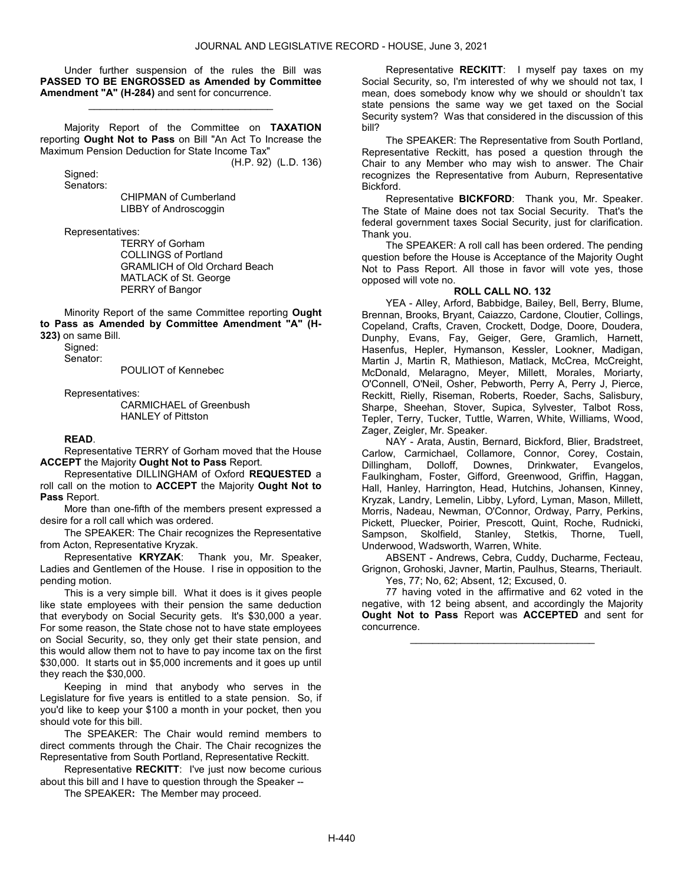Under further suspension of the rules the Bill was **PASSED TO BE ENGROSSED as Amended by Committee Amendment "A" (H-284)** and sent for concurrence.

_________________________________

Majority Report of the Committee on **TAXATION** reporting **Ought Not to Pass** on Bill "An Act To Increase the Maximum Pension Deduction for State Income Tax"

(H.P. 92) (L.D. 136)

Signed:

Senators:

CHIPMAN of Cumberland
LIBBY of Androscoggin

Representatives:

TERRY of Gorham
COLLINGS of Portland
GRAMLICH of Old Orchard Beach
MATLACK of St. George
PERRY of Bangor

Minority Report of the same Committee reporting **Ought to Pass as Amended by Committee Amendment "A" (H-323)** on same Bill.

Signed:

Senator:

POULIOT of Kennebec

Representatives:

CARMICHAEL of Greenbush
HANLEY of Pittston

**READ**.

Representative TERRY of Gorham moved that the House **ACCEPT** the Majority **Ought Not to Pass** Report.

Representative DILLINGHAM of Oxford **REQUESTED** a roll call on the motion to **ACCEPT** the Majority **Ought Not to Pass** Report.

More than one-fifth of the members present expressed a desire for a roll call which was ordered.

The SPEAKER: The Chair recognizes the Representative from Acton, Representative Kryzak.

Representative **KRYZAK**: Thank you, Mr. Speaker, Ladies and Gentlemen of the House. I rise in opposition to the pending motion.

This is a very simple bill. What it does is it gives people like state employees with their pension the same deduction that everybody on Social Security gets. It's $30,000 a year. For some reason, the State chose not to have state employees on Social Security, so, they only get their state pension, and this would allow them not to have to pay income tax on the first $30,000. It starts out in $5,000 increments and it goes up until they reach the $30,000.

Keeping in mind that anybody who serves in the Legislature for five years is entitled to a state pension. So, if you'd like to keep your $100 a month in your pocket, then you should vote for this bill.

The SPEAKER: The Chair would remind members to direct comments through the Chair. The Chair recognizes the Representative from South Portland, Representative Reckitt.

Representative **RECKITT**: I've just now become curious about this bill and I have to question through the Speaker --

The SPEAKER**:** The Member may proceed.

Representative **RECKITT**: I myself pay taxes on my Social Security, so, I'm interested of why we should not tax, I mean, does somebody know why we should or shouldn't tax state pensions the same way we get taxed on the Social Security system? Was that considered in the discussion of this bill?

The SPEAKER: The Representative from South Portland, Representative Reckitt, has posed a question through the Chair to any Member who may wish to answer. The Chair recognizes the Representative from Auburn, Representative Bickford.

Representative **BICKFORD**: Thank you, Mr. Speaker. The State of Maine does not tax Social Security. That's the federal government taxes Social Security, just for clarification. Thank you.

The SPEAKER: A roll call has been ordered. The pending question before the House is Acceptance of the Majority Ought Not to Pass Report. All those in favor will vote yes, those opposed will vote no.

**ROLL CALL NO. 132**

YEA - Alley, Arford, Babbidge, Bailey, Bell, Berry, Blume, Brennan, Brooks, Bryant, Caiazzo, Cardone, Cloutier, Collings, Copeland, Crafts, Craven, Crockett, Dodge, Doore, Doudera, Dunphy, Evans, Fay, Geiger, Gere, Gramlich, Harnett, Hasenfus, Hepler, Hymanson, Kessler, Lookner, Madigan, Martin J, Martin R, Mathieson, Matlack, McCrea, McCreight, McDonald, Melaragno, Meyer, Millett, Morales, Moriarty, O'Connell, O'Neil, Osher, Pebworth, Perry A, Perry J, Pierce, Reckitt, Rielly, Riseman, Roberts, Roeder, Sachs, Salisbury, Sharpe, Sheehan, Stover, Supica, Sylvester, Talbot Ross, Tepler, Terry, Tucker, Tuttle, Warren, White, Williams, Wood, Zager, Zeigler, Mr. Speaker.

NAY - Arata, Austin, Bernard, Bickford, Blier, Bradstreet, Carlow, Carmichael, Collamore, Connor, Corey, Costain, Dillingham, Dolloff, Downes, Drinkwater, Evangelos, Faulkingham, Foster, Gifford, Greenwood, Griffin, Haggan, Hall, Hanley, Harrington, Head, Hutchins, Johansen, Kinney, Kryzak, Landry, Lemelin, Libby, Lyford, Lyman, Mason, Millett, Morris, Nadeau, Newman, O'Connor, Ordway, Parry, Perkins, Pickett, Pluecker, Poirier, Prescott, Quint, Roche, Rudnicki, Sampson, Skolfield, Stanley, Stetkis, Thorne, Tuell, Underwood, Wadsworth, Warren, White.

ABSENT - Andrews, Cebra, Cuddy, Ducharme, Fecteau, Grignon, Grohoski, Javner, Martin, Paulhus, Stearns, Theriault.

Yes, 77; No, 62; Absent, 12; Excused, 0.

77 having voted in the affirmative and 62 voted in the negative, with 12 being absent, and accordingly the Majority **Ought Not to Pass** Report was **ACCEPTED** and sent for concurrence.

_________________________________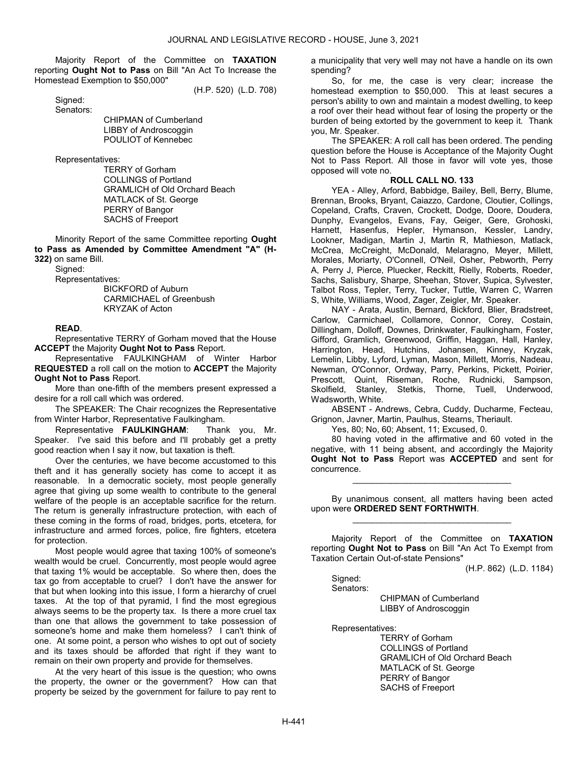Majority Report of the Committee on **TAXATION** reporting **Ought Not to Pass** on Bill "An Act To Increase the Homestead Exemption to $50,000"

(H.P. 520) (L.D. 708)

Signed:

Senators:

CHIPMAN of Cumberland
LIBBY of Androscoggin
POULIOT of Kennebec

Representatives:

TERRY of Gorham
COLLINGS of Portland
GRAMLICH of Old Orchard Beach
MATLACK of St. George
PERRY of Bangor
SACHS of Freeport

Minority Report of the same Committee reporting **Ought to Pass as Amended by Committee Amendment "A" (H-322)** on same Bill.

Signed:

Representatives:

BICKFORD of Auburn
CARMICHAEL of Greenbush
KRYZAK of Acton

**READ**.

Representative TERRY of Gorham moved that the House **ACCEPT** the Majority **Ought Not to Pass** Report.

Representative FAULKINGHAM of Winter Harbor **REQUESTED** a roll call on the motion to **ACCEPT** the Majority **Ought Not to Pass** Report.

More than one-fifth of the members present expressed a desire for a roll call which was ordered.

The SPEAKER: The Chair recognizes the Representative from Winter Harbor, Representative Faulkingham.

Representative **FAULKINGHAM**: Thank you, Mr. Speaker. I've said this before and I'll probably get a pretty good reaction when I say it now, but taxation is theft.

Over the centuries, we have become accustomed to this theft and it has generally society has come to accept it as reasonable. In a democratic society, most people generally agree that giving up some wealth to contribute to the general welfare of the people is an acceptable sacrifice for the return. The return is generally infrastructure protection, with each of these coming in the forms of road, bridges, ports, etcetera, for infrastructure and armed forces, police, fire fighters, etcetera for protection.

Most people would agree that taxing 100% of someone's wealth would be cruel. Concurrently, most people would agree that taxing 1% would be acceptable. So where then, does the tax go from acceptable to cruel? I don't have the answer for that but when looking into this issue, I form a hierarchy of cruel taxes. At the top of that pyramid, I find the most egregious always seems to be the property tax. Is there a more cruel tax than one that allows the government to take possession of someone's home and make them homeless? I can't think of one. At some point, a person who wishes to opt out of society and its taxes should be afforded that right if they want to remain on their own property and provide for themselves.

At the very heart of this issue is the question; who owns the property, the owner or the government? How can that property be seized by the government for failure to pay rent to a municipality that very well may not have a handle on its own spending?

So, for me, the case is very clear; increase the homestead exemption to $50,000. This at least secures a person's ability to own and maintain a modest dwelling, to keep a roof over their head without fear of losing the property or the burden of being extorted by the government to keep it. Thank you, Mr. Speaker.

The SPEAKER: A roll call has been ordered. The pending question before the House is Acceptance of the Majority Ought Not to Pass Report. All those in favor will vote yes, those opposed will vote no.

**ROLL CALL NO. 133**

YEA - Alley, Arford, Babbidge, Bailey, Bell, Berry, Blume, Brennan, Brooks, Bryant, Caiazzo, Cardone, Cloutier, Collings, Copeland, Crafts, Craven, Crockett, Dodge, Doore, Doudera, Dunphy, Evangelos, Evans, Fay, Geiger, Gere, Grohoski, Harnett, Hasenfus, Hepler, Hymanson, Kessler, Landry, Lookner, Madigan, Martin J, Martin R, Mathieson, Matlack, McCrea, McCreight, McDonald, Melaragno, Meyer, Millett, Morales, Moriarty, O'Connell, O'Neil, Osher, Pebworth, Perry A, Perry J, Pierce, Pluecker, Reckitt, Rielly, Roberts, Roeder, Sachs, Salisbury, Sharpe, Sheehan, Stover, Supica, Sylvester, Talbot Ross, Tepler, Terry, Tucker, Tuttle, Warren C, Warren S, White, Williams, Wood, Zager, Zeigler, Mr. Speaker.

NAY - Arata, Austin, Bernard, Bickford, Blier, Bradstreet, Carlow, Carmichael, Collamore, Connor, Corey, Costain, Dillingham, Dolloff, Downes, Drinkwater, Faulkingham, Foster, Gifford, Gramlich, Greenwood, Griffin, Haggan, Hall, Hanley, Harrington, Head, Hutchins, Johansen, Kinney, Kryzak, Lemelin, Libby, Lyford, Lyman, Mason, Millett, Morris, Nadeau, Newman, O'Connor, Ordway, Parry, Perkins, Pickett, Poirier, Prescott, Quint, Riseman, Roche, Rudnicki, Sampson, Skolfield, Stanley, Stetkis, Thorne, Tuell, Underwood, Wadsworth, White.

ABSENT - Andrews, Cebra, Cuddy, Ducharme, Fecteau, Grignon, Javner, Martin, Paulhus, Stearns, Theriault.

Yes, 80; No, 60; Absent, 11; Excused, 0.

80 having voted in the affirmative and 60 voted in the negative, with 11 being absent, and accordingly the Majority **Ought Not to Pass** Report was **ACCEPTED** and sent for concurrence.

---

By unanimous consent, all matters having been acted upon were **ORDERED SENT FORTHWITH**.

---

Majority Report of the Committee on **TAXATION** reporting **Ought Not to Pass** on Bill "An Act To Exempt from Taxation Certain Out-of-state Pensions"

(H.P. 862) (L.D. 1184)

Signed:

Senators:

CHIPMAN of Cumberland
LIBBY of Androscoggin

Representatives:

TERRY of Gorham
COLLINGS of Portland
GRAMLICH of Old Orchard Beach
MATLACK of St. George
PERRY of Bangor
SACHS of Freeport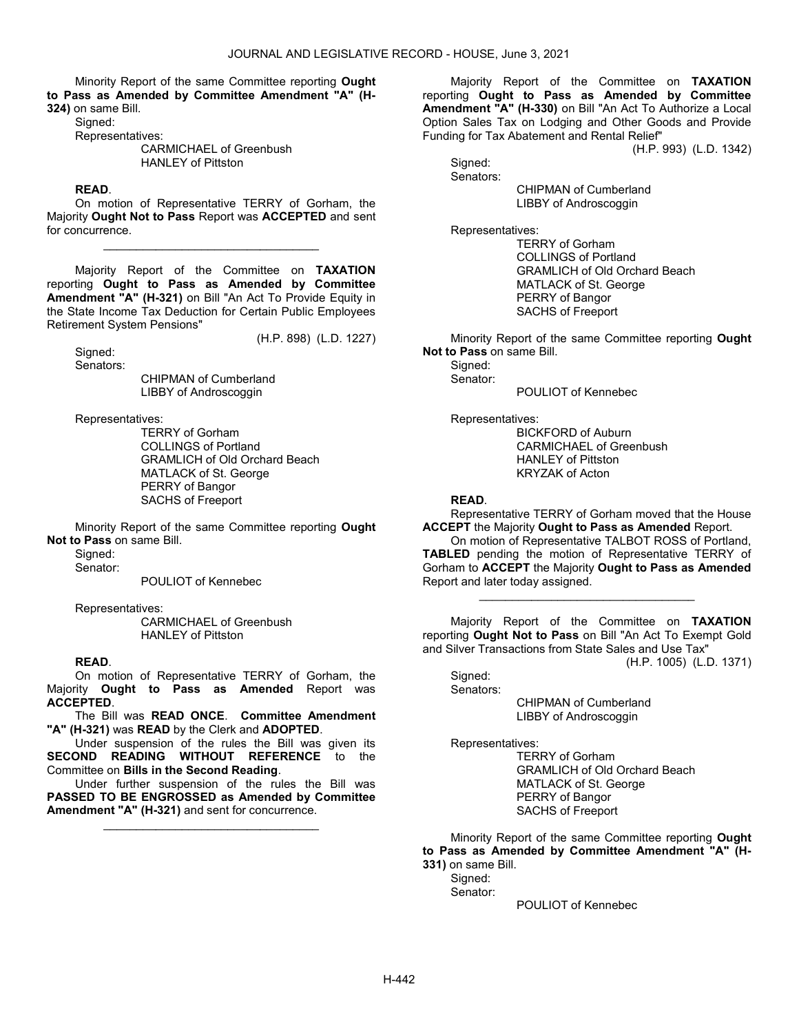Minority Report of the same Committee reporting **Ought to Pass as Amended by Committee Amendment "A" (H-324)** on same Bill.

Signed:

Representatives:

CARMICHAEL of Greenbush
HANLEY of Pittston

**READ**.

On motion of Representative TERRY of Gorham, the Majority **Ought Not to Pass** Report was **ACCEPTED** and sent for concurrence.

_________________________________

Majority Report of the Committee on **TAXATION** reporting **Ought to Pass as Amended by Committee Amendment "A" (H-321)** on Bill "An Act To Provide Equity in the State Income Tax Deduction for Certain Public Employees Retirement System Pensions"

(H.P. 898) (L.D. 1227)

Signed:

Senators:

CHIPMAN of Cumberland
LIBBY of Androscoggin

Representatives:

TERRY of Gorham
COLLINGS of Portland
GRAMLICH of Old Orchard Beach
MATLACK of St. George
PERRY of Bangor
SACHS of Freeport

Minority Report of the same Committee reporting **Ought Not to Pass** on same Bill.

Signed:

Senator:

POULIOT of Kennebec

Representatives:

CARMICHAEL of Greenbush
HANLEY of Pittston

**READ**.

On motion of Representative TERRY of Gorham, the Majority **Ought to Pass as Amended** Report was **ACCEPTED**.

The Bill was **READ ONCE**. **Committee Amendment "A" (H-321)** was **READ** by the Clerk and **ADOPTED**.

Under suspension of the rules the Bill was given its **SECOND READING WITHOUT REFERENCE** to the Committee on **Bills in the Second Reading**.

Under further suspension of the rules the Bill was **PASSED TO BE ENGROSSED as Amended by Committee Amendment "A" (H-321)** and sent for concurrence.

_________________________________

Majority Report of the Committee on **TAXATION** reporting **Ought to Pass as Amended by Committee Amendment "A" (H-330)** on Bill "An Act To Authorize a Local Option Sales Tax on Lodging and Other Goods and Provide Funding for Tax Abatement and Rental Relief"

(H.P. 993) (L.D. 1342)

Signed:

Senators:

CHIPMAN of Cumberland
LIBBY of Androscoggin

Representatives:

TERRY of Gorham
COLLINGS of Portland
GRAMLICH of Old Orchard Beach
MATLACK of St. George
PERRY of Bangor
SACHS of Freeport

Minority Report of the same Committee reporting **Ought Not to Pass** on same Bill.

Signed:

Senator:

POULIOT of Kennebec

Representatives:

BICKFORD of Auburn
CARMICHAEL of Greenbush
HANLEY of Pittston
KRYZAK of Acton

**READ**.

Representative TERRY of Gorham moved that the House **ACCEPT** the Majority **Ought to Pass as Amended** Report.

On motion of Representative TALBOT ROSS of Portland, **TABLED** pending the motion of Representative TERRY of Gorham to **ACCEPT** the Majority **Ought to Pass as Amended** Report and later today assigned.

_________________________________

Majority Report of the Committee on **TAXATION** reporting **Ought Not to Pass** on Bill "An Act To Exempt Gold and Silver Transactions from State Sales and Use Tax"

(H.P. 1005) (L.D. 1371)

Signed:

Senators:

CHIPMAN of Cumberland
LIBBY of Androscoggin

Representatives:

TERRY of Gorham
GRAMLICH of Old Orchard Beach
MATLACK of St. George
PERRY of Bangor
SACHS of Freeport

Minority Report of the same Committee reporting **Ought to Pass as Amended by Committee Amendment "A" (H-331)** on same Bill.

Signed:

Senator:

POULIOT of Kennebec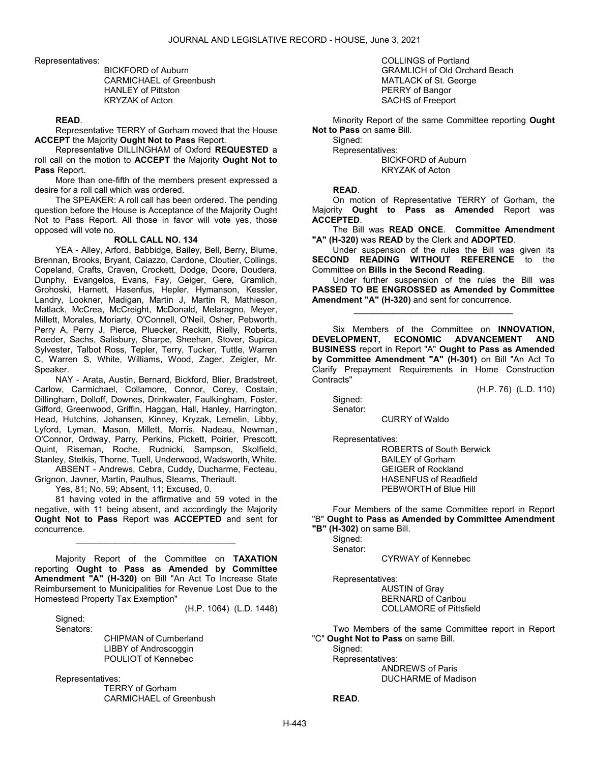Representatives:

BICKFORD of Auburn
CARMICHAEL of Greenbush
HANLEY of Pittston
KRYZAK of Acton

**READ**.

Representative TERRY of Gorham moved that the House **ACCEPT** the Majority **Ought Not to Pass** Report.

Representative DILLINGHAM of Oxford **REQUESTED** a roll call on the motion to **ACCEPT** the Majority **Ought Not to Pass** Report.

More than one-fifth of the members present expressed a desire for a roll call which was ordered.

The SPEAKER: A roll call has been ordered. The pending question before the House is Acceptance of the Majority Ought Not to Pass Report. All those in favor will vote yes, those opposed will vote no.

**ROLL CALL NO. 134**

YEA - Alley, Arford, Babbidge, Bailey, Bell, Berry, Blume, Brennan, Brooks, Bryant, Caiazzo, Cardone, Cloutier, Collings, Copeland, Crafts, Craven, Crockett, Dodge, Doore, Doudera, Dunphy, Evangelos, Evans, Fay, Geiger, Gere, Gramlich, Grohoski, Harnett, Hasenfus, Hepler, Hymanson, Kessler, Landry, Lookner, Madigan, Martin J, Martin R, Mathieson, Matlack, McCrea, McCreight, McDonald, Melaragno, Meyer, Millett, Morales, Moriarty, O'Connell, O'Neil, Osher, Pebworth, Perry A, Perry J, Pierce, Pluecker, Reckitt, Rielly, Roberts, Roeder, Sachs, Salisbury, Sharpe, Sheehan, Stover, Supica, Sylvester, Talbot Ross, Tepler, Terry, Tucker, Tuttle, Warren C, Warren S, White, Williams, Wood, Zager, Zeigler, Mr. Speaker.

NAY - Arata, Austin, Bernard, Bickford, Blier, Bradstreet, Carlow, Carmichael, Collamore, Connor, Corey, Costain, Dillingham, Dolloff, Downes, Drinkwater, Faulkingham, Foster, Gifford, Greenwood, Griffin, Haggan, Hall, Hanley, Harrington, Head, Hutchins, Johansen, Kinney, Kryzak, Lemelin, Libby, Lyford, Lyman, Mason, Millett, Morris, Nadeau, Newman, O'Connor, Ordway, Parry, Perkins, Pickett, Poirier, Prescott, Quint, Riseman, Roche, Rudnicki, Sampson, Skolfield, Stanley, Stetkis, Thorne, Tuell, Underwood, Wadsworth, White.

ABSENT - Andrews, Cebra, Cuddy, Ducharme, Fecteau, Grignon, Javner, Martin, Paulhus, Stearns, Theriault.

Yes, 81; No, 59; Absent, 11; Excused, 0.

81 having voted in the affirmative and 59 voted in the negative, with 11 being absent, and accordingly the Majority **Ought Not to Pass** Report was **ACCEPTED** and sent for concurrence.

_________________________________

Majority Report of the Committee on **TAXATION** reporting **Ought to Pass as Amended by Committee Amendment "A" (H-320)** on Bill "An Act To Increase State Reimbursement to Municipalities for Revenue Lost Due to the Homestead Property Tax Exemption"

(H.P. 1064) (L.D. 1448)

Signed:
Senators:

CHIPMAN of Cumberland
LIBBY of Androscoggin
POULIOT of Kennebec

Representatives:

TERRY of Gorham
CARMICHAEL of Greenbush
COLLINGS of Portland
GRAMLICH of Old Orchard Beach
MATLACK of St. George
PERRY of Bangor
SACHS of Freeport

Minority Report of the same Committee reporting **Ought Not to Pass** on same Bill.

Signed:
Representatives:

BICKFORD of Auburn
KRYZAK of Acton

**READ**.

On motion of Representative TERRY of Gorham, the Majority **Ought to Pass as Amended** Report was **ACCEPTED**.

The Bill was **READ ONCE**. **Committee Amendment "A" (H-320)** was **READ** by the Clerk and **ADOPTED**.

Under suspension of the rules the Bill was given its **SECOND READING WITHOUT REFERENCE** to the Committee on **Bills in the Second Reading**.

Under further suspension of the rules the Bill was **PASSED TO BE ENGROSSED as Amended by Committee Amendment "A" (H-320)** and sent for concurrence.

_________________________________

Six Members of the Committee on **INNOVATION, DEVELOPMENT, ECONOMIC ADVANCEMENT AND BUSINESS** report in Report "A" **Ought to Pass as Amended by Committee Amendment "A" (H-301)** on Bill "An Act To Clarify Prepayment Requirements in Home Construction Contracts"

(H.P. 76) (L.D. 110)

Signed:
Senator:

CURRY of Waldo

Representatives:

ROBERTS of South Berwick
BAILEY of Gorham
GEIGER of Rockland
HASENFUS of Readfield
PEBWORTH of Blue Hill

Four Members of the same Committee report in Report "B" **Ought to Pass as Amended by Committee Amendment "B" (H-302)** on same Bill.

Signed:
Senator:

CYRWAY of Kennebec

Representatives:

AUSTIN of Gray
BERNARD of Caribou
COLLAMORE of Pittsfield

Two Members of the same Committee report in Report "C" **Ought Not to Pass** on same Bill.

Signed:
Representatives:

ANDREWS of Paris
DUCHARME of Madison

**READ**.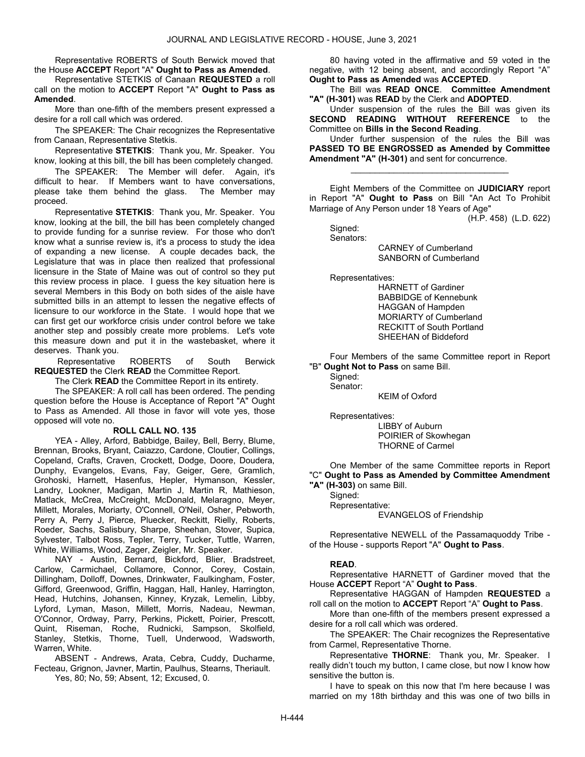Representative ROBERTS of South Berwick moved that the House **ACCEPT** Report "A" **Ought to Pass as Amended**.

Representative STETKIS of Canaan **REQUESTED** a roll call on the motion to **ACCEPT** Report "A" **Ought to Pass as Amended**.

More than one-fifth of the members present expressed a desire for a roll call which was ordered.

The SPEAKER: The Chair recognizes the Representative from Canaan, Representative Stetkis.

Representative **STETKIS**: Thank you, Mr. Speaker. You know, looking at this bill, the bill has been completely changed.

The SPEAKER: The Member will defer. Again, it's difficult to hear. If Members want to have conversations, please take them behind the glass. The Member may proceed.

Representative **STETKIS**: Thank you, Mr. Speaker. You know, looking at the bill, the bill has been completely changed to provide funding for a sunrise review. For those who don't know what a sunrise review is, it's a process to study the idea of expanding a new license. A couple decades back, the Legislature that was in place then realized that professional licensure in the State of Maine was out of control so they put this review process in place. I guess the key situation here is several Members in this Body on both sides of the aisle have submitted bills in an attempt to lessen the negative effects of licensure to our workforce in the State. I would hope that we can first get our workforce crisis under control before we take another step and possibly create more problems. Let's vote this measure down and put it in the wastebasket, where it deserves. Thank you.

Representative ROBERTS of South Berwick **REQUESTED** the Clerk **READ** the Committee Report.

The Clerk **READ** the Committee Report in its entirety.

The SPEAKER: A roll call has been ordered. The pending question before the House is Acceptance of Report "A" Ought to Pass as Amended. All those in favor will vote yes, those opposed will vote no.

**ROLL CALL NO. 135**

YEA - Alley, Arford, Babbidge, Bailey, Bell, Berry, Blume, Brennan, Brooks, Bryant, Caiazzo, Cardone, Cloutier, Collings, Copeland, Crafts, Craven, Crockett, Dodge, Doore, Doudera, Dunphy, Evangelos, Evans, Fay, Geiger, Gere, Gramlich, Grohoski, Harnett, Hasenfus, Hepler, Hymanson, Kessler, Landry, Lookner, Madigan, Martin J, Martin R, Mathieson, Matlack, McCrea, McCreight, McDonald, Melaragno, Meyer, Millett, Morales, Moriarty, O'Connell, O'Neil, Osher, Pebworth, Perry A, Perry J, Pierce, Pluecker, Reckitt, Rielly, Roberts, Roeder, Sachs, Salisbury, Sharpe, Sheehan, Stover, Supica, Sylvester, Talbot Ross, Tepler, Terry, Tucker, Tuttle, Warren, White, Williams, Wood, Zager, Zeigler, Mr. Speaker.

NAY - Austin, Bernard, Bickford, Blier, Bradstreet, Carlow, Carmichael, Collamore, Connor, Corey, Costain, Dillingham, Dolloff, Downes, Drinkwater, Faulkingham, Foster, Gifford, Greenwood, Griffin, Haggan, Hall, Hanley, Harrington, Head, Hutchins, Johansen, Kinney, Kryzak, Lemelin, Libby, Lyford, Lyman, Mason, Millett, Morris, Nadeau, Newman, O'Connor, Ordway, Parry, Perkins, Pickett, Poirier, Prescott, Quint, Riseman, Roche, Rudnicki, Sampson, Skolfield, Stanley, Stetkis, Thorne, Tuell, Underwood, Wadsworth, Warren, White.

ABSENT - Andrews, Arata, Cebra, Cuddy, Ducharme, Fecteau, Grignon, Javner, Martin, Paulhus, Stearns, Theriault.

Yes, 80; No, 59; Absent, 12; Excused, 0.

80 having voted in the affirmative and 59 voted in the negative, with 12 being absent, and accordingly Report "A" **Ought to Pass as Amended** was **ACCEPTED**.

The Bill was **READ ONCE**. **Committee Amendment "A" (H-301)** was **READ** by the Clerk and **ADOPTED**.

Under suspension of the rules the Bill was given its **SECOND READING WITHOUT REFERENCE** to the Committee on **Bills in the Second Reading**.

Under further suspension of the rules the Bill was **PASSED TO BE ENGROSSED as Amended by Committee Amendment "A" (H-301)** and sent for concurrence.

_________________________________

Eight Members of the Committee on **JUDICIARY** report in Report "A" **Ought to Pass** on Bill "An Act To Prohibit Marriage of Any Person under 18 Years of Age"

(H.P. 458) (L.D. 622)

Signed:

Senators:

CARNEY of Cumberland
SANBORN of Cumberland

Representatives:

HARNETT of Gardiner
BABBIDGE of Kennebunk
HAGGAN of Hampden
MORIARTY of Cumberland
RECKITT of South Portland
SHEEHAN of Biddeford

Four Members of the same Committee report in Report "B" **Ought Not to Pass** on same Bill.

Signed:

Senator:

KEIM of Oxford

Representatives:

LIBBY of Auburn
POIRIER of Skowhegan
THORNE of Carmel

One Member of the same Committee reports in Report "C" **Ought to Pass as Amended by Committee Amendment "A" (H-303)** on same Bill.

Signed:

Representative:

EVANGELOS of Friendship

Representative NEWELL of the Passamaquoddy Tribe - of the House - supports Report "A" **Ought to Pass**.

**READ**.

Representative HARNETT of Gardiner moved that the House **ACCEPT** Report "A" **Ought to Pass**.

Representative HAGGAN of Hampden **REQUESTED** a roll call on the motion to **ACCEPT** Report "A" **Ought to Pass**.

More than one-fifth of the members present expressed a desire for a roll call which was ordered.

The SPEAKER: The Chair recognizes the Representative from Carmel, Representative Thorne.

Representative **THORNE**: Thank you, Mr. Speaker. I really didn't touch my button, I came close, but now I know how sensitive the button is.

I have to speak on this now that I'm here because I was married on my 18th birthday and this was one of two bills in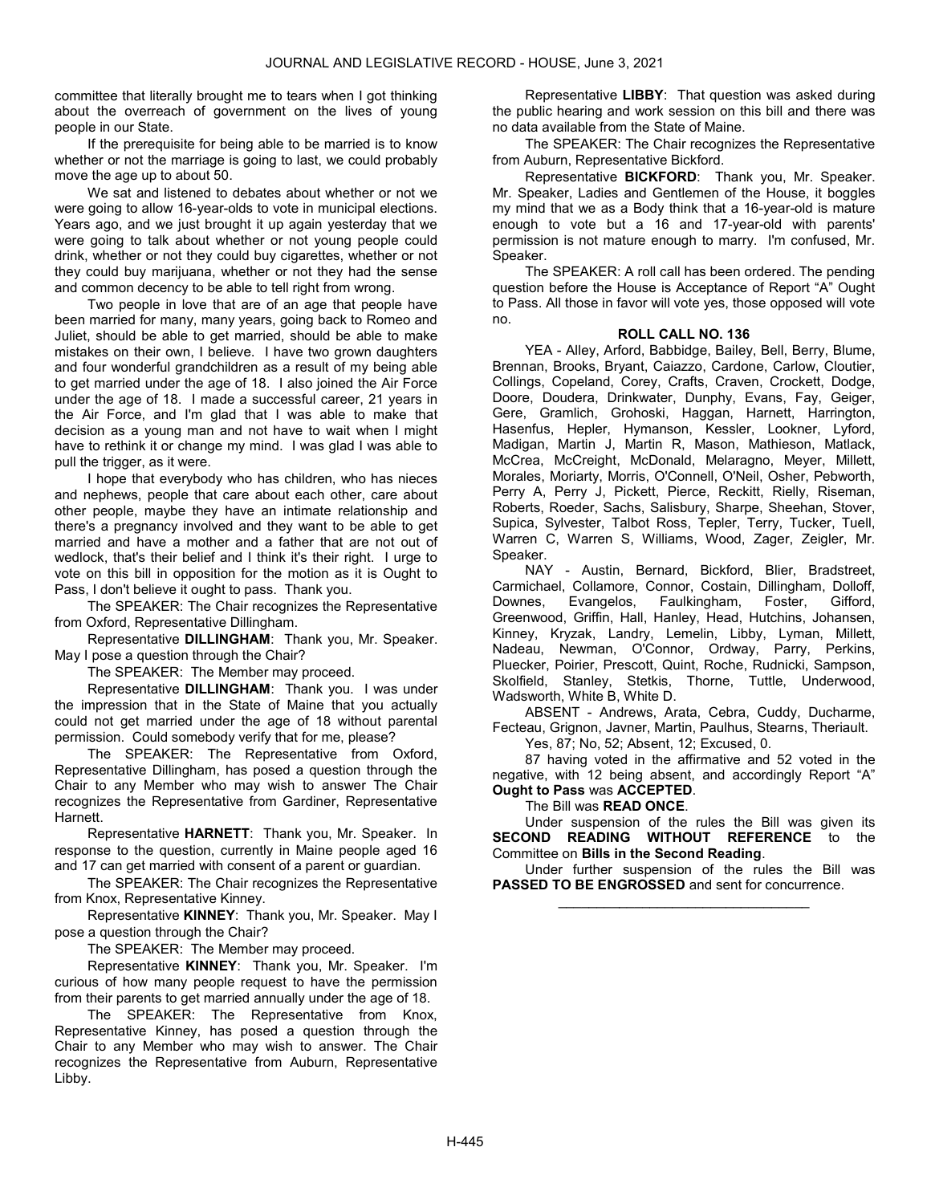committee that literally brought me to tears when I got thinking about the overreach of government on the lives of young people in our State.

If the prerequisite for being able to be married is to know whether or not the marriage is going to last, we could probably move the age up to about 50.

We sat and listened to debates about whether or not we were going to allow 16-year-olds to vote in municipal elections. Years ago, and we just brought it up again yesterday that we were going to talk about whether or not young people could drink, whether or not they could buy cigarettes, whether or not they could buy marijuana, whether or not they had the sense and common decency to be able to tell right from wrong.

Two people in love that are of an age that people have been married for many, many years, going back to Romeo and Juliet, should be able to get married, should be able to make mistakes on their own, I believe. I have two grown daughters and four wonderful grandchildren as a result of my being able to get married under the age of 18. I also joined the Air Force under the age of 18. I made a successful career, 21 years in the Air Force, and I'm glad that I was able to make that decision as a young man and not have to wait when I might have to rethink it or change my mind. I was glad I was able to pull the trigger, as it were.

I hope that everybody who has children, who has nieces and nephews, people that care about each other, care about other people, maybe they have an intimate relationship and there's a pregnancy involved and they want to be able to get married and have a mother and a father that are not out of wedlock, that's their belief and I think it's their right. I urge to vote on this bill in opposition for the motion as it is Ought to Pass, I don't believe it ought to pass. Thank you.

The SPEAKER: The Chair recognizes the Representative from Oxford, Representative Dillingham.

Representative **DILLINGHAM**: Thank you, Mr. Speaker. May I pose a question through the Chair?

The SPEAKER: The Member may proceed.

Representative **DILLINGHAM**: Thank you. I was under the impression that in the State of Maine that you actually could not get married under the age of 18 without parental permission. Could somebody verify that for me, please?

The SPEAKER: The Representative from Oxford, Representative Dillingham, has posed a question through the Chair to any Member who may wish to answer The Chair recognizes the Representative from Gardiner, Representative Harnett.

Representative **HARNETT**: Thank you, Mr. Speaker. In response to the question, currently in Maine people aged 16 and 17 can get married with consent of a parent or guardian.

The SPEAKER: The Chair recognizes the Representative from Knox, Representative Kinney.

Representative **KINNEY**: Thank you, Mr. Speaker. May I pose a question through the Chair?

The SPEAKER: The Member may proceed.

Representative **KINNEY**: Thank you, Mr. Speaker. I'm curious of how many people request to have the permission from their parents to get married annually under the age of 18.

The SPEAKER: The Representative from Knox, Representative Kinney, has posed a question through the Chair to any Member who may wish to answer. The Chair recognizes the Representative from Auburn, Representative Libby.

Representative **LIBBY**: That question was asked during the public hearing and work session on this bill and there was no data available from the State of Maine.

The SPEAKER: The Chair recognizes the Representative from Auburn, Representative Bickford.

Representative **BICKFORD**: Thank you, Mr. Speaker. Mr. Speaker, Ladies and Gentlemen of the House, it boggles my mind that we as a Body think that a 16-year-old is mature enough to vote but a 16 and 17-year-old with parents' permission is not mature enough to marry. I'm confused, Mr. Speaker.

The SPEAKER: A roll call has been ordered. The pending question before the House is Acceptance of Report "A" Ought to Pass. All those in favor will vote yes, those opposed will vote no.

**ROLL CALL NO. 136**

YEA - Alley, Arford, Babbidge, Bailey, Bell, Berry, Blume, Brennan, Brooks, Bryant, Caiazzo, Cardone, Carlow, Cloutier, Collings, Copeland, Corey, Crafts, Craven, Crockett, Dodge, Doore, Doudera, Drinkwater, Dunphy, Evans, Fay, Geiger, Gere, Gramlich, Grohoski, Haggan, Harnett, Harrington, Hasenfus, Hepler, Hymanson, Kessler, Lookner, Lyford, Madigan, Martin J, Martin R, Mason, Mathieson, Matlack, McCrea, McCreight, McDonald, Melaragno, Meyer, Millett, Morales, Moriarty, Morris, O'Connell, O'Neil, Osher, Pebworth, Perry A, Perry J, Pickett, Pierce, Reckitt, Rielly, Riseman, Roberts, Roeder, Sachs, Salisbury, Sharpe, Sheehan, Stover, Supica, Sylvester, Talbot Ross, Tepler, Terry, Tucker, Tuell, Warren C, Warren S, Williams, Wood, Zager, Zeigler, Mr. Speaker.

NAY - Austin, Bernard, Bickford, Blier, Bradstreet, Carmichael, Collamore, Connor, Costain, Dillingham, Dolloff, Downes, Evangelos, Faulkingham, Foster, Gifford, Greenwood, Griffin, Hall, Hanley, Head, Hutchins, Johansen, Kinney, Kryzak, Landry, Lemelin, Libby, Lyman, Millett, Nadeau, Newman, O'Connor, Ordway, Parry, Perkins, Pluecker, Poirier, Prescott, Quint, Roche, Rudnicki, Sampson, Skolfield, Stanley, Stetkis, Thorne, Tuttle, Underwood, Wadsworth, White B, White D.

ABSENT - Andrews, Arata, Cebra, Cuddy, Ducharme, Fecteau, Grignon, Javner, Martin, Paulhus, Stearns, Theriault.

Yes, 87; No, 52; Absent, 12; Excused, 0.

87 having voted in the affirmative and 52 voted in the negative, with 12 being absent, and accordingly Report "A" **Ought to Pass** was **ACCEPTED**.

The Bill was **READ ONCE**.

Under suspension of the rules the Bill was given its **SECOND READING WITHOUT REFERENCE** to the Committee on **Bills in the Second Reading**.

Under further suspension of the rules the Bill was **PASSED TO BE ENGROSSED** and sent for concurrence.

_________________________________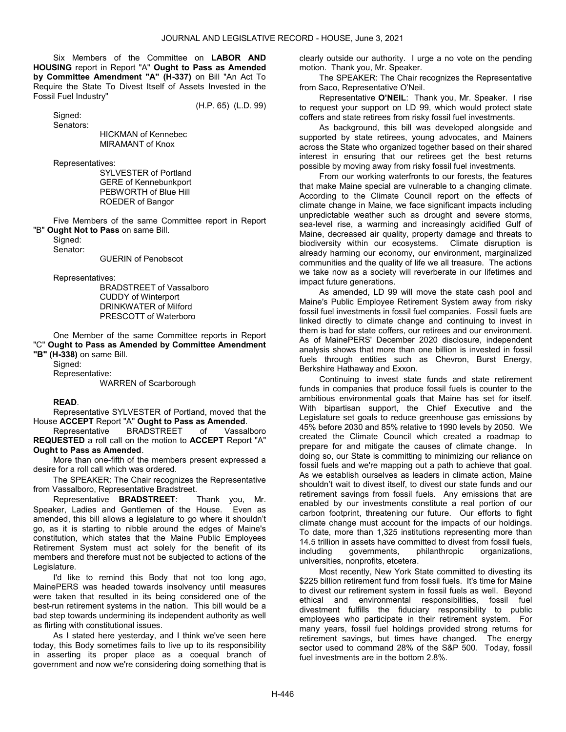Six Members of the Committee on **LABOR AND HOUSING** report in Report "A" **Ought to Pass as Amended by Committee Amendment "A" (H-337)** on Bill "An Act To Require the State To Divest Itself of Assets Invested in the Fossil Fuel Industry"

(H.P. 65) (L.D. 99)

Signed:
Senators:

HICKMAN of Kennebec
MIRAMANT of Knox

Representatives:

SYLVESTER of Portland
GERE of Kennebunkport
PEBWORTH of Blue Hill
ROEDER of Bangor

Five Members of the same Committee report in Report "B" **Ought Not to Pass** on same Bill.

Signed:
Senator:

GUERIN of Penobscot

Representatives:

BRADSTREET of Vassalboro
CUDDY of Winterport
DRINKWATER of Milford
PRESCOTT of Waterboro

One Member of the same Committee reports in Report "C" **Ought to Pass as Amended by Committee Amendment "B" (H-338)** on same Bill.

Signed:
Representative:

WARREN of Scarborough

**READ**.

Representative SYLVESTER of Portland, moved that the House **ACCEPT** Report "A" **Ought to Pass as Amended**.

Representative BRADSTREET of Vassalboro **REQUESTED** a roll call on the motion to **ACCEPT** Report "A" **Ought to Pass as Amended**.

More than one-fifth of the members present expressed a desire for a roll call which was ordered.

The SPEAKER: The Chair recognizes the Representative from Vassalboro, Representative Bradstreet.

Representative **BRADSTREET**: Thank you, Mr. Speaker, Ladies and Gentlemen of the House. Even as amended, this bill allows a legislature to go where it shouldn't go, as it is starting to nibble around the edges of Maine's constitution, which states that the Maine Public Employees Retirement System must act solely for the benefit of its members and therefore must not be subjected to actions of the Legislature.

I'd like to remind this Body that not too long ago, MainePERS was headed towards insolvency until measures were taken that resulted in its being considered one of the best-run retirement systems in the nation. This bill would be a bad step towards undermining its independent authority as well as flirting with constitutional issues.

As I stated here yesterday, and I think we've seen here today, this Body sometimes fails to live up to its responsibility in asserting its proper place as a coequal branch of government and now we're considering doing something that is clearly outside our authority. I urge a no vote on the pending motion. Thank you, Mr. Speaker.

The SPEAKER: The Chair recognizes the Representative from Saco, Representative O'Neil.

Representative **O'NEIL**: Thank you, Mr. Speaker. I rise to request your support on LD 99, which would protect state coffers and state retirees from risky fossil fuel investments.

As background, this bill was developed alongside and supported by state retirees, young advocates, and Mainers across the State who organized together based on their shared interest in ensuring that our retirees get the best returns possible by moving away from risky fossil fuel investments.

From our working waterfronts to our forests, the features that make Maine special are vulnerable to a changing climate. According to the Climate Council report on the effects of climate change in Maine, we face significant impacts including unpredictable weather such as drought and severe storms, sea-level rise, a warming and increasingly acidified Gulf of Maine, decreased air quality, property damage and threats to biodiversity within our ecosystems. Climate disruption is already harming our economy, our environment, marginalized communities and the quality of life we all treasure. The actions we take now as a society will reverberate in our lifetimes and impact future generations.

As amended, LD 99 will move the state cash pool and Maine's Public Employee Retirement System away from risky fossil fuel investments in fossil fuel companies. Fossil fuels are linked directly to climate change and continuing to invest in them is bad for state coffers, our retirees and our environment. As of MainePERS' December 2020 disclosure, independent analysis shows that more than one billion is invested in fossil fuels through entities such as Chevron, Burst Energy, Berkshire Hathaway and Exxon.

Continuing to invest state funds and state retirement funds in companies that produce fossil fuels is counter to the ambitious environmental goals that Maine has set for itself. With bipartisan support, the Chief Executive and the Legislature set goals to reduce greenhouse gas emissions by 45% before 2030 and 85% relative to 1990 levels by 2050. We created the Climate Council which created a roadmap to prepare for and mitigate the causes of climate change. In doing so, our State is committing to minimizing our reliance on fossil fuels and we're mapping out a path to achieve that goal. As we establish ourselves as leaders in climate action, Maine shouldn't wait to divest itself, to divest our state funds and our retirement savings from fossil fuels. Any emissions that are enabled by our investments constitute a real portion of our carbon footprint, threatening our future. Our efforts to fight climate change must account for the impacts of our holdings. To date, more than 1,325 institutions representing more than 14.5 trillion in assets have committed to divest from fossil fuels, including governments, philanthropic organizations, universities, nonprofits, etcetera.

Most recently, New York State committed to divesting its $225 billion retirement fund from fossil fuels. It's time for Maine to divest our retirement system in fossil fuels as well. Beyond ethical and environmental responsibilities, fossil fuel divestment fulfills the fiduciary responsibility to public employees who participate in their retirement system. For many years, fossil fuel holdings provided strong returns for retirement savings, but times have changed. The energy sector used to command 28% of the S&P 500. Today, fossil fuel investments are in the bottom 2.8%.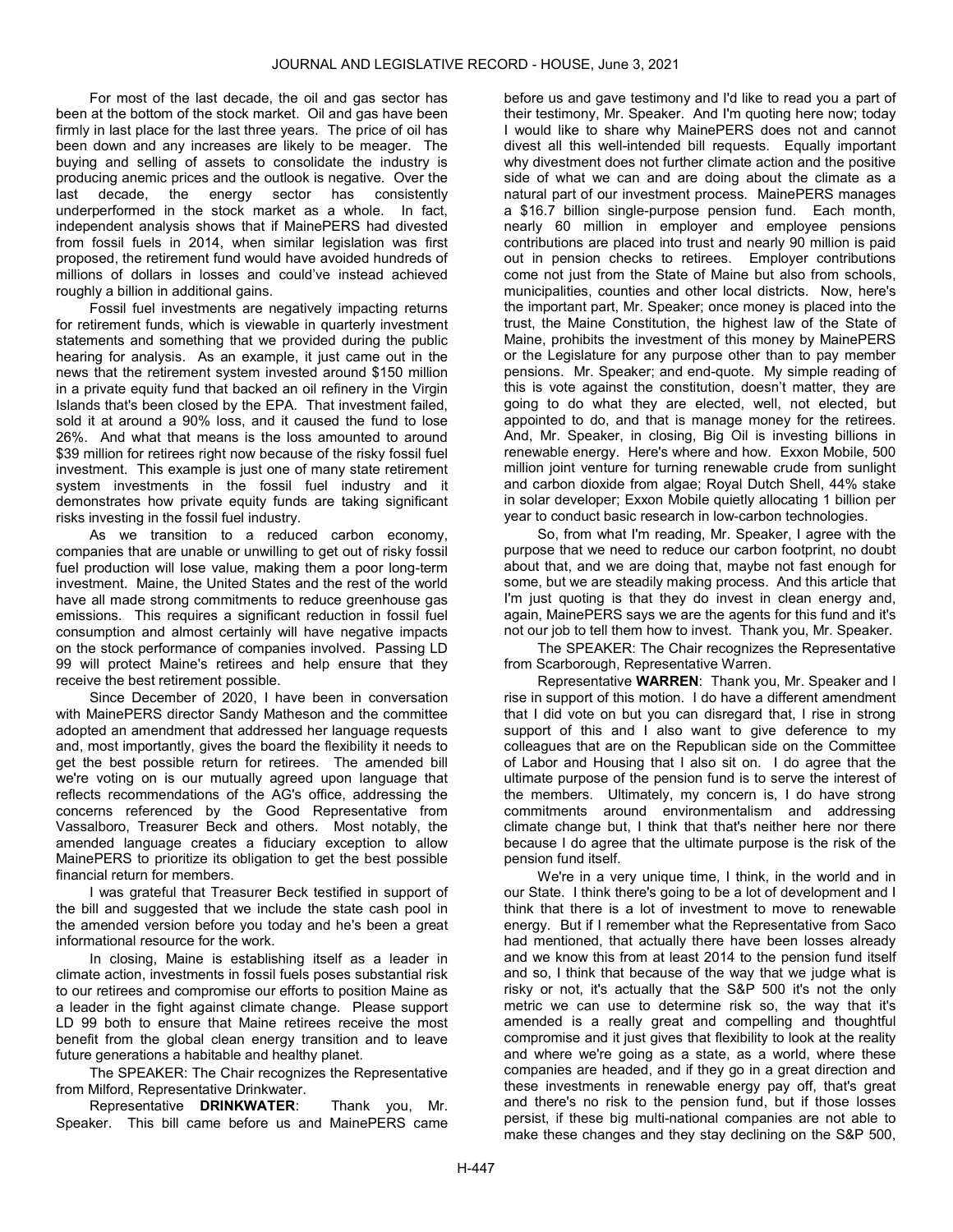For most of the last decade, the oil and gas sector has been at the bottom of the stock market. Oil and gas have been firmly in last place for the last three years. The price of oil has been down and any increases are likely to be meager. The buying and selling of assets to consolidate the industry is producing anemic prices and the outlook is negative. Over the last decade, the energy sector has consistently underperformed in the stock market as a whole. In fact, independent analysis shows that if MainePERS had divested from fossil fuels in 2014, when similar legislation was first proposed, the retirement fund would have avoided hundreds of millions of dollars in losses and could've instead achieved roughly a billion in additional gains.

Fossil fuel investments are negatively impacting returns for retirement funds, which is viewable in quarterly investment statements and something that we provided during the public hearing for analysis. As an example, it just came out in the news that the retirement system invested around $150 million in a private equity fund that backed an oil refinery in the Virgin Islands that's been closed by the EPA. That investment failed, sold it at around a 90% loss, and it caused the fund to lose 26%. And what that means is the loss amounted to around $39 million for retirees right now because of the risky fossil fuel investment. This example is just one of many state retirement system investments in the fossil fuel industry and it demonstrates how private equity funds are taking significant risks investing in the fossil fuel industry.

As we transition to a reduced carbon economy, companies that are unable or unwilling to get out of risky fossil fuel production will lose value, making them a poor long-term investment. Maine, the United States and the rest of the world have all made strong commitments to reduce greenhouse gas emissions. This requires a significant reduction in fossil fuel consumption and almost certainly will have negative impacts on the stock performance of companies involved. Passing LD 99 will protect Maine's retirees and help ensure that they receive the best retirement possible.

Since December of 2020, I have been in conversation with MainePERS director Sandy Matheson and the committee adopted an amendment that addressed her language requests and, most importantly, gives the board the flexibility it needs to get the best possible return for retirees. The amended bill we're voting on is our mutually agreed upon language that reflects recommendations of the AG's office, addressing the concerns referenced by the Good Representative from Vassalboro, Treasurer Beck and others. Most notably, the amended language creates a fiduciary exception to allow MainePERS to prioritize its obligation to get the best possible financial return for members.

I was grateful that Treasurer Beck testified in support of the bill and suggested that we include the state cash pool in the amended version before you today and he's been a great informational resource for the work.

In closing, Maine is establishing itself as a leader in climate action, investments in fossil fuels poses substantial risk to our retirees and compromise our efforts to position Maine as a leader in the fight against climate change. Please support LD 99 both to ensure that Maine retirees receive the most benefit from the global clean energy transition and to leave future generations a habitable and healthy planet.

The SPEAKER: The Chair recognizes the Representative from Milford, Representative Drinkwater.

Representative **DRINKWATER**: Thank you, Mr. Speaker. This bill came before us and MainePERS came before us and gave testimony and I'd like to read you a part of their testimony, Mr. Speaker. And I'm quoting here now; today I would like to share why MainePERS does not and cannot divest all this well-intended bill requests. Equally important why divestment does not further climate action and the positive side of what we can and are doing about the climate as a natural part of our investment process. MainePERS manages a $16.7 billion single-purpose pension fund. Each month, nearly 60 million in employer and employee pensions contributions are placed into trust and nearly 90 million is paid out in pension checks to retirees. Employer contributions come not just from the State of Maine but also from schools, municipalities, counties and other local districts. Now, here's the important part, Mr. Speaker; once money is placed into the trust, the Maine Constitution, the highest law of the State of Maine, prohibits the investment of this money by MainePERS or the Legislature for any purpose other than to pay member pensions. Mr. Speaker; and end-quote. My simple reading of this is vote against the constitution, doesn't matter, they are going to do what they are elected, well, not elected, but appointed to do, and that is manage money for the retirees. And, Mr. Speaker, in closing, Big Oil is investing billions in renewable energy. Here's where and how. Exxon Mobile, 500 million joint venture for turning renewable crude from sunlight and carbon dioxide from algae; Royal Dutch Shell, 44% stake in solar developer; Exxon Mobile quietly allocating 1 billion per year to conduct basic research in low-carbon technologies.

So, from what I'm reading, Mr. Speaker, I agree with the purpose that we need to reduce our carbon footprint, no doubt about that, and we are doing that, maybe not fast enough for some, but we are steadily making process. And this article that I'm just quoting is that they do invest in clean energy and, again, MainePERS says we are the agents for this fund and it's not our job to tell them how to invest. Thank you, Mr. Speaker.

The SPEAKER: The Chair recognizes the Representative from Scarborough, Representative Warren.

Representative **WARREN**: Thank you, Mr. Speaker and I rise in support of this motion. I do have a different amendment that I did vote on but you can disregard that, I rise in strong support of this and I also want to give deference to my colleagues that are on the Republican side on the Committee of Labor and Housing that I also sit on. I do agree that the ultimate purpose of the pension fund is to serve the interest of the members. Ultimately, my concern is, I do have strong commitments around environmentalism and addressing climate change but, I think that that's neither here nor there because I do agree that the ultimate purpose is the risk of the pension fund itself.

We're in a very unique time, I think, in the world and in our State. I think there's going to be a lot of development and I think that there is a lot of investment to move to renewable energy. But if I remember what the Representative from Saco had mentioned, that actually there have been losses already and we know this from at least 2014 to the pension fund itself and so, I think that because of the way that we judge what is risky or not, it's actually that the S&P 500 it's not the only metric we can use to determine risk so, the way that it's amended is a really great and compelling and thoughtful compromise and it just gives that flexibility to look at the reality and where we're going as a state, as a world, where these companies are headed, and if they go in a great direction and these investments in renewable energy pay off, that's great and there's no risk to the pension fund, but if those losses persist, if these big multi-national companies are not able to make these changes and they stay declining on the S&P 500,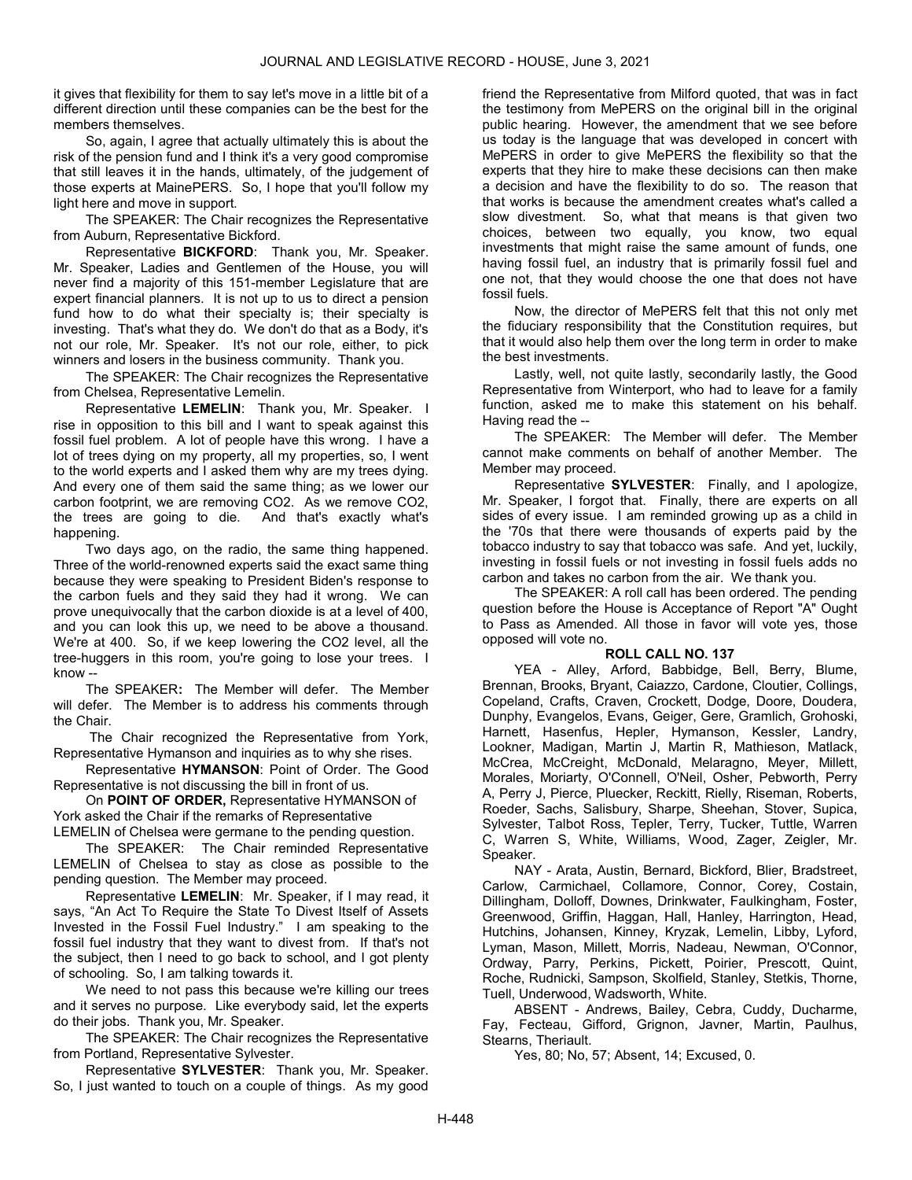it gives that flexibility for them to say let's move in a little bit of a different direction until these companies can be the best for the members themselves.

So, again, I agree that actually ultimately this is about the risk of the pension fund and I think it's a very good compromise that still leaves it in the hands, ultimately, of the judgement of those experts at MainePERS. So, I hope that you'll follow my light here and move in support.

The SPEAKER: The Chair recognizes the Representative from Auburn, Representative Bickford.

Representative **BICKFORD**: Thank you, Mr. Speaker. Mr. Speaker, Ladies and Gentlemen of the House, you will never find a majority of this 151-member Legislature that are expert financial planners. It is not up to us to direct a pension fund how to do what their specialty is; their specialty is investing. That's what they do. We don't do that as a Body, it's not our role, Mr. Speaker. It's not our role, either, to pick winners and losers in the business community. Thank you.

The SPEAKER: The Chair recognizes the Representative from Chelsea, Representative Lemelin.

Representative **LEMELIN**: Thank you, Mr. Speaker. I rise in opposition to this bill and I want to speak against this fossil fuel problem. A lot of people have this wrong. I have a lot of trees dying on my property, all my properties, so, I went to the world experts and I asked them why are my trees dying. And every one of them said the same thing; as we lower our carbon footprint, we are removing CO2. As we remove CO2, the trees are going to die. And that's exactly what's happening.

Two days ago, on the radio, the same thing happened. Three of the world-renowned experts said the exact same thing because they were speaking to President Biden's response to the carbon fuels and they said they had it wrong. We can prove unequivocally that the carbon dioxide is at a level of 400, and you can look this up, we need to be above a thousand. We're at 400. So, if we keep lowering the CO2 level, all the tree-huggers in this room, you're going to lose your trees. I know --

The SPEAKER**:** The Member will defer. The Member will defer. The Member is to address his comments through the Chair.

The Chair recognized the Representative from York, Representative Hymanson and inquiries as to why she rises.

Representative **HYMANSON**: Point of Order. The Good Representative is not discussing the bill in front of us.

On **POINT OF ORDER,** Representative HYMANSON of York asked the Chair if the remarks of Representative LEMELIN of Chelsea were germane to the pending question.

The SPEAKER: The Chair reminded Representative LEMELIN of Chelsea to stay as close as possible to the pending question. The Member may proceed.

Representative **LEMELIN**: Mr. Speaker, if I may read, it says, "An Act To Require the State To Divest Itself of Assets Invested in the Fossil Fuel Industry." I am speaking to the fossil fuel industry that they want to divest from. If that's not the subject, then I need to go back to school, and I got plenty of schooling. So, I am talking towards it.

We need to not pass this because we're killing our trees and it serves no purpose. Like everybody said, let the experts do their jobs. Thank you, Mr. Speaker.

The SPEAKER: The Chair recognizes the Representative from Portland, Representative Sylvester.

Representative **SYLVESTER**: Thank you, Mr. Speaker. So, I just wanted to touch on a couple of things. As my good friend the Representative from Milford quoted, that was in fact the testimony from MePERS on the original bill in the original public hearing. However, the amendment that we see before us today is the language that was developed in concert with MePERS in order to give MePERS the flexibility so that the experts that they hire to make these decisions can then make a decision and have the flexibility to do so. The reason that that works is because the amendment creates what's called a slow divestment. So, what that means is that given two choices, between two equally, you know, two equal investments that might raise the same amount of funds, one having fossil fuel, an industry that is primarily fossil fuel and one not, that they would choose the one that does not have fossil fuels.

Now, the director of MePERS felt that this not only met the fiduciary responsibility that the Constitution requires, but that it would also help them over the long term in order to make the best investments.

Lastly, well, not quite lastly, secondarily lastly, the Good Representative from Winterport, who had to leave for a family function, asked me to make this statement on his behalf. Having read the --

The SPEAKER: The Member will defer. The Member cannot make comments on behalf of another Member. The Member may proceed.

Representative **SYLVESTER**: Finally, and I apologize, Mr. Speaker, I forgot that. Finally, there are experts on all sides of every issue. I am reminded growing up as a child in the '70s that there were thousands of experts paid by the tobacco industry to say that tobacco was safe. And yet, luckily, investing in fossil fuels or not investing in fossil fuels adds no carbon and takes no carbon from the air. We thank you.

The SPEAKER: A roll call has been ordered. The pending question before the House is Acceptance of Report "A" Ought to Pass as Amended. All those in favor will vote yes, those opposed will vote no.

**ROLL CALL NO. 137**

YEA - Alley, Arford, Babbidge, Bell, Berry, Blume, Brennan, Brooks, Bryant, Caiazzo, Cardone, Cloutier, Collings, Copeland, Crafts, Craven, Crockett, Dodge, Doore, Doudera, Dunphy, Evangelos, Evans, Geiger, Gere, Gramlich, Grohoski, Harnett, Hasenfus, Hepler, Hymanson, Kessler, Landry, Lookner, Madigan, Martin J, Martin R, Mathieson, Matlack, McCrea, McCreight, McDonald, Melaragno, Meyer, Millett, Morales, Moriarty, O'Connell, O'Neil, Osher, Pebworth, Perry A, Perry J, Pierce, Pluecker, Reckitt, Rielly, Riseman, Roberts, Roeder, Sachs, Salisbury, Sharpe, Sheehan, Stover, Supica, Sylvester, Talbot Ross, Tepler, Terry, Tucker, Tuttle, Warren C, Warren S, White, Williams, Wood, Zager, Zeigler, Mr. Speaker.

NAY - Arata, Austin, Bernard, Bickford, Blier, Bradstreet, Carlow, Carmichael, Collamore, Connor, Corey, Costain, Dillingham, Dolloff, Downes, Drinkwater, Faulkingham, Foster, Greenwood, Griffin, Haggan, Hall, Hanley, Harrington, Head, Hutchins, Johansen, Kinney, Kryzak, Lemelin, Libby, Lyford, Lyman, Mason, Millett, Morris, Nadeau, Newman, O'Connor, Ordway, Parry, Perkins, Pickett, Poirier, Prescott, Quint, Roche, Rudnicki, Sampson, Skolfield, Stanley, Stetkis, Thorne, Tuell, Underwood, Wadsworth, White.

ABSENT - Andrews, Bailey, Cebra, Cuddy, Ducharme, Fay, Fecteau, Gifford, Grignon, Javner, Martin, Paulhus, Stearns, Theriault.

Yes, 80; No, 57; Absent, 14; Excused, 0.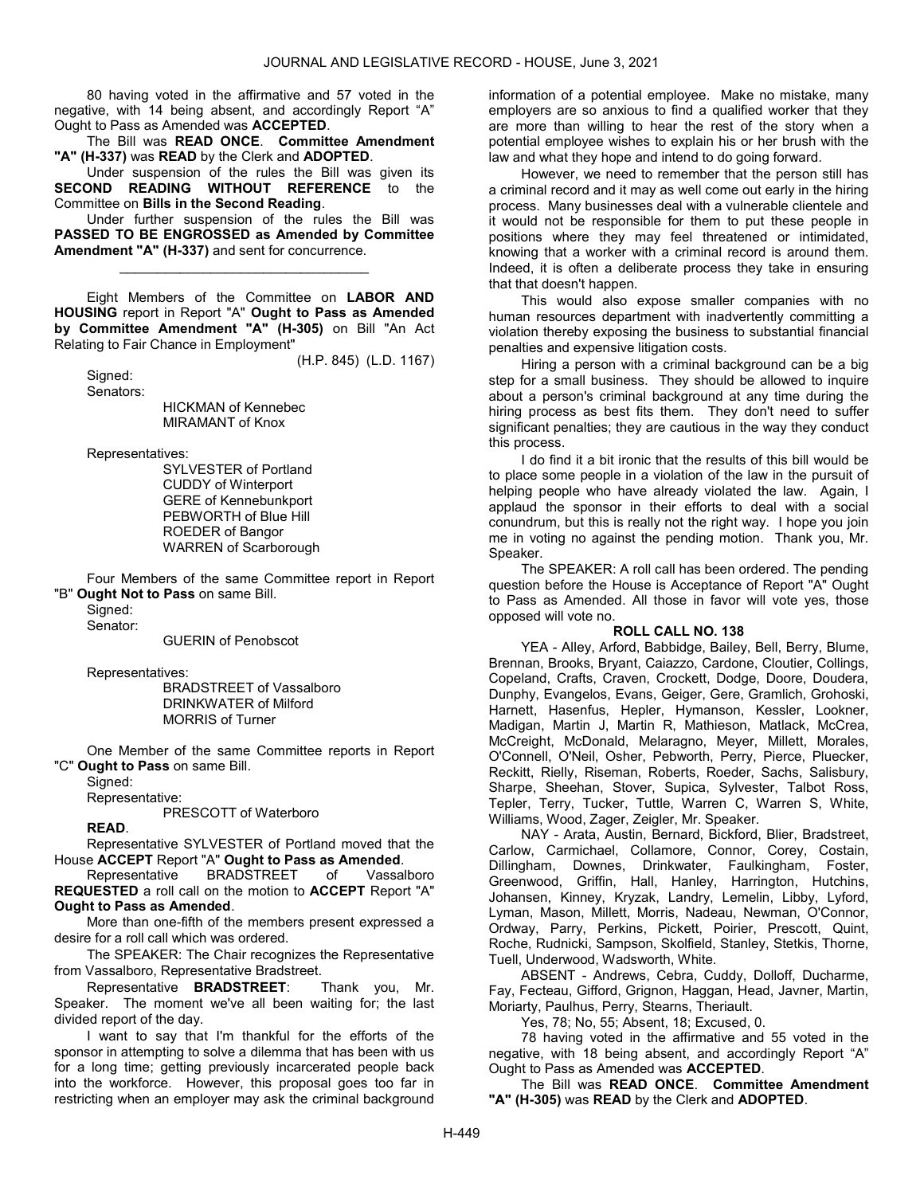80 having voted in the affirmative and 57 voted in the negative, with 14 being absent, and accordingly Report "A" Ought to Pass as Amended was **ACCEPTED**.

The Bill was **READ ONCE**. **Committee Amendment "A" (H-337)** was **READ** by the Clerk and **ADOPTED**.

Under suspension of the rules the Bill was given its **SECOND READING WITHOUT REFERENCE** to the Committee on **Bills in the Second Reading**.

Under further suspension of the rules the Bill was **PASSED TO BE ENGROSSED as Amended by Committee Amendment "A" (H-337)** and sent for concurrence.

_________________________________

Eight Members of the Committee on **LABOR AND HOUSING** report in Report "A" **Ought to Pass as Amended by Committee Amendment "A" (H-305)** on Bill "An Act Relating to Fair Chance in Employment"

(H.P. 845) (L.D. 1167)

Signed:

Senators:

HICKMAN of Kennebec
MIRAMANT of Knox

Representatives:

SYLVESTER of Portland
CUDDY of Winterport
GERE of Kennebunkport
PEBWORTH of Blue Hill
ROEDER of Bangor
WARREN of Scarborough

Four Members of the same Committee report in Report "B" **Ought Not to Pass** on same Bill.

Signed:

Senator:

GUERIN of Penobscot

Representatives:

BRADSTREET of Vassalboro
DRINKWATER of Milford
MORRIS of Turner

One Member of the same Committee reports in Report "C" **Ought to Pass** on same Bill.

Signed:

Representative:

PRESCOTT of Waterboro

**READ**.

Representative SYLVESTER of Portland moved that the House **ACCEPT** Report "A" **Ought to Pass as Amended**.

Representative BRADSTREET of Vassalboro **REQUESTED** a roll call on the motion to **ACCEPT** Report "A" **Ought to Pass as Amended**.

More than one-fifth of the members present expressed a desire for a roll call which was ordered.

The SPEAKER: The Chair recognizes the Representative from Vassalboro, Representative Bradstreet.

Representative **BRADSTREET**: Thank you, Mr. Speaker. The moment we've all been waiting for; the last divided report of the day.

I want to say that I'm thankful for the efforts of the sponsor in attempting to solve a dilemma that has been with us for a long time; getting previously incarcerated people back into the workforce. However, this proposal goes too far in restricting when an employer may ask the criminal background information of a potential employee. Make no mistake, many employers are so anxious to find a qualified worker that they are more than willing to hear the rest of the story when a potential employee wishes to explain his or her brush with the law and what they hope and intend to do going forward.

However, we need to remember that the person still has a criminal record and it may as well come out early in the hiring process. Many businesses deal with a vulnerable clientele and it would not be responsible for them to put these people in positions where they may feel threatened or intimidated, knowing that a worker with a criminal record is around them. Indeed, it is often a deliberate process they take in ensuring that that doesn't happen.

This would also expose smaller companies with no human resources department with inadvertently committing a violation thereby exposing the business to substantial financial penalties and expensive litigation costs.

Hiring a person with a criminal background can be a big step for a small business. They should be allowed to inquire about a person's criminal background at any time during the hiring process as best fits them. They don't need to suffer significant penalties; they are cautious in the way they conduct this process.

I do find it a bit ironic that the results of this bill would be to place some people in a violation of the law in the pursuit of helping people who have already violated the law. Again, I applaud the sponsor in their efforts to deal with a social conundrum, but this is really not the right way. I hope you join me in voting no against the pending motion. Thank you, Mr. Speaker.

The SPEAKER: A roll call has been ordered. The pending question before the House is Acceptance of Report "A" Ought to Pass as Amended. All those in favor will vote yes, those opposed will vote no.

**ROLL CALL NO. 138**

YEA - Alley, Arford, Babbidge, Bailey, Bell, Berry, Blume, Brennan, Brooks, Bryant, Caiazzo, Cardone, Cloutier, Collings, Copeland, Crafts, Craven, Crockett, Dodge, Doore, Doudera, Dunphy, Evangelos, Evans, Geiger, Gere, Gramlich, Grohoski, Harnett, Hasenfus, Hepler, Hymanson, Kessler, Lookner, Madigan, Martin J, Martin R, Mathieson, Matlack, McCrea, McCreight, McDonald, Melaragno, Meyer, Millett, Morales, O'Connell, O'Neil, Osher, Pebworth, Perry, Pierce, Pluecker, Reckitt, Rielly, Riseman, Roberts, Roeder, Sachs, Salisbury, Sharpe, Sheehan, Stover, Supica, Sylvester, Talbot Ross, Tepler, Terry, Tucker, Tuttle, Warren C, Warren S, White, Williams, Wood, Zager, Zeigler, Mr. Speaker.

NAY - Arata, Austin, Bernard, Bickford, Blier, Bradstreet, Carlow, Carmichael, Collamore, Connor, Corey, Costain, Dillingham, Downes, Drinkwater, Faulkingham, Foster, Greenwood, Griffin, Hall, Hanley, Harrington, Hutchins, Johansen, Kinney, Kryzak, Landry, Lemelin, Libby, Lyford, Lyman, Mason, Millett, Morris, Nadeau, Newman, O'Connor, Ordway, Parry, Perkins, Pickett, Poirier, Prescott, Quint, Roche, Rudnicki, Sampson, Skolfield, Stanley, Stetkis, Thorne, Tuell, Underwood, Wadsworth, White.

ABSENT - Andrews, Cebra, Cuddy, Dolloff, Ducharme, Fay, Fecteau, Gifford, Grignon, Haggan, Head, Javner, Martin, Moriarty, Paulhus, Perry, Stearns, Theriault.

Yes, 78; No, 55; Absent, 18; Excused, 0.

78 having voted in the affirmative and 55 voted in the negative, with 18 being absent, and accordingly Report "A" Ought to Pass as Amended was **ACCEPTED**.

The Bill was **READ ONCE**. **Committee Amendment "A" (H-305)** was **READ** by the Clerk and **ADOPTED**.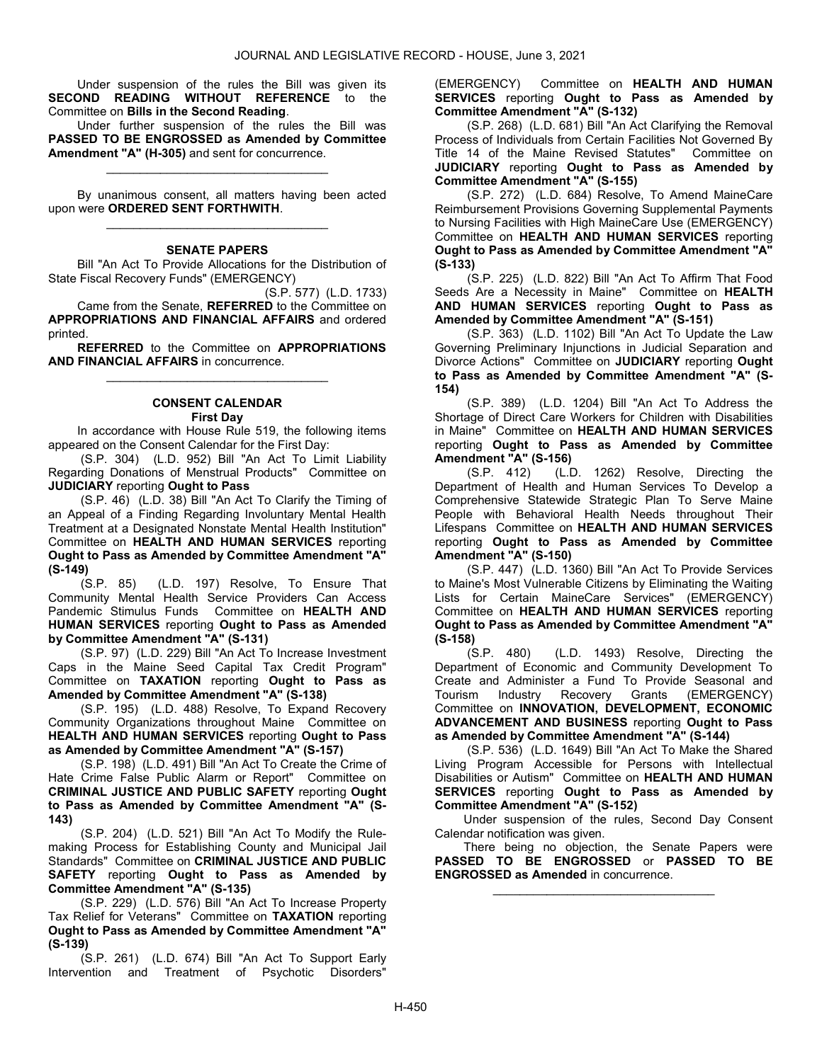Under suspension of the rules the Bill was given its **SECOND READING WITHOUT REFERENCE** to the Committee on **Bills in the Second Reading**.

Under further suspension of the rules the Bill was **PASSED TO BE ENGROSSED as Amended by Committee Amendment "A" (H-305)** and sent for concurrence.

_________________________________

By unanimous consent, all matters having been acted upon were **ORDERED SENT FORTHWITH**.

_________________________________

**SENATE PAPERS**

Bill "An Act To Provide Allocations for the Distribution of State Fiscal Recovery Funds" (EMERGENCY)

(S.P. 577) (L.D. 1733)

Came from the Senate, **REFERRED** to the Committee on **APPROPRIATIONS AND FINANCIAL AFFAIRS** and ordered printed.

**REFERRED** to the Committee on **APPROPRIATIONS AND FINANCIAL AFFAIRS** in concurrence.

_________________________________

**CONSENT CALENDAR**
**First Day**

In accordance with House Rule 519, the following items appeared on the Consent Calendar for the First Day:

(S.P. 304) (L.D. 952) Bill "An Act To Limit Liability Regarding Donations of Menstrual Products" Committee on **JUDICIARY** reporting **Ought to Pass**

(S.P. 46) (L.D. 38) Bill "An Act To Clarify the Timing of an Appeal of a Finding Regarding Involuntary Mental Health Treatment at a Designated Nonstate Mental Health Institution" Committee on **HEALTH AND HUMAN SERVICES** reporting **Ought to Pass as Amended by Committee Amendment "A" (S-149)**

(S.P. 85) (L.D. 197) Resolve, To Ensure That Community Mental Health Service Providers Can Access Pandemic Stimulus Funds Committee on **HEALTH AND HUMAN SERVICES** reporting **Ought to Pass as Amended by Committee Amendment "A" (S-131)**

(S.P. 97) (L.D. 229) Bill "An Act To Increase Investment Caps in the Maine Seed Capital Tax Credit Program" Committee on **TAXATION** reporting **Ought to Pass as Amended by Committee Amendment "A" (S-138)**

(S.P. 195) (L.D. 488) Resolve, To Expand Recovery Community Organizations throughout Maine Committee on **HEALTH AND HUMAN SERVICES** reporting **Ought to Pass as Amended by Committee Amendment "A" (S-157)**

(S.P. 198) (L.D. 491) Bill "An Act To Create the Crime of Hate Crime False Public Alarm or Report" Committee on **CRIMINAL JUSTICE AND PUBLIC SAFETY** reporting **Ought to Pass as Amended by Committee Amendment "A" (S-143)**

(S.P. 204) (L.D. 521) Bill "An Act To Modify the Rule-making Process for Establishing County and Municipal Jail Standards" Committee on **CRIMINAL JUSTICE AND PUBLIC SAFETY** reporting **Ought to Pass as Amended by Committee Amendment "A" (S-135)**

(S.P. 229) (L.D. 576) Bill "An Act To Increase Property Tax Relief for Veterans" Committee on **TAXATION** reporting **Ought to Pass as Amended by Committee Amendment "A" (S-139)**

(S.P. 261) (L.D. 674) Bill "An Act To Support Early Intervention and Treatment of Psychotic Disorders" (EMERGENCY) Committee on **HEALTH AND HUMAN SERVICES** reporting **Ought to Pass as Amended by Committee Amendment "A" (S-132)**

(S.P. 268) (L.D. 681) Bill "An Act Clarifying the Removal Process of Individuals from Certain Facilities Not Governed By Title 14 of the Maine Revised Statutes" Committee on **JUDICIARY** reporting **Ought to Pass as Amended by Committee Amendment "A" (S-155)**

(S.P. 272) (L.D. 684) Resolve, To Amend MaineCare Reimbursement Provisions Governing Supplemental Payments to Nursing Facilities with High MaineCare Use (EMERGENCY) Committee on **HEALTH AND HUMAN SERVICES** reporting **Ought to Pass as Amended by Committee Amendment "A" (S-133)**

(S.P. 225) (L.D. 822) Bill "An Act To Affirm That Food Seeds Are a Necessity in Maine" Committee on **HEALTH AND HUMAN SERVICES** reporting **Ought to Pass as Amended by Committee Amendment "A" (S-151)**

(S.P. 363) (L.D. 1102) Bill "An Act To Update the Law Governing Preliminary Injunctions in Judicial Separation and Divorce Actions" Committee on **JUDICIARY** reporting **Ought to Pass as Amended by Committee Amendment "A" (S-154)**

(S.P. 389) (L.D. 1204) Bill "An Act To Address the Shortage of Direct Care Workers for Children with Disabilities in Maine" Committee on **HEALTH AND HUMAN SERVICES** reporting **Ought to Pass as Amended by Committee Amendment "A" (S-156)**

(S.P. 412) (L.D. 1262) Resolve, Directing the Department of Health and Human Services To Develop a Comprehensive Statewide Strategic Plan To Serve Maine People with Behavioral Health Needs throughout Their Lifespans Committee on **HEALTH AND HUMAN SERVICES** reporting **Ought to Pass as Amended by Committee Amendment "A" (S-150)**

(S.P. 447) (L.D. 1360) Bill "An Act To Provide Services to Maine's Most Vulnerable Citizens by Eliminating the Waiting Lists for Certain MaineCare Services" (EMERGENCY) Committee on **HEALTH AND HUMAN SERVICES** reporting **Ought to Pass as Amended by Committee Amendment "A" (S-158)**

(S.P. 480) (L.D. 1493) Resolve, Directing the Department of Economic and Community Development To Create and Administer a Fund To Provide Seasonal and Tourism Industry Recovery Grants (EMERGENCY) Committee on **INNOVATION, DEVELOPMENT, ECONOMIC ADVANCEMENT AND BUSINESS** reporting **Ought to Pass as Amended by Committee Amendment "A" (S-144)**

(S.P. 536) (L.D. 1649) Bill "An Act To Make the Shared Living Program Accessible for Persons with Intellectual Disabilities or Autism" Committee on **HEALTH AND HUMAN SERVICES** reporting **Ought to Pass as Amended by Committee Amendment "A" (S-152)**

Under suspension of the rules, Second Day Consent Calendar notification was given.

There being no objection, the Senate Papers were **PASSED TO BE ENGROSSED** or **PASSED TO BE ENGROSSED as Amended** in concurrence.

_________________________________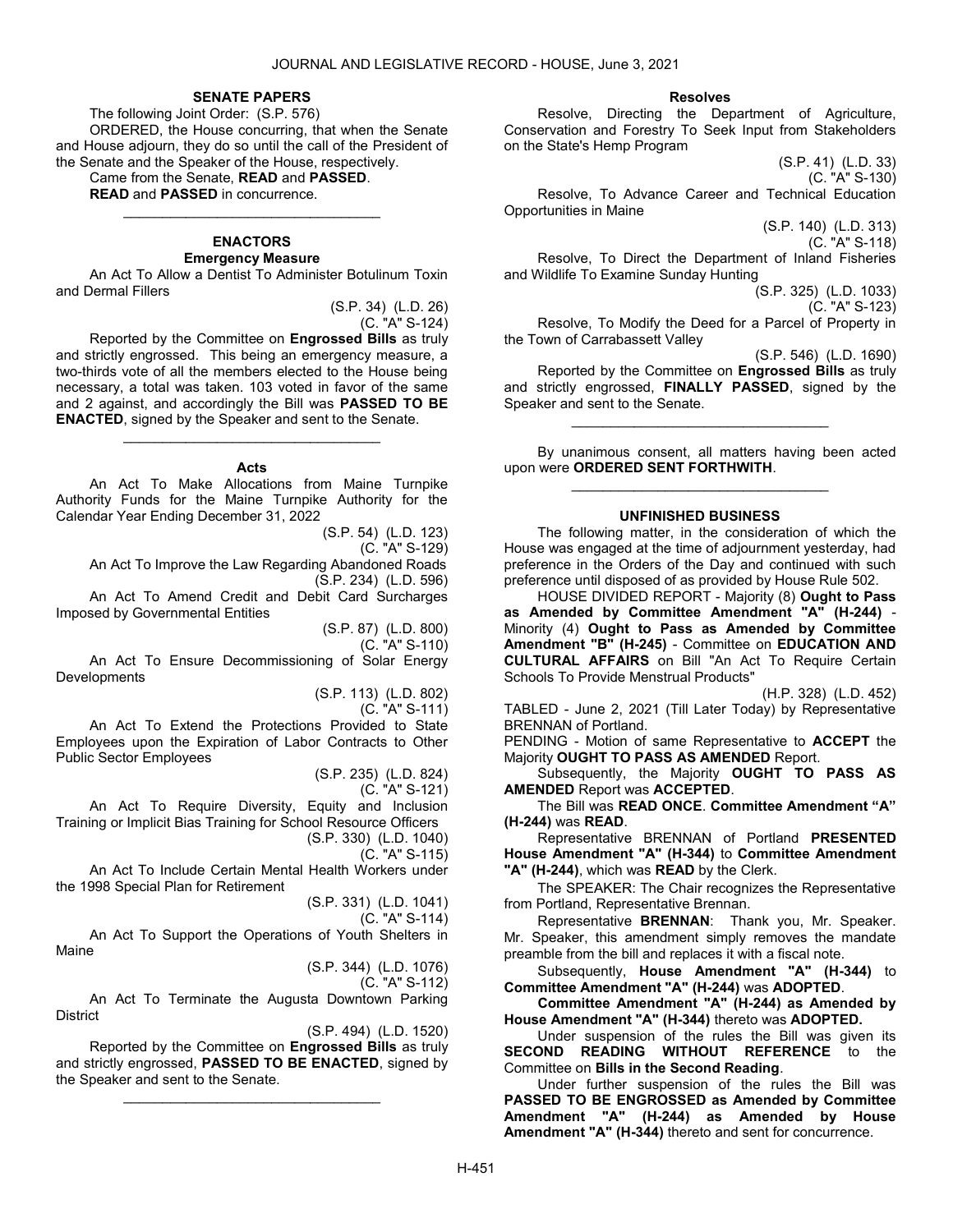## SENATE PAPERS

The following Joint Order: (S.P. 576)

ORDERED, the House concurring, that when the Senate and House adjourn, they do so until the call of the President of the Senate and the Speaker of the House, respectively.

Came from the Senate, **READ** and **PASSED**.

**READ** and **PASSED** in concurrence.

_________________________________

## ENACTORS

### Emergency Measure

An Act To Allow a Dentist To Administer Botulinum Toxin and Dermal Fillers

(S.P. 34) (L.D. 26)
(C. "A" S-124)

Reported by the Committee on **Engrossed Bills** as truly and strictly engrossed. This being an emergency measure, a two-thirds vote of all the members elected to the House being necessary, a total was taken. 103 voted in favor of the same and 2 against, and accordingly the Bill was **PASSED TO BE ENACTED**, signed by the Speaker and sent to the Senate.

_________________________________

### Acts

An Act To Make Allocations from Maine Turnpike Authority Funds for the Maine Turnpike Authority for the Calendar Year Ending December 31, 2022

(S.P. 54) (L.D. 123)
(C. "A" S-129)

An Act To Improve the Law Regarding Abandoned Roads

(S.P. 234) (L.D. 596)

An Act To Amend Credit and Debit Card Surcharges Imposed by Governmental Entities

(S.P. 87) (L.D. 800)
(C. "A" S-110)

An Act To Ensure Decommissioning of Solar Energy Developments

(S.P. 113) (L.D. 802)
(C. "A" S-111)

An Act To Extend the Protections Provided to State Employees upon the Expiration of Labor Contracts to Other Public Sector Employees

(S.P. 235) (L.D. 824)
(C. "A" S-121)

An Act To Require Diversity, Equity and Inclusion Training or Implicit Bias Training for School Resource Officers

(S.P. 330) (L.D. 1040)
(C. "A" S-115)

An Act To Include Certain Mental Health Workers under the 1998 Special Plan for Retirement

(S.P. 331) (L.D. 1041)
(C. "A" S-114)

An Act To Support the Operations of Youth Shelters in Maine

(S.P. 344) (L.D. 1076)
(C. "A" S-112)

An Act To Terminate the Augusta Downtown Parking District

(S.P. 494) (L.D. 1520)

Reported by the Committee on **Engrossed Bills** as truly and strictly engrossed, **PASSED TO BE ENACTED**, signed by the Speaker and sent to the Senate.

_________________________________

### Resolves

Resolve, Directing the Department of Agriculture, Conservation and Forestry To Seek Input from Stakeholders on the State's Hemp Program

(S.P. 41) (L.D. 33)
(C. "A" S-130)

Resolve, To Advance Career and Technical Education Opportunities in Maine

(S.P. 140) (L.D. 313)
(C. "A" S-118)

Resolve, To Direct the Department of Inland Fisheries and Wildlife To Examine Sunday Hunting

(S.P. 325) (L.D. 1033)
(C. "A" S-123)

Resolve, To Modify the Deed for a Parcel of Property in the Town of Carrabassett Valley

(S.P. 546) (L.D. 1690)

Reported by the Committee on **Engrossed Bills** as truly and strictly engrossed, **FINALLY PASSED**, signed by the Speaker and sent to the Senate.

_________________________________

By unanimous consent, all matters having been acted upon were **ORDERED SENT FORTHWITH**.

_________________________________

## UNFINISHED BUSINESS

The following matter, in the consideration of which the House was engaged at the time of adjournment yesterday, had preference in the Orders of the Day and continued with such preference until disposed of as provided by House Rule 502.

HOUSE DIVIDED REPORT - Majority (8) **Ought to Pass as Amended by Committee Amendment "A" (H-244)** - Minority (4) **Ought to Pass as Amended by Committee Amendment "B" (H-245)** - Committee on **EDUCATION AND CULTURAL AFFAIRS** on Bill "An Act To Require Certain Schools To Provide Menstrual Products"

(H.P. 328) (L.D. 452)

TABLED - June 2, 2021 (Till Later Today) by Representative BRENNAN of Portland.

PENDING - Motion of same Representative to **ACCEPT** the Majority **OUGHT TO PASS AS AMENDED** Report.

Subsequently, the Majority **OUGHT TO PASS AS AMENDED** Report was **ACCEPTED**.

The Bill was **READ ONCE**. **Committee Amendment "A" (H-244)** was **READ**.

Representative BRENNAN of Portland **PRESENTED House Amendment "A" (H-344)** to **Committee Amendment "A" (H-244)**, which was **READ** by the Clerk.

The SPEAKER: The Chair recognizes the Representative from Portland, Representative Brennan.

Representative **BRENNAN**: Thank you, Mr. Speaker. Mr. Speaker, this amendment simply removes the mandate preamble from the bill and replaces it with a fiscal note.

Subsequently, **House Amendment "A" (H-344)** to **Committee Amendment "A" (H-244)** was **ADOPTED**.

**Committee Amendment "A" (H-244) as Amended by House Amendment "A" (H-344)** thereto was **ADOPTED.**

Under suspension of the rules the Bill was given its **SECOND READING WITHOUT REFERENCE** to the Committee on **Bills in the Second Reading**.

Under further suspension of the rules the Bill was **PASSED TO BE ENGROSSED as Amended by Committee Amendment "A" (H-244) as Amended by House Amendment "A" (H-344)** thereto and sent for concurrence.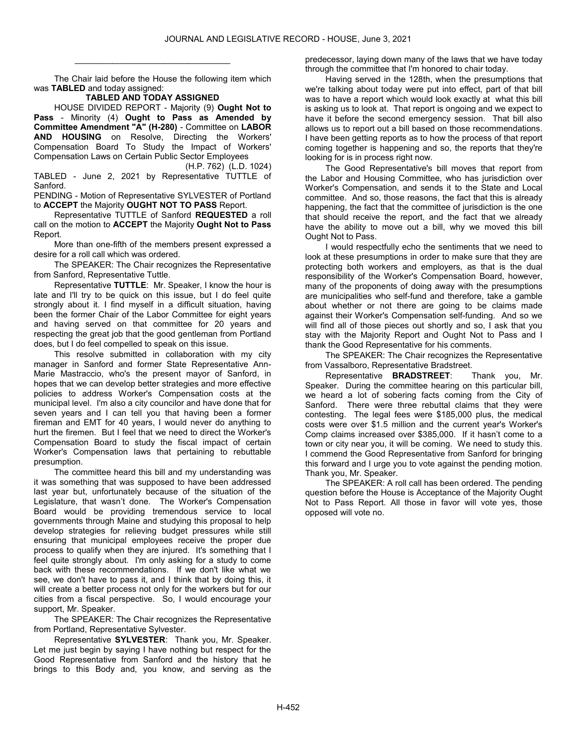________________________________

The Chair laid before the House the following item which was **TABLED** and today assigned:

**TABLED AND TODAY ASSIGNED**

HOUSE DIVIDED REPORT - Majority (9) **Ought Not to Pass** - Minority (4) **Ought to Pass as Amended by Committee Amendment "A" (H-280)** - Committee on **LABOR AND HOUSING** on Resolve, Directing the Workers' Compensation Board To Study the Impact of Workers' Compensation Laws on Certain Public Sector Employees

(H.P. 762) (L.D. 1024)

TABLED - June 2, 2021 by Representative TUTTLE of Sanford.

PENDING - Motion of Representative SYLVESTER of Portland to **ACCEPT** the Majority **OUGHT NOT TO PASS** Report.

Representative TUTTLE of Sanford **REQUESTED** a roll call on the motion to **ACCEPT** the Majority **Ought Not to Pass** Report.

More than one-fifth of the members present expressed a desire for a roll call which was ordered.

The SPEAKER: The Chair recognizes the Representative from Sanford, Representative Tuttle.

Representative **TUTTLE**: Mr. Speaker, I know the hour is late and I'll try to be quick on this issue, but I do feel quite strongly about it. I find myself in a difficult situation, having been the former Chair of the Labor Committee for eight years and having served on that committee for 20 years and respecting the great job that the good gentleman from Portland does, but I do feel compelled to speak on this issue.

This resolve submitted in collaboration with my city manager in Sanford and former State Representative Ann-Marie Mastraccio, who's the present mayor of Sanford, in hopes that we can develop better strategies and more effective policies to address Worker's Compensation costs at the municipal level. I'm also a city councilor and have done that for seven years and I can tell you that having been a former fireman and EMT for 40 years, I would never do anything to hurt the firemen. But I feel that we need to direct the Worker's Compensation Board to study the fiscal impact of certain Worker's Compensation laws that pertaining to rebuttable presumption.

The committee heard this bill and my understanding was it was something that was supposed to have been addressed last year but, unfortunately because of the situation of the Legislature, that wasn't done. The Worker's Compensation Board would be providing tremendous service to local governments through Maine and studying this proposal to help develop strategies for relieving budget pressures while still ensuring that municipal employees receive the proper due process to qualify when they are injured. It's something that I feel quite strongly about. I'm only asking for a study to come back with these recommendations. If we don't like what we see, we don't have to pass it, and I think that by doing this, it will create a better process not only for the workers but for our cities from a fiscal perspective. So, I would encourage your support, Mr. Speaker.

The SPEAKER: The Chair recognizes the Representative from Portland, Representative Sylvester.

Representative **SYLVESTER**: Thank you, Mr. Speaker. Let me just begin by saying I have nothing but respect for the Good Representative from Sanford and the history that he brings to this Body and, you know, and serving as the predecessor, laying down many of the laws that we have today through the committee that I'm honored to chair today.

Having served in the 128th, when the presumptions that we're talking about today were put into effect, part of that bill was to have a report which would look exactly at what this bill is asking us to look at. That report is ongoing and we expect to have it before the second emergency session. That bill also allows us to report out a bill based on those recommendations. I have been getting reports as to how the process of that report coming together is happening and so, the reports that they're looking for is in process right now.

The Good Representative's bill moves that report from the Labor and Housing Committee, who has jurisdiction over Worker's Compensation, and sends it to the State and Local committee. And so, those reasons, the fact that this is already happening, the fact that the committee of jurisdiction is the one that should receive the report, and the fact that we already have the ability to move out a bill, why we moved this bill Ought Not to Pass.

I would respectfully echo the sentiments that we need to look at these presumptions in order to make sure that they are protecting both workers and employers, as that is the dual responsibility of the Worker's Compensation Board, however, many of the proponents of doing away with the presumptions are municipalities who self-fund and therefore, take a gamble about whether or not there are going to be claims made against their Worker's Compensation self-funding. And so we will find all of those pieces out shortly and so, I ask that you stay with the Majority Report and Ought Not to Pass and I thank the Good Representative for his comments.

The SPEAKER: The Chair recognizes the Representative from Vassalboro, Representative Bradstreet.

Representative **BRADSTREET**: Thank you, Mr. Speaker. During the committee hearing on this particular bill, we heard a lot of sobering facts coming from the City of Sanford. There were three rebuttal claims that they were contesting. The legal fees were $185,000 plus, the medical costs were over $1.5 million and the current year's Worker's Comp claims increased over $385,000. If it hasn't come to a town or city near you, it will be coming. We need to study this. I commend the Good Representative from Sanford for bringing this forward and I urge you to vote against the pending motion. Thank you, Mr. Speaker.

The SPEAKER: A roll call has been ordered. The pending question before the House is Acceptance of the Majority Ought Not to Pass Report. All those in favor will vote yes, those opposed will vote no.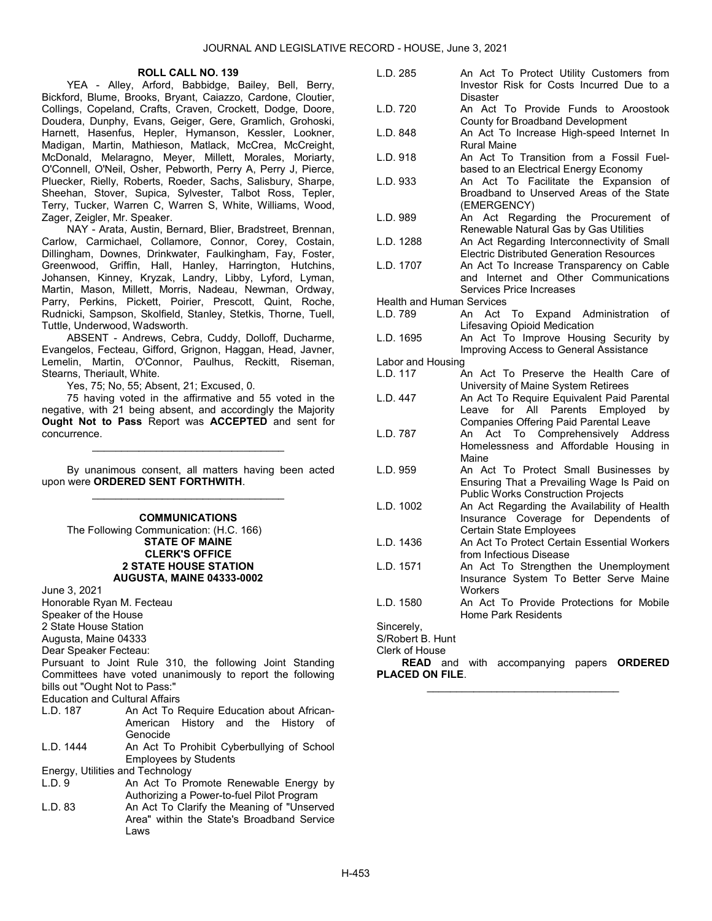**ROLL CALL NO. 139**

YEA - Alley, Arford, Babbidge, Bailey, Bell, Berry, Bickford, Blume, Brooks, Bryant, Caiazzo, Cardone, Cloutier, Collings, Copeland, Crafts, Craven, Crockett, Dodge, Doore, Doudera, Dunphy, Evans, Geiger, Gere, Gramlich, Grohoski, Harnett, Hasenfus, Hepler, Hymanson, Kessler, Lookner, Madigan, Martin, Mathieson, Matlack, McCrea, McCreight, McDonald, Melaragno, Meyer, Millett, Morales, Moriarty, O'Connell, O'Neil, Osher, Pebworth, Perry A, Perry J, Pierce, Pluecker, Rielly, Roberts, Roeder, Sachs, Salisbury, Sharpe, Sheehan, Stover, Supica, Sylvester, Talbot Ross, Tepler, Terry, Tucker, Warren C, Warren S, White, Williams, Wood, Zager, Zeigler, Mr. Speaker.

NAY - Arata, Austin, Bernard, Blier, Bradstreet, Brennan, Carlow, Carmichael, Collamore, Connor, Corey, Costain, Dillingham, Downes, Drinkwater, Faulkingham, Fay, Foster, Greenwood, Griffin, Hall, Hanley, Harrington, Hutchins, Johansen, Kinney, Kryzak, Landry, Libby, Lyford, Lyman, Martin, Mason, Millett, Morris, Nadeau, Newman, Ordway, Parry, Perkins, Pickett, Poirier, Prescott, Quint, Roche, Rudnicki, Sampson, Skolfield, Stanley, Stetkis, Thorne, Tuell, Tuttle, Underwood, Wadsworth.

ABSENT - Andrews, Cebra, Cuddy, Dolloff, Ducharme, Evangelos, Fecteau, Gifford, Grignon, Haggan, Head, Javner, Lemelin, Martin, O'Connor, Paulhus, Reckitt, Riseman, Stearns, Theriault, White.

Yes, 75; No, 55; Absent, 21; Excused, 0.

75 having voted in the affirmative and 55 voted in the negative, with 21 being absent, and accordingly the Majority **Ought Not to Pass** Report was **ACCEPTED** and sent for concurrence.

_________________________________

By unanimous consent, all matters having been acted upon were **ORDERED SENT FORTHWITH**.

_________________________________

**COMMUNICATIONS**

The Following Communication: (H.C. 166)

**STATE OF MAINE**
**CLERK'S OFFICE**
**2 STATE HOUSE STATION**
**AUGUSTA, MAINE 04333-0002**

June 3, 2021

Honorable Ryan M. Fecteau
Speaker of the House
2 State House Station
Augusta, Maine 04333

Dear Speaker Fecteau:

Pursuant to Joint Rule 310, the following Joint Standing Committees have voted unanimously to report the following bills out "Ought Not to Pass:"

Education and Cultural Affairs

| | |
|---|---|
| L.D. 187 | An Act To Require Education about African-American History and the History of Genocide |
| L.D. 1444 | An Act To Prohibit Cyberbullying of School Employees by Students |

Energy, Utilities and Technology

| | |
|---|---|
| L.D. 9 | An Act To Promote Renewable Energy by Authorizing a Power-to-fuel Pilot Program |
| L.D. 83 | An Act To Clarify the Meaning of "Unserved Area" within the State's Broadband Service Laws |
| L.D. 285 | An Act To Protect Utility Customers from Investor Risk for Costs Incurred Due to a Disaster |
| L.D. 720 | An Act To Provide Funds to Aroostook County for Broadband Development |
| L.D. 848 | An Act To Increase High-speed Internet In Rural Maine |
| L.D. 918 | An Act To Transition from a Fossil Fuel-based to an Electrical Energy Economy |
| L.D. 933 | An Act To Facilitate the Expansion of Broadband to Unserved Areas of the State (EMERGENCY) |
| L.D. 989 | An Act Regarding the Procurement of Renewable Natural Gas by Gas Utilities |
| L.D. 1288 | An Act Regarding Interconnectivity of Small Electric Distributed Generation Resources |
| L.D. 1707 | An Act To Increase Transparency on Cable and Internet and Other Communications Services Price Increases |

Health and Human Services

| | |
|---|---|
| L.D. 789 | An Act To Expand Administration of Lifesaving Opioid Medication |
| L.D. 1695 | An Act To Improve Housing Security by Improving Access to General Assistance |

Labor and Housing

| | |
|---|---|
| L.D. 117 | An Act To Preserve the Health Care of University of Maine System Retirees |
| L.D. 447 | An Act To Require Equivalent Paid Parental Leave for All Parents Employed by Companies Offering Paid Parental Leave |
| L.D. 787 | An Act To Comprehensively Address Homelessness and Affordable Housing in Maine |
| L.D. 959 | An Act To Protect Small Businesses by Ensuring That a Prevailing Wage Is Paid on Public Works Construction Projects |
| L.D. 1002 | An Act Regarding the Availability of Health Insurance Coverage for Dependents of Certain State Employees |
| L.D. 1436 | An Act To Protect Certain Essential Workers from Infectious Disease |
| L.D. 1571 | An Act To Strengthen the Unemployment Insurance System To Better Serve Maine Workers |
| L.D. 1580 | An Act To Provide Protections for Mobile Home Park Residents |

Sincerely,

S/Robert B. Hunt
Clerk of House

**READ** and with accompanying papers **ORDERED PLACED ON FILE**.

_________________________________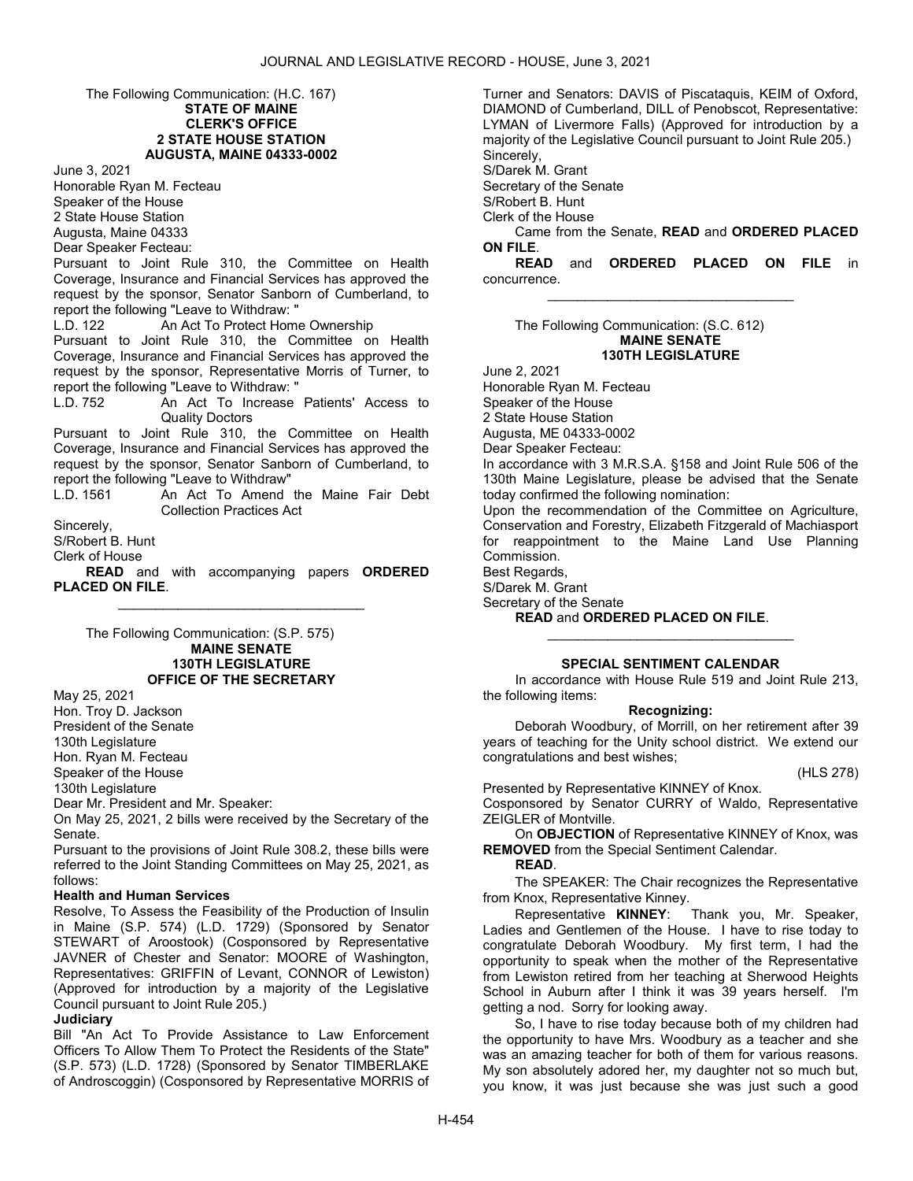The Following Communication: (H.C. 167)

**STATE OF MAINE**
**CLERK'S OFFICE**
**2 STATE HOUSE STATION**
**AUGUSTA, MAINE 04333-0002**

June 3, 2021
Honorable Ryan M. Fecteau
Speaker of the House
2 State House Station
Augusta, Maine 04333

Dear Speaker Fecteau:

Pursuant to Joint Rule 310, the Committee on Health Coverage, Insurance and Financial Services has approved the request by the sponsor, Senator Sanborn of Cumberland, to report the following "Leave to Withdraw: "

L.D. 122 An Act To Protect Home Ownership

Pursuant to Joint Rule 310, the Committee on Health Coverage, Insurance and Financial Services has approved the request by the sponsor, Representative Morris of Turner, to report the following "Leave to Withdraw: "

L.D. 752 An Act To Increase Patients' Access to Quality Doctors

Pursuant to Joint Rule 310, the Committee on Health Coverage, Insurance and Financial Services has approved the request by the sponsor, Senator Sanborn of Cumberland, to report the following "Leave to Withdraw"

L.D. 1561 An Act To Amend the Maine Fair Debt Collection Practices Act

Sincerely,
S/Robert B. Hunt
Clerk of House

**READ** and with accompanying papers **ORDERED PLACED ON FILE**.

_________________________________

The Following Communication: (S.P. 575)

**MAINE SENATE**
**130TH LEGISLATURE**
**OFFICE OF THE SECRETARY**

May 25, 2021
Hon. Troy D. Jackson
President of the Senate
130th Legislature
Hon. Ryan M. Fecteau
Speaker of the House
130th Legislature

Dear Mr. President and Mr. Speaker:

On May 25, 2021, 2 bills were received by the Secretary of the Senate.

Pursuant to the provisions of Joint Rule 308.2, these bills were referred to the Joint Standing Committees on May 25, 2021, as follows:

**Health and Human Services**

Resolve, To Assess the Feasibility of the Production of Insulin in Maine (S.P. 574) (L.D. 1729) (Sponsored by Senator STEWART of Aroostook) (Cosponsored by Representative JAVNER of Chester and Senator: MOORE of Washington, Representatives: GRIFFIN of Levant, CONNOR of Lewiston) (Approved for introduction by a majority of the Legislative Council pursuant to Joint Rule 205.)

**Judiciary**

Bill "An Act To Provide Assistance to Law Enforcement Officers To Allow Them To Protect the Residents of the State" (S.P. 573) (L.D. 1728) (Sponsored by Senator TIMBERLAKE of Androscoggin) (Cosponsored by Representative MORRIS of Turner and Senators: DAVIS of Piscataquis, KEIM of Oxford, DIAMOND of Cumberland, DILL of Penobscot, Representative: LYMAN of Livermore Falls) (Approved for introduction by a majority of the Legislative Council pursuant to Joint Rule 205.)

Sincerely,
S/Darek M. Grant
Secretary of the Senate
S/Robert B. Hunt
Clerk of the House

Came from the Senate, **READ** and **ORDERED PLACED ON FILE**.

**READ** and **ORDERED PLACED ON FILE** in concurrence.

_________________________________

The Following Communication: (S.C. 612)

**MAINE SENATE**
**130TH LEGISLATURE**

June 2, 2021
Honorable Ryan M. Fecteau
Speaker of the House
2 State House Station
Augusta, ME 04333-0002

Dear Speaker Fecteau:

In accordance with 3 M.R.S.A. §158 and Joint Rule 506 of the 130th Maine Legislature, please be advised that the Senate today confirmed the following nomination:

Upon the recommendation of the Committee on Agriculture, Conservation and Forestry, Elizabeth Fitzgerald of Machiasport for reappointment to the Maine Land Use Planning Commission.

Best Regards,
S/Darek M. Grant
Secretary of the Senate

**READ** and **ORDERED PLACED ON FILE**.

_________________________________

**SPECIAL SENTIMENT CALENDAR**

In accordance with House Rule 519 and Joint Rule 213, the following items:

**Recognizing:**

Deborah Woodbury, of Morrill, on her retirement after 39 years of teaching for the Unity school district. We extend our congratulations and best wishes;

(HLS 278)

Presented by Representative KINNEY of Knox.
Cosponsored by Senator CURRY of Waldo, Representative ZEIGLER of Montville.

On **OBJECTION** of Representative KINNEY of Knox, was **REMOVED** from the Special Sentiment Calendar.

**READ**.

The SPEAKER: The Chair recognizes the Representative from Knox, Representative Kinney.

Representative **KINNEY**: Thank you, Mr. Speaker, Ladies and Gentlemen of the House. I have to rise today to congratulate Deborah Woodbury. My first term, I had the opportunity to speak when the mother of the Representative from Lewiston retired from her teaching at Sherwood Heights School in Auburn after I think it was 39 years herself. I'm getting a nod. Sorry for looking away.

So, I have to rise today because both of my children had the opportunity to have Mrs. Woodbury as a teacher and she was an amazing teacher for both of them for various reasons. My son absolutely adored her, my daughter not so much but, you know, it was just because she was just such a good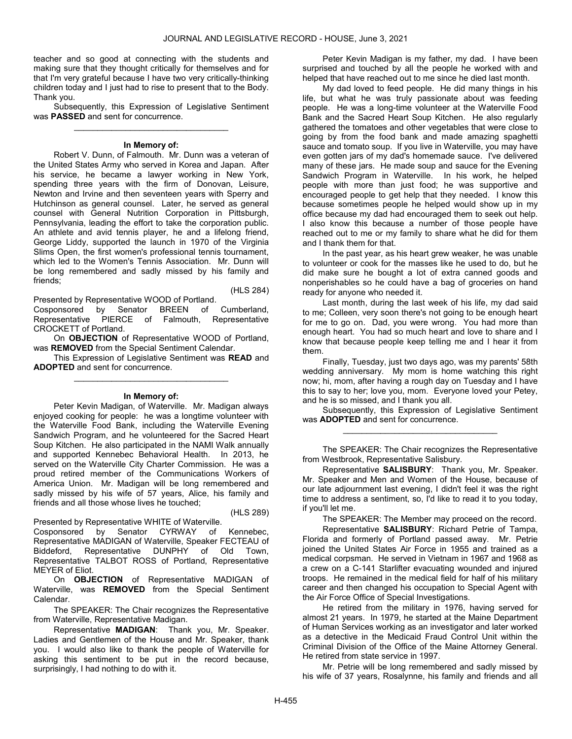teacher and so good at connecting with the students and making sure that they thought critically for themselves and for that I'm very grateful because I have two very critically-thinking children today and I just had to rise to present that to the Body. Thank you.

Subsequently, this Expression of Legislative Sentiment was **PASSED** and sent for concurrence.

---

**In Memory of:**

Robert V. Dunn, of Falmouth. Mr. Dunn was a veteran of the United States Army who served in Korea and Japan. After his service, he became a lawyer working in New York, spending three years with the firm of Donovan, Leisure, Newton and Irvine and then seventeen years with Sperry and Hutchinson as general counsel. Later, he served as general counsel with General Nutrition Corporation in Pittsburgh, Pennsylvania, leading the effort to take the corporation public. An athlete and avid tennis player, he and a lifelong friend, George Liddy, supported the launch in 1970 of the Virginia Slims Open, the first women's professional tennis tournament, which led to the Women's Tennis Association. Mr. Dunn will be long remembered and sadly missed by his family and friends;

(HLS 284)

Presented by Representative WOOD of Portland.
Cosponsored by Senator BREEN of Cumberland, Representative PIERCE of Falmouth, Representative CROCKETT of Portland.

On **OBJECTION** of Representative WOOD of Portland, was **REMOVED** from the Special Sentiment Calendar.

This Expression of Legislative Sentiment was **READ** and **ADOPTED** and sent for concurrence.

---

**In Memory of:**

Peter Kevin Madigan, of Waterville. Mr. Madigan always enjoyed cooking for people: he was a longtime volunteer with the Waterville Food Bank, including the Waterville Evening Sandwich Program, and he volunteered for the Sacred Heart Soup Kitchen. He also participated in the NAMI Walk annually and supported Kennebec Behavioral Health. In 2013, he served on the Waterville City Charter Commission. He was a proud retired member of the Communications Workers of America Union. Mr. Madigan will be long remembered and sadly missed by his wife of 57 years, Alice, his family and friends and all those whose lives he touched;

(HLS 289)

Presented by Representative WHITE of Waterville.
Cosponsored by Senator CYRWAY of Kennebec, Representative MADIGAN of Waterville, Speaker FECTEAU of Biddeford, Representative DUNPHY of Old Town, Representative TALBOT ROSS of Portland, Representative MEYER of Eliot.

On **OBJECTION** of Representative MADIGAN of Waterville, was **REMOVED** from the Special Sentiment Calendar.

The SPEAKER: The Chair recognizes the Representative from Waterville, Representative Madigan.

Representative **MADIGAN**: Thank you, Mr. Speaker. Ladies and Gentlemen of the House and Mr. Speaker, thank you. I would also like to thank the people of Waterville for asking this sentiment to be put in the record because, surprisingly, I had nothing to do with it.

Peter Kevin Madigan is my father, my dad. I have been surprised and touched by all the people he worked with and helped that have reached out to me since he died last month.

My dad loved to feed people. He did many things in his life, but what he was truly passionate about was feeding people. He was a long-time volunteer at the Waterville Food Bank and the Sacred Heart Soup Kitchen. He also regularly gathered the tomatoes and other vegetables that were close to going by from the food bank and made amazing spaghetti sauce and tomato soup. If you live in Waterville, you may have even gotten jars of my dad's homemade sauce. I've delivered many of these jars. He made soup and sauce for the Evening Sandwich Program in Waterville. In his work, he helped people with more than just food; he was supportive and encouraged people to get help that they needed. I know this because sometimes people he helped would show up in my office because my dad had encouraged them to seek out help. I also know this because a number of those people have reached out to me or my family to share what he did for them and I thank them for that.

In the past year, as his heart grew weaker, he was unable to volunteer or cook for the masses like he used to do, but he did make sure he bought a lot of extra canned goods and nonperishables so he could have a bag of groceries on hand ready for anyone who needed it.

Last month, during the last week of his life, my dad said to me; Colleen, very soon there's not going to be enough heart for me to go on. Dad, you were wrong. You had more than enough heart. You had so much heart and love to share and I know that because people keep telling me and I hear it from them.

Finally, Tuesday, just two days ago, was my parents' 58th wedding anniversary. My mom is home watching this right now; hi, mom, after having a rough day on Tuesday and I have this to say to her; love you, mom. Everyone loved your Petey, and he is so missed, and I thank you all.

Subsequently, this Expression of Legislative Sentiment was **ADOPTED** and sent for concurrence.

---

The SPEAKER: The Chair recognizes the Representative from Westbrook, Representative Salisbury.

Representative **SALISBURY**: Thank you, Mr. Speaker. Mr. Speaker and Men and Women of the House, because of our late adjournment last evening, I didn't feel it was the right time to address a sentiment, so, I'd like to read it to you today, if you'll let me.

The SPEAKER: The Member may proceed on the record.

Representative **SALISBURY**: Richard Petrie of Tampa, Florida and formerly of Portland passed away. Mr. Petrie joined the United States Air Force in 1955 and trained as a medical corpsman. He served in Vietnam in 1967 and 1968 as a crew on a C-141 Starlifter evacuating wounded and injured troops. He remained in the medical field for half of his military career and then changed his occupation to Special Agent with the Air Force Office of Special Investigations.

He retired from the military in 1976, having served for almost 21 years. In 1979, he started at the Maine Department of Human Services working as an investigator and later worked as a detective in the Medicaid Fraud Control Unit within the Criminal Division of the Office of the Maine Attorney General. He retired from state service in 1997.

Mr. Petrie will be long remembered and sadly missed by his wife of 37 years, Rosalynne, his family and friends and all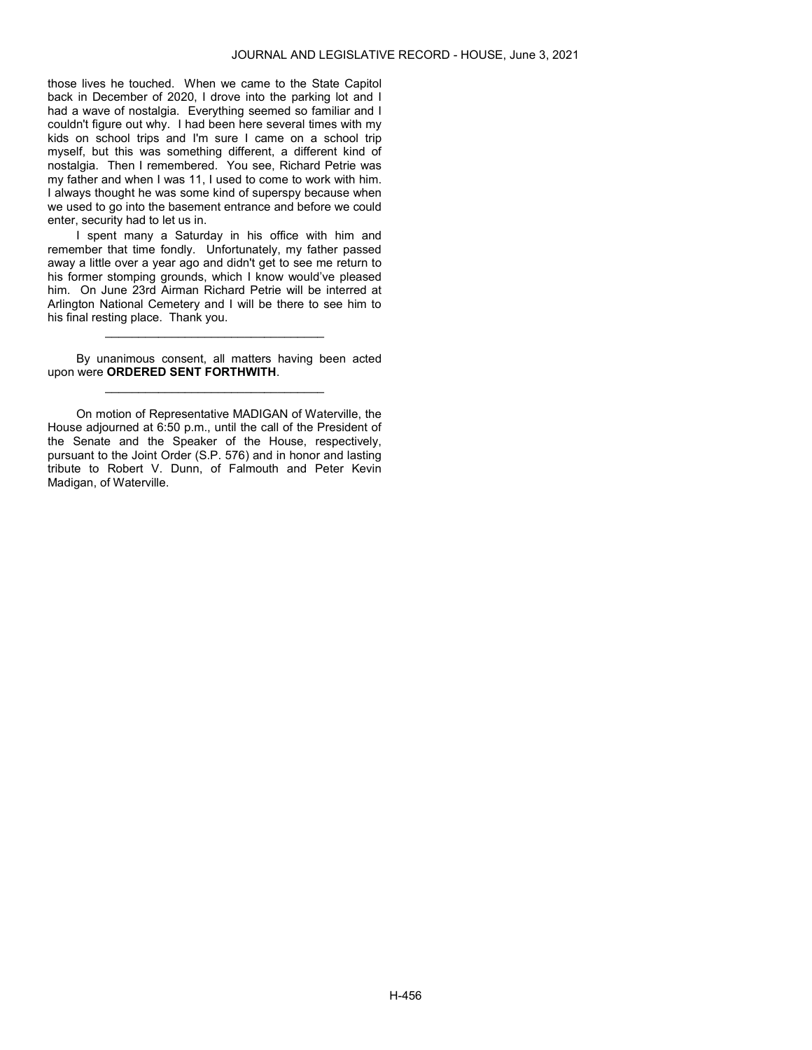those lives he touched. When we came to the State Capitol back in December of 2020, I drove into the parking lot and I had a wave of nostalgia. Everything seemed so familiar and I couldn't figure out why. I had been here several times with my kids on school trips and I'm sure I came on a school trip myself, but this was something different, a different kind of nostalgia. Then I remembered. You see, Richard Petrie was my father and when I was 11, I used to come to work with him. I always thought he was some kind of superspy because when we used to go into the basement entrance and before we could enter, security had to let us in.

I spent many a Saturday in his office with him and remember that time fondly. Unfortunately, my father passed away a little over a year ago and didn't get to see me return to his former stomping grounds, which I know would've pleased him. On June 23rd Airman Richard Petrie will be interred at Arlington National Cemetery and I will be there to see him to his final resting place. Thank you.

---

By unanimous consent, all matters having been acted upon were **ORDERED SENT FORTHWITH**.

---

On motion of Representative MADIGAN of Waterville, the House adjourned at 6:50 p.m., until the call of the President of the Senate and the Speaker of the House, respectively, pursuant to the Joint Order (S.P. 576) and in honor and lasting tribute to Robert V. Dunn, of Falmouth and Peter Kevin Madigan, of Waterville.